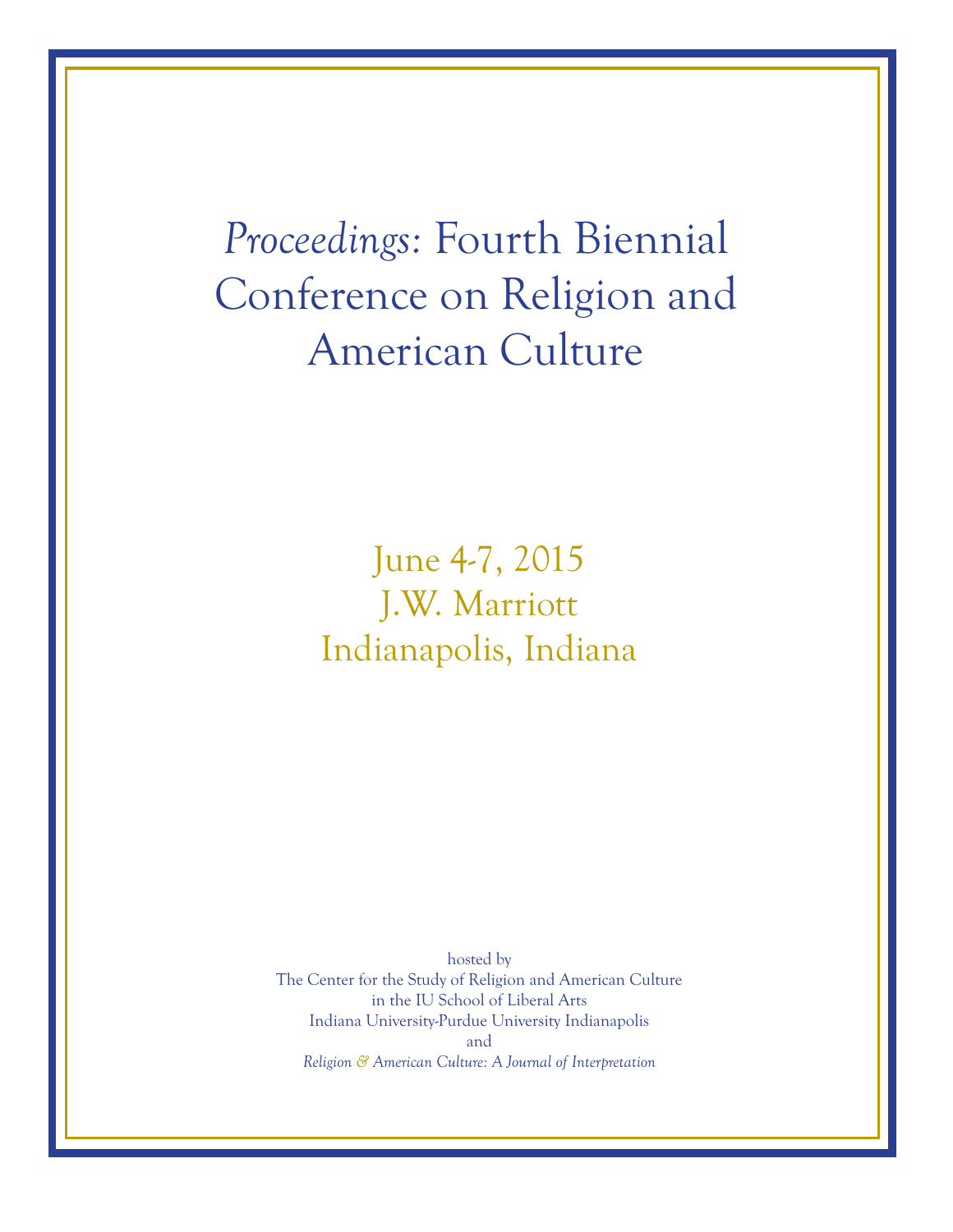# *Proceedings*: Fourth Biennial Conference on Religion and American Culture

June 4-7, 2015
J.W. Marriott
Indianapolis, Indiana

hosted by
The Center for the Study of Religion and American Culture
in the IU School of Liberal Arts
Indiana University-Purdue University Indianapolis
and
*Religion & American Culture: A Journal of Interpretation*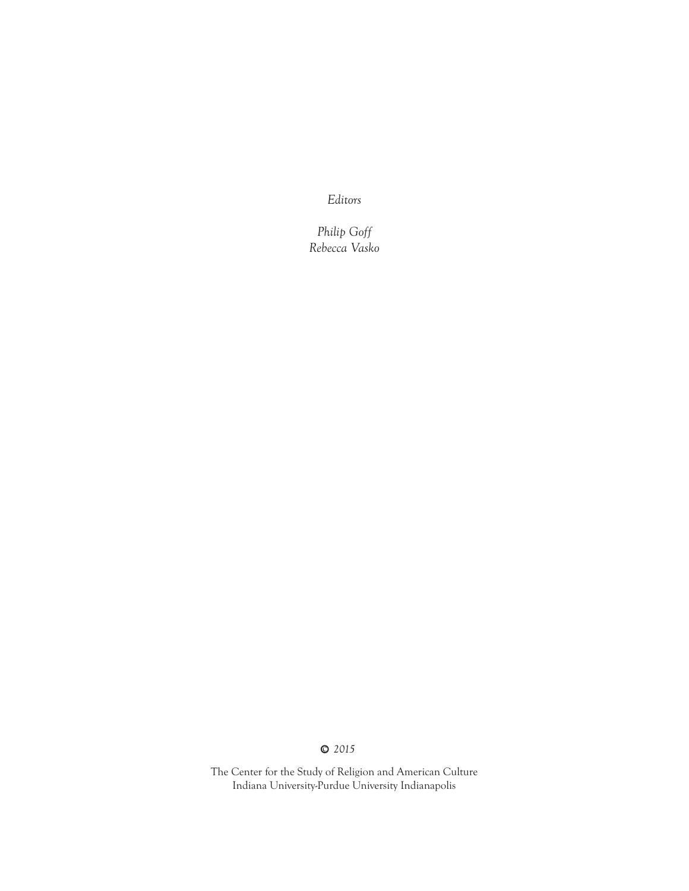*Editors*

*Philip Goff*
*Rebecca Vasko*

© *2015*

The Center for the Study of Religion and American Culture
Indiana University-Purdue University Indianapolis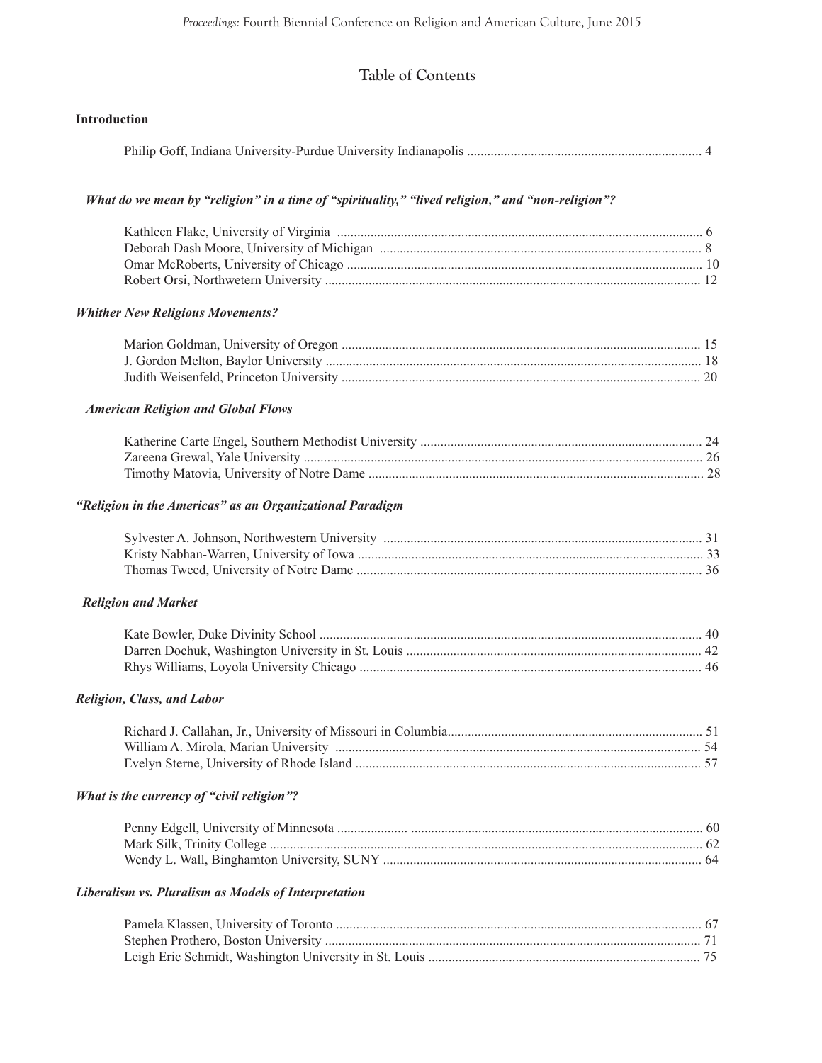# Table of Contents

**Introduction**

Philip Goff, Indiana University-Purdue University Indianapolis ..................................................................... 4

***What do we mean by "religion" in a time of "spirituality," "lived religion," and "non-religion"?***

Kathleen Flake, University of Virginia ............................................................................................................ 6
Deborah Dash Moore, University of Michigan ............................................................................................... 8
Omar McRoberts, University of Chicago ........................................................................................................ 10
Robert Orsi, Northwetern University .............................................................................................................. 12

***Whither New Religious Movements?***

Marion Goldman, University of Oregon ......................................................................................................... 15
J. Gordon Melton, Baylor University .............................................................................................................. 18
Judith Weisenfeld, Princeton University ......................................................................................................... 20

***American Religion and Global Flows***

Katherine Carte Engel, Southern Methodist University .................................................................................. 24
Zareena Grewal, Yale University ..................................................................................................................... 26
Timothy Matovia, University of Notre Dame .................................................................................................. 28

***"Religion in the Americas" as an Organizational Paradigm***

Sylvester A. Johnson, Northwestern University ............................................................................................. 31
Kristy Nabhan-Warren, University of Iowa ..................................................................................................... 33
Thomas Tweed, University of Notre Dame ..................................................................................................... 36

***Religion and Market***

Kate Bowler, Duke Divinity School ................................................................................................................ 40
Darren Dochuk, Washington University in St. Louis ...................................................................................... 42
Rhys Williams, Loyola University Chicago .................................................................................................... 46

***Religion, Class, and Labor***

Richard J. Callahan, Jr., University of Missouri in Columbia.......................................................................... 51
William A. Mirola, Marian University ........................................................................................................... 54
Evelyn Sterne, University of Rhode Island ..................................................................................................... 57

***What is the currency of "civil religion"?***

Penny Edgell, University of Minnesota ..................... ..................................................................................... 60
Mark Silk, Trinity College ............................................................................................................................... 62
Wendy L. Wall, Binghamton University, SUNY ............................................................................................. 64

***Liberalism vs. Pluralism as Models of Interpretation***

Pamela Klassen, University of Toronto ........................................................................................................... 67
Stephen Prothero, Boston University .............................................................................................................. 71
Leigh Eric Schmidt, Washington University in St. Louis ................................................................................ 75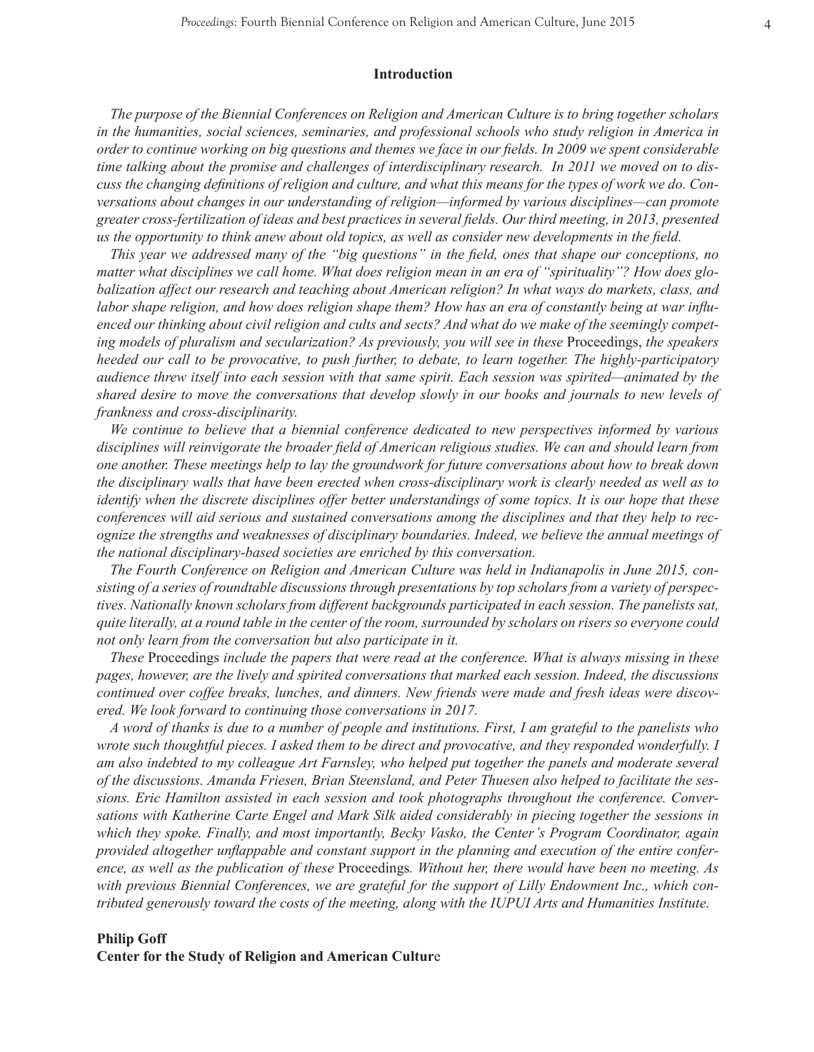## Introduction

*The purpose of the Biennial Conferences on Religion and American Culture is to bring together scholars in the humanities, social sciences, seminaries, and professional schools who study religion in America in order to continue working on big questions and themes we face in our fields. In 2009 we spent considerable time talking about the promise and challenges of interdisciplinary research. In 2011 we moved on to discuss the changing definitions of religion and culture, and what this means for the types of work we do. Conversations about changes in our understanding of religion—informed by various disciplines—can promote greater cross-fertilization of ideas and best practices in several fields. Our third meeting, in 2013, presented us the opportunity to think anew about old topics, as well as consider new developments in the field.*

*This year we addressed many of the "big questions" in the field, ones that shape our conceptions, no matter what disciplines we call home. What does religion mean in an era of "spirituality"? How does globalization affect our research and teaching about American religion? In what ways do markets, class, and labor shape religion, and how does religion shape them? How has an era of constantly being at war influenced our thinking about civil religion and cults and sects? And what do we make of the seemingly competing models of pluralism and secularization? As previously, you will see in these* Proceedings, *the speakers heeded our call to be provocative, to push further, to debate, to learn together. The highly-participatory audience threw itself into each session with that same spirit. Each session was spirited—animated by the shared desire to move the conversations that develop slowly in our books and journals to new levels of frankness and cross-disciplinarity.*

*We continue to believe that a biennial conference dedicated to new perspectives informed by various disciplines will reinvigorate the broader field of American religious studies. We can and should learn from one another. These meetings help to lay the groundwork for future conversations about how to break down the disciplinary walls that have been erected when cross-disciplinary work is clearly needed as well as to identify when the discrete disciplines offer better understandings of some topics. It is our hope that these conferences will aid serious and sustained conversations among the disciplines and that they help to recognize the strengths and weaknesses of disciplinary boundaries. Indeed, we believe the annual meetings of the national disciplinary-based societies are enriched by this conversation.*

*The Fourth Conference on Religion and American Culture was held in Indianapolis in June 2015, consisting of a series of roundtable discussions through presentations by top scholars from a variety of perspectives. Nationally known scholars from different backgrounds participated in each session. The panelists sat, quite literally, at a round table in the center of the room, surrounded by scholars on risers so everyone could not only learn from the conversation but also participate in it.*

*These* Proceedings *include the papers that were read at the conference. What is always missing in these pages, however, are the lively and spirited conversations that marked each session. Indeed, the discussions continued over coffee breaks, lunches, and dinners. New friends were made and fresh ideas were discovered. We look forward to continuing those conversations in 2017.*

*A word of thanks is due to a number of people and institutions. First, I am grateful to the panelists who wrote such thoughtful pieces. I asked them to be direct and provocative, and they responded wonderfully. I am also indebted to my colleague Art Farnsley, who helped put together the panels and moderate several of the discussions. Amanda Friesen, Brian Steensland, and Peter Thuesen also helped to facilitate the sessions. Eric Hamilton assisted in each session and took photographs throughout the conference. Conversations with Katherine Carte Engel and Mark Silk aided considerably in piecing together the sessions in which they spoke. Finally, and most importantly, Becky Vasko, the Center's Program Coordinator, again provided altogether unflappable and constant support in the planning and execution of the entire conference, as well as the publication of these* Proceedings*. Without her, there would have been no meeting. As with previous Biennial Conferences, we are grateful for the support of Lilly Endowment Inc., which contributed generously toward the costs of the meeting, along with the IUPUI Arts and Humanities Institute.*

**Philip Goff**
**Center for the Study of Religion and American Culture**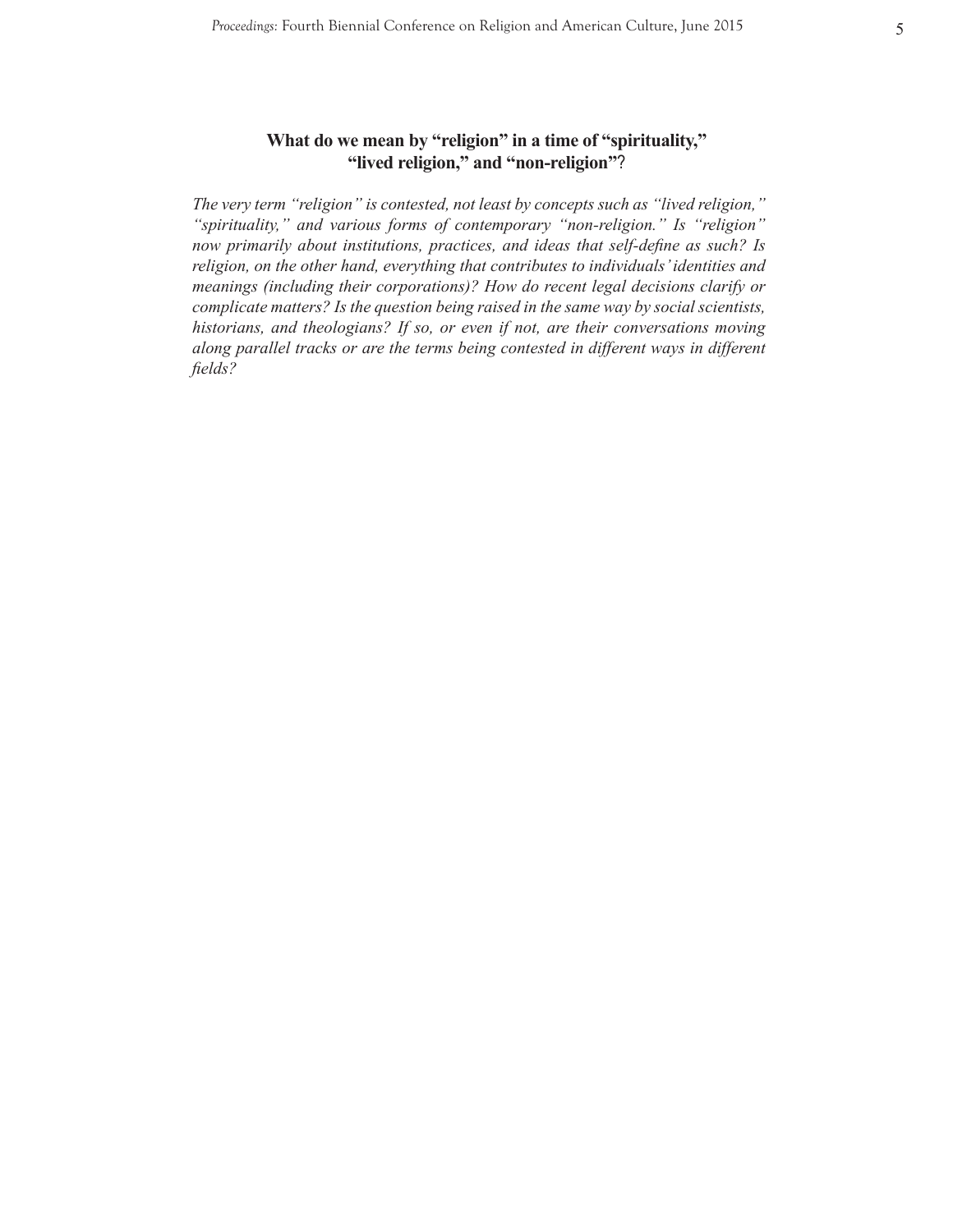## What do we mean by "religion" in a time of "spirituality," "lived religion," and "non-religion"?

*The very term "religion" is contested, not least by concepts such as "lived religion," "spirituality," and various forms of contemporary "non-religion." Is "religion" now primarily about institutions, practices, and ideas that self-define as such? Is religion, on the other hand, everything that contributes to individuals' identities and meanings (including their corporations)? How do recent legal decisions clarify or complicate matters? Is the question being raised in the same way by social scientists, historians, and theologians? If so, or even if not, are their conversations moving along parallel tracks or are the terms being contested in different ways in different fields?*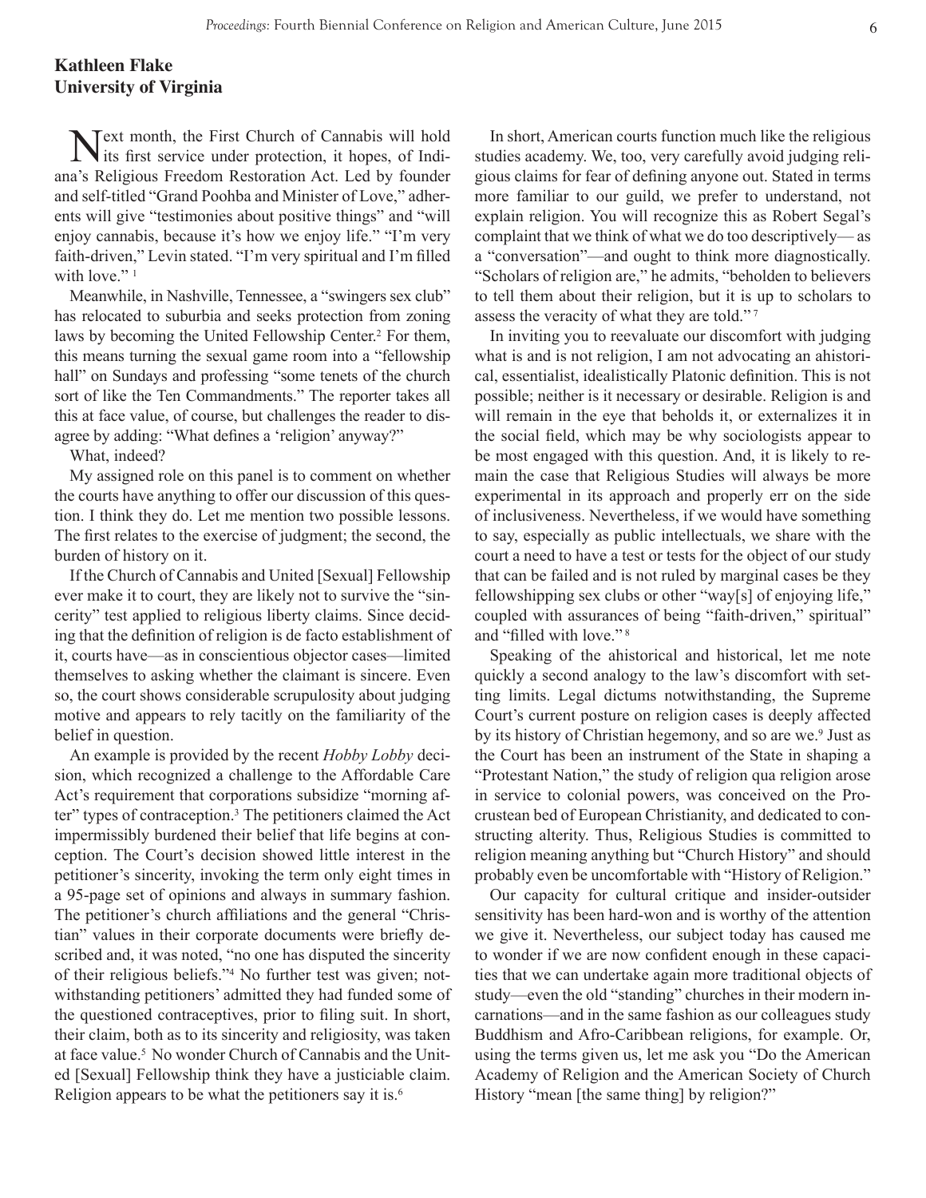**Kathleen Flake**
**University of Virginia**

Next month, the First Church of Cannabis will hold its first service under protection, it hopes, of Indiana's Religious Freedom Restoration Act. Led by founder and self-titled "Grand Poohba and Minister of Love," adherents will give "testimonies about positive things" and "will enjoy cannabis, because it's how we enjoy life." "I'm very faith-driven," Levin stated. "I'm very spiritual and I'm filled with love." [1]

Meanwhile, in Nashville, Tennessee, a "swingers sex club" has relocated to suburbia and seeks protection from zoning laws by becoming the United Fellowship Center.[2] For them, this means turning the sexual game room into a "fellowship hall" on Sundays and professing "some tenets of the church sort of like the Ten Commandments." The reporter takes all this at face value, of course, but challenges the reader to disagree by adding: "What defines a 'religion' anyway?"

What, indeed?

My assigned role on this panel is to comment on whether the courts have anything to offer our discussion of this question. I think they do. Let me mention two possible lessons. The first relates to the exercise of judgment; the second, the burden of history on it.

If the Church of Cannabis and United [Sexual] Fellowship ever make it to court, they are likely not to survive the "sincerity" test applied to religious liberty claims. Since deciding that the definition of religion is de facto establishment of it, courts have—as in conscientious objector cases—limited themselves to asking whether the claimant is sincere. Even so, the court shows considerable scrupulosity about judging motive and appears to rely tacitly on the familiarity of the belief in question.

An example is provided by the recent *Hobby Lobby* decision, which recognized a challenge to the Affordable Care Act's requirement that corporations subsidize "morning after" types of contraception.[3] The petitioners claimed the Act impermissibly burdened their belief that life begins at conception. The Court's decision showed little interest in the petitioner's sincerity, invoking the term only eight times in a 95-page set of opinions and always in summary fashion. The petitioner's church affiliations and the general "Christian" values in their corporate documents were briefly described and, it was noted, "no one has disputed the sincerity of their religious beliefs."[4] No further test was given; notwithstanding petitioners' admitted they had funded some of the questioned contraceptives, prior to filing suit. In short, their claim, both as to its sincerity and religiosity, was taken at face value.[5] No wonder Church of Cannabis and the United [Sexual] Fellowship think they have a justiciable claim. Religion appears to be what the petitioners say it is.[6]

In short, American courts function much like the religious studies academy. We, too, very carefully avoid judging religious claims for fear of defining anyone out. Stated in terms more familiar to our guild, we prefer to understand, not explain religion. You will recognize this as Robert Segal's complaint that we think of what we do too descriptively— as a "conversation"—and ought to think more diagnostically. "Scholars of religion are," he admits, "beholden to believers to tell them about their religion, but it is up to scholars to assess the veracity of what they are told." [7]

In inviting you to reevaluate our discomfort with judging what is and is not religion, I am not advocating an ahistorical, essentialist, idealistically Platonic definition. This is not possible; neither is it necessary or desirable. Religion is and will remain in the eye that beholds it, or externalizes it in the social field, which may be why sociologists appear to be most engaged with this question. And, it is likely to remain the case that Religious Studies will always be more experimental in its approach and properly err on the side of inclusiveness. Nevertheless, if we would have something to say, especially as public intellectuals, we share with the court a need to have a test or tests for the object of our study that can be failed and is not ruled by marginal cases be they fellowshipping sex clubs or other "way[s] of enjoying life," coupled with assurances of being "faith-driven," spiritual" and "filled with love." [8]

Speaking of the ahistorical and historical, let me note quickly a second analogy to the law's discomfort with setting limits. Legal dictums notwithstanding, the Supreme Court's current posture on religion cases is deeply affected by its history of Christian hegemony, and so are we.[9] Just as the Court has been an instrument of the State in shaping a "Protestant Nation," the study of religion qua religion arose in service to colonial powers, was conceived on the Procrustean bed of European Christianity, and dedicated to constructing alterity. Thus, Religious Studies is committed to religion meaning anything but "Church History" and should probably even be uncomfortable with "History of Religion."

Our capacity for cultural critique and insider-outsider sensitivity has been hard-won and is worthy of the attention we give it. Nevertheless, our subject today has caused me to wonder if we are now confident enough in these capacities that we can undertake again more traditional objects of study—even the old "standing" churches in their modern incarnations—and in the same fashion as our colleagues study Buddhism and Afro-Caribbean religions, for example. Or, using the terms given us, let me ask you "Do the American Academy of Religion and the American Society of Church History "mean [the same thing] by religion?"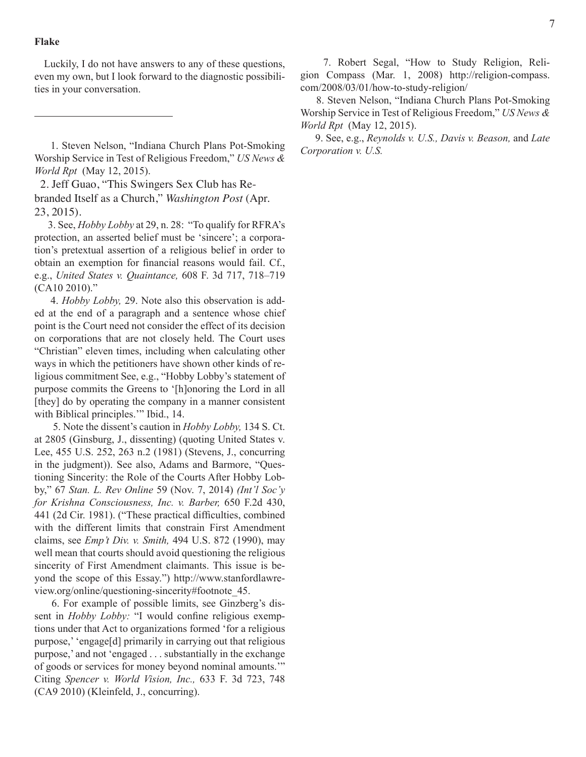Luckily, I do not have answers to any of these questions, even my own, but I look forward to the diagnostic possibilities in your conversation.

---

1. Steven Nelson, "Indiana Church Plans Pot-Smoking Worship Service in Test of Religious Freedom," *US News & World Rpt* (May 12, 2015).

2. Jeff Guao, "This Swingers Sex Club has Rebranded Itself as a Church," *Washington Post* (Apr. 23, 2015).

3. See, *Hobby Lobby* at 29, n. 28: "To qualify for RFRA's protection, an asserted belief must be 'sincere'; a corporation's pretextual assertion of a religious belief in order to obtain an exemption for financial reasons would fail. Cf., e.g., *United States v. Quaintance,* 608 F. 3d 717, 718–719 (CA10 2010)."

4. *Hobby Lobby,* 29. Note also this observation is added at the end of a paragraph and a sentence whose chief point is the Court need not consider the effect of its decision on corporations that are not closely held. The Court uses "Christian" eleven times, including when calculating other ways in which the petitioners have shown other kinds of religious commitment See, e.g., "Hobby Lobby's statement of purpose commits the Greens to '[h]onoring the Lord in all [they] do by operating the company in a manner consistent with Biblical principles.'" Ibid., 14.

5. Note the dissent's caution in *Hobby Lobby,* 134 S. Ct. at 2805 (Ginsburg, J., dissenting) (quoting United States v. Lee, 455 U.S. 252, 263 n.2 (1981) (Stevens, J., concurring in the judgment)). See also, Adams and Barmore, "Questioning Sincerity: the Role of the Courts After Hobby Lobby," 67 *Stan. L. Rev Online* 59 (Nov. 7, 2014) *(Int'l Soc'y for Krishna Consciousness, Inc. v. Barber,* 650 F.2d 430, 441 (2d Cir. 1981). ("These practical difficulties, combined with the different limits that constrain First Amendment claims, see *Emp't Div. v. Smith,* 494 U.S. 872 (1990), may well mean that courts should avoid questioning the religious sincerity of First Amendment claimants. This issue is beyond the scope of this Essay.") http://www.stanfordlawreview.org/online/questioning-sincerity#footnote_45.

6. For example of possible limits, see Ginzberg's dissent in *Hobby Lobby:* "I would confine religious exemptions under that Act to organizations formed 'for a religious purpose,' 'engage[d] primarily in carrying out that religious purpose,' and not 'engaged . . . substantially in the exchange of goods or services for money beyond nominal amounts.'" Citing *Spencer v. World Vision, Inc.,* 633 F. 3d 723, 748 (CA9 2010) (Kleinfeld, J., concurring).

7. Robert Segal, "How to Study Religion, Religion Compass (Mar. 1, 2008) http://religion-compass.com/2008/03/01/how-to-study-religion/

8. Steven Nelson, "Indiana Church Plans Pot-Smoking Worship Service in Test of Religious Freedom," *US News & World Rpt* (May 12, 2015).

9. See, e.g., *Reynolds v. U.S., Davis v. Beason,* and *Late Corporation v. U.S.*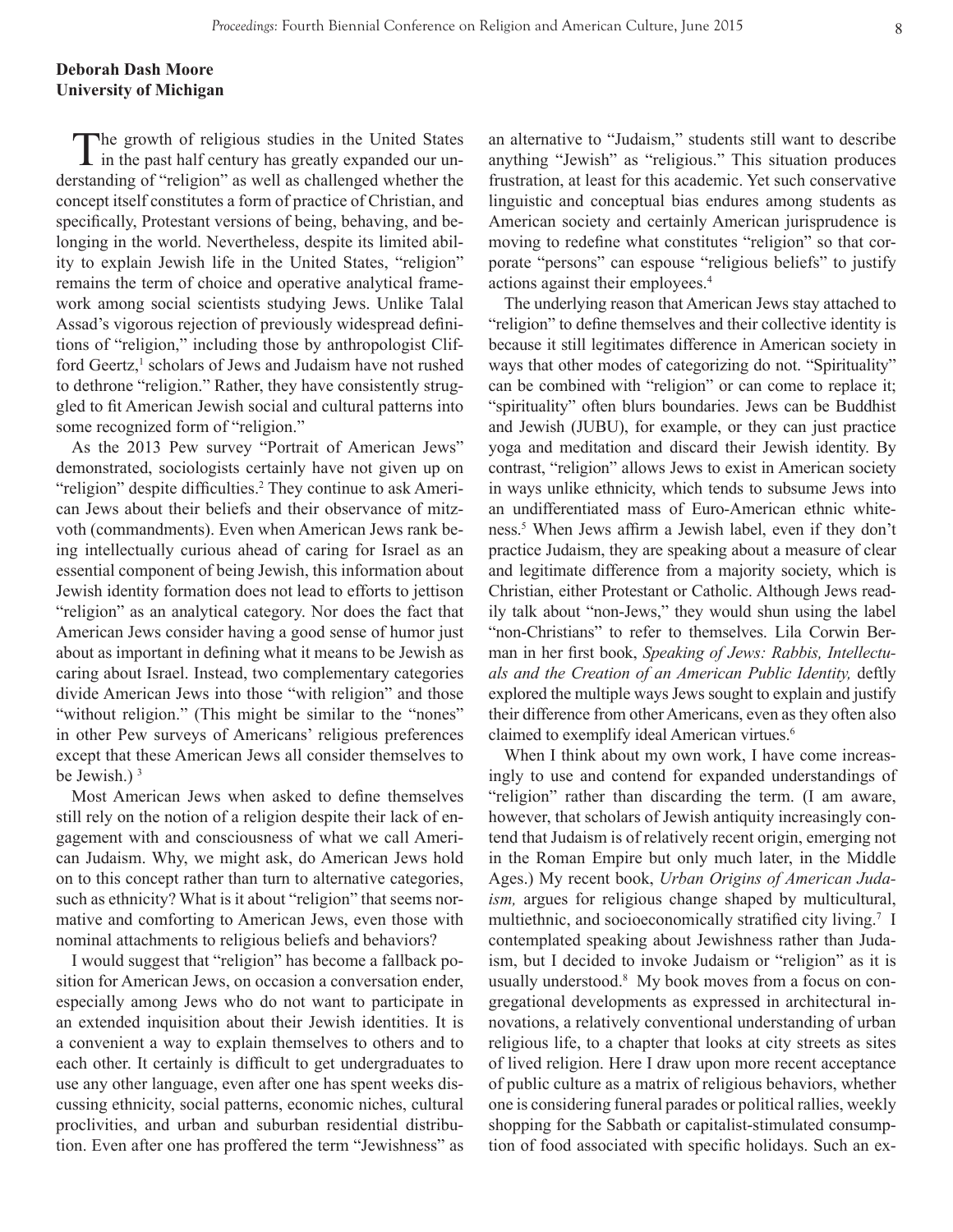**Deborah Dash Moore**
**University of Michigan**

The growth of religious studies in the United States in the past half century has greatly expanded our understanding of "religion" as well as challenged whether the concept itself constitutes a form of practice of Christian, and specifically, Protestant versions of being, behaving, and belonging in the world. Nevertheless, despite its limited ability to explain Jewish life in the United States, "religion" remains the term of choice and operative analytical framework among social scientists studying Jews. Unlike Talal Assad's vigorous rejection of previously widespread definitions of "religion," including those by anthropologist Clifford Geertz,[1] scholars of Jews and Judaism have not rushed to dethrone "religion." Rather, they have consistently struggled to fit American Jewish social and cultural patterns into some recognized form of "religion."

As the 2013 Pew survey "Portrait of American Jews" demonstrated, sociologists certainly have not given up on "religion" despite difficulties.[2] They continue to ask American Jews about their beliefs and their observance of mitzvoth (commandments). Even when American Jews rank being intellectually curious ahead of caring for Israel as an essential component of being Jewish, this information about Jewish identity formation does not lead to efforts to jettison "religion" as an analytical category. Nor does the fact that American Jews consider having a good sense of humor just about as important in defining what it means to be Jewish as caring about Israel. Instead, two complementary categories divide American Jews into those "with religion" and those "without religion." (This might be similar to the "nones" in other Pew surveys of Americans' religious preferences except that these American Jews all consider themselves to be Jewish.) [3]

Most American Jews when asked to define themselves still rely on the notion of a religion despite their lack of engagement with and consciousness of what we call American Judaism. Why, we might ask, do American Jews hold on to this concept rather than turn to alternative categories, such as ethnicity? What is it about "religion" that seems normative and comforting to American Jews, even those with nominal attachments to religious beliefs and behaviors?

I would suggest that "religion" has become a fallback position for American Jews, on occasion a conversation ender, especially among Jews who do not want to participate in an extended inquisition about their Jewish identities. It is a convenient a way to explain themselves to others and to each other. It certainly is difficult to get undergraduates to use any other language, even after one has spent weeks discussing ethnicity, social patterns, economic niches, cultural proclivities, and urban and suburban residential distribution. Even after one has proffered the term "Jewishness" as an alternative to "Judaism," students still want to describe anything "Jewish" as "religious." This situation produces frustration, at least for this academic. Yet such conservative linguistic and conceptual bias endures among students as American society and certainly American jurisprudence is moving to redefine what constitutes "religion" so that corporate "persons" can espouse "religious beliefs" to justify actions against their employees.[4]

The underlying reason that American Jews stay attached to "religion" to define themselves and their collective identity is because it still legitimates difference in American society in ways that other modes of categorizing do not. "Spirituality" can be combined with "religion" or can come to replace it; "spirituality" often blurs boundaries. Jews can be Buddhist and Jewish (JUBU), for example, or they can just practice yoga and meditation and discard their Jewish identity. By contrast, "religion" allows Jews to exist in American society in ways unlike ethnicity, which tends to subsume Jews into an undifferentiated mass of Euro-American ethnic whiteness.[5] When Jews affirm a Jewish label, even if they don't practice Judaism, they are speaking about a measure of clear and legitimate difference from a majority society, which is Christian, either Protestant or Catholic. Although Jews readily talk about "non-Jews," they would shun using the label "non-Christians" to refer to themselves. Lila Corwin Berman in her first book, *Speaking of Jews: Rabbis, Intellectuals and the Creation of an American Public Identity,* deftly explored the multiple ways Jews sought to explain and justify their difference from other Americans, even as they often also claimed to exemplify ideal American virtues.[6]

When I think about my own work, I have come increasingly to use and contend for expanded understandings of "religion" rather than discarding the term. (I am aware, however, that scholars of Jewish antiquity increasingly contend that Judaism is of relatively recent origin, emerging not in the Roman Empire but only much later, in the Middle Ages.) My recent book, *Urban Origins of American Judaism,* argues for religious change shaped by multicultural, multiethnic, and socioeconomically stratified city living.[7] I contemplated speaking about Jewishness rather than Judaism, but I decided to invoke Judaism or "religion" as it is usually understood.[8] My book moves from a focus on congregational developments as expressed in architectural innovations, a relatively conventional understanding of urban religious life, to a chapter that looks at city streets as sites of lived religion. Here I draw upon more recent acceptance of public culture as a matrix of religious behaviors, whether one is considering funeral parades or political rallies, weekly shopping for the Sabbath or capitalist-stimulated consumption of food associated with specific holidays. Such an ex-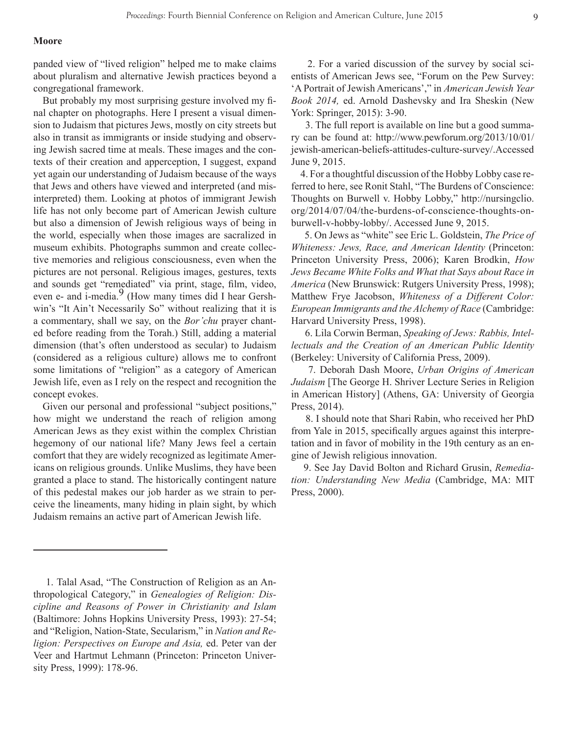panded view of "lived religion" helped me to make claims about pluralism and alternative Jewish practices beyond a congregational framework.

But probably my most surprising gesture involved my final chapter on photographs. Here I present a visual dimension to Judaism that pictures Jews, mostly on city streets but also in transit as immigrants or inside studying and observing Jewish sacred time at meals. These images and the contexts of their creation and apperception, I suggest, expand yet again our understanding of Judaism because of the ways that Jews and others have viewed and interpreted (and misinterpreted) them. Looking at photos of immigrant Jewish life has not only become part of American Jewish culture but also a dimension of Jewish religious ways of being in the world, especially when those images are sacralized in museum exhibits. Photographs summon and create collective memories and religious consciousness, even when the pictures are not personal. Religious images, gestures, texts and sounds get "remediated" via print, stage, film, video, even e- and i-media.[9] (How many times did I hear Gershwin's "It Ain't Necessarily So" without realizing that it is a commentary, shall we say, on the *Bor'chu* prayer chanted before reading from the Torah.) Still, adding a material dimension (that's often understood as secular) to Judaism (considered as a religious culture) allows me to confront some limitations of "religion" as a category of American Jewish life, even as I rely on the respect and recognition the concept evokes.

Given our personal and professional "subject positions," how might we understand the reach of religion among American Jews as they exist within the complex Christian hegemony of our national life? Many Jews feel a certain comfort that they are widely recognized as legitimate Americans on religious grounds. Unlike Muslims, they have been granted a place to stand. The historically contingent nature of this pedestal makes our job harder as we strain to perceive the lineaments, many hiding in plain sight, by which Judaism remains an active part of American Jewish life.

---

1. Talal Asad, "The Construction of Religion as an Anthropological Category," in *Genealogies of Religion: Discipline and Reasons of Power in Christianity and Islam* (Baltimore: Johns Hopkins University Press, 1993): 27-54; and "Religion, Nation-State, Secularism," in *Nation and Religion: Perspectives on Europe and Asia,* ed. Peter van der Veer and Hartmut Lehmann (Princeton: Princeton University Press, 1999): 178-96.

2. For a varied discussion of the survey by social scientists of American Jews see, "Forum on the Pew Survey: 'A Portrait of Jewish Americans'," in *American Jewish Year Book 2014,* ed. Arnold Dashevsky and Ira Sheskin (New York: Springer, 2015): 3-90.

3. The full report is available on line but a good summary can be found at: http://www.pewforum.org/2013/10/01/jewish-american-beliefs-attitudes-culture-survey/.Accessed June 9, 2015.

4. For a thoughtful discussion of the Hobby Lobby case referred to here, see Ronit Stahl, "The Burdens of Conscience: Thoughts on Burwell v. Hobby Lobby," http://nursingclio.org/2014/07/04/the-burdens-of-conscience-thoughts-on-burwell-v-hobby-lobby/. Accessed June 9, 2015.

5. On Jews as "white" see Eric L. Goldstein, *The Price of Whiteness: Jews, Race, and American Identity* (Princeton: Princeton University Press, 2006); Karen Brodkin, *How Jews Became White Folks and What that Says about Race in America* (New Brunswick: Rutgers University Press, 1998); Matthew Frye Jacobson, *Whiteness of a Different Color: European Immigrants and the Alchemy of Race* (Cambridge: Harvard University Press, 1998).

6. Lila Corwin Berman, *Speaking of Jews: Rabbis, Intellectuals and the Creation of an American Public Identity* (Berkeley: University of California Press, 2009).

7. Deborah Dash Moore, *Urban Origins of American Judaism* [The George H. Shriver Lecture Series in Religion in American History] (Athens, GA: University of Georgia Press, 2014).

8. I should note that Shari Rabin, who received her PhD from Yale in 2015, specifically argues against this interpretation and in favor of mobility in the 19th century as an engine of Jewish religious innovation.

9. See Jay David Bolton and Richard Grusin, *Remediation: Understanding New Media* (Cambridge, MA: MIT Press, 2000).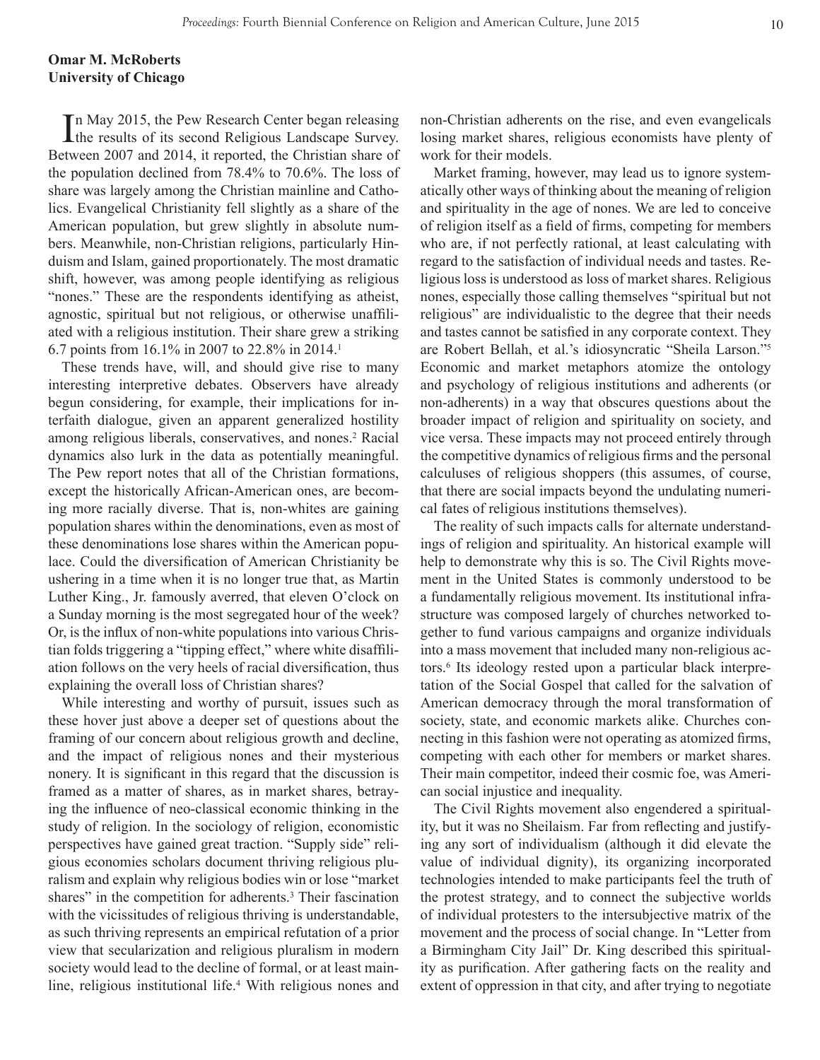**Omar M. McRoberts**
**University of Chicago**

In May 2015, the Pew Research Center began releasing the results of its second Religious Landscape Survey. Between 2007 and 2014, it reported, the Christian share of the population declined from 78.4% to 70.6%. The loss of share was largely among the Christian mainline and Catholics. Evangelical Christianity fell slightly as a share of the American population, but grew slightly in absolute numbers. Meanwhile, non-Christian religions, particularly Hinduism and Islam, gained proportionately. The most dramatic shift, however, was among people identifying as religious "nones." These are the respondents identifying as atheist, agnostic, spiritual but not religious, or otherwise unaffiliated with a religious institution. Their share grew a striking 6.7 points from 16.1% in 2007 to 22.8% in 2014.[1]

These trends have, will, and should give rise to many interesting interpretive debates. Observers have already begun considering, for example, their implications for interfaith dialogue, given an apparent generalized hostility among religious liberals, conservatives, and nones.[2] Racial dynamics also lurk in the data as potentially meaningful. The Pew report notes that all of the Christian formations, except the historically African-American ones, are becoming more racially diverse. That is, non-whites are gaining population shares within the denominations, even as most of these denominations lose shares within the American populace. Could the diversification of American Christianity be ushering in a time when it is no longer true that, as Martin Luther King., Jr. famously averred, that eleven O'clock on a Sunday morning is the most segregated hour of the week? Or, is the influx of non-white populations into various Christian folds triggering a "tipping effect," where white disaffiliation follows on the very heels of racial diversification, thus explaining the overall loss of Christian shares?

While interesting and worthy of pursuit, issues such as these hover just above a deeper set of questions about the framing of our concern about religious growth and decline, and the impact of religious nones and their mysterious nonery. It is significant in this regard that the discussion is framed as a matter of shares, as in market shares, betraying the influence of neo-classical economic thinking in the study of religion. In the sociology of religion, economistic perspectives have gained great traction. "Supply side" religious economies scholars document thriving religious pluralism and explain why religious bodies win or lose "market shares" in the competition for adherents.[3] Their fascination with the vicissitudes of religious thriving is understandable, as such thriving represents an empirical refutation of a prior view that secularization and religious pluralism in modern society would lead to the decline of formal, or at least mainline, religious institutional life.[4] With religious nones and non-Christian adherents on the rise, and even evangelicals losing market shares, religious economists have plenty of work for their models.

Market framing, however, may lead us to ignore systematically other ways of thinking about the meaning of religion and spirituality in the age of nones. We are led to conceive of religion itself as a field of firms, competing for members who are, if not perfectly rational, at least calculating with regard to the satisfaction of individual needs and tastes. Religious loss is understood as loss of market shares. Religious nones, especially those calling themselves "spiritual but not religious" are individualistic to the degree that their needs and tastes cannot be satisfied in any corporate context. They are Robert Bellah, et al.'s idiosyncratic "Sheila Larson."[5] Economic and market metaphors atomize the ontology and psychology of religious institutions and adherents (or non-adherents) in a way that obscures questions about the broader impact of religion and spirituality on society, and vice versa. These impacts may not proceed entirely through the competitive dynamics of religious firms and the personal calculuses of religious shoppers (this assumes, of course, that there are social impacts beyond the undulating numerical fates of religious institutions themselves).

The reality of such impacts calls for alternate understandings of religion and spirituality. An historical example will help to demonstrate why this is so. The Civil Rights movement in the United States is commonly understood to be a fundamentally religious movement. Its institutional infrastructure was composed largely of churches networked together to fund various campaigns and organize individuals into a mass movement that included many non-religious actors.[6] Its ideology rested upon a particular black interpretation of the Social Gospel that called for the salvation of American democracy through the moral transformation of society, state, and economic markets alike. Churches connecting in this fashion were not operating as atomized firms, competing with each other for members or market shares. Their main competitor, indeed their cosmic foe, was American social injustice and inequality.

The Civil Rights movement also engendered a spirituality, but it was no Sheilaism. Far from reflecting and justifying any sort of individualism (although it did elevate the value of individual dignity), its organizing incorporated technologies intended to make participants feel the truth of the protest strategy, and to connect the subjective worlds of individual protesters to the intersubjective matrix of the movement and the process of social change. In "Letter from a Birmingham City Jail" Dr. King described this spirituality as purification. After gathering facts on the reality and extent of oppression in that city, and after trying to negotiate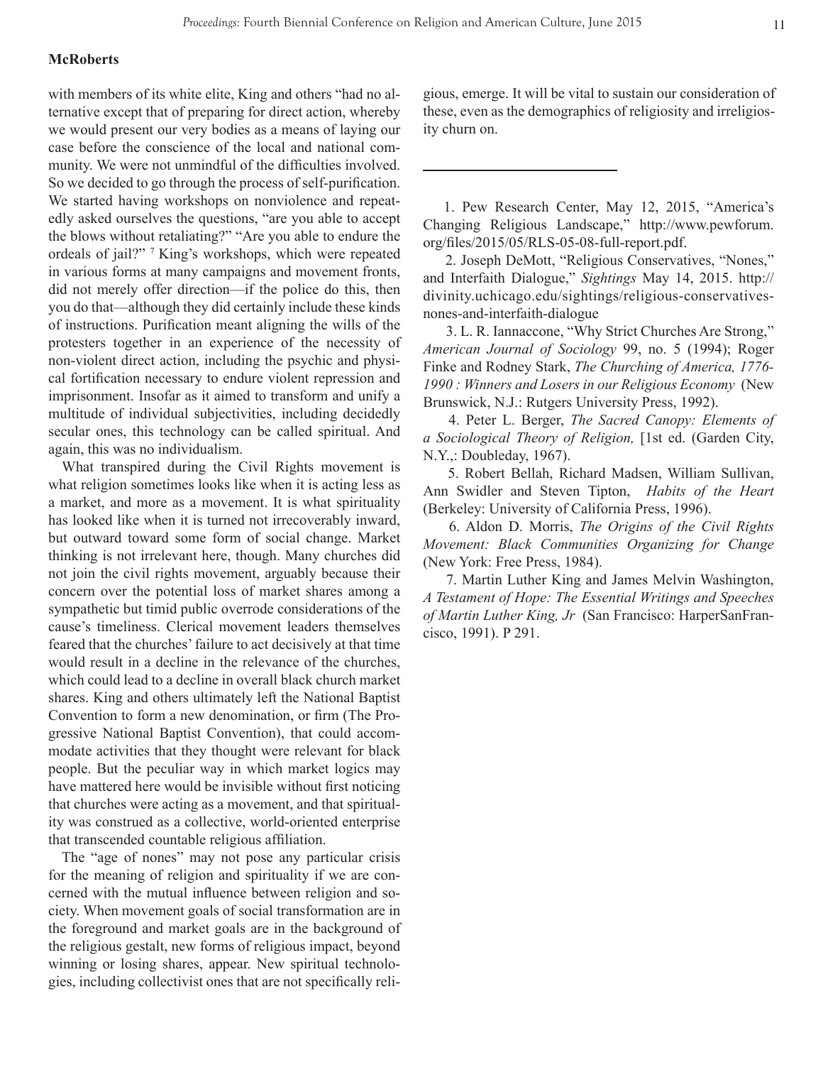with members of its white elite, King and others "had no alternative except that of preparing for direct action, whereby we would present our very bodies as a means of laying our case before the conscience of the local and national community. We were not unmindful of the difficulties involved. So we decided to go through the process of self-purification. We started having workshops on nonviolence and repeatedly asked ourselves the questions, "are you able to accept the blows without retaliating?" "Are you able to endure the ordeals of jail?" [7] King's workshops, which were repeated in various forms at many campaigns and movement fronts, did not merely offer direction—if the police do this, then you do that—although they did certainly include these kinds of instructions. Purification meant aligning the wills of the protesters together in an experience of the necessity of non-violent direct action, including the psychic and physical fortification necessary to endure violent repression and imprisonment. Insofar as it aimed to transform and unify a multitude of individual subjectivities, including decidedly secular ones, this technology can be called spiritual. And again, this was no individualism.

What transpired during the Civil Rights movement is what religion sometimes looks like when it is acting less as a market, and more as a movement. It is what spirituality has looked like when it is turned not irrecoverably inward, but outward toward some form of social change. Market thinking is not irrelevant here, though. Many churches did not join the civil rights movement, arguably because their concern over the potential loss of market shares among a sympathetic but timid public overrode considerations of the cause's timeliness. Clerical movement leaders themselves feared that the churches' failure to act decisively at that time would result in a decline in the relevance of the churches, which could lead to a decline in overall black church market shares. King and others ultimately left the National Baptist Convention to form a new denomination, or firm (The Progressive National Baptist Convention), that could accommodate activities that they thought were relevant for black people. But the peculiar way in which market logics may have mattered here would be invisible without first noticing that churches were acting as a movement, and that spirituality was construed as a collective, world-oriented enterprise that transcended countable religious affiliation.

The "age of nones" may not pose any particular crisis for the meaning of religion and spirituality if we are concerned with the mutual influence between religion and society. When movement goals of social transformation are in the foreground and market goals are in the background of the religious gestalt, new forms of religious impact, beyond winning or losing shares, appear. New spiritual technologies, including collectivist ones that are not specifically religious, emerge. It will be vital to sustain our consideration of these, even as the demographics of religiosity and irreligiosity churn on.

---

1. Pew Research Center, May 12, 2015, "America's Changing Religious Landscape," http://www.pewforum.org/files/2015/05/RLS-05-08-full-report.pdf.

2. Joseph DeMott, "Religious Conservatives, "Nones," and Interfaith Dialogue," *Sightings* May 14, 2015. http://divinity.uchicago.edu/sightings/religious-conservatives-nones-and-interfaith-dialogue

3. L. R. Iannaccone, "Why Strict Churches Are Strong," *American Journal of Sociology* 99, no. 5 (1994); Roger Finke and Rodney Stark, *The Churching of America, 1776-1990 : Winners and Losers in our Religious Economy* (New Brunswick, N.J.: Rutgers University Press, 1992).

4. Peter L. Berger, *The Sacred Canopy: Elements of a Sociological Theory of Religion,* [1st ed. (Garden City, N.Y.,: Doubleday, 1967).

5. Robert Bellah, Richard Madsen, William Sullivan, Ann Swidler and Steven Tipton, *Habits of the Heart* (Berkeley: University of California Press, 1996).

6. Aldon D. Morris, *The Origins of the Civil Rights Movement: Black Communities Organizing for Change* (New York: Free Press, 1984).

7. Martin Luther King and James Melvin Washington, *A Testament of Hope: The Essential Writings and Speeches of Martin Luther King, Jr* (San Francisco: HarperSanFrancisco, 1991). P 291.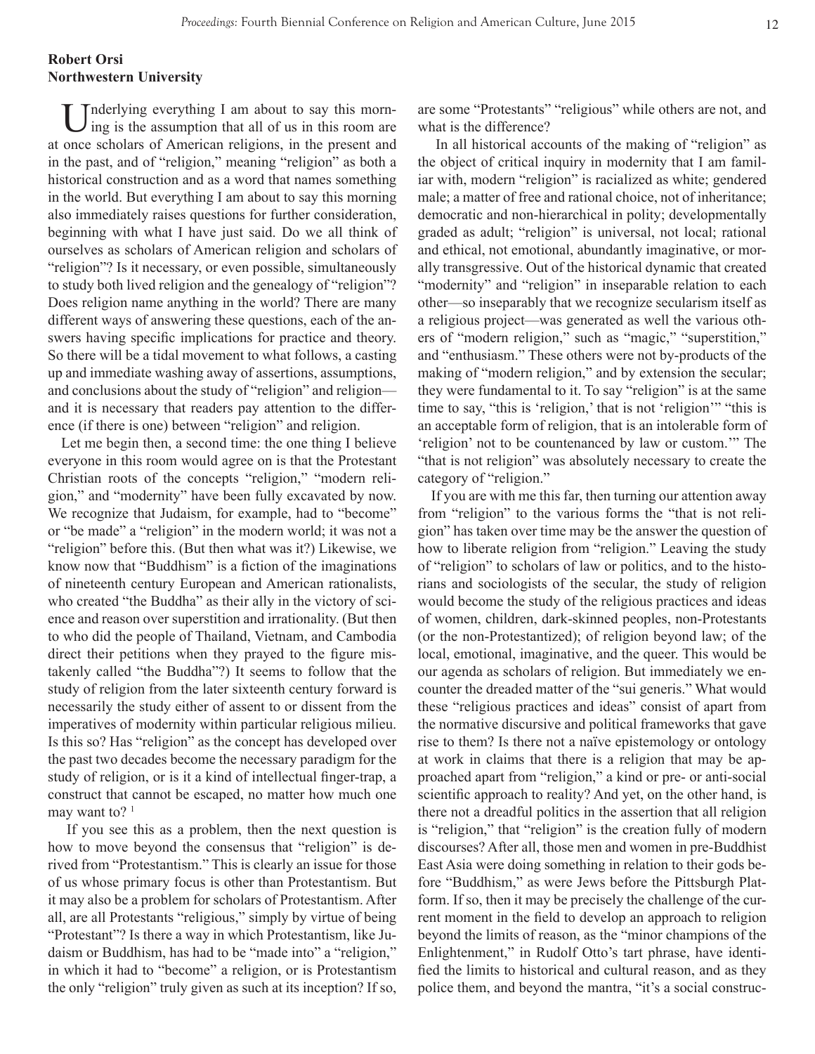**Robert Orsi**
**Northwestern University**

Underlying everything I am about to say this morning is the assumption that all of us in this room are at once scholars of American religions, in the present and in the past, and of "religion," meaning "religion" as both a historical construction and as a word that names something in the world. But everything I am about to say this morning also immediately raises questions for further consideration, beginning with what I have just said. Do we all think of ourselves as scholars of American religion and scholars of "religion"? Is it necessary, or even possible, simultaneously to study both lived religion and the genealogy of "religion"? Does religion name anything in the world? There are many different ways of answering these questions, each of the answers having specific implications for practice and theory. So there will be a tidal movement to what follows, a casting up and immediate washing away of assertions, assumptions, and conclusions about the study of "religion" and religion—and it is necessary that readers pay attention to the difference (if there is one) between "religion" and religion.

Let me begin then, a second time: the one thing I believe everyone in this room would agree on is that the Protestant Christian roots of the concepts "religion," "modern religion," and "modernity" have been fully excavated by now. We recognize that Judaism, for example, had to "become" or "be made" a "religion" in the modern world; it was not a "religion" before this. (But then what was it?) Likewise, we know now that "Buddhism" is a fiction of the imaginations of nineteenth century European and American rationalists, who created "the Buddha" as their ally in the victory of science and reason over superstition and irrationality. (But then to who did the people of Thailand, Vietnam, and Cambodia direct their petitions when they prayed to the figure mistakenly called "the Buddha"?) It seems to follow that the study of religion from the later sixteenth century forward is necessarily the study either of assent to or dissent from the imperatives of modernity within particular religious milieu. Is this so? Has "religion" as the concept has developed over the past two decades become the necessary paradigm for the study of religion, or is it a kind of intellectual finger-trap, a construct that cannot be escaped, no matter how much one may want to? [1]

If you see this as a problem, then the next question is how to move beyond the consensus that "religion" is derived from "Protestantism." This is clearly an issue for those of us whose primary focus is other than Protestantism. But it may also be a problem for scholars of Protestantism. After all, are all Protestants "religious," simply by virtue of being "Protestant"? Is there a way in which Protestantism, like Judaism or Buddhism, has had to be "made into" a "religion," in which it had to "become" a religion, or is Protestantism the only "religion" truly given as such at its inception? If so, are some "Protestants" "religious" while others are not, and what is the difference?

In all historical accounts of the making of "religion" as the object of critical inquiry in modernity that I am familiar with, modern "religion" is racialized as white; gendered male; a matter of free and rational choice, not of inheritance; democratic and non-hierarchical in polity; developmentally graded as adult; "religion" is universal, not local; rational and ethical, not emotional, abundantly imaginative, or morally transgressive. Out of the historical dynamic that created "modernity" and "religion" in inseparable relation to each other—so inseparably that we recognize secularism itself as a religious project—was generated as well the various others of "modern religion," such as "magic," "superstition," and "enthusiasm." These others were not by-products of the making of "modern religion," and by extension the secular; they were fundamental to it. To say "religion" is at the same time to say, "this is 'religion,' that is not 'religion'" "this is an acceptable form of religion, that is an intolerable form of 'religion' not to be countenanced by law or custom.'" The "that is not religion" was absolutely necessary to create the category of "religion."

If you are with me this far, then turning our attention away from "religion" to the various forms the "that is not religion" has taken over time may be the answer the question of how to liberate religion from "religion." Leaving the study of "religion" to scholars of law or politics, and to the historians and sociologists of the secular, the study of religion would become the study of the religious practices and ideas of women, children, dark-skinned peoples, non-Protestants (or the non-Protestantized); of religion beyond law; of the local, emotional, imaginative, and the queer. This would be our agenda as scholars of religion. But immediately we encounter the dreaded matter of the "sui generis." What would these "religious practices and ideas" consist of apart from the normative discursive and political frameworks that gave rise to them? Is there not a naïve epistemology or ontology at work in claims that there is a religion that may be approached apart from "religion," a kind or pre- or anti-social scientific approach to reality? And yet, on the other hand, is there not a dreadful politics in the assertion that all religion is "religion," that "religion" is the creation fully of modern discourses? After all, those men and women in pre-Buddhist East Asia were doing something in relation to their gods before "Buddhism," as were Jews before the Pittsburgh Platform. If so, then it may be precisely the challenge of the current moment in the field to develop an approach to religion beyond the limits of reason, as the "minor champions of the Enlightenment," in Rudolf Otto's tart phrase, have identified the limits to historical and cultural reason, and as they police them, and beyond the mantra, "it's a social construc-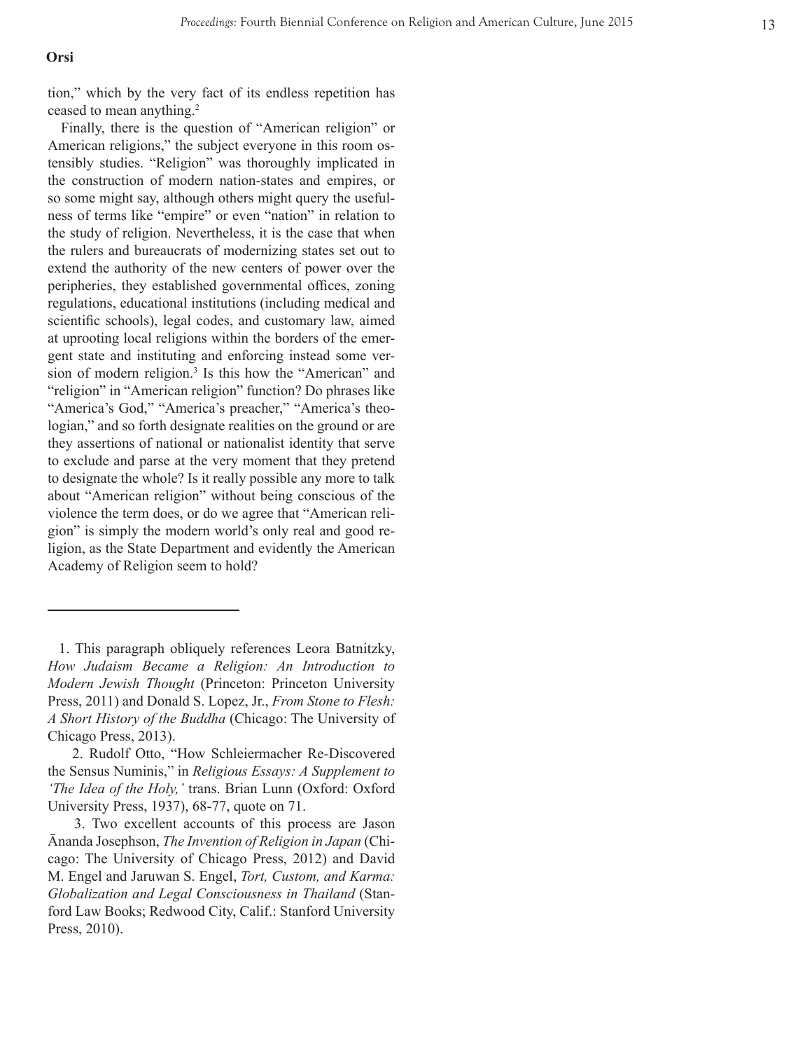tion," which by the very fact of its endless repetition has ceased to mean anything.[2]

Finally, there is the question of "American religion" or American religions," the subject everyone in this room ostensibly studies. "Religion" was thoroughly implicated in the construction of modern nation-states and empires, or so some might say, although others might query the usefulness of terms like "empire" or even "nation" in relation to the study of religion. Nevertheless, it is the case that when the rulers and bureaucrats of modernizing states set out to extend the authority of the new centers of power over the peripheries, they established governmental offices, zoning regulations, educational institutions (including medical and scientific schools), legal codes, and customary law, aimed at uprooting local religions within the borders of the emergent state and instituting and enforcing instead some version of modern religion.[3] Is this how the "American" and "religion" in "American religion" function? Do phrases like "America's God," "America's preacher," "America's theologian," and so forth designate realities on the ground or are they assertions of national or nationalist identity that serve to exclude and parse at the very moment that they pretend to designate the whole? Is it really possible any more to talk about "American religion" without being conscious of the violence the term does, or do we agree that "American religion" is simply the modern world's only real and good religion, as the State Department and evidently the American Academy of Religion seem to hold?

---

1. This paragraph obliquely references Leora Batnitzky, *How Judaism Became a Religion: An Introduction to Modern Jewish Thought* (Princeton: Princeton University Press, 2011) and Donald S. Lopez, Jr., *From Stone to Flesh: A Short History of the Buddha* (Chicago: The University of Chicago Press, 2013).

2. Rudolf Otto, "How Schleiermacher Re-Discovered the Sensus Numinis," in *Religious Essays: A Supplement to 'The Idea of the Holy,'* trans. Brian Lunn (Oxford: Oxford University Press, 1937), 68-77, quote on 71.

3. Two excellent accounts of this process are Jason Ānanda Josephson, *The Invention of Religion in Japan* (Chicago: The University of Chicago Press, 2012) and David M. Engel and Jaruwan S. Engel, *Tort, Custom, and Karma: Globalization and Legal Consciousness in Thailand* (Stanford Law Books; Redwood City, Calif.: Stanford University Press, 2010).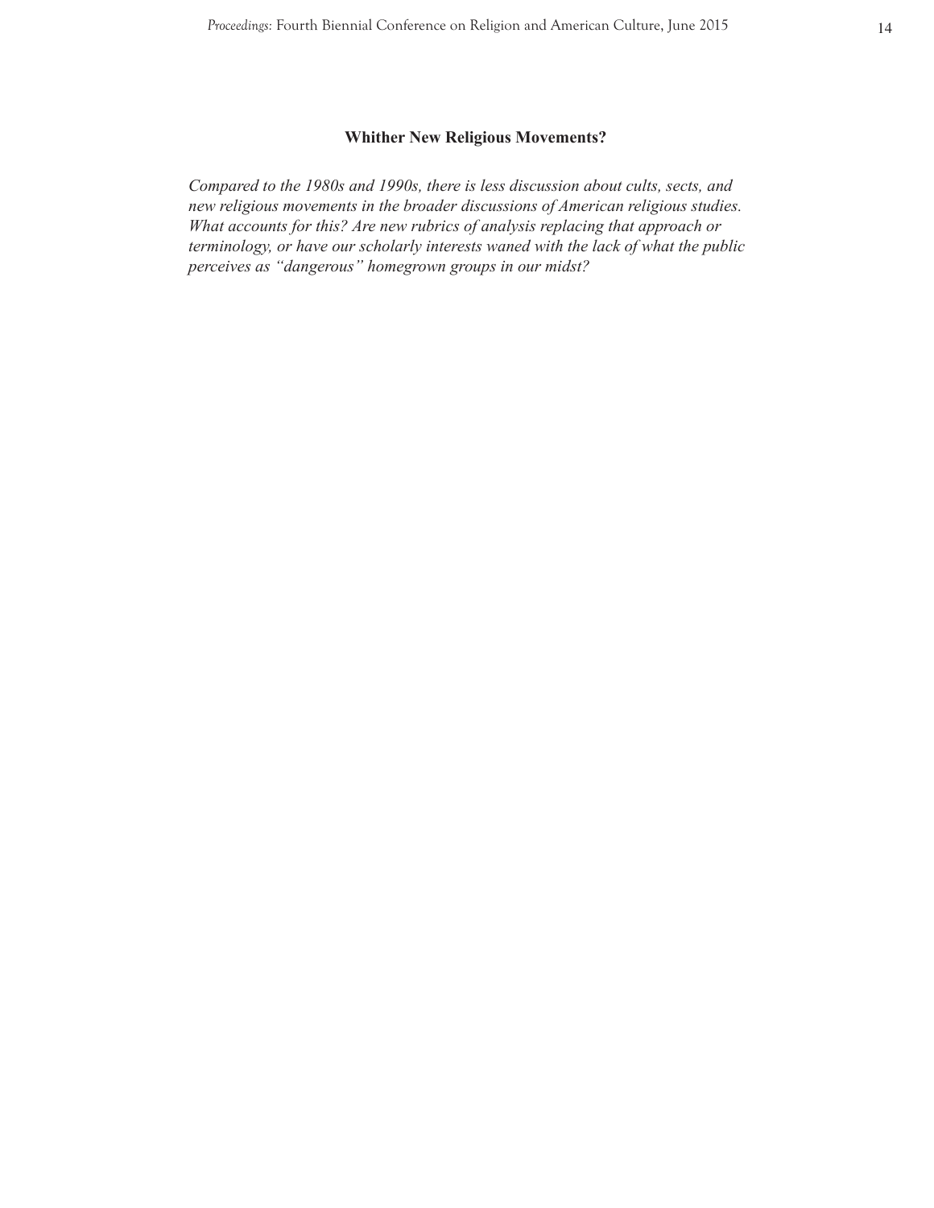## Whither New Religious Movements?

*Compared to the 1980s and 1990s, there is less discussion about cults, sects, and new religious movements in the broader discussions of American religious studies. What accounts for this? Are new rubrics of analysis replacing that approach or terminology, or have our scholarly interests waned with the lack of what the public perceives as "dangerous" homegrown groups in our midst?*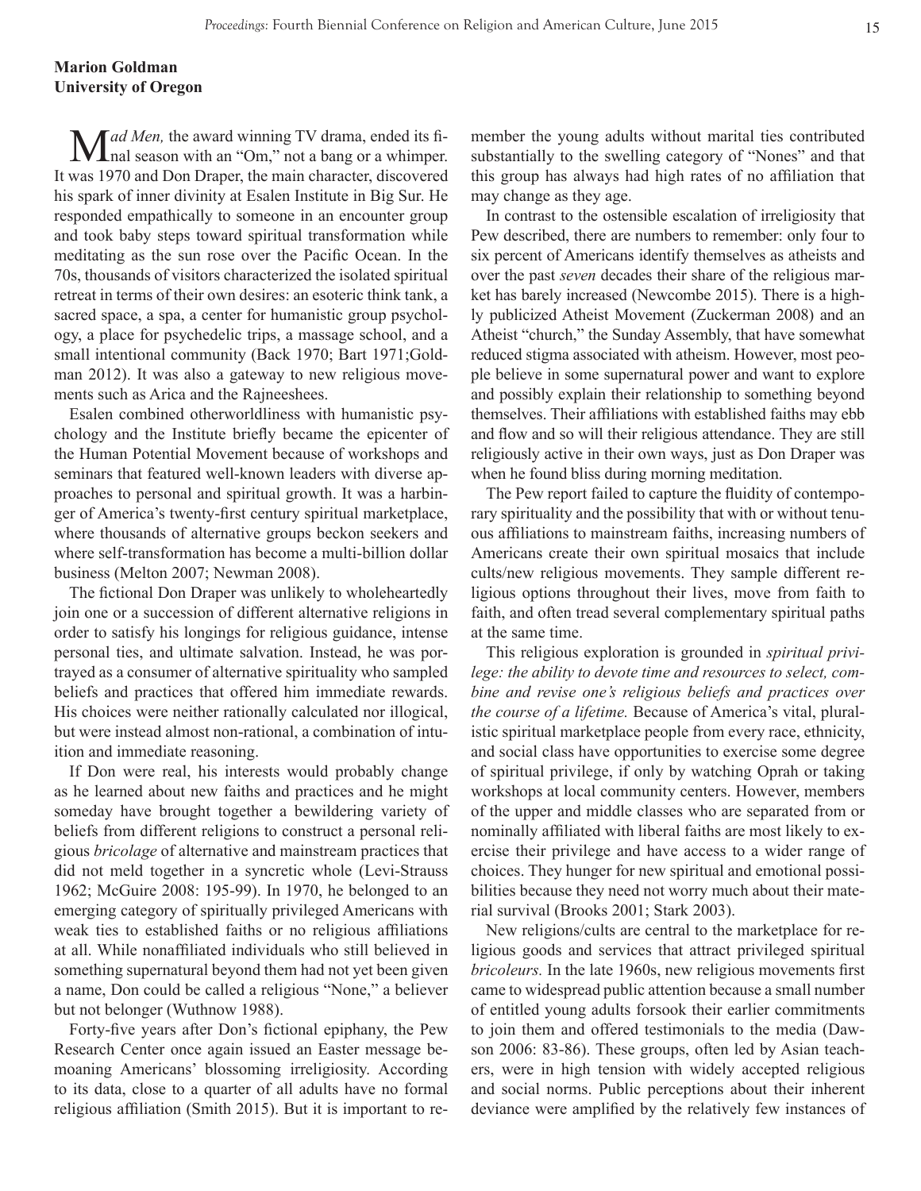**Marion Goldman**
**University of Oregon**

*Mad Men,* the award winning TV drama, ended its final season with an "Om," not a bang or a whimper. It was 1970 and Don Draper, the main character, discovered his spark of inner divinity at Esalen Institute in Big Sur. He responded empathically to someone in an encounter group and took baby steps toward spiritual transformation while meditating as the sun rose over the Pacific Ocean. In the 70s, thousands of visitors characterized the isolated spiritual retreat in terms of their own desires: an esoteric think tank, a sacred space, a spa, a center for humanistic group psychology, a place for psychedelic trips, a massage school, and a small intentional community (Back 1970; Bart 1971;Goldman 2012). It was also a gateway to new religious movements such as Arica and the Rajneeshees.

Esalen combined otherworldliness with humanistic psychology and the Institute briefly became the epicenter of the Human Potential Movement because of workshops and seminars that featured well-known leaders with diverse approaches to personal and spiritual growth. It was a harbinger of America's twenty-first century spiritual marketplace, where thousands of alternative groups beckon seekers and where self-transformation has become a multi-billion dollar business (Melton 2007; Newman 2008).

The fictional Don Draper was unlikely to wholeheartedly join one or a succession of different alternative religions in order to satisfy his longings for religious guidance, intense personal ties, and ultimate salvation. Instead, he was portrayed as a consumer of alternative spirituality who sampled beliefs and practices that offered him immediate rewards. His choices were neither rationally calculated nor illogical, but were instead almost non-rational, a combination of intuition and immediate reasoning.

If Don were real, his interests would probably change as he learned about new faiths and practices and he might someday have brought together a bewildering variety of beliefs from different religions to construct a personal religious *bricolage* of alternative and mainstream practices that did not meld together in a syncretic whole (Levi-Strauss 1962; McGuire 2008: 195-99). In 1970, he belonged to an emerging category of spiritually privileged Americans with weak ties to established faiths or no religious affiliations at all. While nonaffiliated individuals who still believed in something supernatural beyond them had not yet been given a name, Don could be called a religious "None," a believer but not belonger (Wuthnow 1988).

Forty-five years after Don's fictional epiphany, the Pew Research Center once again issued an Easter message bemoaning Americans' blossoming irreligiosity. According to its data, close to a quarter of all adults have no formal religious affiliation (Smith 2015). But it is important to remember the young adults without marital ties contributed substantially to the swelling category of "Nones" and that this group has always had high rates of no affiliation that may change as they age.

In contrast to the ostensible escalation of irreligiosity that Pew described, there are numbers to remember: only four to six percent of Americans identify themselves as atheists and over the past *seven* decades their share of the religious market has barely increased (Newcombe 2015). There is a highly publicized Atheist Movement (Zuckerman 2008) and an Atheist "church," the Sunday Assembly, that have somewhat reduced stigma associated with atheism. However, most people believe in some supernatural power and want to explore and possibly explain their relationship to something beyond themselves. Their affiliations with established faiths may ebb and flow and so will their religious attendance. They are still religiously active in their own ways, just as Don Draper was when he found bliss during morning meditation.

The Pew report failed to capture the fluidity of contemporary spirituality and the possibility that with or without tenuous affiliations to mainstream faiths, increasing numbers of Americans create their own spiritual mosaics that include cults/new religious movements. They sample different religious options throughout their lives, move from faith to faith, and often tread several complementary spiritual paths at the same time.

This religious exploration is grounded in *spiritual privilege: the ability to devote time and resources to select, combine and revise one's religious beliefs and practices over the course of a lifetime.* Because of America's vital, pluralistic spiritual marketplace people from every race, ethnicity, and social class have opportunities to exercise some degree of spiritual privilege, if only by watching Oprah or taking workshops at local community centers. However, members of the upper and middle classes who are separated from or nominally affiliated with liberal faiths are most likely to exercise their privilege and have access to a wider range of choices. They hunger for new spiritual and emotional possibilities because they need not worry much about their material survival (Brooks 2001; Stark 2003).

New religions/cults are central to the marketplace for religious goods and services that attract privileged spiritual *bricoleurs.* In the late 1960s, new religious movements first came to widespread public attention because a small number of entitled young adults forsook their earlier commitments to join them and offered testimonials to the media (Dawson 2006: 83-86). These groups, often led by Asian teachers, were in high tension with widely accepted religious and social norms. Public perceptions about their inherent deviance were amplified by the relatively few instances of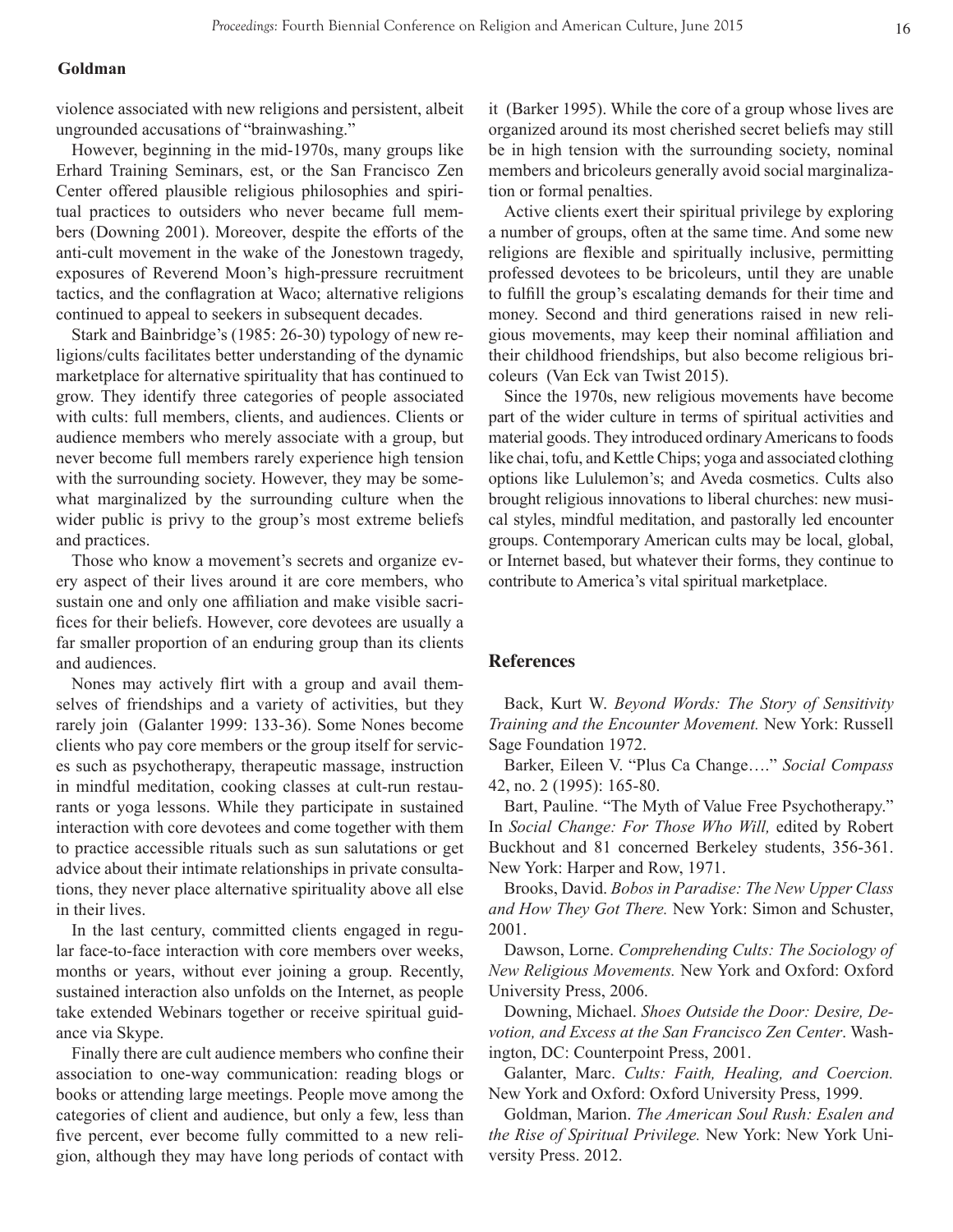violence associated with new religions and persistent, albeit ungrounded accusations of "brainwashing."

However, beginning in the mid-1970s, many groups like Erhard Training Seminars, est, or the San Francisco Zen Center offered plausible religious philosophies and spiritual practices to outsiders who never became full members (Downing 2001). Moreover, despite the efforts of the anti-cult movement in the wake of the Jonestown tragedy, exposures of Reverend Moon's high-pressure recruitment tactics, and the conflagration at Waco; alternative religions continued to appeal to seekers in subsequent decades.

Stark and Bainbridge's (1985: 26-30) typology of new religions/cults facilitates better understanding of the dynamic marketplace for alternative spirituality that has continued to grow. They identify three categories of people associated with cults: full members, clients, and audiences. Clients or audience members who merely associate with a group, but never become full members rarely experience high tension with the surrounding society. However, they may be somewhat marginalized by the surrounding culture when the wider public is privy to the group's most extreme beliefs and practices.

Those who know a movement's secrets and organize every aspect of their lives around it are core members, who sustain one and only one affiliation and make visible sacrifices for their beliefs. However, core devotees are usually a far smaller proportion of an enduring group than its clients and audiences.

Nones may actively flirt with a group and avail themselves of friendships and a variety of activities, but they rarely join (Galanter 1999: 133-36). Some Nones become clients who pay core members or the group itself for services such as psychotherapy, therapeutic massage, instruction in mindful meditation, cooking classes at cult-run restaurants or yoga lessons. While they participate in sustained interaction with core devotees and come together with them to practice accessible rituals such as sun salutations or get advice about their intimate relationships in private consultations, they never place alternative spirituality above all else in their lives.

In the last century, committed clients engaged in regular face-to-face interaction with core members over weeks, months or years, without ever joining a group. Recently, sustained interaction also unfolds on the Internet, as people take extended Webinars together or receive spiritual guidance via Skype.

Finally there are cult audience members who confine their association to one-way communication: reading blogs or books or attending large meetings. People move among the categories of client and audience, but only a few, less than five percent, ever become fully committed to a new religion, although they may have long periods of contact with it (Barker 1995). While the core of a group whose lives are organized around its most cherished secret beliefs may still be in high tension with the surrounding society, nominal members and bricoleurs generally avoid social marginalization or formal penalties.

Active clients exert their spiritual privilege by exploring a number of groups, often at the same time. And some new religions are flexible and spiritually inclusive, permitting professed devotees to be bricoleurs, until they are unable to fulfill the group's escalating demands for their time and money. Second and third generations raised in new religious movements, may keep their nominal affiliation and their childhood friendships, but also become religious bricoleurs (Van Eck van Twist 2015).

Since the 1970s, new religious movements have become part of the wider culture in terms of spiritual activities and material goods. They introduced ordinary Americans to foods like chai, tofu, and Kettle Chips; yoga and associated clothing options like Lululemon's; and Aveda cosmetics. Cults also brought religious innovations to liberal churches: new musical styles, mindful meditation, and pastorally led encounter groups. Contemporary American cults may be local, global, or Internet based, but whatever their forms, they continue to contribute to America's vital spiritual marketplace.

## References

Back, Kurt W. *Beyond Words: The Story of Sensitivity Training and the Encounter Movement.* New York: Russell Sage Foundation 1972.

Barker, Eileen V. "Plus Ca Change…." *Social Compass* 42, no. 2 (1995): 165-80.

Bart, Pauline. "The Myth of Value Free Psychotherapy." In *Social Change: For Those Who Will,* edited by Robert Buckhout and 81 concerned Berkeley students, 356-361. New York: Harper and Row, 1971.

Brooks, David. *Bobos in Paradise: The New Upper Class and How They Got There.* New York: Simon and Schuster, 2001.

Dawson, Lorne. *Comprehending Cults: The Sociology of New Religious Movements.* New York and Oxford: Oxford University Press, 2006.

Downing, Michael. *Shoes Outside the Door: Desire, Devotion, and Excess at the San Francisco Zen Center*. Washington, DC: Counterpoint Press, 2001.

Galanter, Marc. *Cults: Faith, Healing, and Coercion.* New York and Oxford: Oxford University Press, 1999.

Goldman, Marion. *The American Soul Rush: Esalen and the Rise of Spiritual Privilege.* New York: New York University Press. 2012.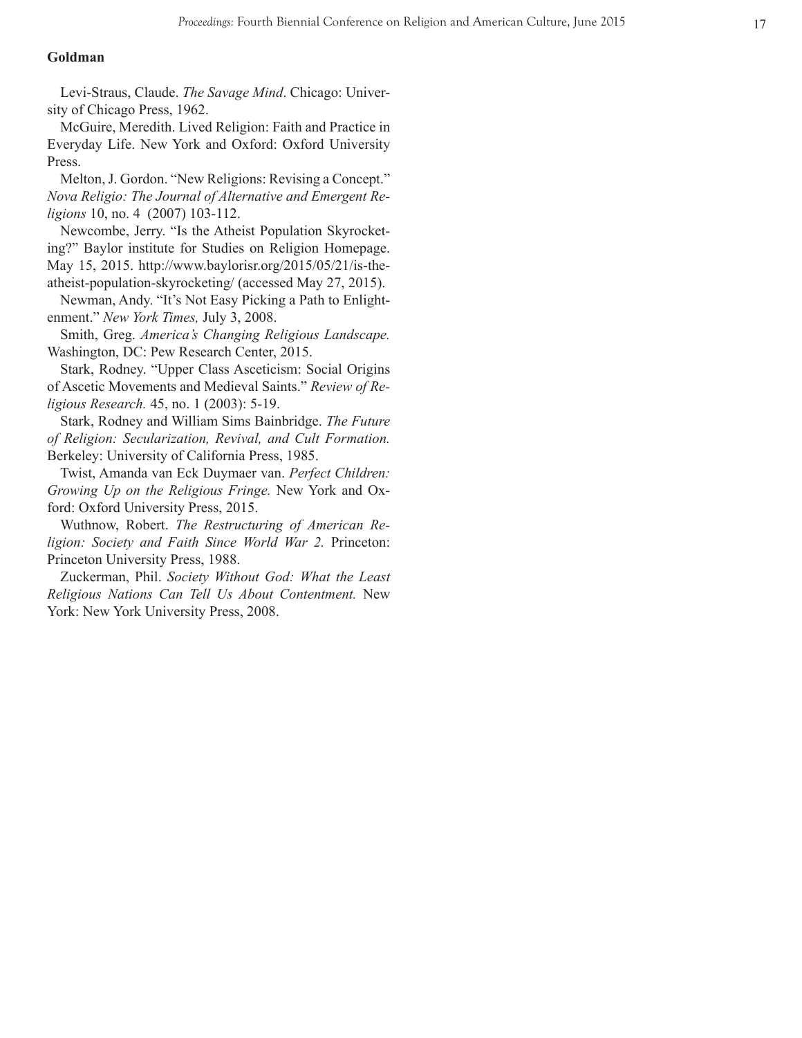**Goldman**

Levi-Straus, Claude. *The Savage Mind*. Chicago: University of Chicago Press, 1962.

McGuire, Meredith. Lived Religion: Faith and Practice in Everyday Life. New York and Oxford: Oxford University Press.

Melton, J. Gordon. "New Religions: Revising a Concept." *Nova Religio: The Journal of Alternative and Emergent Religions* 10, no. 4 (2007) 103-112.

Newcombe, Jerry. "Is the Atheist Population Skyrocketing?" Baylor institute for Studies on Religion Homepage. May 15, 2015. http://www.baylorisr.org/2015/05/21/is-the-atheist-population-skyrocketing/ (accessed May 27, 2015).

Newman, Andy. "It's Not Easy Picking a Path to Enlightenment." *New York Times,* July 3, 2008.

Smith, Greg. *America's Changing Religious Landscape.* Washington, DC: Pew Research Center, 2015.

Stark, Rodney. "Upper Class Asceticism: Social Origins of Ascetic Movements and Medieval Saints." *Review of Religious Research.* 45, no. 1 (2003): 5-19.

Stark, Rodney and William Sims Bainbridge. *The Future of Religion: Secularization, Revival, and Cult Formation.* Berkeley: University of California Press, 1985.

Twist, Amanda van Eck Duymaer van. *Perfect Children: Growing Up on the Religious Fringe.* New York and Oxford: Oxford University Press, 2015.

Wuthnow, Robert. *The Restructuring of American Religion: Society and Faith Since World War 2.* Princeton: Princeton University Press, 1988.

Zuckerman, Phil. *Society Without God: What the Least Religious Nations Can Tell Us About Contentment.* New York: New York University Press, 2008.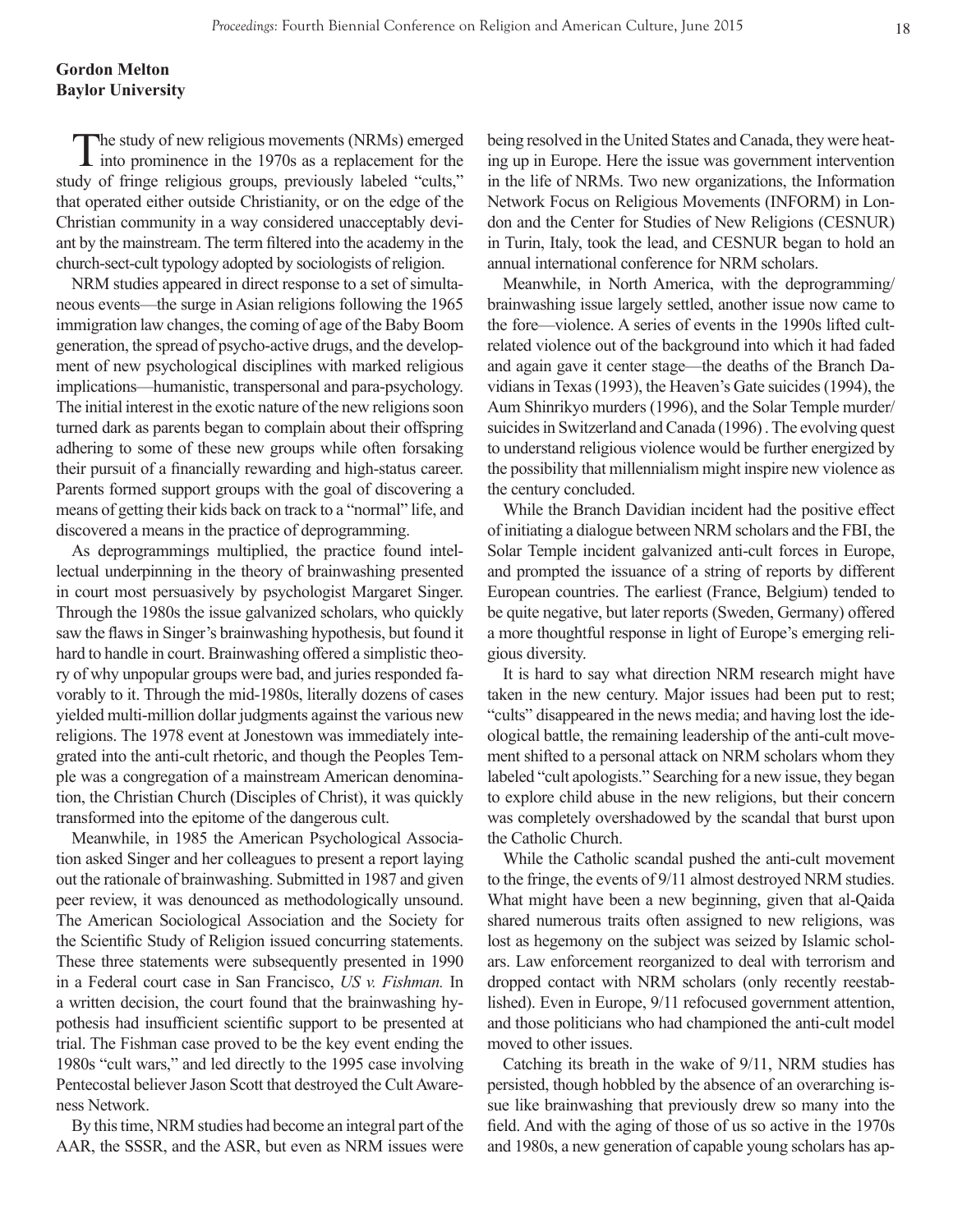**Gordon Melton**
**Baylor University**

The study of new religious movements (NRMs) emerged into prominence in the 1970s as a replacement for the study of fringe religious groups, previously labeled "cults," that operated either outside Christianity, or on the edge of the Christian community in a way considered unacceptably deviant by the mainstream. The term filtered into the academy in the church-sect-cult typology adopted by sociologists of religion.

NRM studies appeared in direct response to a set of simultaneous events—the surge in Asian religions following the 1965 immigration law changes, the coming of age of the Baby Boom generation, the spread of psycho-active drugs, and the development of new psychological disciplines with marked religious implications—humanistic, transpersonal and para-psychology. The initial interest in the exotic nature of the new religions soon turned dark as parents began to complain about their offspring adhering to some of these new groups while often forsaking their pursuit of a financially rewarding and high-status career. Parents formed support groups with the goal of discovering a means of getting their kids back on track to a "normal" life, and discovered a means in the practice of deprogramming.

As deprogrammings multiplied, the practice found intellectual underpinning in the theory of brainwashing presented in court most persuasively by psychologist Margaret Singer. Through the 1980s the issue galvanized scholars, who quickly saw the flaws in Singer's brainwashing hypothesis, but found it hard to handle in court. Brainwashing offered a simplistic theory of why unpopular groups were bad, and juries responded favorably to it. Through the mid-1980s, literally dozens of cases yielded multi-million dollar judgments against the various new religions. The 1978 event at Jonestown was immediately integrated into the anti-cult rhetoric, and though the Peoples Temple was a congregation of a mainstream American denomination, the Christian Church (Disciples of Christ), it was quickly transformed into the epitome of the dangerous cult.

Meanwhile, in 1985 the American Psychological Association asked Singer and her colleagues to present a report laying out the rationale of brainwashing. Submitted in 1987 and given peer review, it was denounced as methodologically unsound. The American Sociological Association and the Society for the Scientific Study of Religion issued concurring statements. These three statements were subsequently presented in 1990 in a Federal court case in San Francisco, *US v. Fishman.* In a written decision, the court found that the brainwashing hypothesis had insufficient scientific support to be presented at trial. The Fishman case proved to be the key event ending the 1980s "cult wars," and led directly to the 1995 case involving Pentecostal believer Jason Scott that destroyed the Cult Awareness Network.

By this time, NRM studies had become an integral part of the AAR, the SSSR, and the ASR, but even as NRM issues were being resolved in the United States and Canada, they were heating up in Europe. Here the issue was government intervention in the life of NRMs. Two new organizations, the Information Network Focus on Religious Movements (INFORM) in London and the Center for Studies of New Religions (CESNUR) in Turin, Italy, took the lead, and CESNUR began to hold an annual international conference for NRM scholars.

Meanwhile, in North America, with the deprogramming/brainwashing issue largely settled, another issue now came to the fore—violence. A series of events in the 1990s lifted cult-related violence out of the background into which it had faded and again gave it center stage—the deaths of the Branch Davidians in Texas (1993), the Heaven's Gate suicides (1994), the Aum Shinrikyo murders (1996), and the Solar Temple murder/suicides in Switzerland and Canada (1996) . The evolving quest to understand religious violence would be further energized by the possibility that millennialism might inspire new violence as the century concluded.

While the Branch Davidian incident had the positive effect of initiating a dialogue between NRM scholars and the FBI, the Solar Temple incident galvanized anti-cult forces in Europe, and prompted the issuance of a string of reports by different European countries. The earliest (France, Belgium) tended to be quite negative, but later reports (Sweden, Germany) offered a more thoughtful response in light of Europe's emerging religious diversity.

It is hard to say what direction NRM research might have taken in the new century. Major issues had been put to rest; "cults" disappeared in the news media; and having lost the ideological battle, the remaining leadership of the anti-cult movement shifted to a personal attack on NRM scholars whom they labeled "cult apologists." Searching for a new issue, they began to explore child abuse in the new religions, but their concern was completely overshadowed by the scandal that burst upon the Catholic Church.

While the Catholic scandal pushed the anti-cult movement to the fringe, the events of 9/11 almost destroyed NRM studies. What might have been a new beginning, given that al-Qaida shared numerous traits often assigned to new religions, was lost as hegemony on the subject was seized by Islamic scholars. Law enforcement reorganized to deal with terrorism and dropped contact with NRM scholars (only recently reestablished). Even in Europe, 9/11 refocused government attention, and those politicians who had championed the anti-cult model moved to other issues.

Catching its breath in the wake of 9/11, NRM studies has persisted, though hobbled by the absence of an overarching issue like brainwashing that previously drew so many into the field. And with the aging of those of us so active in the 1970s and 1980s, a new generation of capable young scholars has ap-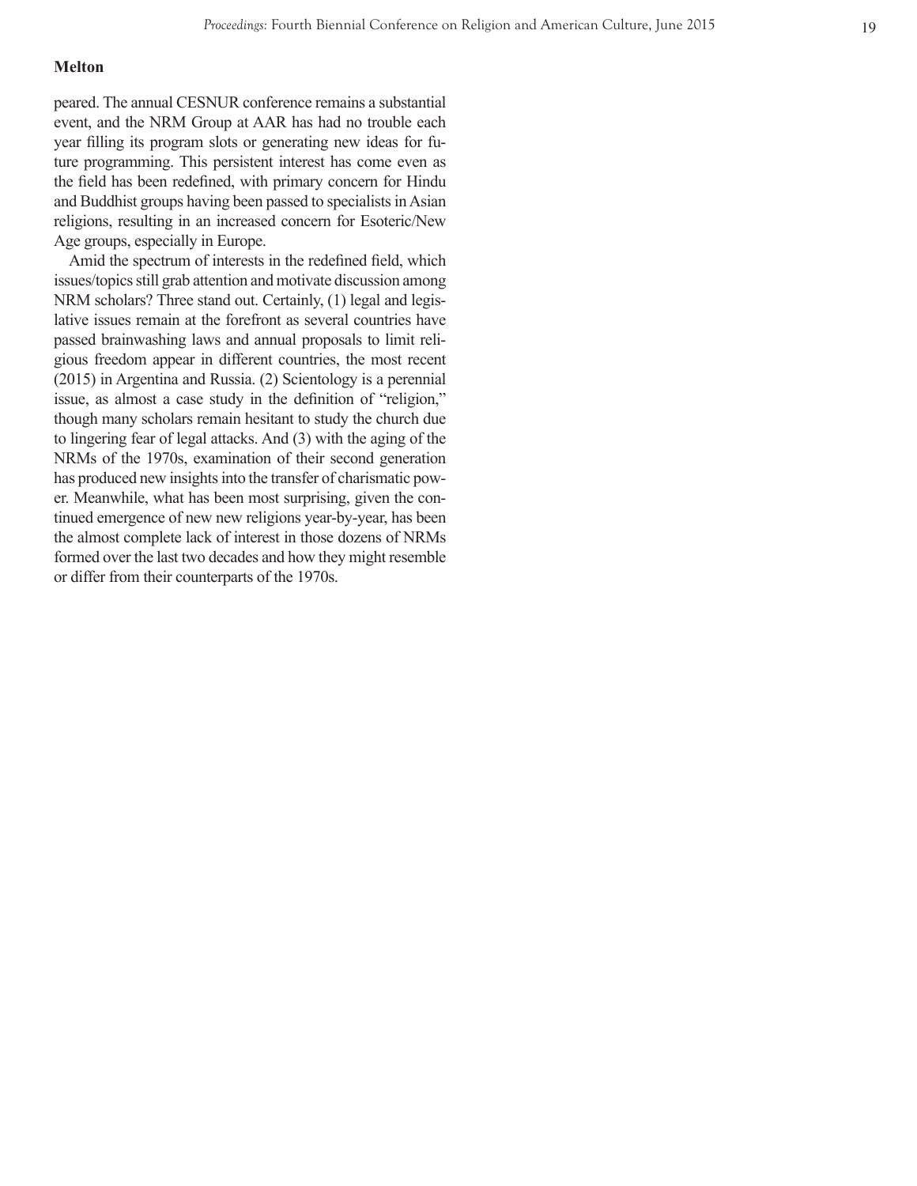peared. The annual CESNUR conference remains a substantial event, and the NRM Group at AAR has had no trouble each year filling its program slots or generating new ideas for future programming. This persistent interest has come even as the field has been redefined, with primary concern for Hindu and Buddhist groups having been passed to specialists in Asian religions, resulting in an increased concern for Esoteric/New Age groups, especially in Europe.

Amid the spectrum of interests in the redefined field, which issues/topics still grab attention and motivate discussion among NRM scholars? Three stand out. Certainly, (1) legal and legislative issues remain at the forefront as several countries have passed brainwashing laws and annual proposals to limit religious freedom appear in different countries, the most recent (2015) in Argentina and Russia. (2) Scientology is a perennial issue, as almost a case study in the definition of "religion," though many scholars remain hesitant to study the church due to lingering fear of legal attacks. And (3) with the aging of the NRMs of the 1970s, examination of their second generation has produced new insights into the transfer of charismatic power. Meanwhile, what has been most surprising, given the continued emergence of new new religions year-by-year, has been the almost complete lack of interest in those dozens of NRMs formed over the last two decades and how they might resemble or differ from their counterparts of the 1970s.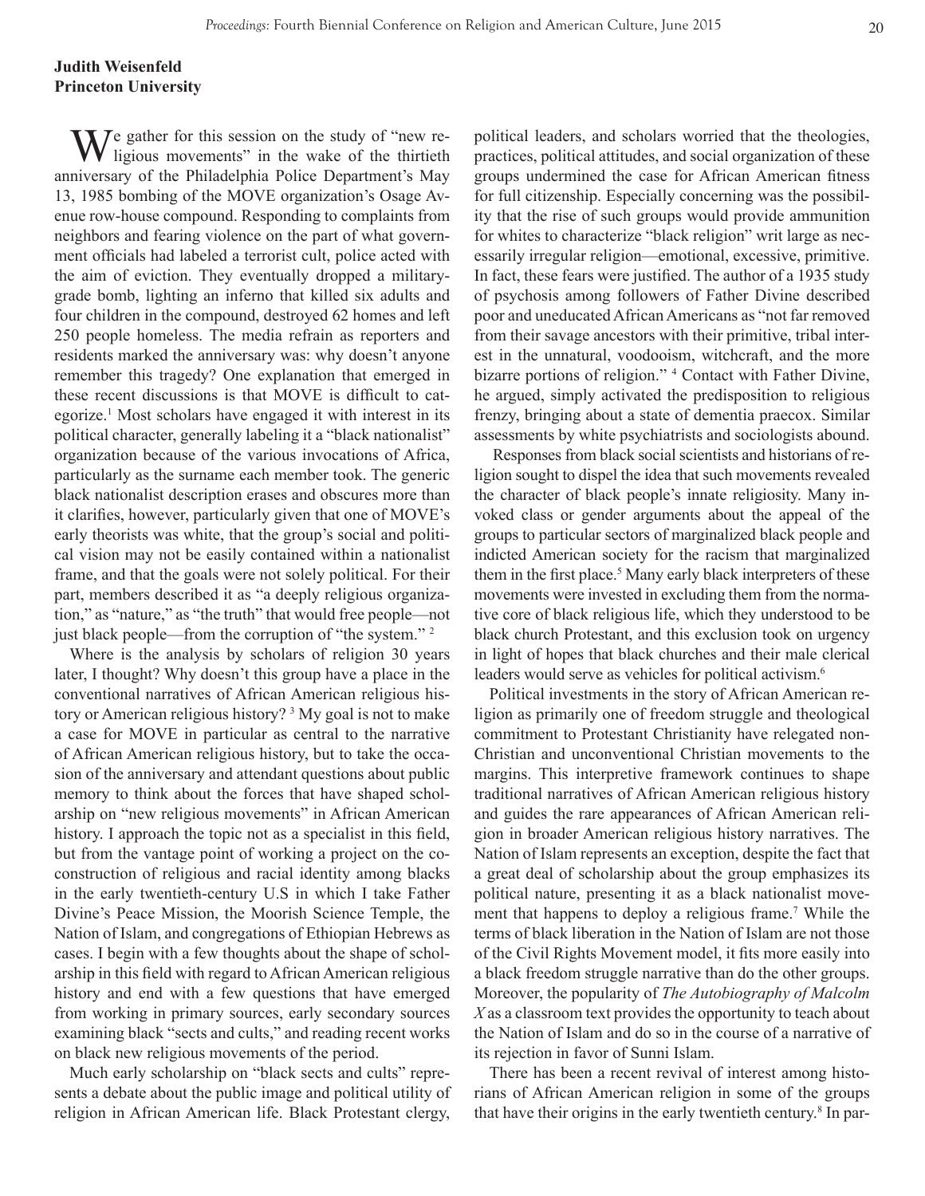**Judith Weisenfeld**
**Princeton University**

We gather for this session on the study of "new religious movements" in the wake of the thirtieth anniversary of the Philadelphia Police Department's May 13, 1985 bombing of the MOVE organization's Osage Avenue row-house compound. Responding to complaints from neighbors and fearing violence on the part of what government officials had labeled a terrorist cult, police acted with the aim of eviction. They eventually dropped a military-grade bomb, lighting an inferno that killed six adults and four children in the compound, destroyed 62 homes and left 250 people homeless. The media refrain as reporters and residents marked the anniversary was: why doesn't anyone remember this tragedy? One explanation that emerged in these recent discussions is that MOVE is difficult to categorize.[1] Most scholars have engaged it with interest in its political character, generally labeling it a "black nationalist" organization because of the various invocations of Africa, particularly as the surname each member took. The generic black nationalist description erases and obscures more than it clarifies, however, particularly given that one of MOVE's early theorists was white, that the group's social and political vision may not be easily contained within a nationalist frame, and that the goals were not solely political. For their part, members described it as "a deeply religious organization," as "nature," as "the truth" that would free people—not just black people—from the corruption of "the system." [2]

Where is the analysis by scholars of religion 30 years later, I thought? Why doesn't this group have a place in the conventional narratives of African American religious history or American religious history? [3] My goal is not to make a case for MOVE in particular as central to the narrative of African American religious history, but to take the occasion of the anniversary and attendant questions about public memory to think about the forces that have shaped scholarship on "new religious movements" in African American history. I approach the topic not as a specialist in this field, but from the vantage point of working a project on the co-construction of religious and racial identity among blacks in the early twentieth-century U.S in which I take Father Divine's Peace Mission, the Moorish Science Temple, the Nation of Islam, and congregations of Ethiopian Hebrews as cases. I begin with a few thoughts about the shape of scholarship in this field with regard to African American religious history and end with a few questions that have emerged from working in primary sources, early secondary sources examining black "sects and cults," and reading recent works on black new religious movements of the period.

Much early scholarship on "black sects and cults" represents a debate about the public image and political utility of religion in African American life. Black Protestant clergy, political leaders, and scholars worried that the theologies, practices, political attitudes, and social organization of these groups undermined the case for African American fitness for full citizenship. Especially concerning was the possibility that the rise of such groups would provide ammunition for whites to characterize "black religion" writ large as necessarily irregular religion—emotional, excessive, primitive. In fact, these fears were justified. The author of a 1935 study of psychosis among followers of Father Divine described poor and uneducated African Americans as "not far removed from their savage ancestors with their primitive, tribal interest in the unnatural, voodooism, witchcraft, and the more bizarre portions of religion." [4] Contact with Father Divine, he argued, simply activated the predisposition to religious frenzy, bringing about a state of dementia praecox. Similar assessments by white psychiatrists and sociologists abound.

Responses from black social scientists and historians of religion sought to dispel the idea that such movements revealed the character of black people's innate religiosity. Many invoked class or gender arguments about the appeal of the groups to particular sectors of marginalized black people and indicted American society for the racism that marginalized them in the first place.[5] Many early black interpreters of these movements were invested in excluding them from the normative core of black religious life, which they understood to be black church Protestant, and this exclusion took on urgency in light of hopes that black churches and their male clerical leaders would serve as vehicles for political activism.[6]

Political investments in the story of African American religion as primarily one of freedom struggle and theological commitment to Protestant Christianity have relegated non-Christian and unconventional Christian movements to the margins. This interpretive framework continues to shape traditional narratives of African American religious history and guides the rare appearances of African American religion in broader American religious history narratives. The Nation of Islam represents an exception, despite the fact that a great deal of scholarship about the group emphasizes its political nature, presenting it as a black nationalist movement that happens to deploy a religious frame.[7] While the terms of black liberation in the Nation of Islam are not those of the Civil Rights Movement model, it fits more easily into a black freedom struggle narrative than do the other groups. Moreover, the popularity of *The Autobiography of Malcolm X* as a classroom text provides the opportunity to teach about the Nation of Islam and do so in the course of a narrative of its rejection in favor of Sunni Islam.

There has been a recent revival of interest among historians of African American religion in some of the groups that have their origins in the early twentieth century.[8] In par-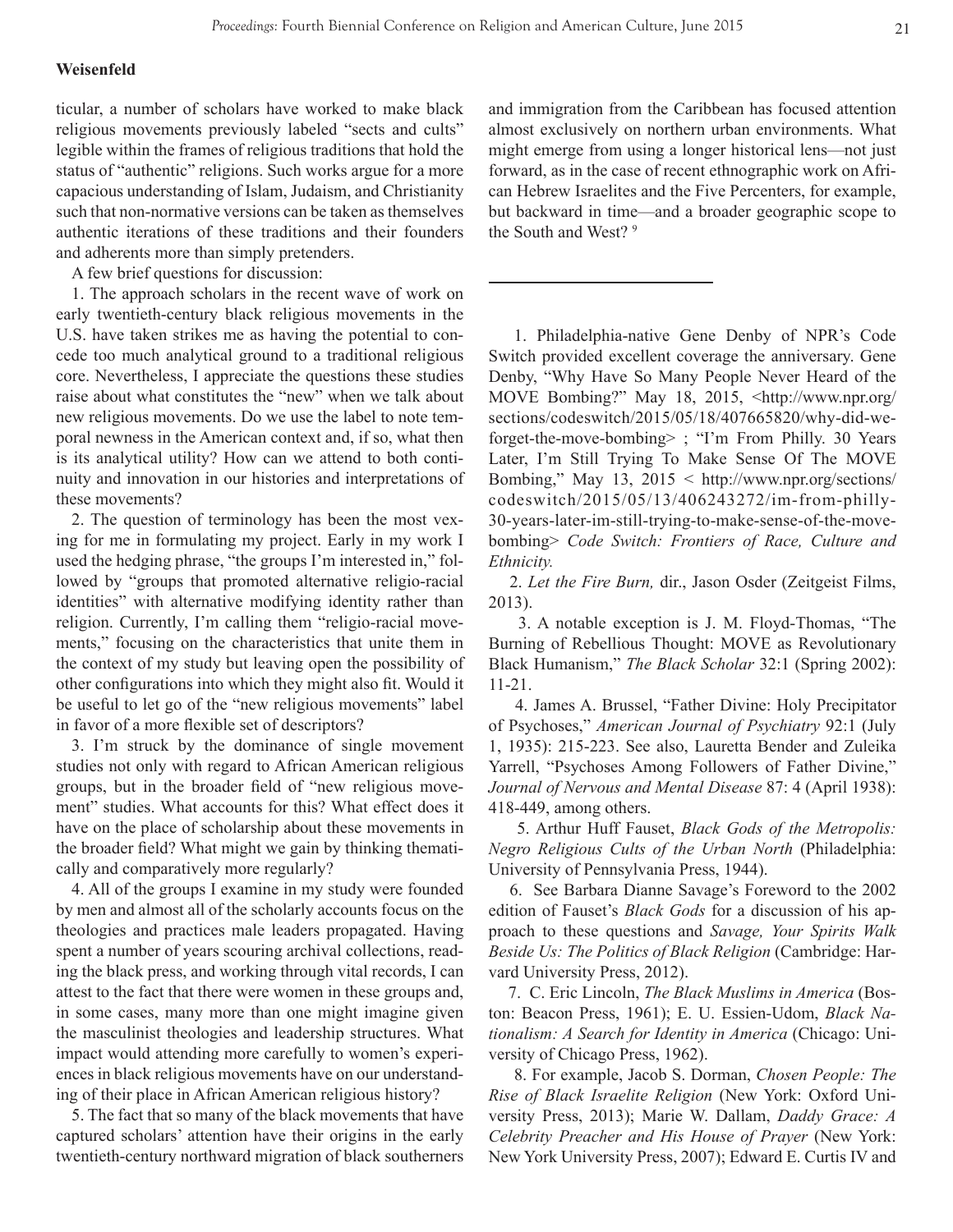**Weisenfeld**

ticular, a number of scholars have worked to make black religious movements previously labeled "sects and cults" legible within the frames of religious traditions that hold the status of "authentic" religions. Such works argue for a more capacious understanding of Islam, Judaism, and Christianity such that non-normative versions can be taken as themselves authentic iterations of these traditions and their founders and adherents more than simply pretenders.

A few brief questions for discussion:

1. The approach scholars in the recent wave of work on early twentieth-century black religious movements in the U.S. have taken strikes me as having the potential to concede too much analytical ground to a traditional religious core. Nevertheless, I appreciate the questions these studies raise about what constitutes the "new" when we talk about new religious movements. Do we use the label to note temporal newness in the American context and, if so, what then is its analytical utility? How can we attend to both continuity and innovation in our histories and interpretations of these movements?

2. The question of terminology has been the most vexing for me in formulating my project. Early in my work I used the hedging phrase, "the groups I'm interested in," followed by "groups that promoted alternative religio-racial identities" with alternative modifying identity rather than religion. Currently, I'm calling them "religio-racial movements," focusing on the characteristics that unite them in the context of my study but leaving open the possibility of other configurations into which they might also fit. Would it be useful to let go of the "new religious movements" label in favor of a more flexible set of descriptors?

3. I'm struck by the dominance of single movement studies not only with regard to African American religious groups, but in the broader field of "new religious movement" studies. What accounts for this? What effect does it have on the place of scholarship about these movements in the broader field? What might we gain by thinking thematically and comparatively more regularly?

4. All of the groups I examine in my study were founded by men and almost all of the scholarly accounts focus on the theologies and practices male leaders propagated. Having spent a number of years scouring archival collections, reading the black press, and working through vital records, I can attest to the fact that there were women in these groups and, in some cases, many more than one might imagine given the masculinist theologies and leadership structures. What impact would attending more carefully to women's experiences in black religious movements have on our understanding of their place in African American religious history?

5. The fact that so many of the black movements that have captured scholars' attention have their origins in the early twentieth-century northward migration of black southerners and immigration from the Caribbean has focused attention almost exclusively on northern urban environments. What might emerge from using a longer historical lens—not just forward, as in the case of recent ethnographic work on African Hebrew Israelites and the Five Percenters, for example, but backward in time—and a broader geographic scope to the South and West? [9]

---

1. Philadelphia-native Gene Denby of NPR's Code Switch provided excellent coverage the anniversary. Gene Denby, "Why Have So Many People Never Heard of the MOVE Bombing?" May 18, 2015, <http://www.npr.org/sections/codeswitch/2015/05/18/407665820/why-did-we-forget-the-move-bombing> ; "I'm From Philly. 30 Years Later, I'm Still Trying To Make Sense Of The MOVE Bombing," May 13, 2015 < http://www.npr.org/sections/codeswitch/2015/05/13/406243272/im-from-philly-30-years-later-im-still-trying-to-make-sense-of-the-move-bombing> *Code Switch: Frontiers of Race, Culture and Ethnicity.*

2. *Let the Fire Burn,* dir., Jason Osder (Zeitgeist Films, 2013).

3. A notable exception is J. M. Floyd-Thomas, "The Burning of Rebellious Thought: MOVE as Revolutionary Black Humanism," *The Black Scholar* 32:1 (Spring 2002): 11-21.

4. James A. Brussel, "Father Divine: Holy Precipitator of Psychoses," *American Journal of Psychiatry* 92:1 (July 1, 1935): 215-223. See also, Lauretta Bender and Zuleika Yarrell, "Psychoses Among Followers of Father Divine," *Journal of Nervous and Mental Disease* 87: 4 (April 1938): 418-449, among others.

5. Arthur Huff Fauset, *Black Gods of the Metropolis: Negro Religious Cults of the Urban North* (Philadelphia: University of Pennsylvania Press, 1944).

6. See Barbara Dianne Savage's Foreword to the 2002 edition of Fauset's *Black Gods* for a discussion of his approach to these questions and *Savage, Your Spirits Walk Beside Us: The Politics of Black Religion* (Cambridge: Harvard University Press, 2012).

7. C. Eric Lincoln, *The Black Muslims in America* (Boston: Beacon Press, 1961); E. U. Essien-Udom, *Black Nationalism: A Search for Identity in America* (Chicago: University of Chicago Press, 1962).

8. For example, Jacob S. Dorman, *Chosen People: The Rise of Black Israelite Religion* (New York: Oxford University Press, 2013); Marie W. Dallam, *Daddy Grace: A Celebrity Preacher and His House of Prayer* (New York: New York University Press, 2007); Edward E. Curtis IV and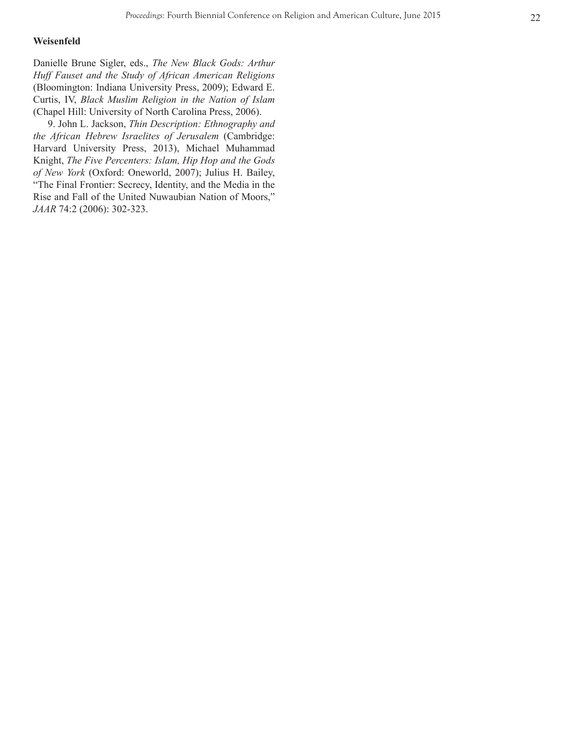**Weisenfeld**

Danielle Brune Sigler, eds., *The New Black Gods: Arthur Huff Fauset and the Study of African American Religions* (Bloomington: Indiana University Press, 2009); Edward E. Curtis, IV, *Black Muslim Religion in the Nation of Islam* (Chapel Hill: University of North Carolina Press, 2006).

9. John L. Jackson, *Thin Description: Ethnography and the African Hebrew Israelites of Jerusalem* (Cambridge: Harvard University Press, 2013), Michael Muhammad Knight, *The Five Percenters: Islam, Hip Hop and the Gods of New York* (Oxford: Oneworld, 2007); Julius H. Bailey, "The Final Frontier: Secrecy, Identity, and the Media in the Rise and Fall of the United Nuwaubian Nation of Moors," *JAAR* 74:2 (2006): 302-323.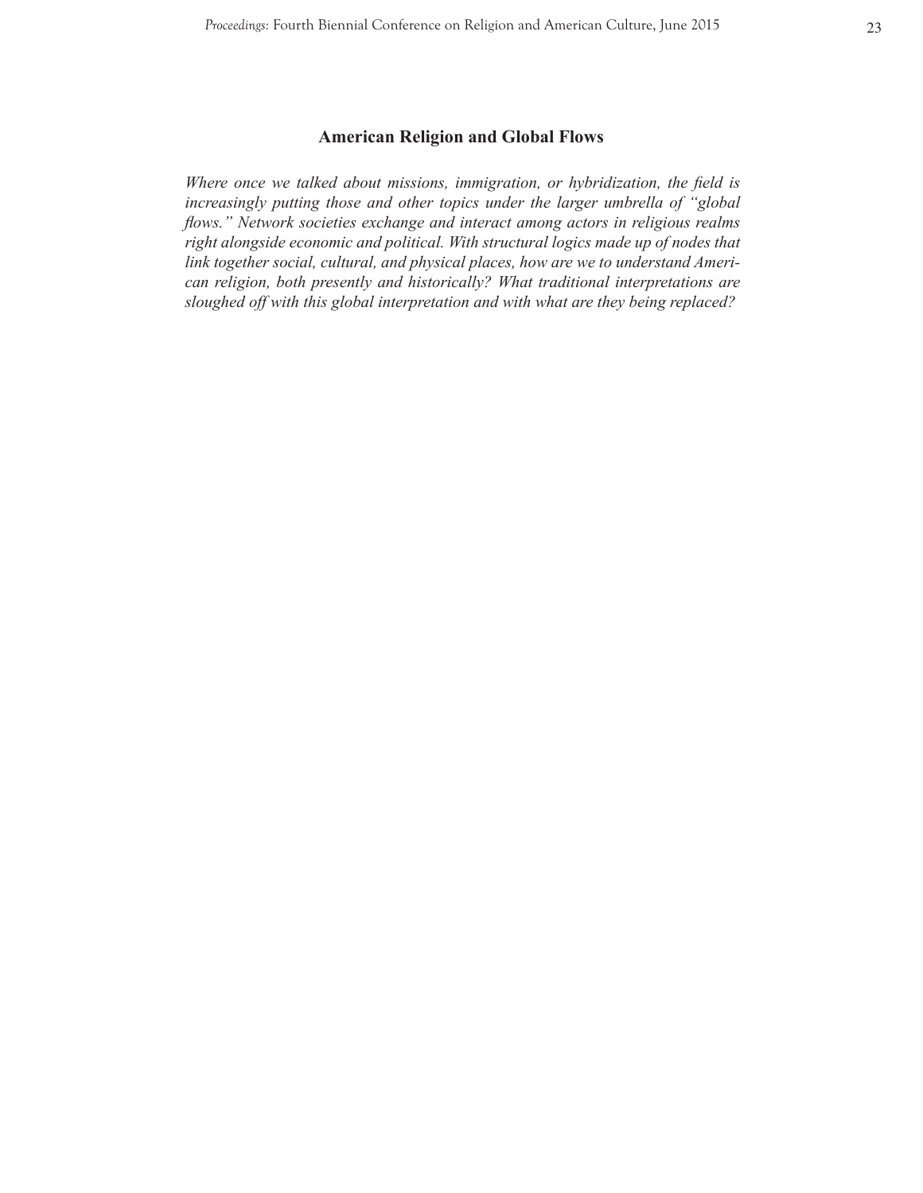## American Religion and Global Flows

*Where once we talked about missions, immigration, or hybridization, the field is increasingly putting those and other topics under the larger umbrella of "global flows." Network societies exchange and interact among actors in religious realms right alongside economic and political. With structural logics made up of nodes that link together social, cultural, and physical places, how are we to understand American religion, both presently and historically? What traditional interpretations are sloughed off with this global interpretation and with what are they being replaced?*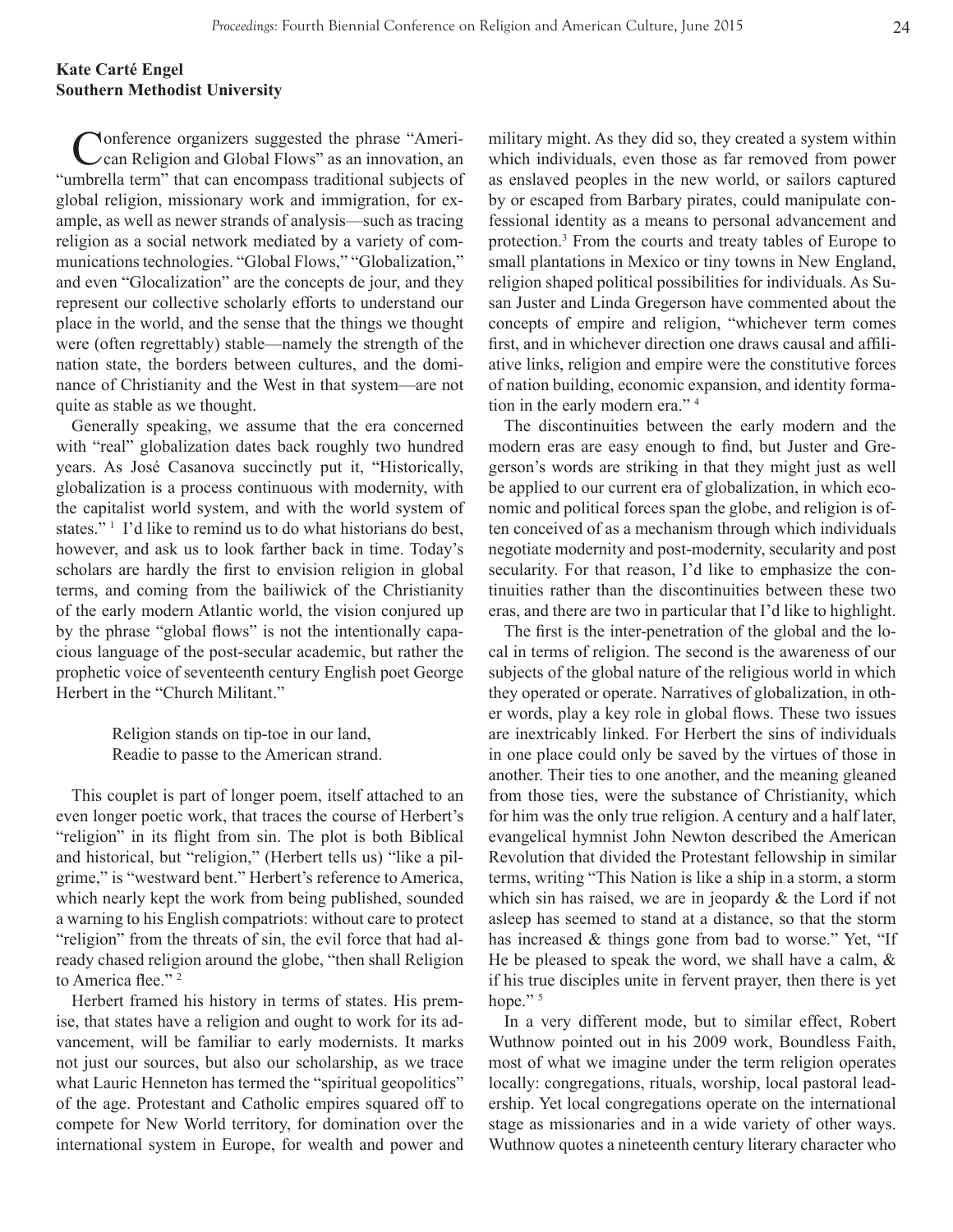**Kate Carté Engel**
**Southern Methodist University**

Conference organizers suggested the phrase "American Religion and Global Flows" as an innovation, an "umbrella term" that can encompass traditional subjects of global religion, missionary work and immigration, for example, as well as newer strands of analysis—such as tracing religion as a social network mediated by a variety of communications technologies. "Global Flows," "Globalization," and even "Glocalization" are the concepts de jour, and they represent our collective scholarly efforts to understand our place in the world, and the sense that the things we thought were (often regrettably) stable—namely the strength of the nation state, the borders between cultures, and the dominance of Christianity and the West in that system—are not quite as stable as we thought.

Generally speaking, we assume that the era concerned with "real" globalization dates back roughly two hundred years. As José Casanova succinctly put it, "Historically, globalization is a process continuous with modernity, with the capitalist world system, and with the world system of states." [1] I'd like to remind us to do what historians do best, however, and ask us to look farther back in time. Today's scholars are hardly the first to envision religion in global terms, and coming from the bailiwick of the Christianity of the early modern Atlantic world, the vision conjured up by the phrase "global flows" is not the intentionally capacious language of the post-secular academic, but rather the prophetic voice of seventeenth century English poet George Herbert in the "Church Militant."

> Religion stands on tip-toe in our land,
> Readie to passe to the American strand.

This couplet is part of longer poem, itself attached to an even longer poetic work, that traces the course of Herbert's "religion" in its flight from sin. The plot is both Biblical and historical, but "religion," (Herbert tells us) "like a pilgrime," is "westward bent." Herbert's reference to America, which nearly kept the work from being published, sounded a warning to his English compatriots: without care to protect "religion" from the threats of sin, the evil force that had already chased religion around the globe, "then shall Religion to America flee." [2]

Herbert framed his history in terms of states. His premise, that states have a religion and ought to work for its advancement, will be familiar to early modernists. It marks not just our sources, but also our scholarship, as we trace what Lauric Henneton has termed the "spiritual geopolitics" of the age. Protestant and Catholic empires squared off to compete for New World territory, for domination over the international system in Europe, for wealth and power and military might. As they did so, they created a system within which individuals, even those as far removed from power as enslaved peoples in the new world, or sailors captured by or escaped from Barbary pirates, could manipulate confessional identity as a means to personal advancement and protection.[3] From the courts and treaty tables of Europe to small plantations in Mexico or tiny towns in New England, religion shaped political possibilities for individuals. As Susan Juster and Linda Gregerson have commented about the concepts of empire and religion, "whichever term comes first, and in whichever direction one draws causal and affiliative links, religion and empire were the constitutive forces of nation building, economic expansion, and identity formation in the early modern era." [4]

The discontinuities between the early modern and the modern eras are easy enough to find, but Juster and Gregerson's words are striking in that they might just as well be applied to our current era of globalization, in which economic and political forces span the globe, and religion is often conceived of as a mechanism through which individuals negotiate modernity and post-modernity, secularity and post secularity. For that reason, I'd like to emphasize the continuities rather than the discontinuities between these two eras, and there are two in particular that I'd like to highlight.

The first is the inter-penetration of the global and the local in terms of religion. The second is the awareness of our subjects of the global nature of the religious world in which they operated or operate. Narratives of globalization, in other words, play a key role in global flows. These two issues are inextricably linked. For Herbert the sins of individuals in one place could only be saved by the virtues of those in another. Their ties to one another, and the meaning gleaned from those ties, were the substance of Christianity, which for him was the only true religion. A century and a half later, evangelical hymnist John Newton described the American Revolution that divided the Protestant fellowship in similar terms, writing "This Nation is like a ship in a storm, a storm which sin has raised, we are in jeopardy & the Lord if not asleep has seemed to stand at a distance, so that the storm has increased & things gone from bad to worse." Yet, "If He be pleased to speak the word, we shall have a calm, & if his true disciples unite in fervent prayer, then there is yet hope." [5]

In a very different mode, but to similar effect, Robert Wuthnow pointed out in his 2009 work, Boundless Faith, most of what we imagine under the term religion operates locally: congregations, rituals, worship, local pastoral leadership. Yet local congregations operate on the international stage as missionaries and in a wide variety of other ways. Wuthnow quotes a nineteenth century literary character who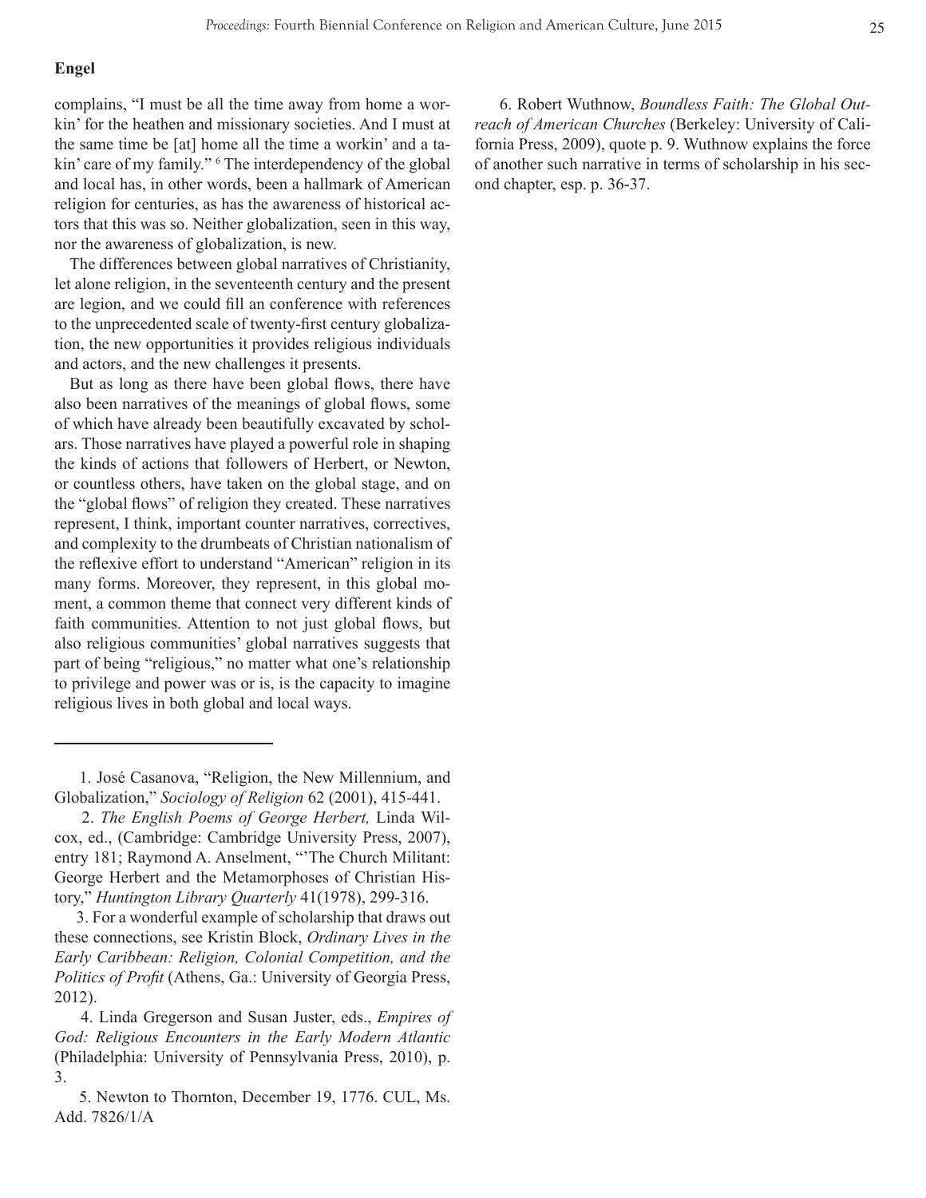complains, "I must be all the time away from home a workin' for the heathen and missionary societies. And I must at the same time be [at] home all the time a workin' and a takin' care of my family." [6] The interdependency of the global and local has, in other words, been a hallmark of American religion for centuries, as has the awareness of historical actors that this was so. Neither globalization, seen in this way, nor the awareness of globalization, is new.

The differences between global narratives of Christianity, let alone religion, in the seventeenth century and the present are legion, and we could fill an conference with references to the unprecedented scale of twenty-first century globalization, the new opportunities it provides religious individuals and actors, and the new challenges it presents.

But as long as there have been global flows, there have also been narratives of the meanings of global flows, some of which have already been beautifully excavated by scholars. Those narratives have played a powerful role in shaping the kinds of actions that followers of Herbert, or Newton, or countless others, have taken on the global stage, and on the "global flows" of religion they created. These narratives represent, I think, important counter narratives, correctives, and complexity to the drumbeats of Christian nationalism of the reflexive effort to understand "American" religion in its many forms. Moreover, they represent, in this global moment, a common theme that connect very different kinds of faith communities. Attention to not just global flows, but also religious communities' global narratives suggests that part of being "religious," no matter what one's relationship to privilege and power was or is, is the capacity to imagine religious lives in both global and local ways.

---

1. José Casanova, "Religion, the New Millennium, and Globalization," *Sociology of Religion* 62 (2001), 415-441.

2. *The English Poems of George Herbert,* Linda Wilcox, ed., (Cambridge: Cambridge University Press, 2007), entry 181; Raymond A. Anselment, "'The Church Militant: George Herbert and the Metamorphoses of Christian History," *Huntington Library Quarterly* 41(1978), 299-316.

3. For a wonderful example of scholarship that draws out these connections, see Kristin Block, *Ordinary Lives in the Early Caribbean: Religion, Colonial Competition, and the Politics of Profit* (Athens, Ga.: University of Georgia Press, 2012).

4. Linda Gregerson and Susan Juster, eds., *Empires of God: Religious Encounters in the Early Modern Atlantic* (Philadelphia: University of Pennsylvania Press, 2010), p. 3.

5. Newton to Thornton, December 19, 1776. CUL, Ms. Add. 7826/1/A

6. Robert Wuthnow, *Boundless Faith: The Global Outreach of American Churches* (Berkeley: University of California Press, 2009), quote p. 9. Wuthnow explains the force of another such narrative in terms of scholarship in his second chapter, esp. p. 36-37.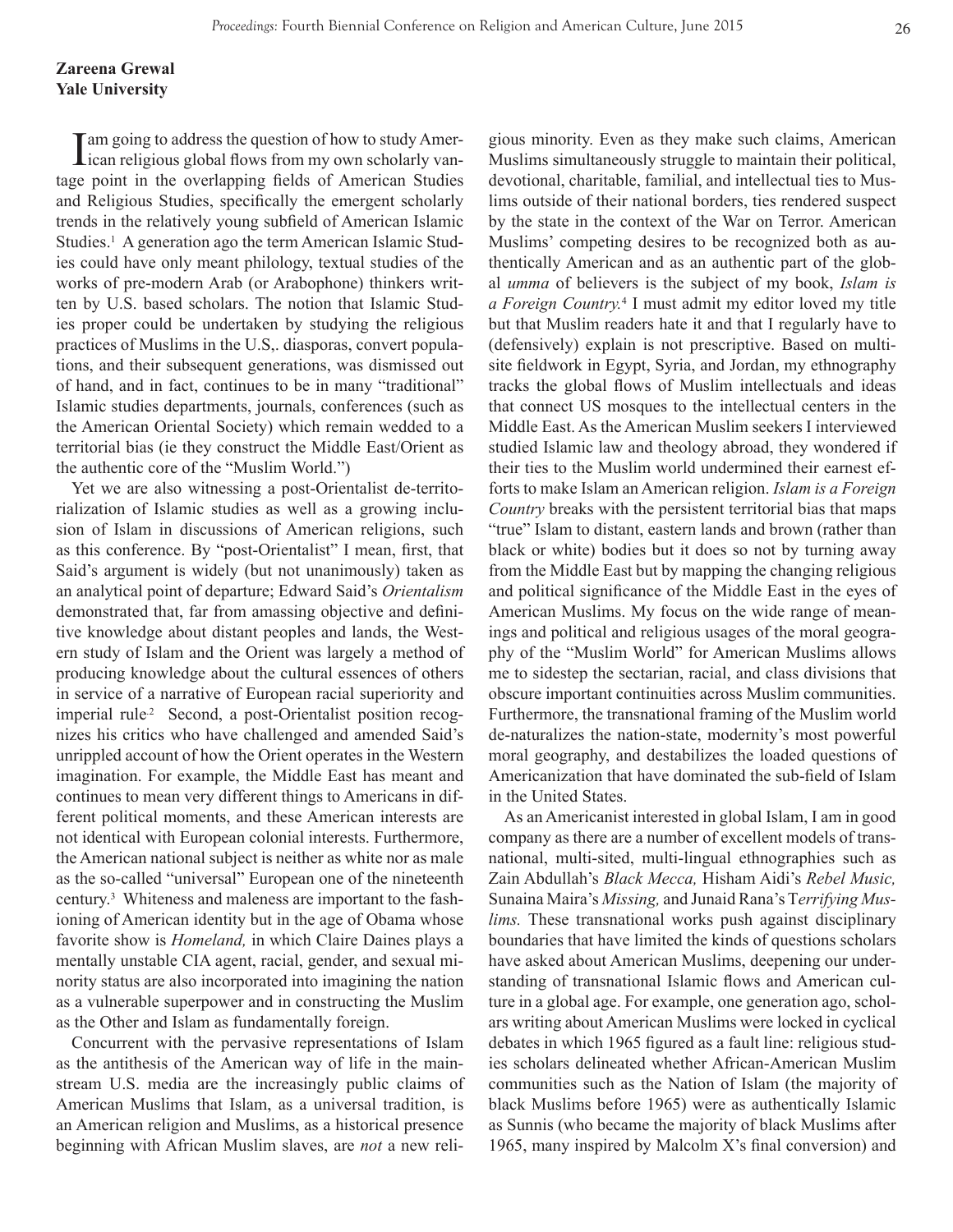**Zareena Grewal**
**Yale University**

I am going to address the question of how to study American religious global flows from my own scholarly vantage point in the overlapping fields of American Studies and Religious Studies, specifically the emergent scholarly trends in the relatively young subfield of American Islamic Studies.[1] A generation ago the term American Islamic Studies could have only meant philology, textual studies of the works of pre-modern Arab (or Arabophone) thinkers written by U.S. based scholars. The notion that Islamic Studies proper could be undertaken by studying the religious practices of Muslims in the U.S,. diasporas, convert populations, and their subsequent generations, was dismissed out of hand, and in fact, continues to be in many "traditional" Islamic studies departments, journals, conferences (such as the American Oriental Society) which remain wedded to a territorial bias (ie they construct the Middle East/Orient as the authentic core of the "Muslim World.")

Yet we are also witnessing a post-Orientalist de-territorialization of Islamic studies as well as a growing inclusion of Islam in discussions of American religions, such as this conference. By "post-Orientalist" I mean, first, that Said's argument is widely (but not unanimously) taken as an analytical point of departure; Edward Said's *Orientalism* demonstrated that, far from amassing objective and definitive knowledge about distant peoples and lands, the Western study of Islam and the Orient was largely a method of producing knowledge about the cultural essences of others in service of a narrative of European racial superiority and imperial rule.[2] Second, a post-Orientalist position recognizes his critics who have challenged and amended Said's unrippled account of how the Orient operates in the Western imagination. For example, the Middle East has meant and continues to mean very different things to Americans in different political moments, and these American interests are not identical with European colonial interests. Furthermore, the American national subject is neither as white nor as male as the so-called "universal" European one of the nineteenth century.[3] Whiteness and maleness are important to the fashioning of American identity but in the age of Obama whose favorite show is *Homeland,* in which Claire Daines plays a mentally unstable CIA agent, racial, gender, and sexual minority status are also incorporated into imagining the nation as a vulnerable superpower and in constructing the Muslim as the Other and Islam as fundamentally foreign.

Concurrent with the pervasive representations of Islam as the antithesis of the American way of life in the mainstream U.S. media are the increasingly public claims of American Muslims that Islam, as a universal tradition, is an American religion and Muslims, as a historical presence beginning with African Muslim slaves, are *not* a new religious minority. Even as they make such claims, American Muslims simultaneously struggle to maintain their political, devotional, charitable, familial, and intellectual ties to Muslims outside of their national borders, ties rendered suspect by the state in the context of the War on Terror. American Muslims' competing desires to be recognized both as authentically American and as an authentic part of the global *umma* of believers is the subject of my book, *Islam is a Foreign Country.*[4] I must admit my editor loved my title but that Muslim readers hate it and that I regularly have to (defensively) explain is not prescriptive. Based on multi-site fieldwork in Egypt, Syria, and Jordan, my ethnography tracks the global flows of Muslim intellectuals and ideas that connect US mosques to the intellectual centers in the Middle East. As the American Muslim seekers I interviewed studied Islamic law and theology abroad, they wondered if their ties to the Muslim world undermined their earnest efforts to make Islam an American religion. *Islam is a Foreign Country* breaks with the persistent territorial bias that maps "true" Islam to distant, eastern lands and brown (rather than black or white) bodies but it does so not by turning away from the Middle East but by mapping the changing religious and political significance of the Middle East in the eyes of American Muslims. My focus on the wide range of meanings and political and religious usages of the moral geography of the "Muslim World" for American Muslims allows me to sidestep the sectarian, racial, and class divisions that obscure important continuities across Muslim communities. Furthermore, the transnational framing of the Muslim world de-naturalizes the nation-state, modernity's most powerful moral geography, and destabilizes the loaded questions of Americanization that have dominated the sub-field of Islam in the United States.

As an Americanist interested in global Islam, I am in good company as there are a number of excellent models of transnational, multi-sited, multi-lingual ethnographies such as Zain Abdullah's *Black Mecca,* Hisham Aidi's *Rebel Music,* Sunaina Maira's *Missing,* and Junaid Rana's T*errifying Muslims.* These transnational works push against disciplinary boundaries that have limited the kinds of questions scholars have asked about American Muslims, deepening our understanding of transnational Islamic flows and American culture in a global age. For example, one generation ago, scholars writing about American Muslims were locked in cyclical debates in which 1965 figured as a fault line: religious studies scholars delineated whether African-American Muslim communities such as the Nation of Islam (the majority of black Muslims before 1965) were as authentically Islamic as Sunnis (who became the majority of black Muslims after 1965, many inspired by Malcolm X's final conversion) and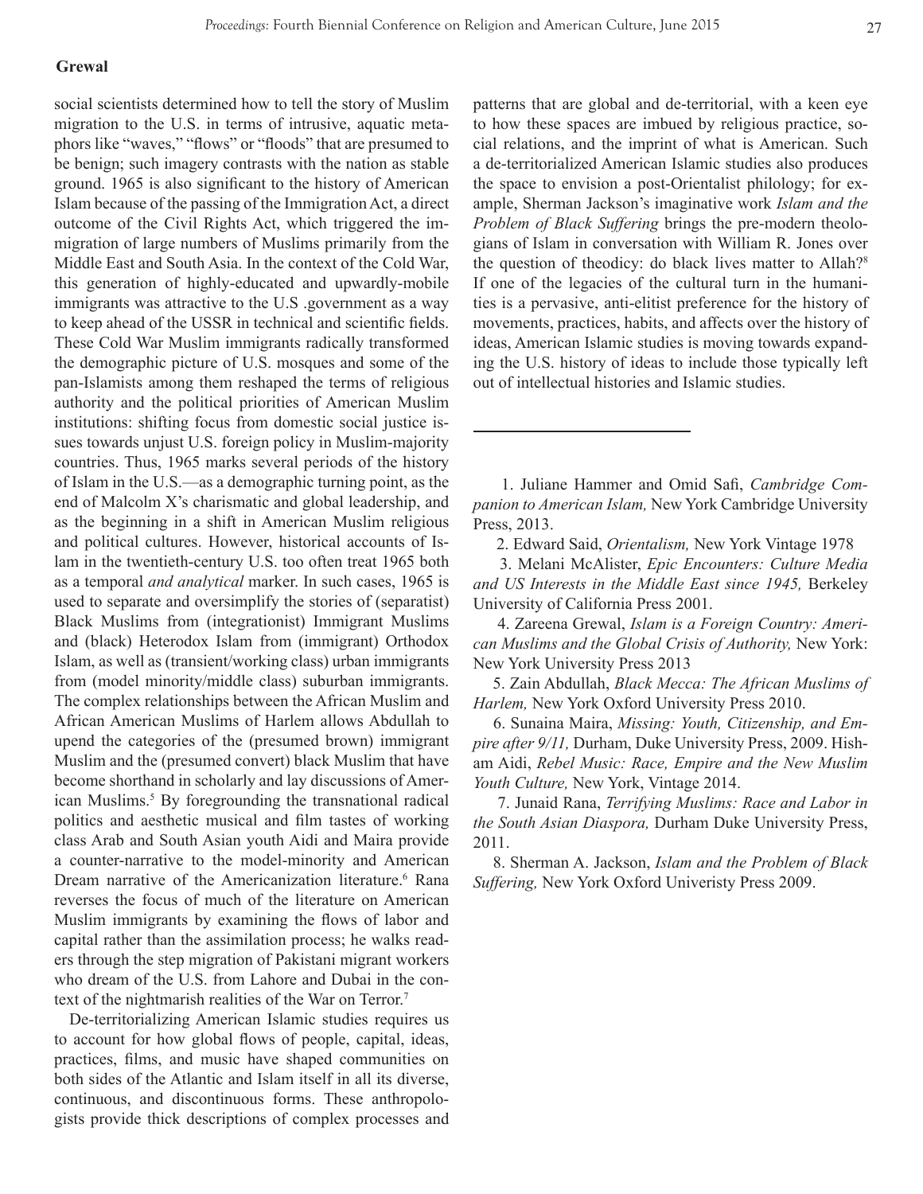social scientists determined how to tell the story of Muslim migration to the U.S. in terms of intrusive, aquatic metaphors like "waves," "flows" or "floods" that are presumed to be benign; such imagery contrasts with the nation as stable ground. 1965 is also significant to the history of American Islam because of the passing of the Immigration Act, a direct outcome of the Civil Rights Act, which triggered the immigration of large numbers of Muslims primarily from the Middle East and South Asia. In the context of the Cold War, this generation of highly-educated and upwardly-mobile immigrants was attractive to the U.S .government as a way to keep ahead of the USSR in technical and scientific fields. These Cold War Muslim immigrants radically transformed the demographic picture of U.S. mosques and some of the pan-Islamists among them reshaped the terms of religious authority and the political priorities of American Muslim institutions: shifting focus from domestic social justice issues towards unjust U.S. foreign policy in Muslim-majority countries. Thus, 1965 marks several periods of the history of Islam in the U.S.—as a demographic turning point, as the end of Malcolm X's charismatic and global leadership, and as the beginning in a shift in American Muslim religious and political cultures. However, historical accounts of Islam in the twentieth-century U.S. too often treat 1965 both as a temporal *and analytical* marker. In such cases, 1965 is used to separate and oversimplify the stories of (separatist) Black Muslims from (integrationist) Immigrant Muslims and (black) Heterodox Islam from (immigrant) Orthodox Islam, as well as (transient/working class) urban immigrants from (model minority/middle class) suburban immigrants. The complex relationships between the African Muslim and African American Muslims of Harlem allows Abdullah to upend the categories of the (presumed brown) immigrant Muslim and the (presumed convert) black Muslim that have become shorthand in scholarly and lay discussions of American Muslims.[5] By foregrounding the transnational radical politics and aesthetic musical and film tastes of working class Arab and South Asian youth Aidi and Maira provide a counter-narrative to the model-minority and American Dream narrative of the Americanization literature.[6] Rana reverses the focus of much of the literature on American Muslim immigrants by examining the flows of labor and capital rather than the assimilation process; he walks readers through the step migration of Pakistani migrant workers who dream of the U.S. from Lahore and Dubai in the context of the nightmarish realities of the War on Terror.[7]

De-territorializing American Islamic studies requires us to account for how global flows of people, capital, ideas, practices, films, and music have shaped communities on both sides of the Atlantic and Islam itself in all its diverse, continuous, and discontinuous forms. These anthropologists provide thick descriptions of complex processes and patterns that are global and de-territorial, with a keen eye to how these spaces are imbued by religious practice, social relations, and the imprint of what is American. Such a de-territorialized American Islamic studies also produces the space to envision a post-Orientalist philology; for example, Sherman Jackson's imaginative work *Islam and the Problem of Black Suffering* brings the pre-modern theologians of Islam in conversation with William R. Jones over the question of theodicy: do black lives matter to Allah?[8] If one of the legacies of the cultural turn in the humanities is a pervasive, anti-elitist preference for the history of movements, practices, habits, and affects over the history of ideas, American Islamic studies is moving towards expanding the U.S. history of ideas to include those typically left out of intellectual histories and Islamic studies.

---

1. Juliane Hammer and Omid Safi, *Cambridge Companion to American Islam,* New York Cambridge University Press, 2013.

2. Edward Said, *Orientalism,* New York Vintage 1978

3. Melani McAlister, *Epic Encounters: Culture Media and US Interests in the Middle East since 1945,* Berkeley University of California Press 2001.

4. Zareena Grewal, *Islam is a Foreign Country: American Muslims and the Global Crisis of Authority,* New York: New York University Press 2013

5. Zain Abdullah, *Black Mecca: The African Muslims of Harlem,* New York Oxford University Press 2010.

6. Sunaina Maira, *Missing: Youth, Citizenship, and Empire after 9/11,* Durham, Duke University Press, 2009. Hisham Aidi, *Rebel Music: Race, Empire and the New Muslim Youth Culture,* New York, Vintage 2014.

7. Junaid Rana, *Terrifying Muslims: Race and Labor in the South Asian Diaspora,* Durham Duke University Press, 2011.

8. Sherman A. Jackson, *Islam and the Problem of Black Suffering,* New York Oxford Univeristy Press 2009.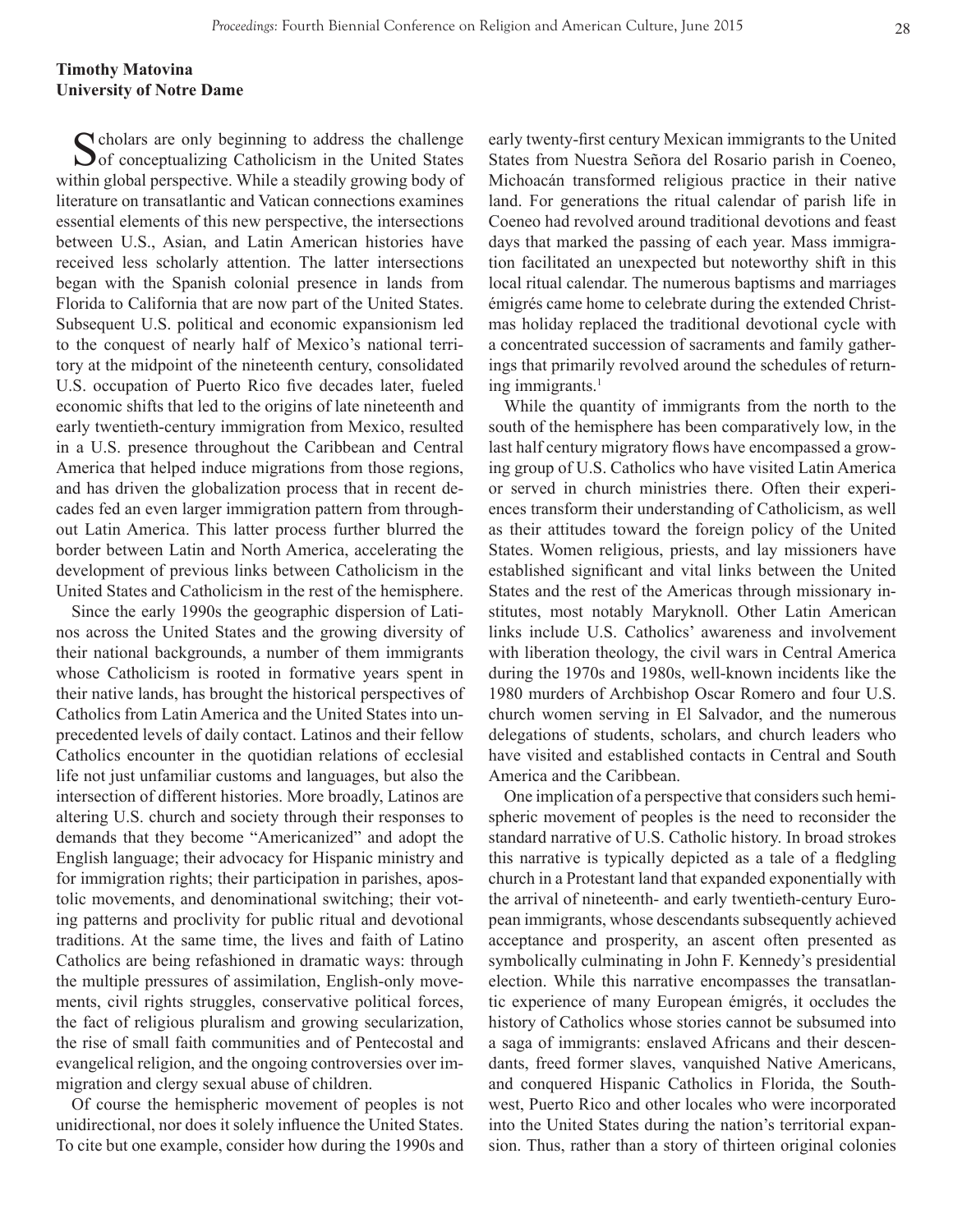**Timothy Matovina**
**University of Notre Dame**

Scholars are only beginning to address the challenge of conceptualizing Catholicism in the United States within global perspective. While a steadily growing body of literature on transatlantic and Vatican connections examines essential elements of this new perspective, the intersections between U.S., Asian, and Latin American histories have received less scholarly attention. The latter intersections began with the Spanish colonial presence in lands from Florida to California that are now part of the United States. Subsequent U.S. political and economic expansionism led to the conquest of nearly half of Mexico's national territory at the midpoint of the nineteenth century, consolidated U.S. occupation of Puerto Rico five decades later, fueled economic shifts that led to the origins of late nineteenth and early twentieth-century immigration from Mexico, resulted in a U.S. presence throughout the Caribbean and Central America that helped induce migrations from those regions, and has driven the globalization process that in recent decades fed an even larger immigration pattern from throughout Latin America. This latter process further blurred the border between Latin and North America, accelerating the development of previous links between Catholicism in the United States and Catholicism in the rest of the hemisphere.

Since the early 1990s the geographic dispersion of Latinos across the United States and the growing diversity of their national backgrounds, a number of them immigrants whose Catholicism is rooted in formative years spent in their native lands, has brought the historical perspectives of Catholics from Latin America and the United States into unprecedented levels of daily contact. Latinos and their fellow Catholics encounter in the quotidian relations of ecclesial life not just unfamiliar customs and languages, but also the intersection of different histories. More broadly, Latinos are altering U.S. church and society through their responses to demands that they become "Americanized" and adopt the English language; their advocacy for Hispanic ministry and for immigration rights; their participation in parishes, apostolic movements, and denominational switching; their voting patterns and proclivity for public ritual and devotional traditions. At the same time, the lives and faith of Latino Catholics are being refashioned in dramatic ways: through the multiple pressures of assimilation, English-only movements, civil rights struggles, conservative political forces, the fact of religious pluralism and growing secularization, the rise of small faith communities and of Pentecostal and evangelical religion, and the ongoing controversies over immigration and clergy sexual abuse of children.

Of course the hemispheric movement of peoples is not unidirectional, nor does it solely influence the United States. To cite but one example, consider how during the 1990s and early twenty-first century Mexican immigrants to the United States from Nuestra Señora del Rosario parish in Coeneo, Michoacán transformed religious practice in their native land. For generations the ritual calendar of parish life in Coeneo had revolved around traditional devotions and feast days that marked the passing of each year. Mass immigration facilitated an unexpected but noteworthy shift in this local ritual calendar. The numerous baptisms and marriages émigrés came home to celebrate during the extended Christmas holiday replaced the traditional devotional cycle with a concentrated succession of sacraments and family gatherings that primarily revolved around the schedules of returning immigrants.[1]

While the quantity of immigrants from the north to the south of the hemisphere has been comparatively low, in the last half century migratory flows have encompassed a growing group of U.S. Catholics who have visited Latin America or served in church ministries there. Often their experiences transform their understanding of Catholicism, as well as their attitudes toward the foreign policy of the United States. Women religious, priests, and lay missioners have established significant and vital links between the United States and the rest of the Americas through missionary institutes, most notably Maryknoll. Other Latin American links include U.S. Catholics' awareness and involvement with liberation theology, the civil wars in Central America during the 1970s and 1980s, well-known incidents like the 1980 murders of Archbishop Oscar Romero and four U.S. church women serving in El Salvador, and the numerous delegations of students, scholars, and church leaders who have visited and established contacts in Central and South America and the Caribbean.

One implication of a perspective that considers such hemispheric movement of peoples is the need to reconsider the standard narrative of U.S. Catholic history. In broad strokes this narrative is typically depicted as a tale of a fledgling church in a Protestant land that expanded exponentially with the arrival of nineteenth- and early twentieth-century European immigrants, whose descendants subsequently achieved acceptance and prosperity, an ascent often presented as symbolically culminating in John F. Kennedy's presidential election. While this narrative encompasses the transatlantic experience of many European émigrés, it occludes the history of Catholics whose stories cannot be subsumed into a saga of immigrants: enslaved Africans and their descendants, freed former slaves, vanquished Native Americans, and conquered Hispanic Catholics in Florida, the Southwest, Puerto Rico and other locales who were incorporated into the United States during the nation's territorial expansion. Thus, rather than a story of thirteen original colonies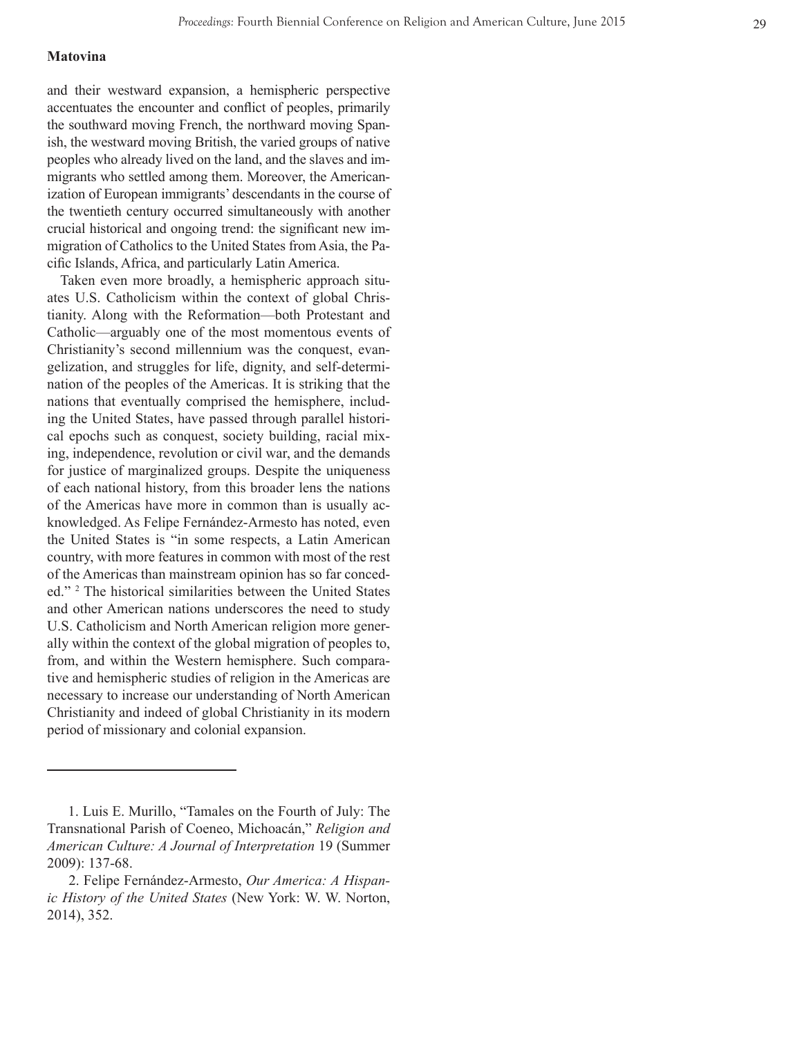and their westward expansion, a hemispheric perspective accentuates the encounter and conflict of peoples, primarily the southward moving French, the northward moving Spanish, the westward moving British, the varied groups of native peoples who already lived on the land, and the slaves and immigrants who settled among them. Moreover, the Americanization of European immigrants' descendants in the course of the twentieth century occurred simultaneously with another crucial historical and ongoing trend: the significant new immigration of Catholics to the United States from Asia, the Pacific Islands, Africa, and particularly Latin America.

Taken even more broadly, a hemispheric approach situates U.S. Catholicism within the context of global Christianity. Along with the Reformation—both Protestant and Catholic—arguably one of the most momentous events of Christianity's second millennium was the conquest, evangelization, and struggles for life, dignity, and self-determination of the peoples of the Americas. It is striking that the nations that eventually comprised the hemisphere, including the United States, have passed through parallel historical epochs such as conquest, society building, racial mixing, independence, revolution or civil war, and the demands for justice of marginalized groups. Despite the uniqueness of each national history, from this broader lens the nations of the Americas have more in common than is usually acknowledged. As Felipe Fernández-Armesto has noted, even the United States is "in some respects, a Latin American country, with more features in common with most of the rest of the Americas than mainstream opinion has so far conceded." [2] The historical similarities between the United States and other American nations underscores the need to study U.S. Catholicism and North American religion more generally within the context of the global migration of peoples to, from, and within the Western hemisphere. Such comparative and hemispheric studies of religion in the Americas are necessary to increase our understanding of North American Christianity and indeed of global Christianity in its modern period of missionary and colonial expansion.

---

1. Luis E. Murillo, "Tamales on the Fourth of July: The Transnational Parish of Coeneo, Michoacán," *Religion and American Culture: A Journal of Interpretation* 19 (Summer 2009): 137-68.

2. Felipe Fernández-Armesto, *Our America: A Hispanic History of the United States* (New York: W. W. Norton, 2014), 352.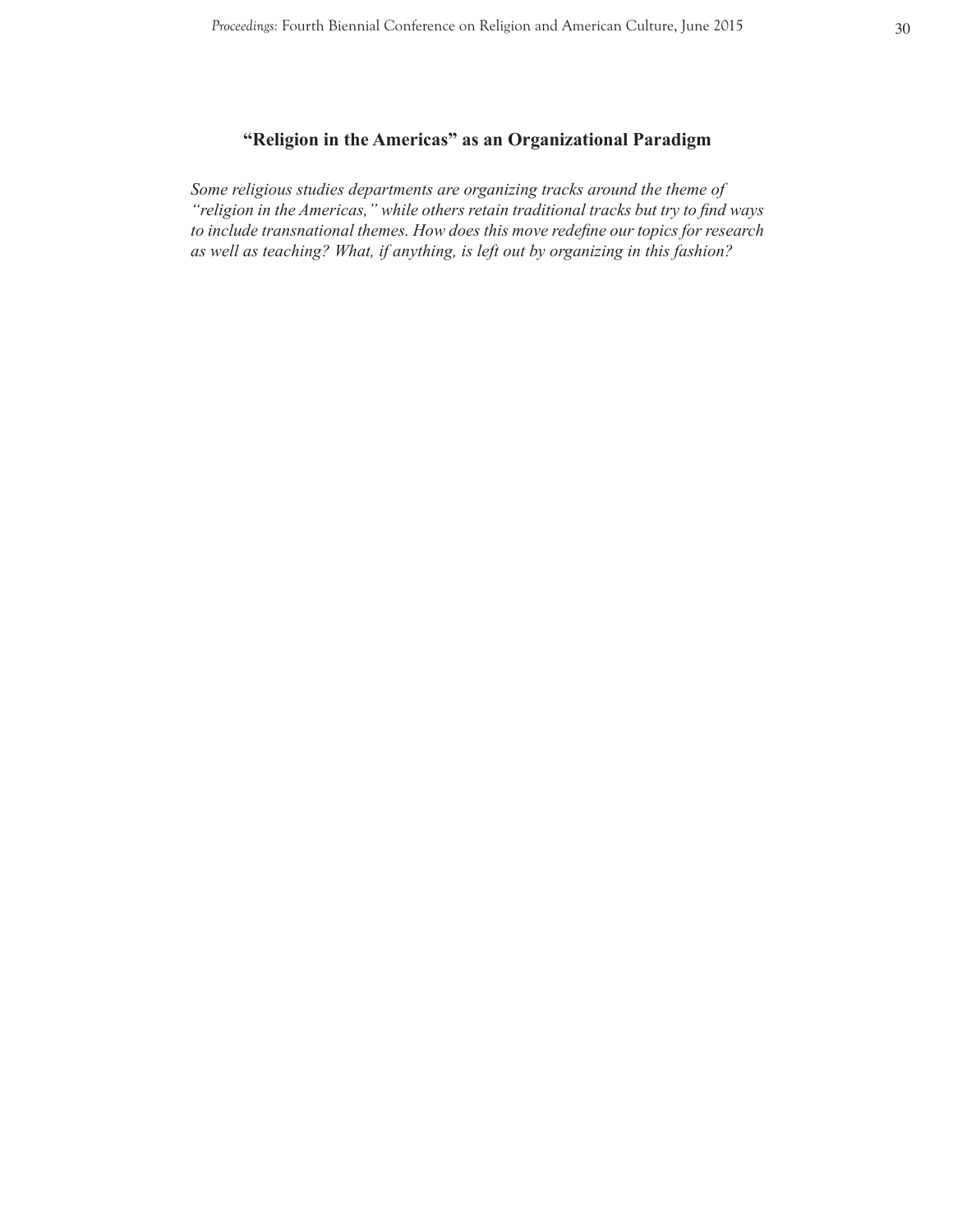## "Religion in the Americas" as an Organizational Paradigm

*Some religious studies departments are organizing tracks around the theme of "religion in the Americas," while others retain traditional tracks but try to find ways to include transnational themes. How does this move redefine our topics for research as well as teaching? What, if anything, is left out by organizing in this fashion?*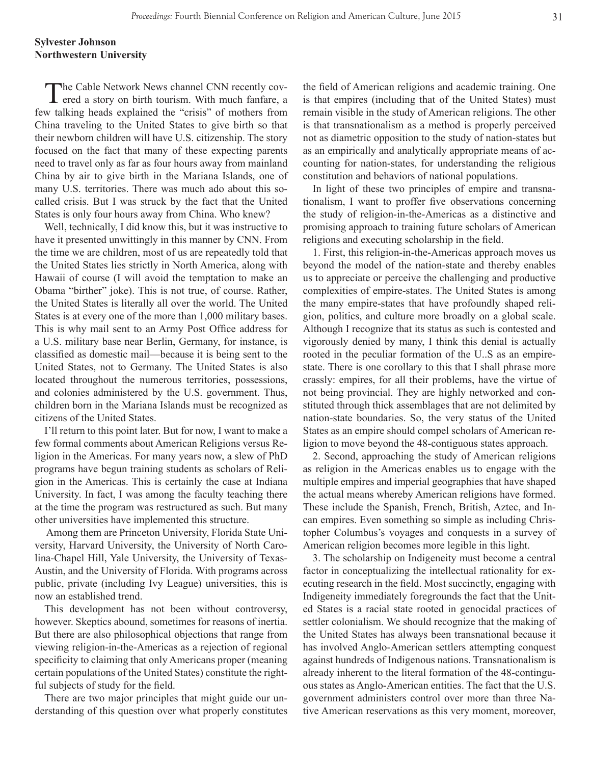**Sylvester Johnson**
**Northwestern University**

The Cable Network News channel CNN recently covered a story on birth tourism. With much fanfare, a few talking heads explained the "crisis" of mothers from China traveling to the United States to give birth so that their newborn children will have U.S. citizenship. The story focused on the fact that many of these expecting parents need to travel only as far as four hours away from mainland China by air to give birth in the Mariana Islands, one of many U.S. territories. There was much ado about this so-called crisis. But I was struck by the fact that the United States is only four hours away from China. Who knew?

Well, technically, I did know this, but it was instructive to have it presented unwittingly in this manner by CNN. From the time we are children, most of us are repeatedly told that the United States lies strictly in North America, along with Hawaii of course (I will avoid the temptation to make an Obama "birther" joke). This is not true, of course. Rather, the United States is literally all over the world. The United States is at every one of the more than 1,000 military bases. This is why mail sent to an Army Post Office address for a U.S. military base near Berlin, Germany, for instance, is classified as domestic mail—because it is being sent to the United States, not to Germany. The United States is also located throughout the numerous territories, possessions, and colonies administered by the U.S. government. Thus, children born in the Mariana Islands must be recognized as citizens of the United States.

I'll return to this point later. But for now, I want to make a few formal comments about American Religions versus Religion in the Americas. For many years now, a slew of PhD programs have begun training students as scholars of Religion in the Americas. This is certainly the case at Indiana University. In fact, I was among the faculty teaching there at the time the program was restructured as such. But many other universities have implemented this structure.

Among them are Princeton University, Florida State University, Harvard University, the University of North Carolina-Chapel Hill, Yale University, the University of Texas-Austin, and the University of Florida. With programs across public, private (including Ivy League) universities, this is now an established trend.

This development has not been without controversy, however. Skeptics abound, sometimes for reasons of inertia. But there are also philosophical objections that range from viewing religion-in-the-Americas as a rejection of regional specificity to claiming that only Americans proper (meaning certain populations of the United States) constitute the rightful subjects of study for the field.

There are two major principles that might guide our understanding of this question over what properly constitutes the field of American religions and academic training. One is that empires (including that of the United States) must remain visible in the study of American religions. The other is that transnationalism as a method is properly perceived not as diametric opposition to the study of nation-states but as an empirically and analytically appropriate means of accounting for nation-states, for understanding the religious constitution and behaviors of national populations.

In light of these two principles of empire and transnationalism, I want to proffer five observations concerning the study of religion-in-the-Americas as a distinctive and promising approach to training future scholars of American religions and executing scholarship in the field.

1. First, this religion-in-the-Americas approach moves us beyond the model of the nation-state and thereby enables us to appreciate or perceive the challenging and productive complexities of empire-states. The United States is among the many empire-states that have profoundly shaped religion, politics, and culture more broadly on a global scale. Although I recognize that its status as such is contested and vigorously denied by many, I think this denial is actually rooted in the peculiar formation of the U..S as an empire-state. There is one corollary to this that I shall phrase more crassly: empires, for all their problems, have the virtue of not being provincial. They are highly networked and constituted through thick assemblages that are not delimited by nation-state boundaries. So, the very status of the United States as an empire should compel scholars of American religion to move beyond the 48-contiguous states approach.

2. Second, approaching the study of American religions as religion in the Americas enables us to engage with the multiple empires and imperial geographies that have shaped the actual means whereby American religions have formed. These include the Spanish, French, British, Aztec, and Incan empires. Even something so simple as including Christopher Columbus's voyages and conquests in a survey of American religion becomes more legible in this light.

3. The scholarship on Indigeneity must become a central factor in conceptualizing the intellectual rationality for executing research in the field. Most succinctly, engaging with Indigeneity immediately foregrounds the fact that the United States is a racial state rooted in genocidal practices of settler colonialism. We should recognize that the making of the United States has always been transnational because it has involved Anglo-American settlers attempting conquest against hundreds of Indigenous nations. Transnationalism is already inherent to the literal formation of the 48-contingugous states as Anglo-American entities. The fact that the U.S. government administers control over more than three Native American reservations as this very moment, moreover,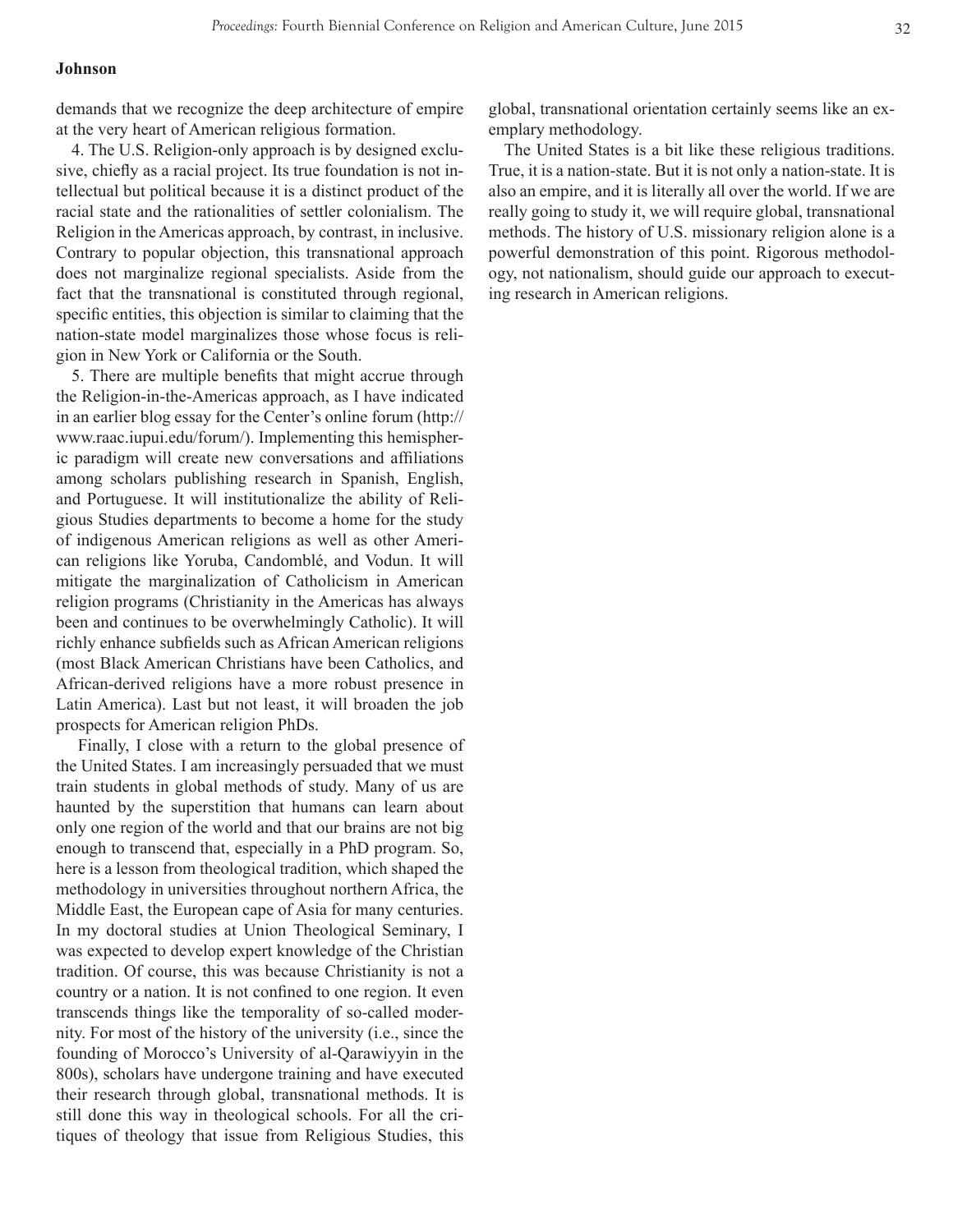demands that we recognize the deep architecture of empire at the very heart of American religious formation.

4. The U.S. Religion-only approach is by designed exclusive, chiefly as a racial project. Its true foundation is not intellectual but political because it is a distinct product of the racial state and the rationalities of settler colonialism. The Religion in the Americas approach, by contrast, in inclusive. Contrary to popular objection, this transnational approach does not marginalize regional specialists. Aside from the fact that the transnational is constituted through regional, specific entities, this objection is similar to claiming that the nation-state model marginalizes those whose focus is religion in New York or California or the South.

5. There are multiple benefits that might accrue through the Religion-in-the-Americas approach, as I have indicated in an earlier blog essay for the Center's online forum (http://www.raac.iupui.edu/forum/). Implementing this hemispheric paradigm will create new conversations and affiliations among scholars publishing research in Spanish, English, and Portuguese. It will institutionalize the ability of Religious Studies departments to become a home for the study of indigenous American religions as well as other American religions like Yoruba, Candomblé, and Vodun. It will mitigate the marginalization of Catholicism in American religion programs (Christianity in the Americas has always been and continues to be overwhelmingly Catholic). It will richly enhance subfields such as African American religions (most Black American Christians have been Catholics, and African-derived religions have a more robust presence in Latin America). Last but not least, it will broaden the job prospects for American religion PhDs.

Finally, I close with a return to the global presence of the United States. I am increasingly persuaded that we must train students in global methods of study. Many of us are haunted by the superstition that humans can learn about only one region of the world and that our brains are not big enough to transcend that, especially in a PhD program. So, here is a lesson from theological tradition, which shaped the methodology in universities throughout northern Africa, the Middle East, the European cape of Asia for many centuries. In my doctoral studies at Union Theological Seminary, I was expected to develop expert knowledge of the Christian tradition. Of course, this was because Christianity is not a country or a nation. It is not confined to one region. It even transcends things like the temporality of so-called modernity. For most of the history of the university (i.e., since the founding of Morocco's University of al-Qarawiyyin in the 800s), scholars have undergone training and have executed their research through global, transnational methods. It is still done this way in theological schools. For all the critiques of theology that issue from Religious Studies, this global, transnational orientation certainly seems like an exemplary methodology.

The United States is a bit like these religious traditions. True, it is a nation-state. But it is not only a nation-state. It is also an empire, and it is literally all over the world. If we are really going to study it, we will require global, transnational methods. The history of U.S. missionary religion alone is a powerful demonstration of this point. Rigorous methodology, not nationalism, should guide our approach to executing research in American religions.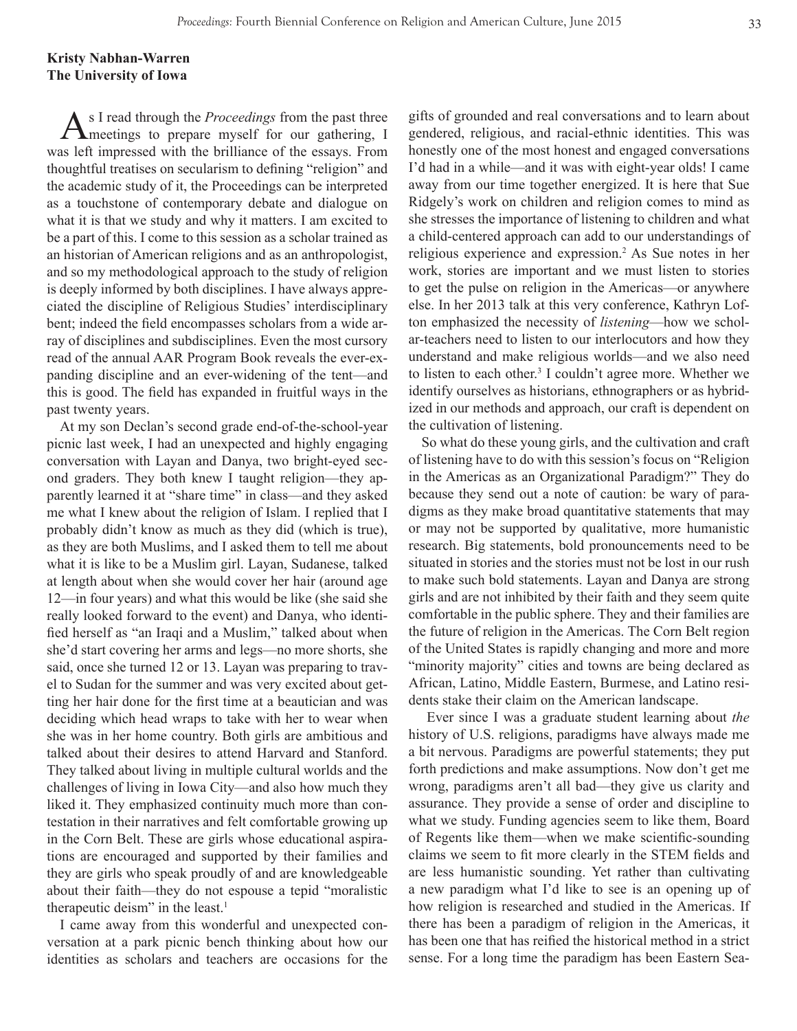**Kristy Nabhan-Warren**
**The University of Iowa**

As I read through the *Proceedings* from the past three meetings to prepare myself for our gathering, I was left impressed with the brilliance of the essays. From thoughtful treatises on secularism to defining "religion" and the academic study of it, the Proceedings can be interpreted as a touchstone of contemporary debate and dialogue on what it is that we study and why it matters. I am excited to be a part of this. I come to this session as a scholar trained as an historian of American religions and as an anthropologist, and so my methodological approach to the study of religion is deeply informed by both disciplines. I have always appreciated the discipline of Religious Studies' interdisciplinary bent; indeed the field encompasses scholars from a wide array of disciplines and subdisciplines. Even the most cursory read of the annual AAR Program Book reveals the ever-expanding discipline and an ever-widening of the tent—and this is good. The field has expanded in fruitful ways in the past twenty years.

At my son Declan's second grade end-of-the-school-year picnic last week, I had an unexpected and highly engaging conversation with Layan and Danya, two bright-eyed second graders. They both knew I taught religion—they apparently learned it at "share time" in class—and they asked me what I knew about the religion of Islam. I replied that I probably didn't know as much as they did (which is true), as they are both Muslims, and I asked them to tell me about what it is like to be a Muslim girl. Layan, Sudanese, talked at length about when she would cover her hair (around age 12—in four years) and what this would be like (she said she really looked forward to the event) and Danya, who identified herself as "an Iraqi and a Muslim," talked about when she'd start covering her arms and legs—no more shorts, she said, once she turned 12 or 13. Layan was preparing to travel to Sudan for the summer and was very excited about getting her hair done for the first time at a beautician and was deciding which head wraps to take with her to wear when she was in her home country. Both girls are ambitious and talked about their desires to attend Harvard and Stanford. They talked about living in multiple cultural worlds and the challenges of living in Iowa City—and also how much they liked it. They emphasized continuity much more than contestation in their narratives and felt comfortable growing up in the Corn Belt. These are girls whose educational aspirations are encouraged and supported by their families and they are girls who speak proudly of and are knowledgeable about their faith—they do not espouse a tepid "moralistic therapeutic deism" in the least.[1]

I came away from this wonderful and unexpected conversation at a park picnic bench thinking about how our identities as scholars and teachers are occasions for the gifts of grounded and real conversations and to learn about gendered, religious, and racial-ethnic identities. This was honestly one of the most honest and engaged conversations I'd had in a while—and it was with eight-year olds! I came away from our time together energized. It is here that Sue Ridgely's work on children and religion comes to mind as she stresses the importance of listening to children and what a child-centered approach can add to our understandings of religious experience and expression.[2] As Sue notes in her work, stories are important and we must listen to stories to get the pulse on religion in the Americas—or anywhere else. In her 2013 talk at this very conference, Kathryn Lofton emphasized the necessity of *listening*—how we scholar-teachers need to listen to our interlocutors and how they understand and make religious worlds—and we also need to listen to each other.[3] I couldn't agree more. Whether we identify ourselves as historians, ethnographers or as hybridized in our methods and approach, our craft is dependent on the cultivation of listening.

So what do these young girls, and the cultivation and craft of listening have to do with this session's focus on "Religion in the Americas as an Organizational Paradigm?" They do because they send out a note of caution: be wary of paradigms as they make broad quantitative statements that may or may not be supported by qualitative, more humanistic research. Big statements, bold pronouncements need to be situated in stories and the stories must not be lost in our rush to make such bold statements. Layan and Danya are strong girls and are not inhibited by their faith and they seem quite comfortable in the public sphere. They and their families are the future of religion in the Americas. The Corn Belt region of the United States is rapidly changing and more and more "minority majority" cities and towns are being declared as African, Latino, Middle Eastern, Burmese, and Latino residents stake their claim on the American landscape.

Ever since I was a graduate student learning about *the* history of U.S. religions, paradigms have always made me a bit nervous. Paradigms are powerful statements; they put forth predictions and make assumptions. Now don't get me wrong, paradigms aren't all bad—they give us clarity and assurance. They provide a sense of order and discipline to what we study. Funding agencies seem to like them, Board of Regents like them—when we make scientific-sounding claims we seem to fit more clearly in the STEM fields and are less humanistic sounding. Yet rather than cultivating a new paradigm what I'd like to see is an opening up of how religion is researched and studied in the Americas. If there has been a paradigm of religion in the Americas, it has been one that has reified the historical method in a strict sense. For a long time the paradigm has been Eastern Sea-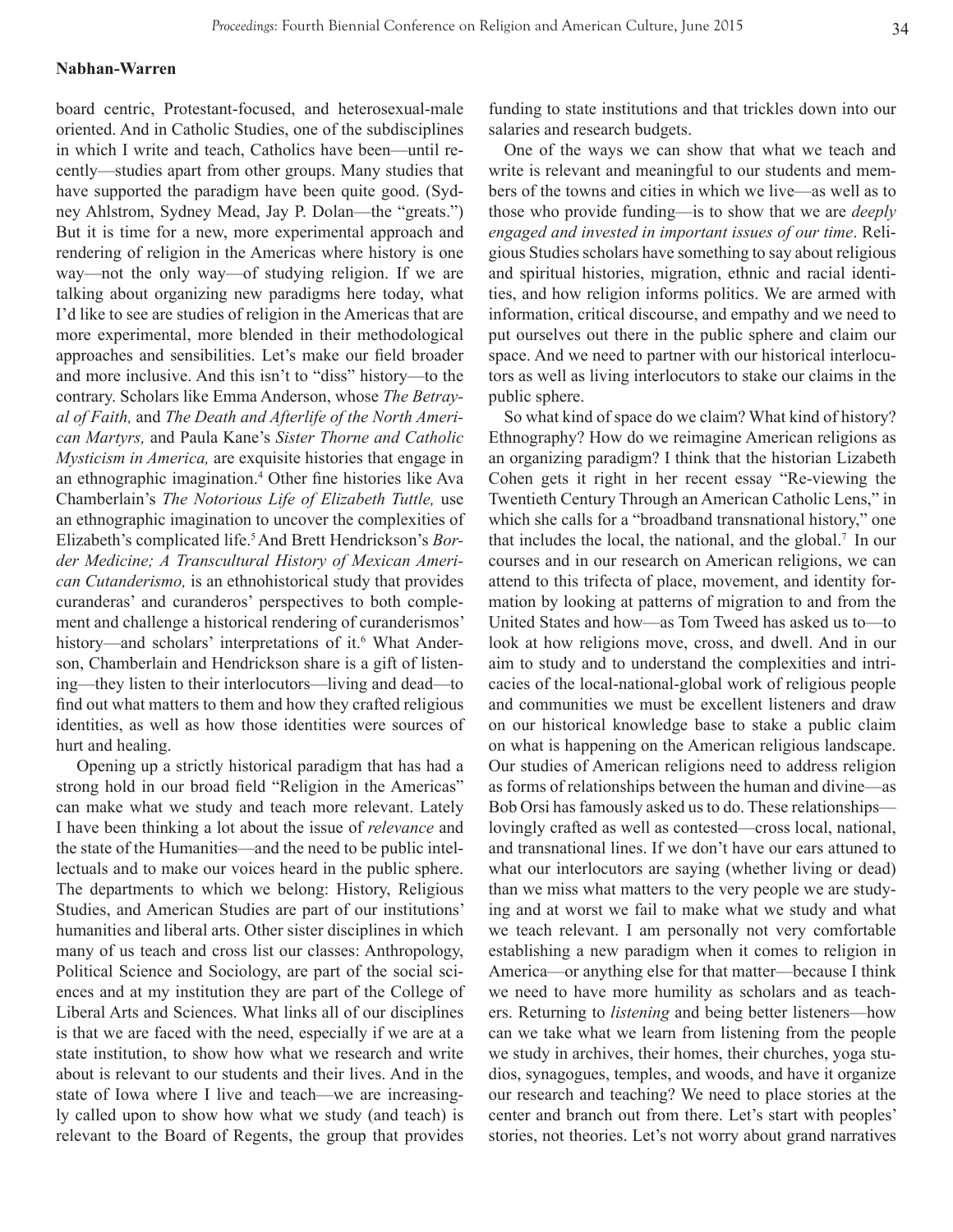board centric, Protestant-focused, and heterosexual-male oriented. And in Catholic Studies, one of the subdisciplines in which I write and teach, Catholics have been—until recently—studies apart from other groups. Many studies that have supported the paradigm have been quite good. (Sydney Ahlstrom, Sydney Mead, Jay P. Dolan—the "greats.") But it is time for a new, more experimental approach and rendering of religion in the Americas where history is one way—not the only way—of studying religion. If we are talking about organizing new paradigms here today, what I'd like to see are studies of religion in the Americas that are more experimental, more blended in their methodological approaches and sensibilities. Let's make our field broader and more inclusive. And this isn't to "diss" history—to the contrary. Scholars like Emma Anderson, whose *The Betrayal of Faith,* and *The Death and Afterlife of the North American Martyrs,* and Paula Kane's *Sister Thorne and Catholic Mysticism in America,* are exquisite histories that engage in an ethnographic imagination.[4] Other fine histories like Ava Chamberlain's *The Notorious Life of Elizabeth Tuttle,* use an ethnographic imagination to uncover the complexities of Elizabeth's complicated life.[5] And Brett Hendrickson's *Border Medicine; A Transcultural History of Mexican American Cutanderismo,* is an ethnohistorical study that provides curanderas' and curanderos' perspectives to both complement and challenge a historical rendering of curanderismos' history—and scholars' interpretations of it.[6] What Anderson, Chamberlain and Hendrickson share is a gift of listening—they listen to their interlocutors—living and dead—to find out what matters to them and how they crafted religious identities, as well as how those identities were sources of hurt and healing.

Opening up a strictly historical paradigm that has had a strong hold in our broad field "Religion in the Americas" can make what we study and teach more relevant. Lately I have been thinking a lot about the issue of *relevance* and the state of the Humanities—and the need to be public intellectuals and to make our voices heard in the public sphere. The departments to which we belong: History, Religious Studies, and American Studies are part of our institutions' humanities and liberal arts. Other sister disciplines in which many of us teach and cross list our classes: Anthropology, Political Science and Sociology, are part of the social sciences and at my institution they are part of the College of Liberal Arts and Sciences. What links all of our disciplines is that we are faced with the need, especially if we are at a state institution, to show how what we research and write about is relevant to our students and their lives. And in the state of Iowa where I live and teach—we are increasingly called upon to show how what we study (and teach) is relevant to the Board of Regents, the group that provides funding to state institutions and that trickles down into our salaries and research budgets.

One of the ways we can show that what we teach and write is relevant and meaningful to our students and members of the towns and cities in which we live—as well as to those who provide funding—is to show that we are *deeply engaged and invested in important issues of our time*. Religious Studies scholars have something to say about religious and spiritual histories, migration, ethnic and racial identities, and how religion informs politics. We are armed with information, critical discourse, and empathy and we need to put ourselves out there in the public sphere and claim our space. And we need to partner with our historical interlocutors as well as living interlocutors to stake our claims in the public sphere.

So what kind of space do we claim? What kind of history? Ethnography? How do we reimagine American religions as an organizing paradigm? I think that the historian Lizabeth Cohen gets it right in her recent essay "Re-viewing the Twentieth Century Through an American Catholic Lens," in which she calls for a "broadband transnational history," one that includes the local, the national, and the global.[7] In our courses and in our research on American religions, we can attend to this trifecta of place, movement, and identity formation by looking at patterns of migration to and from the United States and how—as Tom Tweed has asked us to—to look at how religions move, cross, and dwell. And in our aim to study and to understand the complexities and intricacies of the local-national-global work of religious people and communities we must be excellent listeners and draw on our historical knowledge base to stake a public claim on what is happening on the American religious landscape. Our studies of American religions need to address religion as forms of relationships between the human and divine—as Bob Orsi has famously asked us to do. These relationships—lovingly crafted as well as contested—cross local, national, and transnational lines. If we don't have our ears attuned to what our interlocutors are saying (whether living or dead) than we miss what matters to the very people we are studying and at worst we fail to make what we study and what we teach relevant. I am personally not very comfortable establishing a new paradigm when it comes to religion in America—or anything else for that matter—because I think we need to have more humility as scholars and as teachers. Returning to *listening* and being better listeners—how can we take what we learn from listening from the people we study in archives, their homes, their churches, yoga studios, synagogues, temples, and woods, and have it organize our research and teaching? We need to place stories at the center and branch out from there. Let's start with peoples' stories, not theories. Let's not worry about grand narratives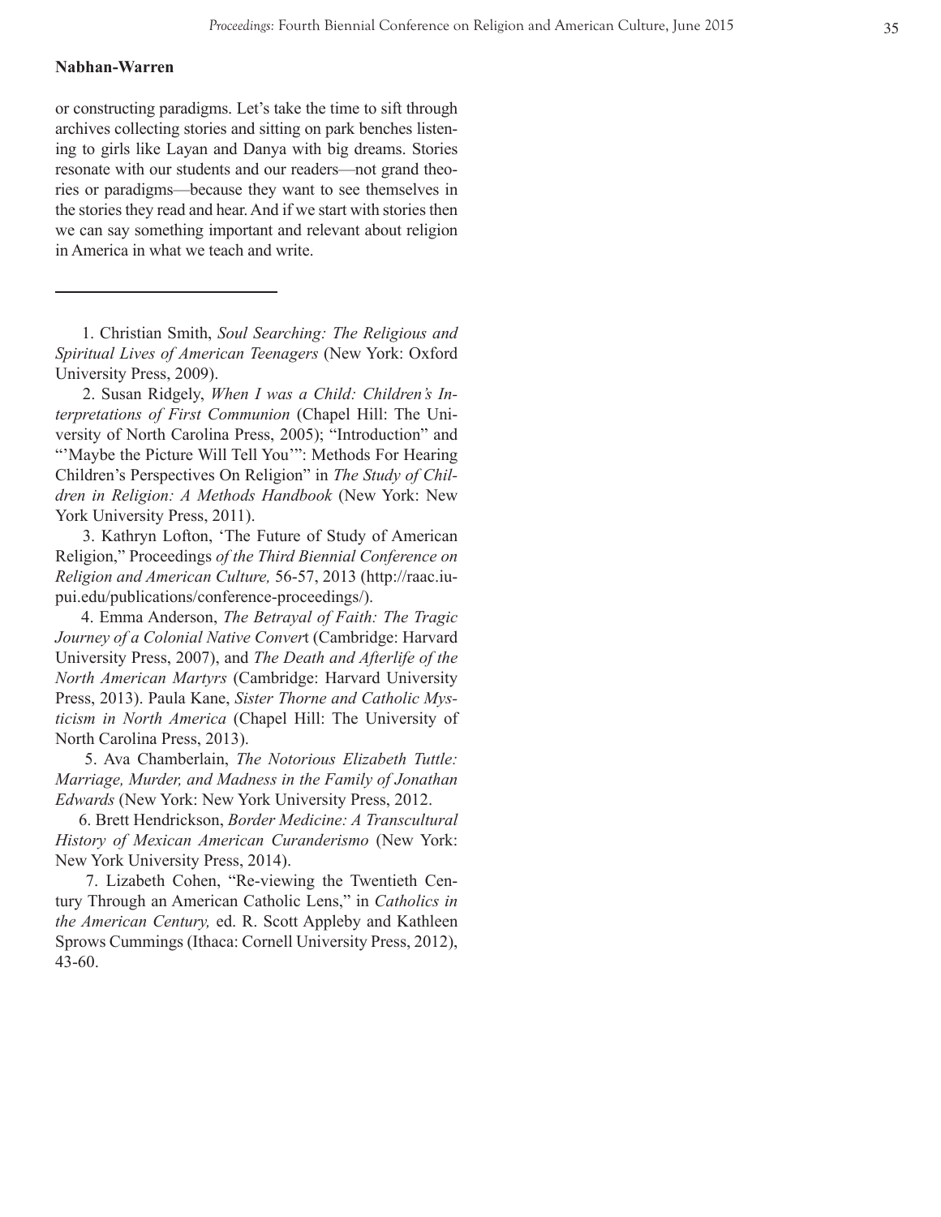or constructing paradigms. Let's take the time to sift through archives collecting stories and sitting on park benches listening to girls like Layan and Danya with big dreams. Stories resonate with our students and our readers—not grand theories or paradigms—because they want to see themselves in the stories they read and hear. And if we start with stories then we can say something important and relevant about religion in America in what we teach and write.

---

1. Christian Smith, *Soul Searching: The Religious and Spiritual Lives of American Teenagers* (New York: Oxford University Press, 2009).

2. Susan Ridgely, *When I was a Child: Children's Interpretations of First Communion* (Chapel Hill: The University of North Carolina Press, 2005); "Introduction" and "'Maybe the Picture Will Tell You'": Methods For Hearing Children's Perspectives On Religion" in *The Study of Children in Religion: A Methods Handbook* (New York: New York University Press, 2011).

3. Kathryn Lofton, 'The Future of Study of American Religion," Proceedings *of the Third Biennial Conference on Religion and American Culture,* 56-57, 2013 (http://raac.iupui.edu/publications/conference-proceedings/).

4. Emma Anderson, *The Betrayal of Faith: The Tragic Journey of a Colonial Native Convert* (Cambridge: Harvard University Press, 2007), and *The Death and Afterlife of the North American Martyrs* (Cambridge: Harvard University Press, 2013). Paula Kane, *Sister Thorne and Catholic Mysticism in North America* (Chapel Hill: The University of North Carolina Press, 2013).

5. Ava Chamberlain, *The Notorious Elizabeth Tuttle: Marriage, Murder, and Madness in the Family of Jonathan Edwards* (New York: New York University Press, 2012.

6. Brett Hendrickson, *Border Medicine: A Transcultural History of Mexican American Curanderismo* (New York: New York University Press, 2014).

7. Lizabeth Cohen, "Re-viewing the Twentieth Century Through an American Catholic Lens," in *Catholics in the American Century,* ed. R. Scott Appleby and Kathleen Sprows Cummings (Ithaca: Cornell University Press, 2012), 43-60.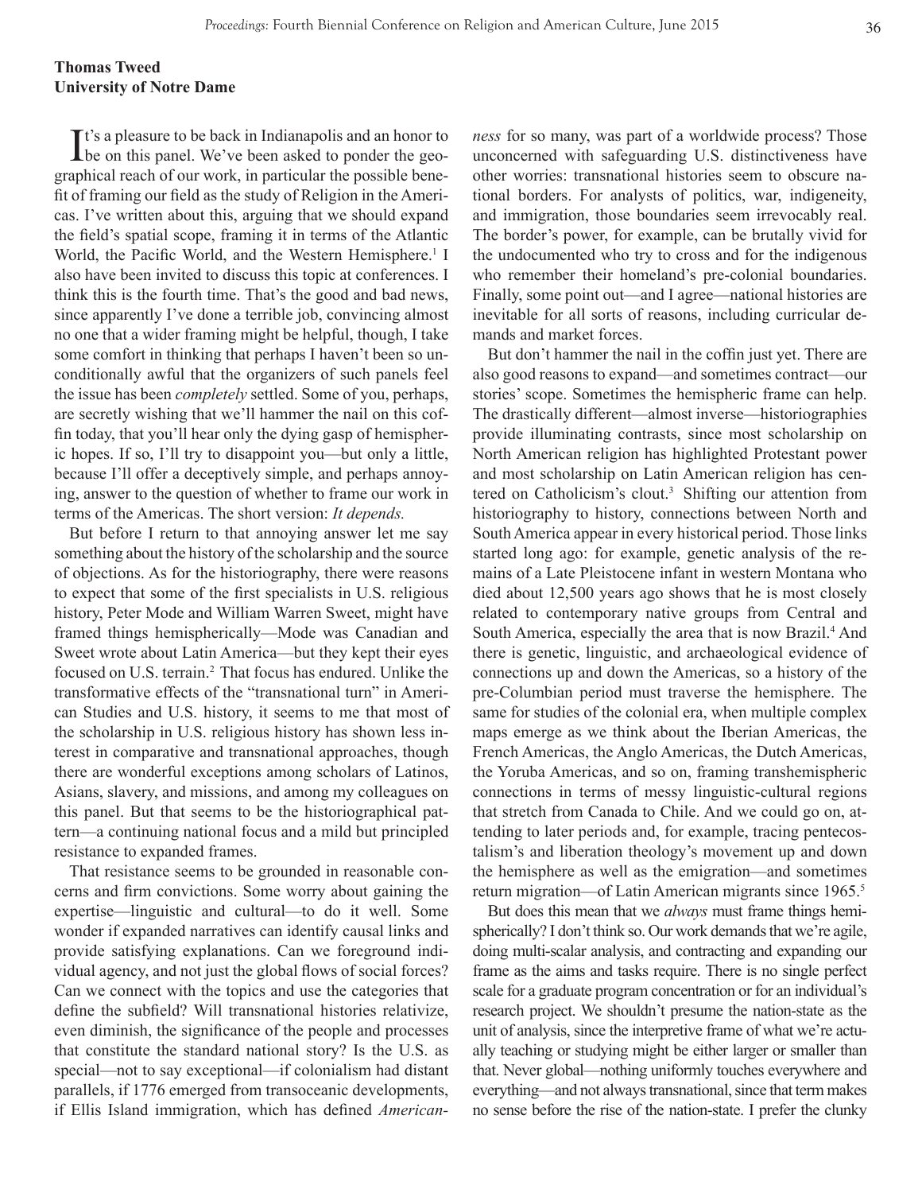**Thomas Tweed**
**University of Notre Dame**

It's a pleasure to be back in Indianapolis and an honor to be on this panel. We've been asked to ponder the geographical reach of our work, in particular the possible benefit of framing our field as the study of Religion in the Americas. I've written about this, arguing that we should expand the field's spatial scope, framing it in terms of the Atlantic World, the Pacific World, and the Western Hemisphere.[1] I also have been invited to discuss this topic at conferences. I think this is the fourth time. That's the good and bad news, since apparently I've done a terrible job, convincing almost no one that a wider framing might be helpful, though, I take some comfort in thinking that perhaps I haven't been so unconditionally awful that the organizers of such panels feel the issue has been *completely* settled. Some of you, perhaps, are secretly wishing that we'll hammer the nail on this coffin today, that you'll hear only the dying gasp of hemispheric hopes. If so, I'll try to disappoint you—but only a little, because I'll offer a deceptively simple, and perhaps annoying, answer to the question of whether to frame our work in terms of the Americas. The short version: *It depends.*

But before I return to that annoying answer let me say something about the history of the scholarship and the source of objections. As for the historiography, there were reasons to expect that some of the first specialists in U.S. religious history, Peter Mode and William Warren Sweet, might have framed things hemispherically—Mode was Canadian and Sweet wrote about Latin America—but they kept their eyes focused on U.S. terrain.[2] That focus has endured. Unlike the transformative effects of the "transnational turn" in American Studies and U.S. history, it seems to me that most of the scholarship in U.S. religious history has shown less interest in comparative and transnational approaches, though there are wonderful exceptions among scholars of Latinos, Asians, slavery, and missions, and among my colleagues on this panel. But that seems to be the historiographical pattern—a continuing national focus and a mild but principled resistance to expanded frames.

That resistance seems to be grounded in reasonable concerns and firm convictions. Some worry about gaining the expertise—linguistic and cultural—to do it well. Some wonder if expanded narratives can identify causal links and provide satisfying explanations. Can we foreground individual agency, and not just the global flows of social forces? Can we connect with the topics and use the categories that define the subfield? Will transnational histories relativize, even diminish, the significance of the people and processes that constitute the standard national story? Is the U.S. as special—not to say exceptional—if colonialism had distant parallels, if 1776 emerged from transoceanic developments, if Ellis Island immigration, which has defined *Americanness* for so many, was part of a worldwide process? Those unconcerned with safeguarding U.S. distinctiveness have other worries: transnational histories seem to obscure national borders. For analysts of politics, war, indigeneity, and immigration, those boundaries seem irrevocably real. The border's power, for example, can be brutally vivid for the undocumented who try to cross and for the indigenous who remember their homeland's pre-colonial boundaries. Finally, some point out—and I agree—national histories are inevitable for all sorts of reasons, including curricular demands and market forces.

But don't hammer the nail in the coffin just yet. There are also good reasons to expand—and sometimes contract—our stories' scope. Sometimes the hemispheric frame can help. The drastically different—almost inverse—historiographies provide illuminating contrasts, since most scholarship on North American religion has highlighted Protestant power and most scholarship on Latin American religion has centered on Catholicism's clout.[3] Shifting our attention from historiography to history, connections between North and South America appear in every historical period. Those links started long ago: for example, genetic analysis of the remains of a Late Pleistocene infant in western Montana who died about 12,500 years ago shows that he is most closely related to contemporary native groups from Central and South America, especially the area that is now Brazil.[4] And there is genetic, linguistic, and archaeological evidence of connections up and down the Americas, so a history of the pre-Columbian period must traverse the hemisphere. The same for studies of the colonial era, when multiple complex maps emerge as we think about the Iberian Americas, the French Americas, the Anglo Americas, the Dutch Americas, the Yoruba Americas, and so on, framing transhemispheric connections in terms of messy linguistic-cultural regions that stretch from Canada to Chile. And we could go on, attending to later periods and, for example, tracing pentecostalism's and liberation theology's movement up and down the hemisphere as well as the emigration—and sometimes return migration—of Latin American migrants since 1965.[5]

But does this mean that we *always* must frame things hemispherically? I don't think so. Our work demands that we're agile, doing multi-scalar analysis, and contracting and expanding our frame as the aims and tasks require. There is no single perfect scale for a graduate program concentration or for an individual's research project. We shouldn't presume the nation-state as the unit of analysis, since the interpretive frame of what we're actually teaching or studying might be either larger or smaller than that. Never global—nothing uniformly touches everywhere and everything—and not always transnational, since that term makes no sense before the rise of the nation-state. I prefer the clunky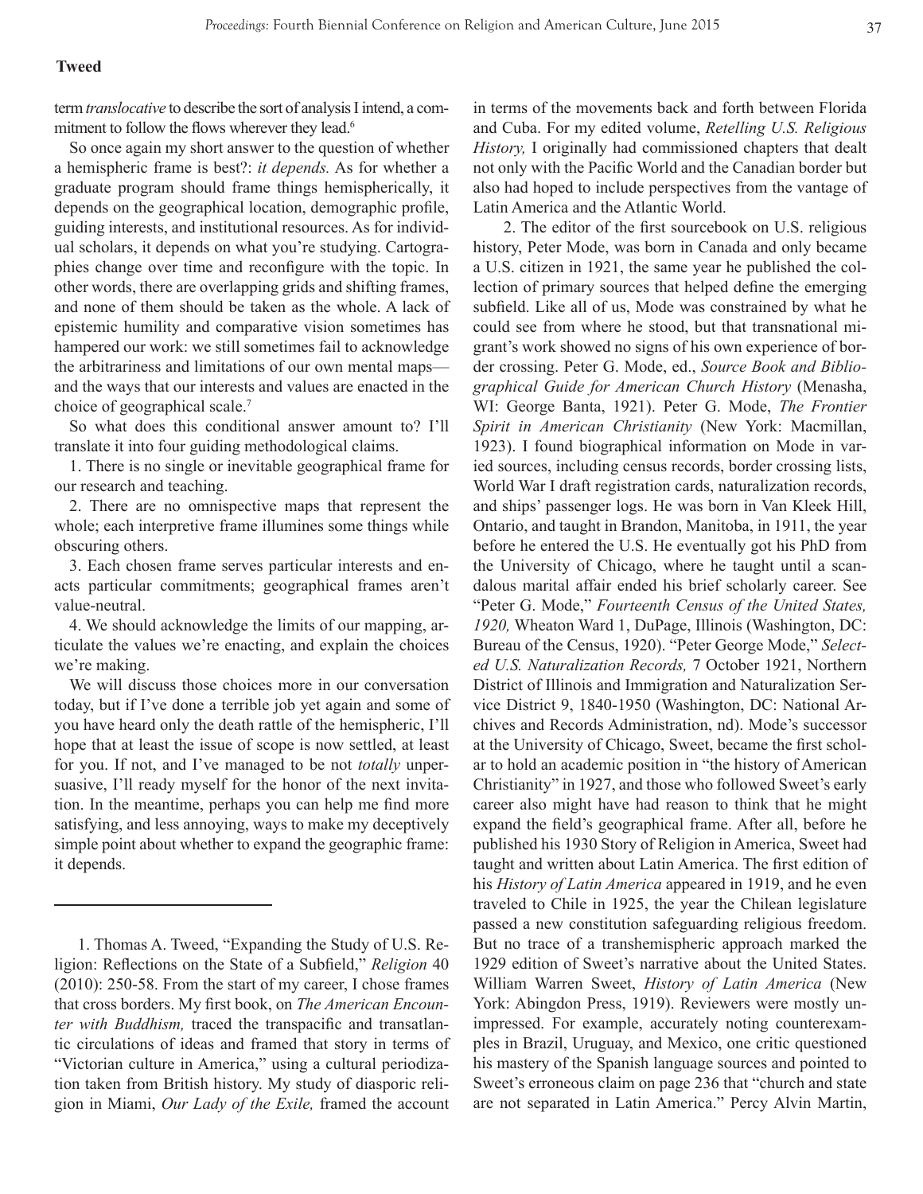**Tweed**

term *translocative* to describe the sort of analysis I intend, a commitment to follow the flows wherever they lead.[6]

So once again my short answer to the question of whether a hemispheric frame is best?: *it depends.* As for whether a graduate program should frame things hemispherically, it depends on the geographical location, demographic profile, guiding interests, and institutional resources. As for individual scholars, it depends on what you're studying. Cartographies change over time and reconfigure with the topic. In other words, there are overlapping grids and shifting frames, and none of them should be taken as the whole. A lack of epistemic humility and comparative vision sometimes has hampered our work: we still sometimes fail to acknowledge the arbitrariness and limitations of our own mental maps—and the ways that our interests and values are enacted in the choice of geographical scale.[7]

So what does this conditional answer amount to? I'll translate it into four guiding methodological claims.

1. There is no single or inevitable geographical frame for our research and teaching.

2. There are no omnispective maps that represent the whole; each interpretive frame illumines some things while obscuring others.

3. Each chosen frame serves particular interests and enacts particular commitments; geographical frames aren't value-neutral.

4. We should acknowledge the limits of our mapping, articulate the values we're enacting, and explain the choices we're making.

We will discuss those choices more in our conversation today, but if I've done a terrible job yet again and some of you have heard only the death rattle of the hemispheric, I'll hope that at least the issue of scope is now settled, at least for you. If not, and I've managed to be not *totally* unpersuasive, I'll ready myself for the honor of the next invitation. In the meantime, perhaps you can help me find more satisfying, and less annoying, ways to make my deceptively simple point about whether to expand the geographic frame: it depends.

---

1. Thomas A. Tweed, "Expanding the Study of U.S. Religion: Reflections on the State of a Subfield," *Religion* 40 (2010): 250-58. From the start of my career, I chose frames that cross borders. My first book, on *The American Encounter with Buddhism,* traced the transpacific and transatlantic circulations of ideas and framed that story in terms of "Victorian culture in America," using a cultural periodization taken from British history. My study of diasporic religion in Miami, *Our Lady of the Exile,* framed the account in terms of the movements back and forth between Florida and Cuba. For my edited volume, *Retelling U.S. Religious History,* I originally had commissioned chapters that dealt not only with the Pacific World and the Canadian border but also had hoped to include perspectives from the vantage of Latin America and the Atlantic World.

2. The editor of the first sourcebook on U.S. religious history, Peter Mode, was born in Canada and only became a U.S. citizen in 1921, the same year he published the collection of primary sources that helped define the emerging subfield. Like all of us, Mode was constrained by what he could see from where he stood, but that transnational migrant's work showed no signs of his own experience of border crossing. Peter G. Mode, ed., *Source Book and Bibliographical Guide for American Church History* (Menasha, WI: George Banta, 1921). Peter G. Mode, *The Frontier Spirit in American Christianity* (New York: Macmillan, 1923). I found biographical information on Mode in varied sources, including census records, border crossing lists, World War I draft registration cards, naturalization records, and ships' passenger logs. He was born in Van Kleek Hill, Ontario, and taught in Brandon, Manitoba, in 1911, the year before he entered the U.S. He eventually got his PhD from the University of Chicago, where he taught until a scandalous marital affair ended his brief scholarly career. See "Peter G. Mode," *Fourteenth Census of the United States, 1920,* Wheaton Ward 1, DuPage, Illinois (Washington, DC: Bureau of the Census, 1920). "Peter George Mode," *Selected U.S. Naturalization Records,* 7 October 1921, Northern District of Illinois and Immigration and Naturalization Service District 9, 1840-1950 (Washington, DC: National Archives and Records Administration, nd). Mode's successor at the University of Chicago, Sweet, became the first scholar to hold an academic position in "the history of American Christianity" in 1927, and those who followed Sweet's early career also might have had reason to think that he might expand the field's geographical frame. After all, before he published his 1930 Story of Religion in America, Sweet had taught and written about Latin America. The first edition of his *History of Latin America* appeared in 1919, and he even traveled to Chile in 1925, the year the Chilean legislature passed a new constitution safeguarding religious freedom. But no trace of a transhemispheric approach marked the 1929 edition of Sweet's narrative about the United States. William Warren Sweet, *History of Latin America* (New York: Abingdon Press, 1919). Reviewers were mostly unimpressed. For example, accurately noting counterexamples in Brazil, Uruguay, and Mexico, one critic questioned his mastery of the Spanish language sources and pointed to Sweet's erroneous claim on page 236 that "church and state are not separated in Latin America." Percy Alvin Martin,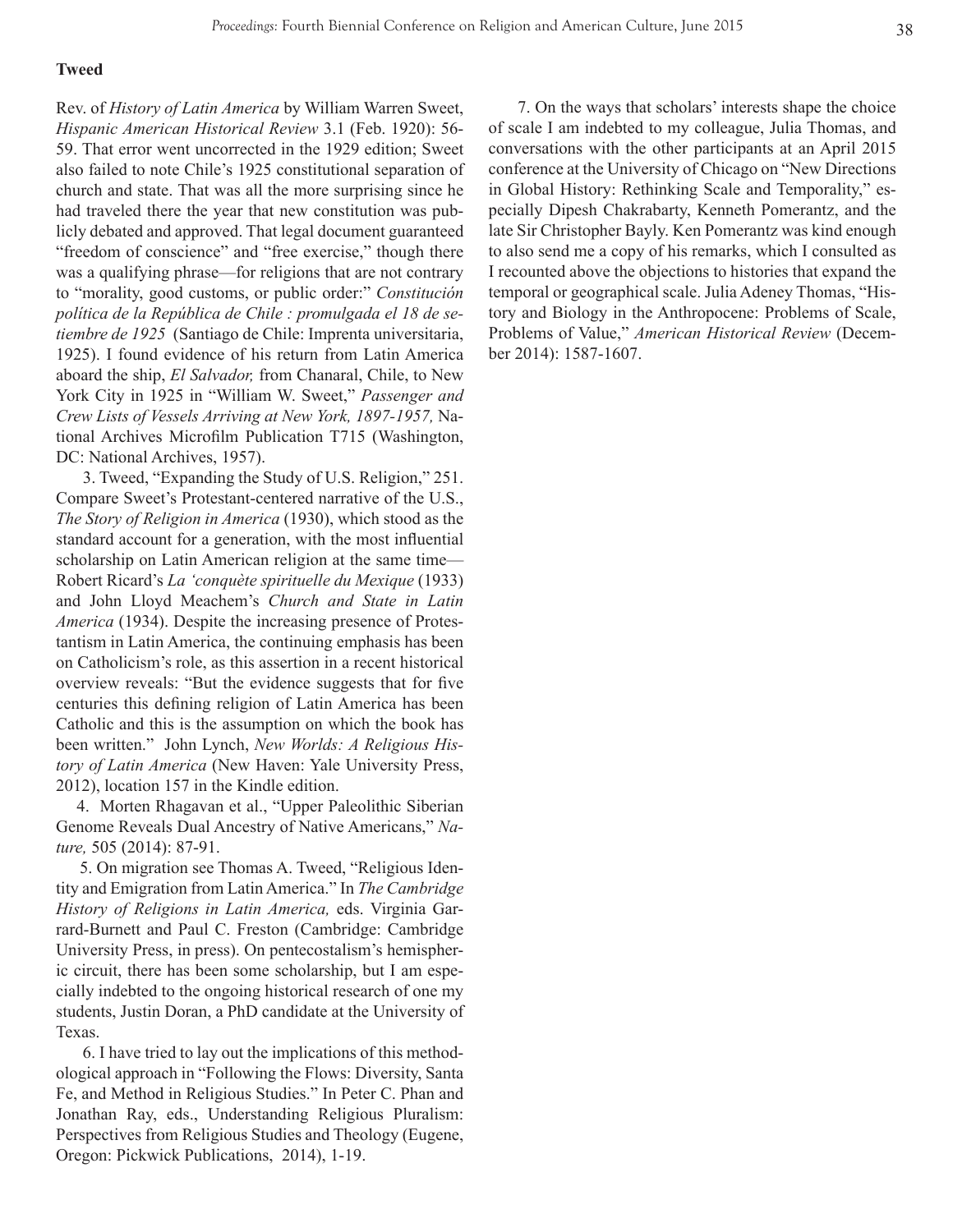**Tweed**

Rev. of *History of Latin America* by William Warren Sweet, *Hispanic American Historical Review* 3.1 (Feb. 1920): 56-59. That error went uncorrected in the 1929 edition; Sweet also failed to note Chile's 1925 constitutional separation of church and state. That was all the more surprising since he had traveled there the year that new constitution was publicly debated and approved. That legal document guaranteed "freedom of conscience" and "free exercise," though there was a qualifying phrase—for religions that are not contrary to "morality, good customs, or public order:" *Constitución política de la República de Chile : promulgada el 18 de setiembre de 1925* (Santiago de Chile: Imprenta universitaria, 1925). I found evidence of his return from Latin America aboard the ship, *El Salvador,* from Chanaral, Chile, to New York City in 1925 in "William W. Sweet," *Passenger and Crew Lists of Vessels Arriving at New York, 1897-1957,* National Archives Microfilm Publication T715 (Washington, DC: National Archives, 1957).

3. Tweed, "Expanding the Study of U.S. Religion," 251. Compare Sweet's Protestant-centered narrative of the U.S., *The Story of Religion in America* (1930), which stood as the standard account for a generation, with the most influential scholarship on Latin American religion at the same time—Robert Ricard's *La 'conquète spirituelle du Mexique* (1933) and John Lloyd Meachem's *Church and State in Latin America* (1934). Despite the increasing presence of Protestantism in Latin America, the continuing emphasis has been on Catholicism's role, as this assertion in a recent historical overview reveals: "But the evidence suggests that for five centuries this defining religion of Latin America has been Catholic and this is the assumption on which the book has been written." John Lynch, *New Worlds: A Religious History of Latin America* (New Haven: Yale University Press, 2012), location 157 in the Kindle edition.

4. Morten Rhagavan et al., "Upper Paleolithic Siberian Genome Reveals Dual Ancestry of Native Americans," *Nature,* 505 (2014): 87-91.

5. On migration see Thomas A. Tweed, "Religious Identity and Emigration from Latin America." In *The Cambridge History of Religions in Latin America,* eds. Virginia Garrard-Burnett and Paul C. Freston (Cambridge: Cambridge University Press, in press). On pentecostalism's hemispheric circuit, there has been some scholarship, but I am especially indebted to the ongoing historical research of one my students, Justin Doran, a PhD candidate at the University of Texas.

6. I have tried to lay out the implications of this methodological approach in "Following the Flows: Diversity, Santa Fe, and Method in Religious Studies." In Peter C. Phan and Jonathan Ray, eds., Understanding Religious Pluralism: Perspectives from Religious Studies and Theology (Eugene, Oregon: Pickwick Publications, 2014), 1-19.

7. On the ways that scholars' interests shape the choice of scale I am indebted to my colleague, Julia Thomas, and conversations with the other participants at an April 2015 conference at the University of Chicago on "New Directions in Global History: Rethinking Scale and Temporality," especially Dipesh Chakrabarty, Kenneth Pomerantz, and the late Sir Christopher Bayly. Ken Pomerantz was kind enough to also send me a copy of his remarks, which I consulted as I recounted above the objections to histories that expand the temporal or geographical scale. Julia Adeney Thomas, "History and Biology in the Anthropocene: Problems of Scale, Problems of Value," *American Historical Review* (December 2014): 1587-1607.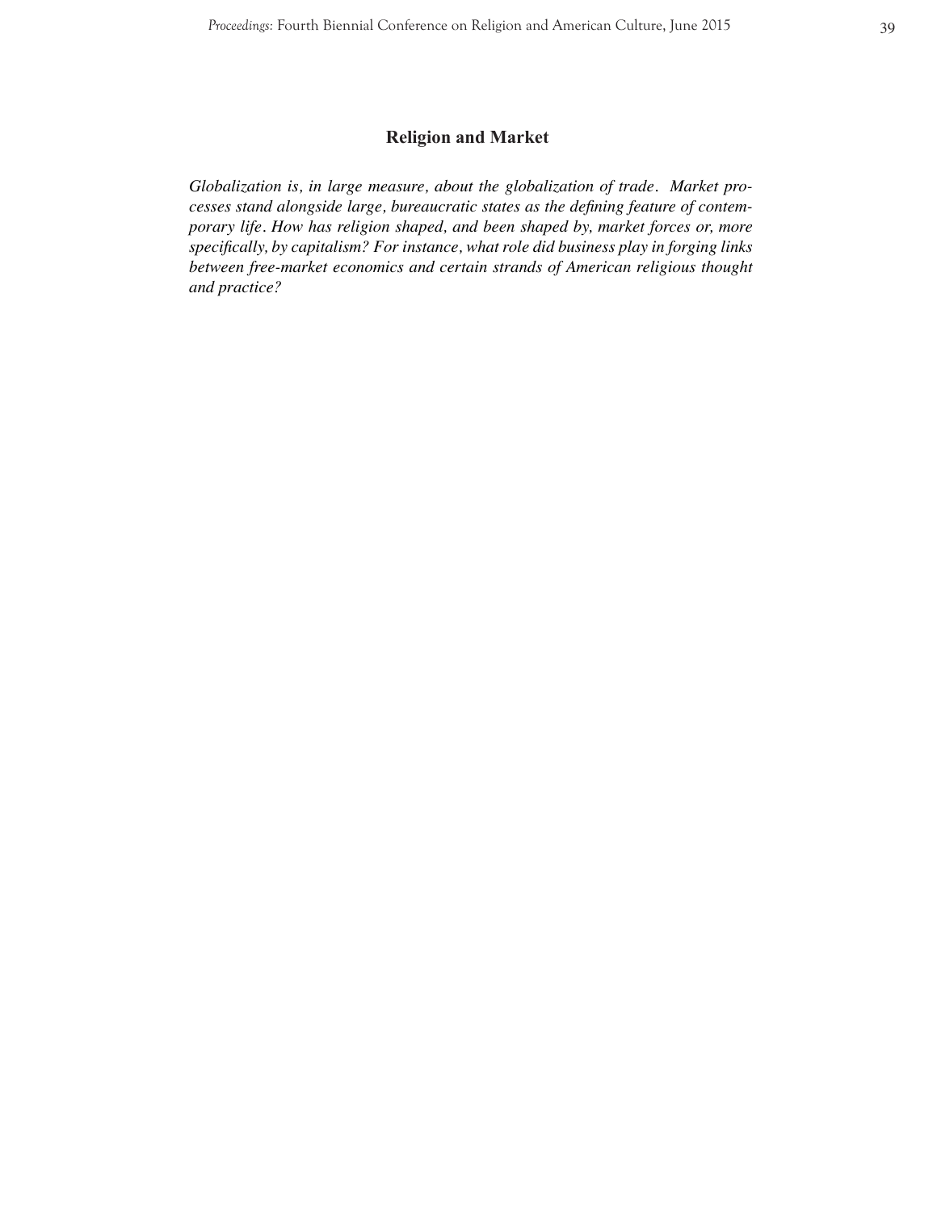## Religion and Market

*Globalization is, in large measure, about the globalization of trade. Market processes stand alongside large, bureaucratic states as the defining feature of contemporary life. How has religion shaped, and been shaped by, market forces or, more specifically, by capitalism? For instance, what role did business play in forging links between free-market economics and certain strands of American religious thought and practice?*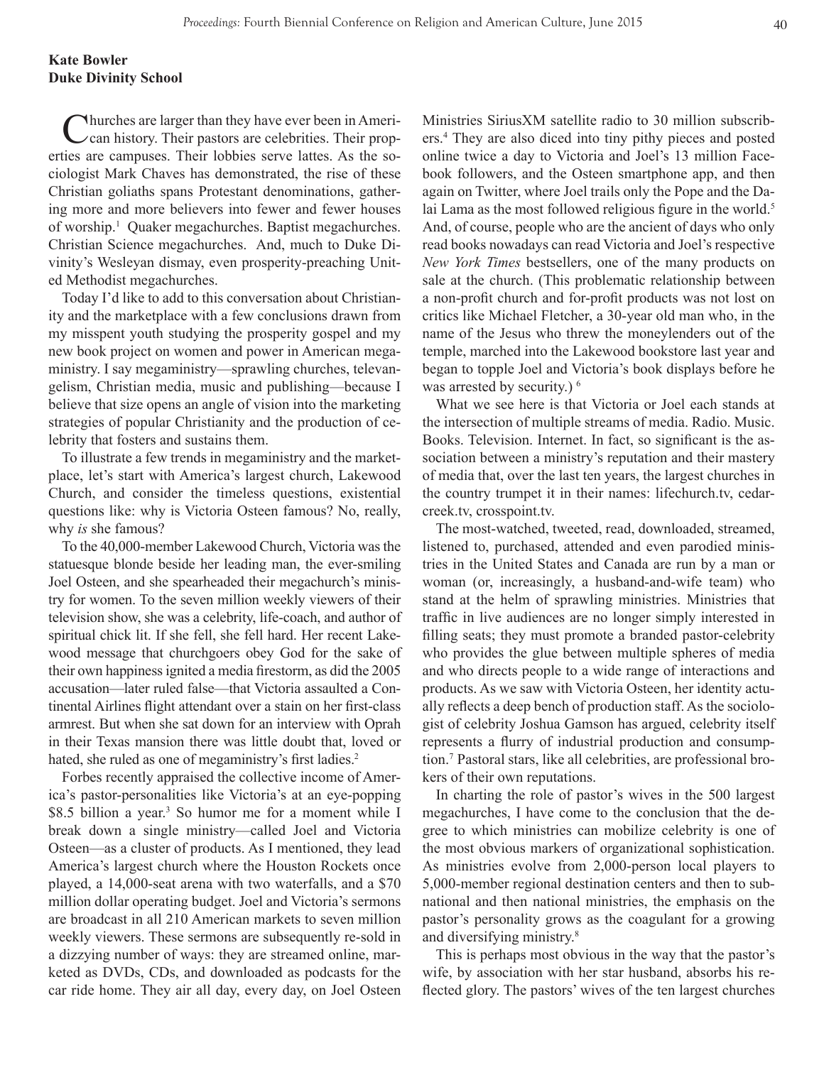**Kate Bowler**
**Duke Divinity School**

Churches are larger than they have ever been in American history. Their pastors are celebrities. Their properties are campuses. Their lobbies serve lattes. As the sociologist Mark Chaves has demonstrated, the rise of these Christian goliaths spans Protestant denominations, gathering more and more believers into fewer and fewer houses of worship.[1] Quaker megachurches. Baptist megachurches. Christian Science megachurches. And, much to Duke Divinity's Wesleyan dismay, even prosperity-preaching United Methodist megachurches.

Today I'd like to add to this conversation about Christianity and the marketplace with a few conclusions drawn from my misspent youth studying the prosperity gospel and my new book project on women and power in American megaministry. I say megaministry—sprawling churches, televangelism, Christian media, music and publishing—because I believe that size opens an angle of vision into the marketing strategies of popular Christianity and the production of celebrity that fosters and sustains them.

To illustrate a few trends in megaministry and the marketplace, let's start with America's largest church, Lakewood Church, and consider the timeless questions, existential questions like: why is Victoria Osteen famous? No, really, why *is* she famous?

To the 40,000-member Lakewood Church, Victoria was the statuesque blonde beside her leading man, the ever-smiling Joel Osteen, and she spearheaded their megachurch's ministry for women. To the seven million weekly viewers of their television show, she was a celebrity, life-coach, and author of spiritual chick lit. If she fell, she fell hard. Her recent Lakewood message that churchgoers obey God for the sake of their own happiness ignited a media firestorm, as did the 2005 accusation—later ruled false—that Victoria assaulted a Continental Airlines flight attendant over a stain on her first-class armrest. But when she sat down for an interview with Oprah in their Texas mansion there was little doubt that, loved or hated, she ruled as one of megaministry's first ladies.[2]

Forbes recently appraised the collective income of America's pastor-personalities like Victoria's at an eye-popping \$8.5 billion a year.[3] So humor me for a moment while I break down a single ministry—called Joel and Victoria Osteen—as a cluster of products. As I mentioned, they lead America's largest church where the Houston Rockets once played, a 14,000-seat arena with two waterfalls, and a \$70 million dollar operating budget. Joel and Victoria's sermons are broadcast in all 210 American markets to seven million weekly viewers. These sermons are subsequently re-sold in a dizzying number of ways: they are streamed online, marketed as DVDs, CDs, and downloaded as podcasts for the car ride home. They air all day, every day, on Joel Osteen Ministries SiriusXM satellite radio to 30 million subscribers.[4] They are also diced into tiny pithy pieces and posted online twice a day to Victoria and Joel's 13 million Facebook followers, and the Osteen smartphone app, and then again on Twitter, where Joel trails only the Pope and the Dalai Lama as the most followed religious figure in the world.[5] And, of course, people who are the ancient of days who only read books nowadays can read Victoria and Joel's respective *New York Times* bestsellers, one of the many products on sale at the church. (This problematic relationship between a non-profit church and for-profit products was not lost on critics like Michael Fletcher, a 30-year old man who, in the name of the Jesus who threw the moneylenders out of the temple, marched into the Lakewood bookstore last year and began to topple Joel and Victoria's book displays before he was arrested by security.) [6]

What we see here is that Victoria or Joel each stands at the intersection of multiple streams of media. Radio. Music. Books. Television. Internet. In fact, so significant is the association between a ministry's reputation and their mastery of media that, over the last ten years, the largest churches in the country trumpet it in their names: lifechurch.tv, cedarcreek.tv, crosspoint.tv.

The most-watched, tweeted, read, downloaded, streamed, listened to, purchased, attended and even parodied ministries in the United States and Canada are run by a man or woman (or, increasingly, a husband-and-wife team) who stand at the helm of sprawling ministries. Ministries that traffic in live audiences are no longer simply interested in filling seats; they must promote a branded pastor-celebrity who provides the glue between multiple spheres of media and who directs people to a wide range of interactions and products. As we saw with Victoria Osteen, her identity actually reflects a deep bench of production staff. As the sociologist of celebrity Joshua Gamson has argued, celebrity itself represents a flurry of industrial production and consumption.[7] Pastoral stars, like all celebrities, are professional brokers of their own reputations.

In charting the role of pastor's wives in the 500 largest megachurches, I have come to the conclusion that the degree to which ministries can mobilize celebrity is one of the most obvious markers of organizational sophistication. As ministries evolve from 2,000-person local players to 5,000-member regional destination centers and then to subnational and then national ministries, the emphasis on the pastor's personality grows as the coagulant for a growing and diversifying ministry.[8]

This is perhaps most obvious in the way that the pastor's wife, by association with her star husband, absorbs his reflected glory. The pastors' wives of the ten largest churches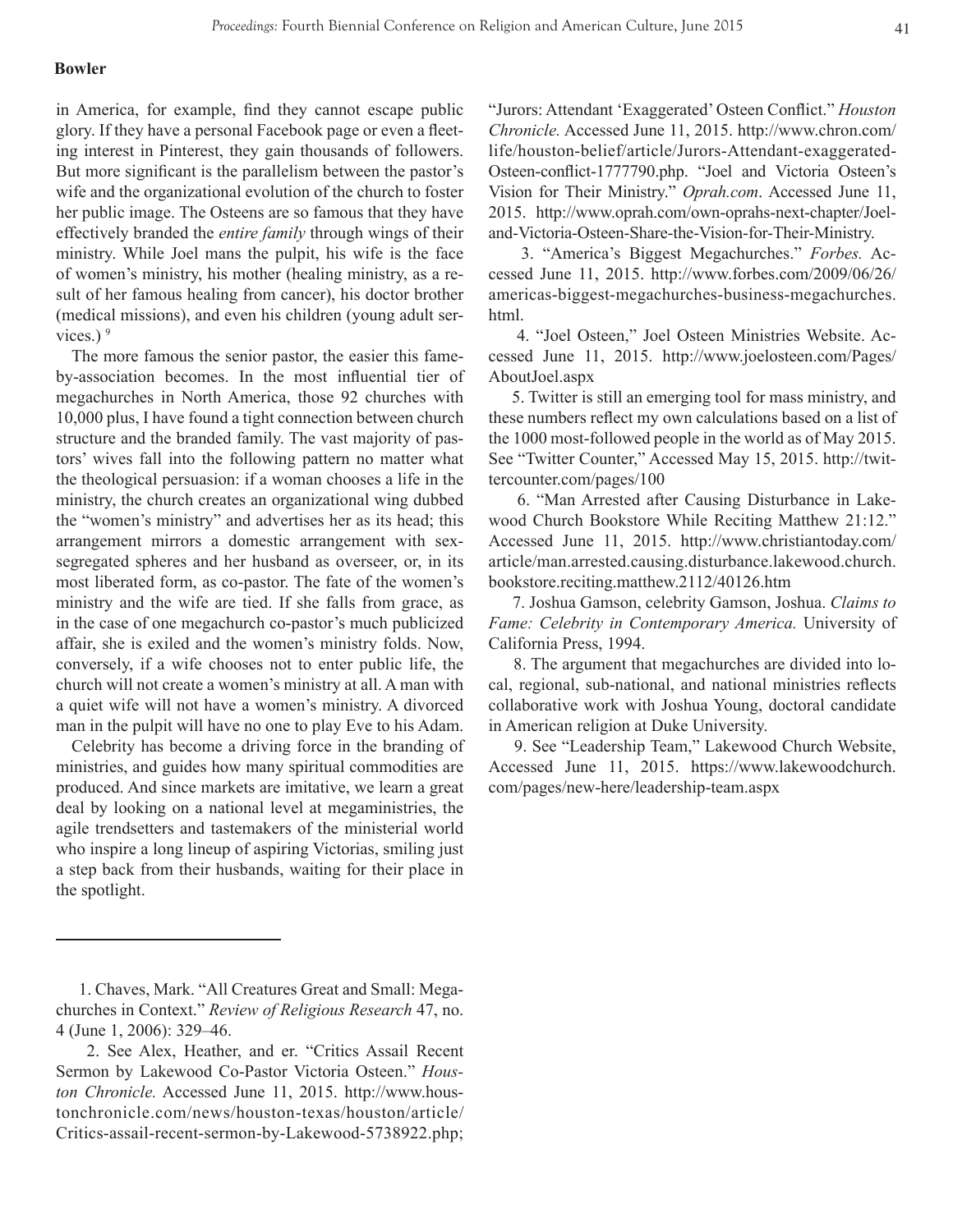in America, for example, find they cannot escape public glory. If they have a personal Facebook page or even a fleeting interest in Pinterest, they gain thousands of followers. But more significant is the parallelism between the pastor's wife and the organizational evolution of the church to foster her public image. The Osteens are so famous that they have effectively branded the *entire family* through wings of their ministry. While Joel mans the pulpit, his wife is the face of women's ministry, his mother (healing ministry, as a result of her famous healing from cancer), his doctor brother (medical missions), and even his children (young adult services.) [9]

The more famous the senior pastor, the easier this fame-by-association becomes. In the most influential tier of megachurches in North America, those 92 churches with 10,000 plus, I have found a tight connection between church structure and the branded family. The vast majority of pastors' wives fall into the following pattern no matter what the theological persuasion: if a woman chooses a life in the ministry, the church creates an organizational wing dubbed the "women's ministry" and advertises her as its head; this arrangement mirrors a domestic arrangement with sex-segregated spheres and her husband as overseer, or, in its most liberated form, as co-pastor. The fate of the women's ministry and the wife are tied. If she falls from grace, as in the case of one megachurch co-pastor's much publicized affair, she is exiled and the women's ministry folds. Now, conversely, if a wife chooses not to enter public life, the church will not create a women's ministry at all. A man with a quiet wife will not have a women's ministry. A divorced man in the pulpit will have no one to play Eve to his Adam.

Celebrity has become a driving force in the branding of ministries, and guides how many spiritual commodities are produced. And since markets are imitative, we learn a great deal by looking on a national level at megaministries, the agile trendsetters and tastemakers of the ministerial world who inspire a long lineup of aspiring Victorias, smiling just a step back from their husbands, waiting for their place in the spotlight.

---

1. Chaves, Mark. "All Creatures Great and Small: Megachurches in Context." *Review of Religious Research* 47, no. 4 (June 1, 2006): 329–46.

2. See Alex, Heather, and er. "Critics Assail Recent Sermon by Lakewood Co-Pastor Victoria Osteen." *Houston Chronicle.* Accessed June 11, 2015. http://www.houstonchronicle.com/news/houston-texas/houston/article/Critics-assail-recent-sermon-by-Lakewood-5738922.php; "Jurors: Attendant 'Exaggerated' Osteen Conflict." *Houston Chronicle.* Accessed June 11, 2015. http://www.chron.com/life/houston-belief/article/Jurors-Attendant-exaggerated-Osteen-conflict-1777790.php. "Joel and Victoria Osteen's Vision for Their Ministry." *Oprah.com*. Accessed June 11, 2015. http://www.oprah.com/own-oprahs-next-chapter/Joel-and-Victoria-Osteen-Share-the-Vision-for-Their-Ministry.

3. "America's Biggest Megachurches." *Forbes.* Accessed June 11, 2015. http://www.forbes.com/2009/06/26/americas-biggest-megachurches-business-megachurches.html.

4. "Joel Osteen," Joel Osteen Ministries Website. Accessed June 11, 2015. http://www.joelosteen.com/Pages/AboutJoel.aspx

5. Twitter is still an emerging tool for mass ministry, and these numbers reflect my own calculations based on a list of the 1000 most-followed people in the world as of May 2015. See "Twitter Counter," Accessed May 15, 2015. http://twittercounter.com/pages/100

6. "Man Arrested after Causing Disturbance in Lakewood Church Bookstore While Reciting Matthew 21:12." Accessed June 11, 2015. http://www.christiantoday.com/article/man.arrested.causing.disturbance.lakewood.church.bookstore.reciting.matthew.2112/40126.htm

7. Joshua Gamson, celebrity Gamson, Joshua. *Claims to Fame: Celebrity in Contemporary America.* University of California Press, 1994.

8. The argument that megachurches are divided into local, regional, sub-national, and national ministries reflects collaborative work with Joshua Young, doctoral candidate in American religion at Duke University.

9. See "Leadership Team," Lakewood Church Website, Accessed June 11, 2015. https://www.lakewoodchurch.com/pages/new-here/leadership-team.aspx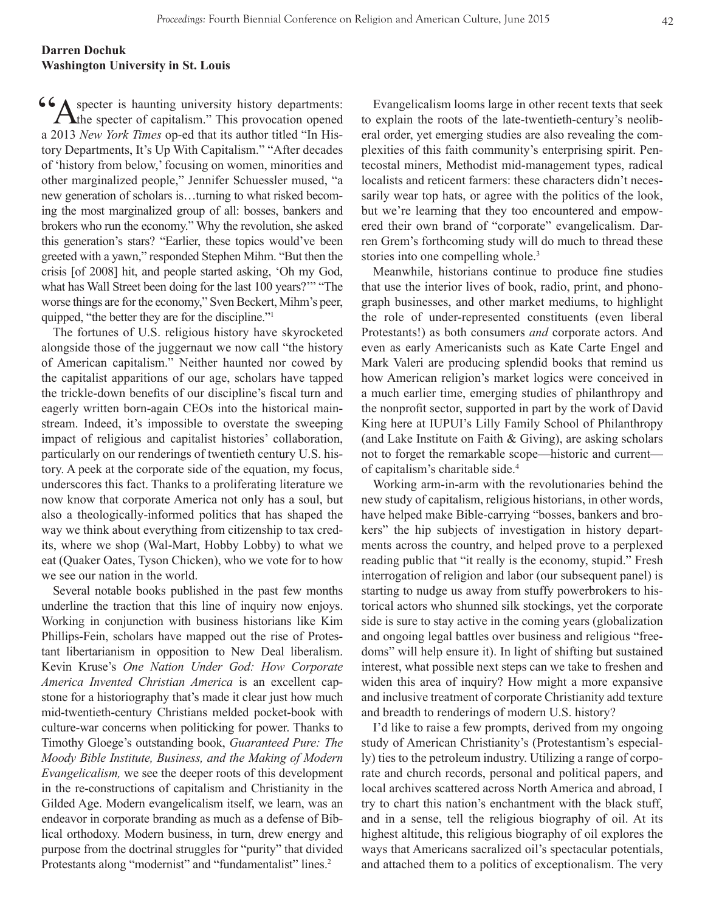**Darren Dochuk**
**Washington University in St. Louis**

"A specter is haunting university history departments: the specter of capitalism." This provocation opened a 2013 *New York Times* op-ed that its author titled "In History Departments, It's Up With Capitalism." "After decades of 'history from below,' focusing on women, minorities and other marginalized people," Jennifer Schuessler mused, "a new generation of scholars is…turning to what risked becoming the most marginalized group of all: bosses, bankers and brokers who run the economy." Why the revolution, she asked this generation's stars? "Earlier, these topics would've been greeted with a yawn," responded Stephen Mihm. "But then the crisis [of 2008] hit, and people started asking, 'Oh my God, what has Wall Street been doing for the last 100 years?'" "The worse things are for the economy," Sven Beckert, Mihm's peer, quipped, "the better they are for the discipline."[1]

The fortunes of U.S. religious history have skyrocketed alongside those of the juggernaut we now call "the history of American capitalism." Neither haunted nor cowed by the capitalist apparitions of our age, scholars have tapped the trickle-down benefits of our discipline's fiscal turn and eagerly written born-again CEOs into the historical mainstream. Indeed, it's impossible to overstate the sweeping impact of religious and capitalist histories' collaboration, particularly on our renderings of twentieth century U.S. history. A peek at the corporate side of the equation, my focus, underscores this fact. Thanks to a proliferating literature we now know that corporate America not only has a soul, but also a theologically-informed politics that has shaped the way we think about everything from citizenship to tax credits, where we shop (Wal-Mart, Hobby Lobby) to what we eat (Quaker Oates, Tyson Chicken), who we vote for to how we see our nation in the world.

Several notable books published in the past few months underline the traction that this line of inquiry now enjoys. Working in conjunction with business historians like Kim Phillips-Fein, scholars have mapped out the rise of Protestant libertarianism in opposition to New Deal liberalism. Kevin Kruse's *One Nation Under God: How Corporate America Invented Christian America* is an excellent capstone for a historiography that's made it clear just how much mid-twentieth-century Christians melded pocket-book with culture-war concerns when politicking for power. Thanks to Timothy Gloege's outstanding book, *Guaranteed Pure: The Moody Bible Institute, Business, and the Making of Modern Evangelicalism,* we see the deeper roots of this development in the re-constructions of capitalism and Christianity in the Gilded Age. Modern evangelicalism itself, we learn, was an endeavor in corporate branding as much as a defense of Biblical orthodoxy. Modern business, in turn, drew energy and purpose from the doctrinal struggles for "purity" that divided Protestants along "modernist" and "fundamentalist" lines.[2]

Evangelicalism looms large in other recent texts that seek to explain the roots of the late-twentieth-century's neoliberal order, yet emerging studies are also revealing the complexities of this faith community's enterprising spirit. Pentecostal miners, Methodist mid-management types, radical localists and reticent farmers: these characters didn't necessarily wear top hats, or agree with the politics of the look, but we're learning that they too encountered and empowered their own brand of "corporate" evangelicalism. Darren Grem's forthcoming study will do much to thread these stories into one compelling whole.[3]

Meanwhile, historians continue to produce fine studies that use the interior lives of book, radio, print, and phonograph businesses, and other market mediums, to highlight the role of under-represented constituents (even liberal Protestants!) as both consumers *and* corporate actors. And even as early Americanists such as Kate Carte Engel and Mark Valeri are producing splendid books that remind us how American religion's market logics were conceived in a much earlier time, emerging studies of philanthropy and the nonprofit sector, supported in part by the work of David King here at IUPUI's Lilly Family School of Philanthropy (and Lake Institute on Faith & Giving), are asking scholars not to forget the remarkable scope—historic and current—of capitalism's charitable side.[4]

Working arm-in-arm with the revolutionaries behind the new study of capitalism, religious historians, in other words, have helped make Bible-carrying "bosses, bankers and brokers" the hip subjects of investigation in history departments across the country, and helped prove to a perplexed reading public that "it really is the economy, stupid." Fresh interrogation of religion and labor (our subsequent panel) is starting to nudge us away from stuffy powerbrokers to historical actors who shunned silk stockings, yet the corporate side is sure to stay active in the coming years (globalization and ongoing legal battles over business and religious "freedoms" will help ensure it). In light of shifting but sustained interest, what possible next steps can we take to freshen and widen this area of inquiry? How might a more expansive and inclusive treatment of corporate Christianity add texture and breadth to renderings of modern U.S. history?

I'd like to raise a few prompts, derived from my ongoing study of American Christianity's (Protestantism's especially) ties to the petroleum industry. Utilizing a range of corporate and church records, personal and political papers, and local archives scattered across North America and abroad, I try to chart this nation's enchantment with the black stuff, and in a sense, tell the religious biography of oil. At its highest altitude, this religious biography of oil explores the ways that Americans sacralized oil's spectacular potentials, and attached them to a politics of exceptionalism. The very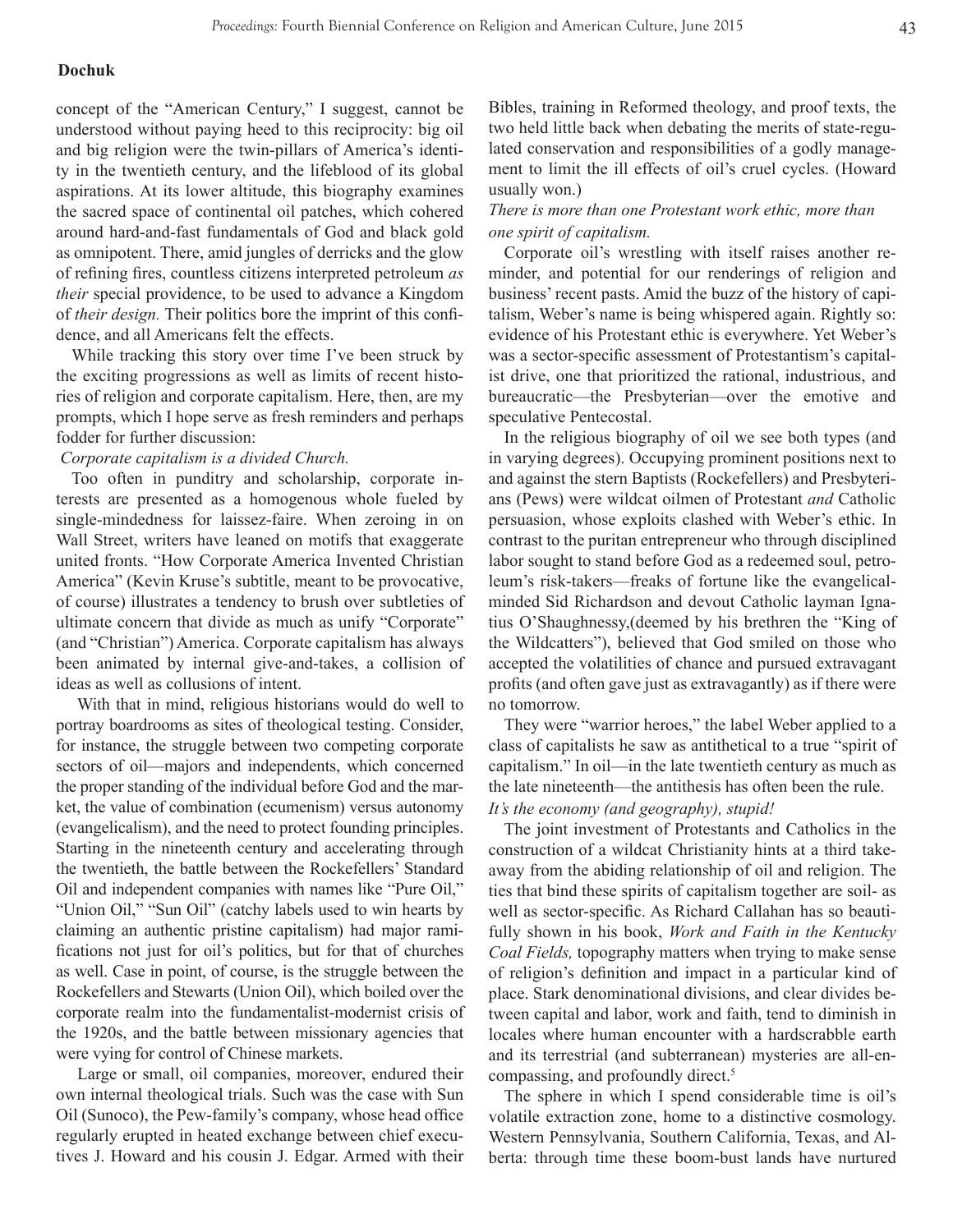**Dochuk**

concept of the "American Century," I suggest, cannot be understood without paying heed to this reciprocity: big oil and big religion were the twin-pillars of America's identity in the twentieth century, and the lifeblood of its global aspirations. At its lower altitude, this biography examines the sacred space of continental oil patches, which cohered around hard-and-fast fundamentals of God and black gold as omnipotent. There, amid jungles of derricks and the glow of refining fires, countless citizens interpreted petroleum *as their* special providence, to be used to advance a Kingdom of *their design.* Their politics bore the imprint of this confidence, and all Americans felt the effects.

While tracking this story over time I've been struck by the exciting progressions as well as limits of recent histories of religion and corporate capitalism. Here, then, are my prompts, which I hope serve as fresh reminders and perhaps fodder for further discussion:

*Corporate capitalism is a divided Church.*

Too often in punditry and scholarship, corporate interests are presented as a homogenous whole fueled by single-mindedness for laissez-faire. When zeroing in on Wall Street, writers have leaned on motifs that exaggerate united fronts. "How Corporate America Invented Christian America" (Kevin Kruse's subtitle, meant to be provocative, of course) illustrates a tendency to brush over subtleties of ultimate concern that divide as much as unify "Corporate" (and "Christian") America. Corporate capitalism has always been animated by internal give-and-takes, a collision of ideas as well as collusions of intent.

With that in mind, religious historians would do well to portray boardrooms as sites of theological testing. Consider, for instance, the struggle between two competing corporate sectors of oil—majors and independents, which concerned the proper standing of the individual before God and the market, the value of combination (ecumenism) versus autonomy (evangelicalism), and the need to protect founding principles. Starting in the nineteenth century and accelerating through the twentieth, the battle between the Rockefellers' Standard Oil and independent companies with names like "Pure Oil," "Union Oil," "Sun Oil" (catchy labels used to win hearts by claiming an authentic pristine capitalism) had major ramifications not just for oil's politics, but for that of churches as well. Case in point, of course, is the struggle between the Rockefellers and Stewarts (Union Oil), which boiled over the corporate realm into the fundamentalist-modernist crisis of the 1920s, and the battle between missionary agencies that were vying for control of Chinese markets.

Large or small, oil companies, moreover, endured their own internal theological trials. Such was the case with Sun Oil (Sunoco), the Pew-family's company, whose head office regularly erupted in heated exchange between chief executives J. Howard and his cousin J. Edgar. Armed with their Bibles, training in Reformed theology, and proof texts, the two held little back when debating the merits of state-regulated conservation and responsibilities of a godly management to limit the ill effects of oil's cruel cycles. (Howard usually won.)

*There is more than one Protestant work ethic, more than one spirit of capitalism.*

Corporate oil's wrestling with itself raises another reminder, and potential for our renderings of religion and business' recent pasts. Amid the buzz of the history of capitalism, Weber's name is being whispered again. Rightly so: evidence of his Protestant ethic is everywhere. Yet Weber's was a sector-specific assessment of Protestantism's capitalist drive, one that prioritized the rational, industrious, and bureaucratic—the Presbyterian—over the emotive and speculative Pentecostal.

In the religious biography of oil we see both types (and in varying degrees). Occupying prominent positions next to and against the stern Baptists (Rockefellers) and Presbyterians (Pews) were wildcat oilmen of Protestant *and* Catholic persuasion, whose exploits clashed with Weber's ethic. In contrast to the puritan entrepreneur who through disciplined labor sought to stand before God as a redeemed soul, petroleum's risk-takers—freaks of fortune like the evangelical-minded Sid Richardson and devout Catholic layman Ignatius O'Shaughnessy,(deemed by his brethren the "King of the Wildcatters"), believed that God smiled on those who accepted the volatilities of chance and pursued extravagant profits (and often gave just as extravagantly) as if there were no tomorrow.

They were "warrior heroes," the label Weber applied to a class of capitalists he saw as antithetical to a true "spirit of capitalism." In oil—in the late twentieth century as much as the late nineteenth—the antithesis has often been the rule.

*It's the economy (and geography), stupid!*

The joint investment of Protestants and Catholics in the construction of a wildcat Christianity hints at a third takeaway from the abiding relationship of oil and religion. The ties that bind these spirits of capitalism together are soil- as well as sector-specific. As Richard Callahan has so beautifully shown in his book, *Work and Faith in the Kentucky Coal Fields,* topography matters when trying to make sense of religion's definition and impact in a particular kind of place. Stark denominational divisions, and clear divides between capital and labor, work and faith, tend to diminish in locales where human encounter with a hardscrabble earth and its terrestrial (and subterranean) mysteries are all-encompassing, and profoundly direct.[5]

The sphere in which I spend considerable time is oil's volatile extraction zone, home to a distinctive cosmology. Western Pennsylvania, Southern California, Texas, and Alberta: through time these boom-bust lands have nurtured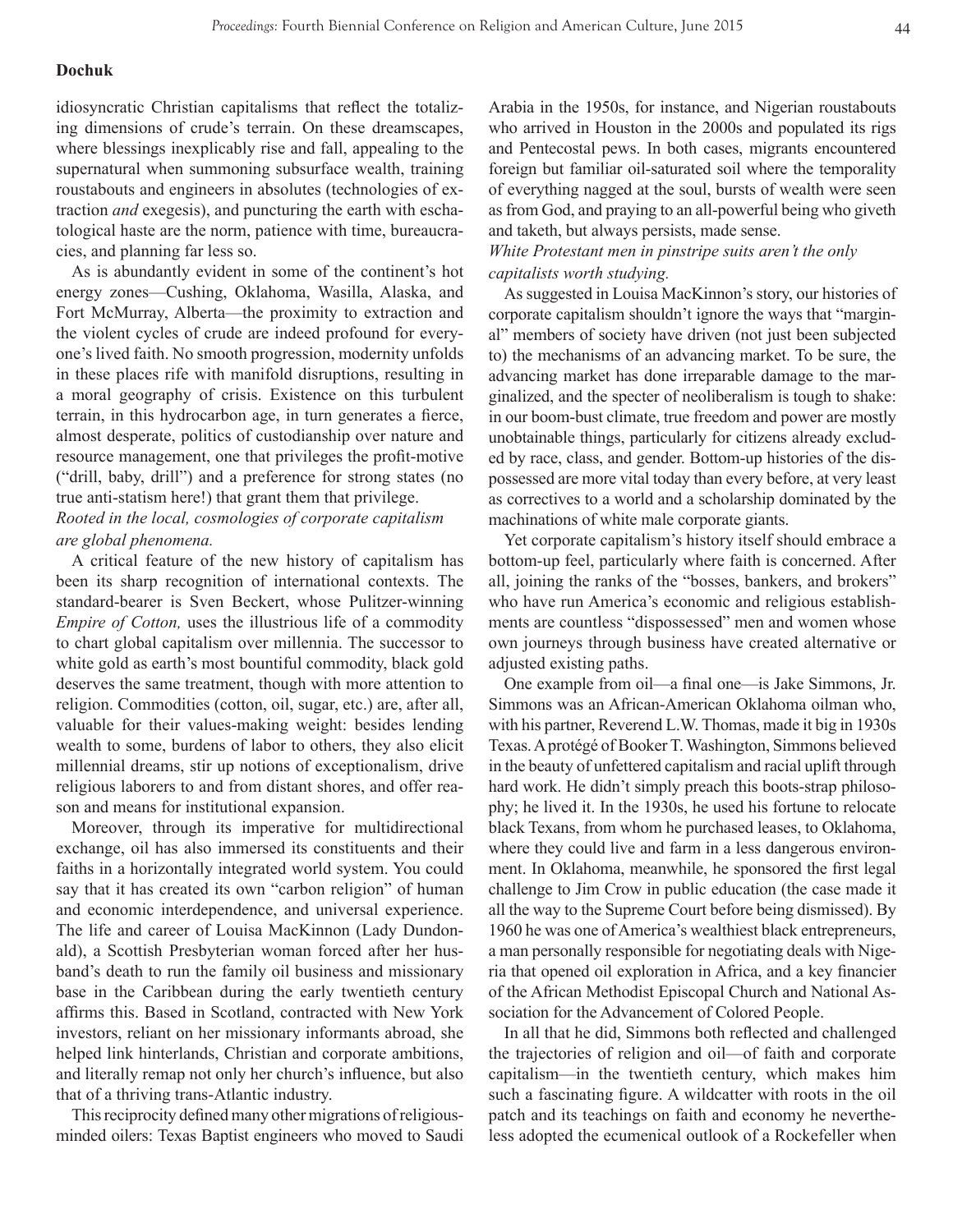**Dochuk**

idiosyncratic Christian capitalisms that reflect the totalizing dimensions of crude's terrain. On these dreamscapes, where blessings inexplicably rise and fall, appealing to the supernatural when summoning subsurface wealth, training roustabouts and engineers in absolutes (technologies of extraction *and* exegesis), and puncturing the earth with eschatological haste are the norm, patience with time, bureaucracies, and planning far less so.

As is abundantly evident in some of the continent's hot energy zones—Cushing, Oklahoma, Wasilla, Alaska, and Fort McMurray, Alberta—the proximity to extraction and the violent cycles of crude are indeed profound for everyone's lived faith. No smooth progression, modernity unfolds in these places rife with manifold disruptions, resulting in a moral geography of crisis. Existence on this turbulent terrain, in this hydrocarbon age, in turn generates a fierce, almost desperate, politics of custodianship over nature and resource management, one that privileges the profit-motive ("drill, baby, drill") and a preference for strong states (no true anti-statism here!) that grant them that privilege.

*Rooted in the local, cosmologies of corporate capitalism are global phenomena.*

A critical feature of the new history of capitalism has been its sharp recognition of international contexts. The standard-bearer is Sven Beckert, whose Pulitzer-winning *Empire of Cotton,* uses the illustrious life of a commodity to chart global capitalism over millennia. The successor to white gold as earth's most bountiful commodity, black gold deserves the same treatment, though with more attention to religion. Commodities (cotton, oil, sugar, etc.) are, after all, valuable for their values-making weight: besides lending wealth to some, burdens of labor to others, they also elicit millennial dreams, stir up notions of exceptionalism, drive religious laborers to and from distant shores, and offer reason and means for institutional expansion.

Moreover, through its imperative for multidirectional exchange, oil has also immersed its constituents and their faiths in a horizontally integrated world system. You could say that it has created its own "carbon religion" of human and economic interdependence, and universal experience. The life and career of Louisa MacKinnon (Lady Dundonald), a Scottish Presbyterian woman forced after her husband's death to run the family oil business and missionary base in the Caribbean during the early twentieth century affirms this. Based in Scotland, contracted with New York investors, reliant on her missionary informants abroad, she helped link hinterlands, Christian and corporate ambitions, and literally remap not only her church's influence, but also that of a thriving trans-Atlantic industry.

This reciprocity defined many other migrations of religious-minded oilers: Texas Baptist engineers who moved to Saudi Arabia in the 1950s, for instance, and Nigerian roustabouts who arrived in Houston in the 2000s and populated its rigs and Pentecostal pews. In both cases, migrants encountered foreign but familiar oil-saturated soil where the temporality of everything nagged at the soul, bursts of wealth were seen as from God, and praying to an all-powerful being who giveth and taketh, but always persists, made sense.

*White Protestant men in pinstripe suits aren't the only capitalists worth studying.*

As suggested in Louisa MacKinnon's story, our histories of corporate capitalism shouldn't ignore the ways that "marginal" members of society have driven (not just been subjected to) the mechanisms of an advancing market. To be sure, the advancing market has done irreparable damage to the marginalized, and the specter of neoliberalism is tough to shake: in our boom-bust climate, true freedom and power are mostly unobtainable things, particularly for citizens already excluded by race, class, and gender. Bottom-up histories of the dispossessed are more vital today than every before, at very least as correctives to a world and a scholarship dominated by the machinations of white male corporate giants.

Yet corporate capitalism's history itself should embrace a bottom-up feel, particularly where faith is concerned. After all, joining the ranks of the "bosses, bankers, and brokers" who have run America's economic and religious establishments are countless "dispossessed" men and women whose own journeys through business have created alternative or adjusted existing paths.

One example from oil—a final one—is Jake Simmons, Jr. Simmons was an African-American Oklahoma oilman who, with his partner, Reverend L.W. Thomas, made it big in 1930s Texas. A protégé of Booker T. Washington, Simmons believed in the beauty of unfettered capitalism and racial uplift through hard work. He didn't simply preach this boots-strap philosophy; he lived it. In the 1930s, he used his fortune to relocate black Texans, from whom he purchased leases, to Oklahoma, where they could live and farm in a less dangerous environment. In Oklahoma, meanwhile, he sponsored the first legal challenge to Jim Crow in public education (the case made it all the way to the Supreme Court before being dismissed). By 1960 he was one of America's wealthiest black entrepreneurs, a man personally responsible for negotiating deals with Nigeria that opened oil exploration in Africa, and a key financier of the African Methodist Episcopal Church and National Association for the Advancement of Colored People.

In all that he did, Simmons both reflected and challenged the trajectories of religion and oil—of faith and corporate capitalism—in the twentieth century, which makes him such a fascinating figure. A wildcatter with roots in the oil patch and its teachings on faith and economy he nevertheless adopted the ecumenical outlook of a Rockefeller when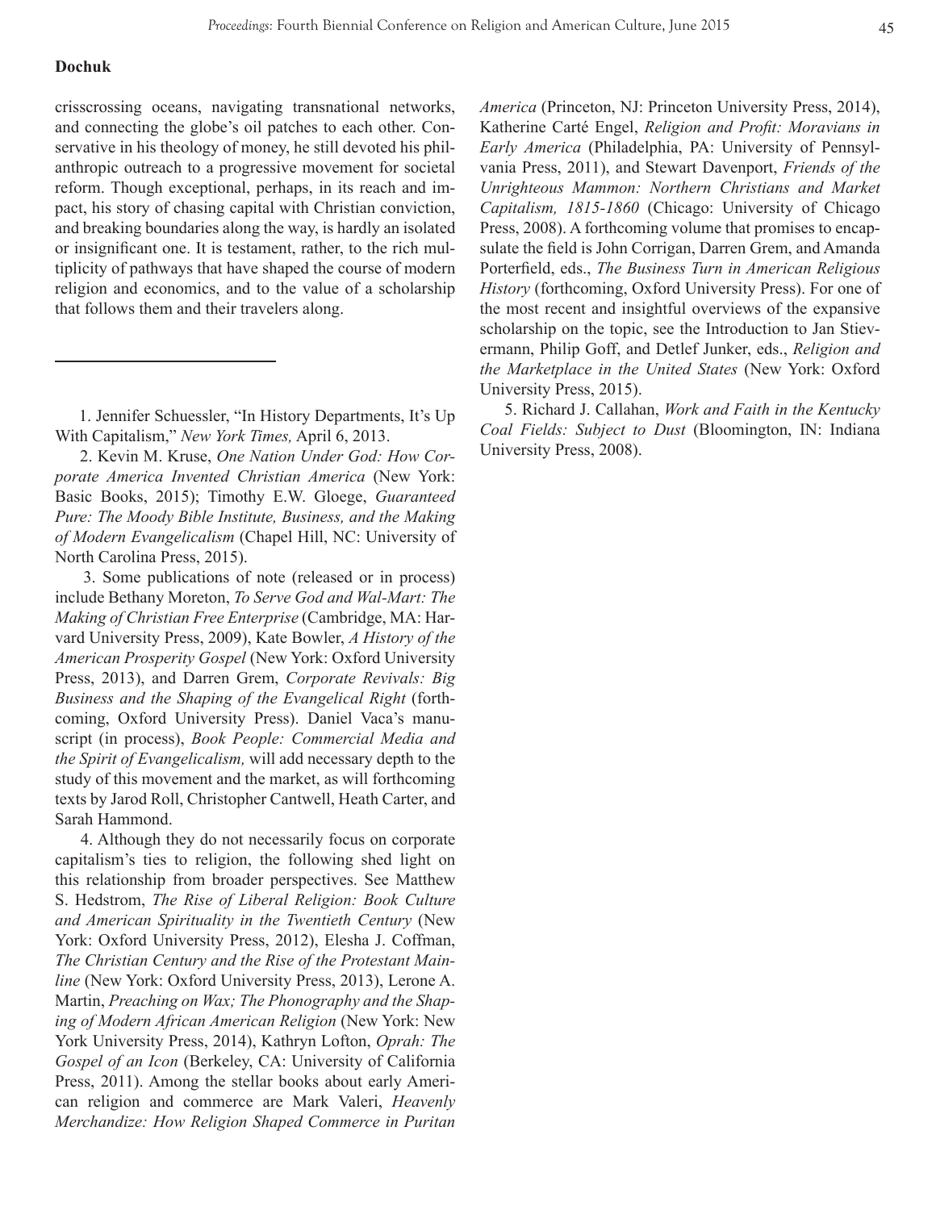crisscrossing oceans, navigating transnational networks, and connecting the globe's oil patches to each other. Conservative in his theology of money, he still devoted his philanthropic outreach to a progressive movement for societal reform. Though exceptional, perhaps, in its reach and impact, his story of chasing capital with Christian conviction, and breaking boundaries along the way, is hardly an isolated or insignificant one. It is testament, rather, to the rich multiplicity of pathways that have shaped the course of modern religion and economics, and to the value of a scholarship that follows them and their travelers along.

---

1. Jennifer Schuessler, "In History Departments, It's Up With Capitalism," *New York Times,* April 6, 2013.

2. Kevin M. Kruse, *One Nation Under God: How Corporate America Invented Christian America* (New York: Basic Books, 2015); Timothy E.W. Gloege, *Guaranteed Pure: The Moody Bible Institute, Business, and the Making of Modern Evangelicalism* (Chapel Hill, NC: University of North Carolina Press, 2015).

3. Some publications of note (released or in process) include Bethany Moreton, *To Serve God and Wal-Mart: The Making of Christian Free Enterprise* (Cambridge, MA: Harvard University Press, 2009), Kate Bowler, *A History of the American Prosperity Gospel* (New York: Oxford University Press, 2013), and Darren Grem, *Corporate Revivals: Big Business and the Shaping of the Evangelical Right* (forthcoming, Oxford University Press). Daniel Vaca's manuscript (in process), *Book People: Commercial Media and the Spirit of Evangelicalism,* will add necessary depth to the study of this movement and the market, as will forthcoming texts by Jarod Roll, Christopher Cantwell, Heath Carter, and Sarah Hammond.

4. Although they do not necessarily focus on corporate capitalism's ties to religion, the following shed light on this relationship from broader perspectives. See Matthew S. Hedstrom, *The Rise of Liberal Religion: Book Culture and American Spirituality in the Twentieth Century* (New York: Oxford University Press, 2012), Elesha J. Coffman, *The Christian Century and the Rise of the Protestant Mainline* (New York: Oxford University Press, 2013), Lerone A. Martin, *Preaching on Wax; The Phonography and the Shaping of Modern African American Religion* (New York: New York University Press, 2014), Kathryn Lofton, *Oprah: The Gospel of an Icon* (Berkeley, CA: University of California Press, 2011). Among the stellar books about early American religion and commerce are Mark Valeri, *Heavenly Merchandize: How Religion Shaped Commerce in Puritan America* (Princeton, NJ: Princeton University Press, 2014), Katherine Carté Engel, *Religion and Profit: Moravians in Early America* (Philadelphia, PA: University of Pennsylvania Press, 2011), and Stewart Davenport, *Friends of the Unrighteous Mammon: Northern Christians and Market Capitalism, 1815-1860* (Chicago: University of Chicago Press, 2008). A forthcoming volume that promises to encapsulate the field is John Corrigan, Darren Grem, and Amanda Porterfield, eds., *The Business Turn in American Religious History* (forthcoming, Oxford University Press). For one of the most recent and insightful overviews of the expansive scholarship on the topic, see the Introduction to Jan Stievermann, Philip Goff, and Detlef Junker, eds., *Religion and the Marketplace in the United States* (New York: Oxford University Press, 2015).

5. Richard J. Callahan, *Work and Faith in the Kentucky Coal Fields: Subject to Dust* (Bloomington, IN: Indiana University Press, 2008).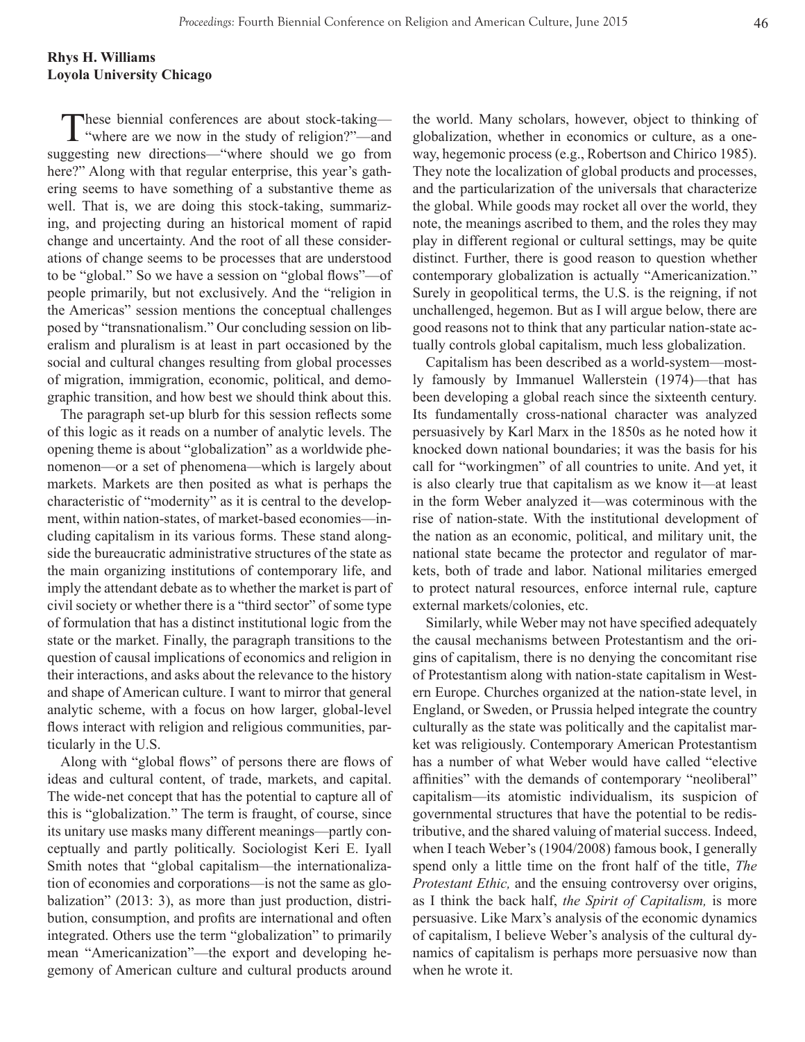**Rhys H. Williams**
**Loyola University Chicago**

These biennial conferences are about stock-taking—"where are we now in the study of religion?"—and suggesting new directions—"where should we go from here?" Along with that regular enterprise, this year's gathering seems to have something of a substantive theme as well. That is, we are doing this stock-taking, summarizing, and projecting during an historical moment of rapid change and uncertainty. And the root of all these considerations of change seems to be processes that are understood to be "global." So we have a session on "global flows"—of people primarily, but not exclusively. And the "religion in the Americas" session mentions the conceptual challenges posed by "transnationalism." Our concluding session on liberalism and pluralism is at least in part occasioned by the social and cultural changes resulting from global processes of migration, immigration, economic, political, and demographic transition, and how best we should think about this.

The paragraph set-up blurb for this session reflects some of this logic as it reads on a number of analytic levels. The opening theme is about "globalization" as a worldwide phenomenon—or a set of phenomena—which is largely about markets. Markets are then posited as what is perhaps the characteristic of "modernity" as it is central to the development, within nation-states, of market-based economies—including capitalism in its various forms. These stand alongside the bureaucratic administrative structures of the state as the main organizing institutions of contemporary life, and imply the attendant debate as to whether the market is part of civil society or whether there is a "third sector" of some type of formulation that has a distinct institutional logic from the state or the market. Finally, the paragraph transitions to the question of causal implications of economics and religion in their interactions, and asks about the relevance to the history and shape of American culture. I want to mirror that general analytic scheme, with a focus on how larger, global-level flows interact with religion and religious communities, particularly in the U.S.

Along with "global flows" of persons there are flows of ideas and cultural content, of trade, markets, and capital. The wide-net concept that has the potential to capture all of this is "globalization." The term is fraught, of course, since its unitary use masks many different meanings—partly conceptually and partly politically. Sociologist Keri E. Iyall Smith notes that "global capitalism—the internationalization of economies and corporations—is not the same as globalization" (2013: 3), as more than just production, distribution, consumption, and profits are international and often integrated. Others use the term "globalization" to primarily mean "Americanization"—the export and developing hegemony of American culture and cultural products around the world. Many scholars, however, object to thinking of globalization, whether in economics or culture, as a one-way, hegemonic process (e.g., Robertson and Chirico 1985). They note the localization of global products and processes, and the particularization of the universals that characterize the global. While goods may rocket all over the world, they note, the meanings ascribed to them, and the roles they may play in different regional or cultural settings, may be quite distinct. Further, there is good reason to question whether contemporary globalization is actually "Americanization." Surely in geopolitical terms, the U.S. is the reigning, if not unchallenged, hegemon. But as I will argue below, there are good reasons not to think that any particular nation-state actually controls global capitalism, much less globalization.

Capitalism has been described as a world-system—mostly famously by Immanuel Wallerstein (1974)—that has been developing a global reach since the sixteenth century. Its fundamentally cross-national character was analyzed persuasively by Karl Marx in the 1850s as he noted how it knocked down national boundaries; it was the basis for his call for "workingmen" of all countries to unite. And yet, it is also clearly true that capitalism as we know it—at least in the form Weber analyzed it—was coterminous with the rise of nation-state. With the institutional development of the nation as an economic, political, and military unit, the national state became the protector and regulator of markets, both of trade and labor. National militaries emerged to protect natural resources, enforce internal rule, capture external markets/colonies, etc.

Similarly, while Weber may not have specified adequately the causal mechanisms between Protestantism and the origins of capitalism, there is no denying the concomitant rise of Protestantism along with nation-state capitalism in Western Europe. Churches organized at the nation-state level, in England, or Sweden, or Prussia helped integrate the country culturally as the state was politically and the capitalist market was religiously. Contemporary American Protestantism has a number of what Weber would have called "elective affinities" with the demands of contemporary "neoliberal" capitalism—its atomistic individualism, its suspicion of governmental structures that have the potential to be redistributive, and the shared valuing of material success. Indeed, when I teach Weber's (1904/2008) famous book, I generally spend only a little time on the front half of the title, *The Protestant Ethic,* and the ensuing controversy over origins, as I think the back half, *the Spirit of Capitalism,* is more persuasive. Like Marx's analysis of the economic dynamics of capitalism, I believe Weber's analysis of the cultural dynamics of capitalism is perhaps more persuasive now than when he wrote it.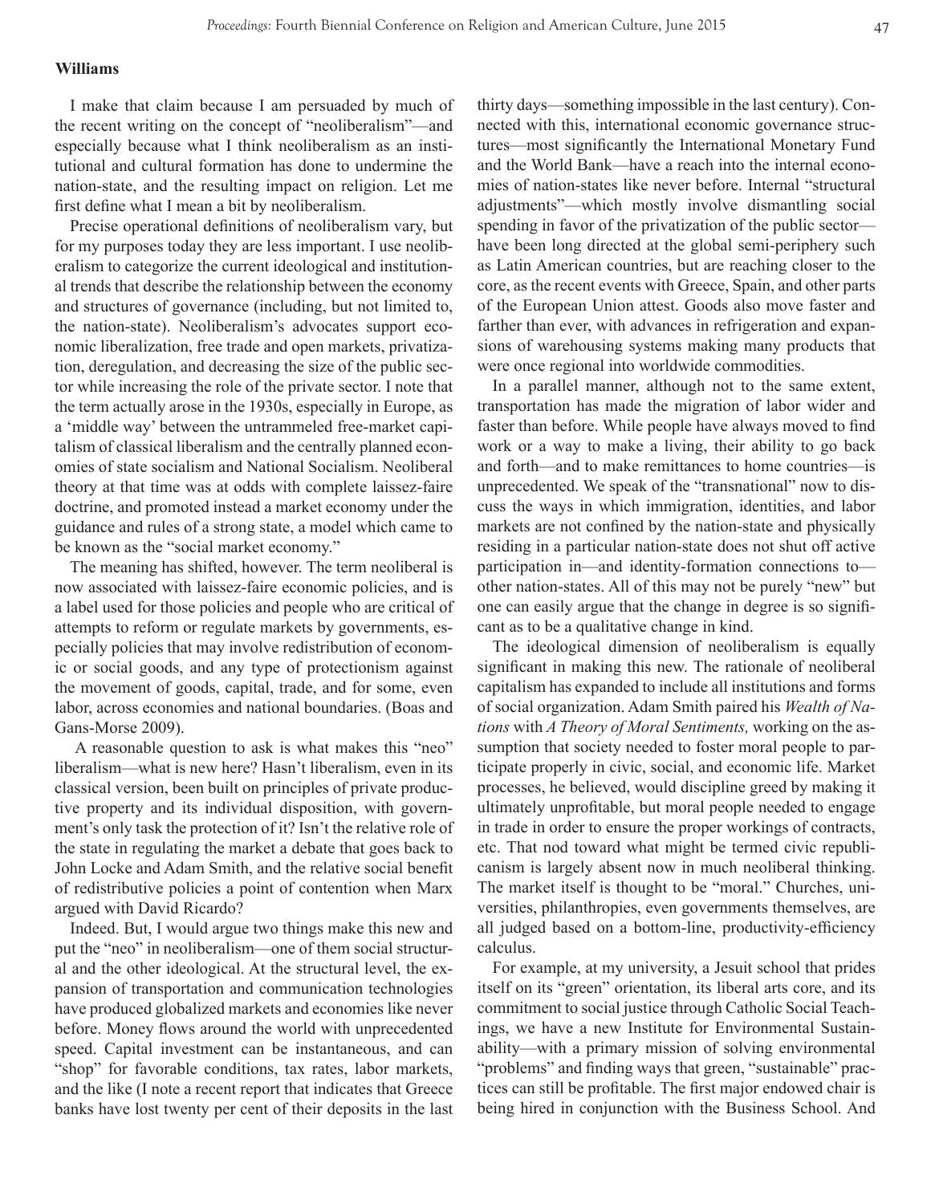**Williams**

I make that claim because I am persuaded by much of the recent writing on the concept of "neoliberalism"—and especially because what I think neoliberalism as an institutional and cultural formation has done to undermine the nation-state, and the resulting impact on religion. Let me first define what I mean a bit by neoliberalism.

Precise operational definitions of neoliberalism vary, but for my purposes today they are less important. I use neoliberalism to categorize the current ideological and institutional trends that describe the relationship between the economy and structures of governance (including, but not limited to, the nation-state). Neoliberalism's advocates support economic liberalization, free trade and open markets, privatization, deregulation, and decreasing the size of the public sector while increasing the role of the private sector. I note that the term actually arose in the 1930s, especially in Europe, as a 'middle way' between the untrammeled free-market capitalism of classical liberalism and the centrally planned economies of state socialism and National Socialism. Neoliberal theory at that time was at odds with complete laissez-faire doctrine, and promoted instead a market economy under the guidance and rules of a strong state, a model which came to be known as the "social market economy."

The meaning has shifted, however. The term neoliberal is now associated with laissez-faire economic policies, and is a label used for those policies and people who are critical of attempts to reform or regulate markets by governments, especially policies that may involve redistribution of economic or social goods, and any type of protectionism against the movement of goods, capital, trade, and for some, even labor, across economies and national boundaries. (Boas and Gans-Morse 2009).

A reasonable question to ask is what makes this "neo" liberalism—what is new here? Hasn't liberalism, even in its classical version, been built on principles of private productive property and its individual disposition, with government's only task the protection of it? Isn't the relative role of the state in regulating the market a debate that goes back to John Locke and Adam Smith, and the relative social benefit of redistributive policies a point of contention when Marx argued with David Ricardo?

Indeed. But, I would argue two things make this new and put the "neo" in neoliberalism—one of them social structural and the other ideological. At the structural level, the expansion of transportation and communication technologies have produced globalized markets and economies like never before. Money flows around the world with unprecedented speed. Capital investment can be instantaneous, and can "shop" for favorable conditions, tax rates, labor markets, and the like (I note a recent report that indicates that Greece banks have lost twenty per cent of their deposits in the last thirty days—something impossible in the last century). Connected with this, international economic governance structures—most significantly the International Monetary Fund and the World Bank—have a reach into the internal economies of nation-states like never before. Internal "structural adjustments"—which mostly involve dismantling social spending in favor of the privatization of the public sector—have been long directed at the global semi-periphery such as Latin American countries, but are reaching closer to the core, as the recent events with Greece, Spain, and other parts of the European Union attest. Goods also move faster and farther than ever, with advances in refrigeration and expansions of warehousing systems making many products that were once regional into worldwide commodities.

In a parallel manner, although not to the same extent, transportation has made the migration of labor wider and faster than before. While people have always moved to find work or a way to make a living, their ability to go back and forth—and to make remittances to home countries—is unprecedented. We speak of the "transnational" now to discuss the ways in which immigration, identities, and labor markets are not confined by the nation-state and physically residing in a particular nation-state does not shut off active participation in—and identity-formation connections to—other nation-states. All of this may not be purely "new" but one can easily argue that the change in degree is so significant as to be a qualitative change in kind.

The ideological dimension of neoliberalism is equally significant in making this new. The rationale of neoliberal capitalism has expanded to include all institutions and forms of social organization. Adam Smith paired his *Wealth of Nations* with *A Theory of Moral Sentiments,* working on the assumption that society needed to foster moral people to participate properly in civic, social, and economic life. Market processes, he believed, would discipline greed by making it ultimately unprofitable, but moral people needed to engage in trade in order to ensure the proper workings of contracts, etc. That nod toward what might be termed civic republicanism is largely absent now in much neoliberal thinking. The market itself is thought to be "moral." Churches, universities, philanthropies, even governments themselves, are all judged based on a bottom-line, productivity-efficiency calculus.

For example, at my university, a Jesuit school that prides itself on its "green" orientation, its liberal arts core, and its commitment to social justice through Catholic Social Teachings, we have a new Institute for Environmental Sustainability—with a primary mission of solving environmental "problems" and finding ways that green, "sustainable" practices can still be profitable. The first major endowed chair is being hired in conjunction with the Business School. And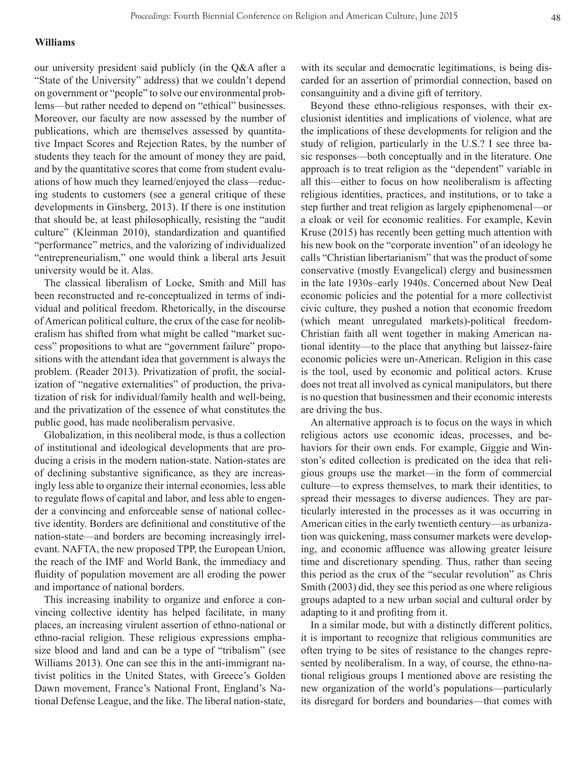our university president said publicly (in the Q&A after a "State of the University" address) that we couldn't depend on government or "people" to solve our environmental problems—but rather needed to depend on "ethical" businesses. Moreover, our faculty are now assessed by the number of publications, which are themselves assessed by quantitative Impact Scores and Rejection Rates, by the number of students they teach for the amount of money they are paid, and by the quantitative scores that come from student evaluations of how much they learned/enjoyed the class—reducing students to customers (see a general critique of these developments in Ginsberg, 2013). If there is one institution that should be, at least philosophically, resisting the "audit culture" (Kleinman 2010), standardization and quantified "performance" metrics, and the valorizing of individualized "entrepreneurialism," one would think a liberal arts Jesuit university would be it. Alas.

The classical liberalism of Locke, Smith and Mill has been reconstructed and re-conceptualized in terms of individual and political freedom. Rhetorically, in the discourse of American political culture, the crux of the case for neoliberalism has shifted from what might be called "market success" propositions to what are "government failure" propositions with the attendant idea that government is always the problem. (Reader 2013). Privatization of profit, the socialization of "negative externalities" of production, the privatization of risk for individual/family health and well-being, and the privatization of the essence of what constitutes the public good, has made neoliberalism pervasive.

Globalization, in this neoliberal mode, is thus a collection of institutional and ideological developments that are producing a crisis in the modern nation-state. Nation-states are of declining substantive significance, as they are increasingly less able to organize their internal economies, less able to regulate flows of capital and labor, and less able to engender a convincing and enforceable sense of national collective identity. Borders are definitional and constitutive of the nation-state—and borders are becoming increasingly irrelevant. NAFTA, the new proposed TPP, the European Union, the reach of the IMF and World Bank, the immediacy and fluidity of population movement are all eroding the power and importance of national borders.

This increasing inability to organize and enforce a convincing collective identity has helped facilitate, in many places, an increasing virulent assertion of ethno-national or ethno-racial religion. These religious expressions emphasize blood and land and can be a type of "tribalism" (see Williams 2013). One can see this in the anti-immigrant nativist politics in the United States, with Greece's Golden Dawn movement, France's National Front, England's National Defense League, and the like. The liberal nation-state, with its secular and democratic legitimations, is being discarded for an assertion of primordial connection, based on consanguinity and a divine gift of territory.

Beyond these ethno-religious responses, with their exclusionist identities and implications of violence, what are the implications of these developments for religion and the study of religion, particularly in the U.S.? I see three basic responses—both conceptually and in the literature. One approach is to treat religion as the "dependent" variable in all this—either to focus on how neoliberalism is affecting religious identities, practices, and institutions, or to take a step further and treat religion as largely epiphenomenal—or a cloak or veil for economic realities. For example, Kevin Kruse (2015) has recently been getting much attention with his new book on the "corporate invention" of an ideology he calls "Christian libertarianism" that was the product of some conservative (mostly Evangelical) clergy and businessmen in the late 1930s–early 1940s. Concerned about New Deal economic policies and the potential for a more collectivist civic culture, they pushed a notion that economic freedom (which meant unregulated markets)-political freedom-Christian faith all went together in making American national identity—to the place that anything but laissez-faire economic policies were un-American. Religion in this case is the tool, used by economic and political actors. Kruse does not treat all involved as cynical manipulators, but there is no question that businessmen and their economic interests are driving the bus.

An alternative approach is to focus on the ways in which religious actors use economic ideas, processes, and behaviors for their own ends. For example, Giggie and Winston's edited collection is predicated on the idea that religious groups use the market—in the form of commercial culture—to express themselves, to mark their identities, to spread their messages to diverse audiences. They are particularly interested in the processes as it was occurring in American cities in the early twentieth century—as urbanization was quickening, mass consumer markets were developing, and economic affluence was allowing greater leisure time and discretionary spending. Thus, rather than seeing this period as the crux of the "secular revolution" as Chris Smith (2003) did, they see this period as one where religious groups adapted to a new urban social and cultural order by adapting to it and profiting from it.

In a similar mode, but with a distinctly different politics, it is important to recognize that religious communities are often trying to be sites of resistance to the changes represented by neoliberalism. In a way, of course, the ethno-national religious groups I mentioned above are resisting the new organization of the world's populations—particularly its disregard for borders and boundaries—that comes with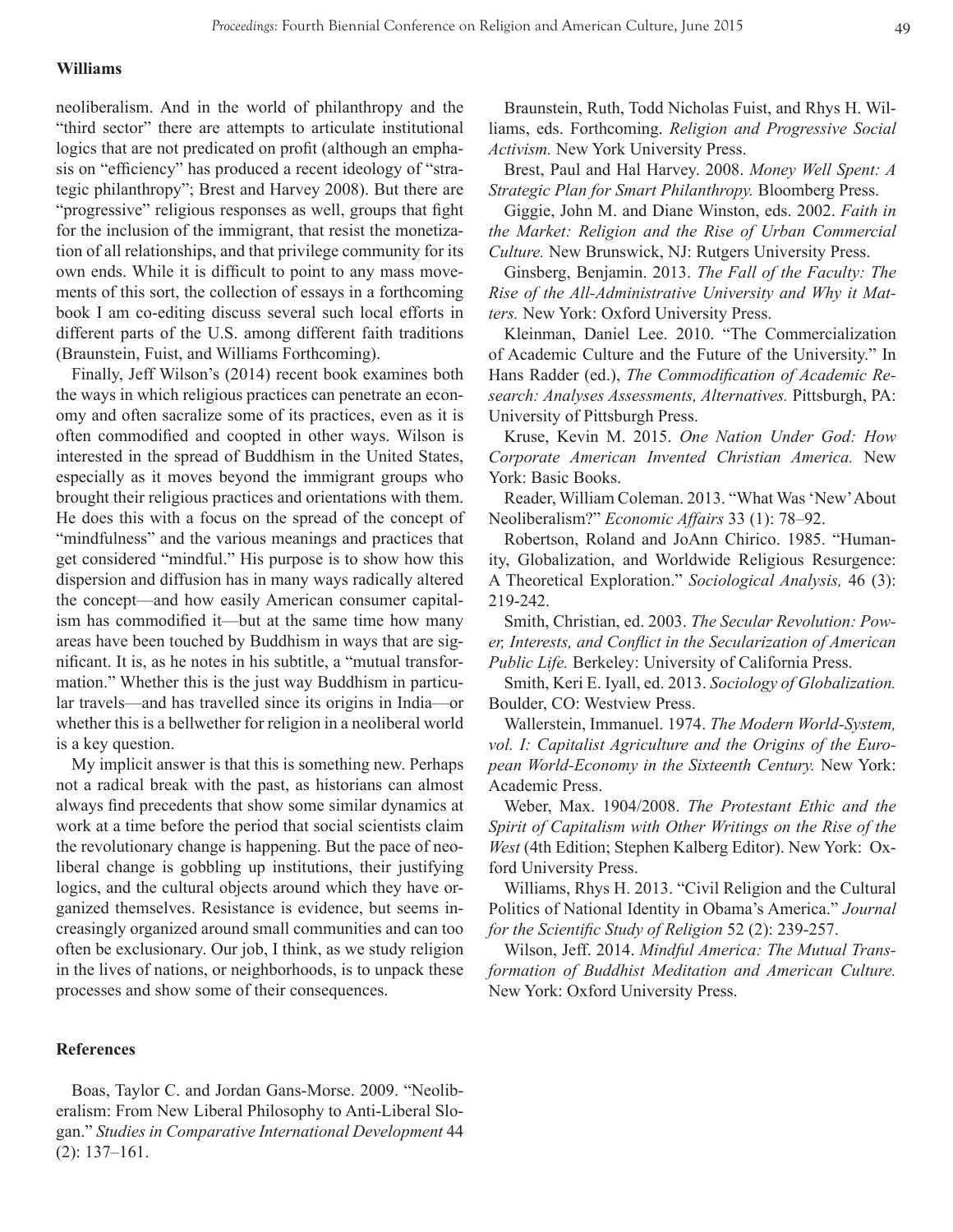neoliberalism. And in the world of philanthropy and the "third sector" there are attempts to articulate institutional logics that are not predicated on profit (although an emphasis on "efficiency" has produced a recent ideology of "strategic philanthropy"; Brest and Harvey 2008). But there are "progressive" religious responses as well, groups that fight for the inclusion of the immigrant, that resist the monetization of all relationships, and that privilege community for its own ends. While it is difficult to point to any mass movements of this sort, the collection of essays in a forthcoming book I am co-editing discuss several such local efforts in different parts of the U.S. among different faith traditions (Braunstein, Fuist, and Williams Forthcoming).

Finally, Jeff Wilson's (2014) recent book examines both the ways in which religious practices can penetrate an economy and often sacralize some of its practices, even as it is often commodified and coopted in other ways. Wilson is interested in the spread of Buddhism in the United States, especially as it moves beyond the immigrant groups who brought their religious practices and orientations with them. He does this with a focus on the spread of the concept of "mindfulness" and the various meanings and practices that get considered "mindful." His purpose is to show how this dispersion and diffusion has in many ways radically altered the concept—and how easily American consumer capitalism has commodified it—but at the same time how many areas have been touched by Buddhism in ways that are significant. It is, as he notes in his subtitle, a "mutual transformation." Whether this is the just way Buddhism in particular travels—and has travelled since its origins in India—or whether this is a bellwether for religion in a neoliberal world is a key question.

My implicit answer is that this is something new. Perhaps not a radical break with the past, as historians can almost always find precedents that show some similar dynamics at work at a time before the period that social scientists claim the revolutionary change is happening. But the pace of neoliberal change is gobbling up institutions, their justifying logics, and the cultural objects around which they have organized themselves. Resistance is evidence, but seems increasingly organized around small communities and can too often be exclusionary. Our job, I think, as we study religion in the lives of nations, or neighborhoods, is to unpack these processes and show some of their consequences.

## References

Boas, Taylor C. and Jordan Gans-Morse. 2009. "Neoliberalism: From New Liberal Philosophy to Anti-Liberal Slogan." *Studies in Comparative International Development* 44 (2): 137–161.

Braunstein, Ruth, Todd Nicholas Fuist, and Rhys H. Williams, eds. Forthcoming. *Religion and Progressive Social Activism.* New York University Press.

Brest, Paul and Hal Harvey. 2008. *Money Well Spent: A Strategic Plan for Smart Philanthropy.* Bloomberg Press.

Giggie, John M. and Diane Winston, eds. 2002. *Faith in the Market: Religion and the Rise of Urban Commercial Culture.* New Brunswick, NJ: Rutgers University Press.

Ginsberg, Benjamin. 2013. *The Fall of the Faculty: The Rise of the All-Administrative University and Why it Matters.* New York: Oxford University Press.

Kleinman, Daniel Lee. 2010. "The Commercialization of Academic Culture and the Future of the University." In Hans Radder (ed.), *The Commodification of Academic Research: Analyses Assessments, Alternatives.* Pittsburgh, PA: University of Pittsburgh Press.

Kruse, Kevin M. 2015. *One Nation Under God: How Corporate American Invented Christian America.* New York: Basic Books.

Reader, William Coleman. 2013. "What Was 'New' About Neoliberalism?" *Economic Affairs* 33 (1): 78–92.

Robertson, Roland and JoAnn Chirico. 1985. "Humanity, Globalization, and Worldwide Religious Resurgence: A Theoretical Exploration." *Sociological Analysis,* 46 (3): 219-242.

Smith, Christian, ed. 2003. *The Secular Revolution: Power, Interests, and Conflict in the Secularization of American Public Life.* Berkeley: University of California Press.

Smith, Keri E. Iyall, ed. 2013. *Sociology of Globalization.* Boulder, CO: Westview Press.

Wallerstein, Immanuel. 1974. *The Modern World-System, vol. I: Capitalist Agriculture and the Origins of the European World-Economy in the Sixteenth Century.* New York: Academic Press.

Weber, Max. 1904/2008. *The Protestant Ethic and the Spirit of Capitalism with Other Writings on the Rise of the West* (4th Edition; Stephen Kalberg Editor). New York: Oxford University Press.

Williams, Rhys H. 2013. "Civil Religion and the Cultural Politics of National Identity in Obama's America." *Journal for the Scientific Study of Religion* 52 (2): 239-257.

Wilson, Jeff. 2014. *Mindful America: The Mutual Transformation of Buddhist Meditation and American Culture.* New York: Oxford University Press.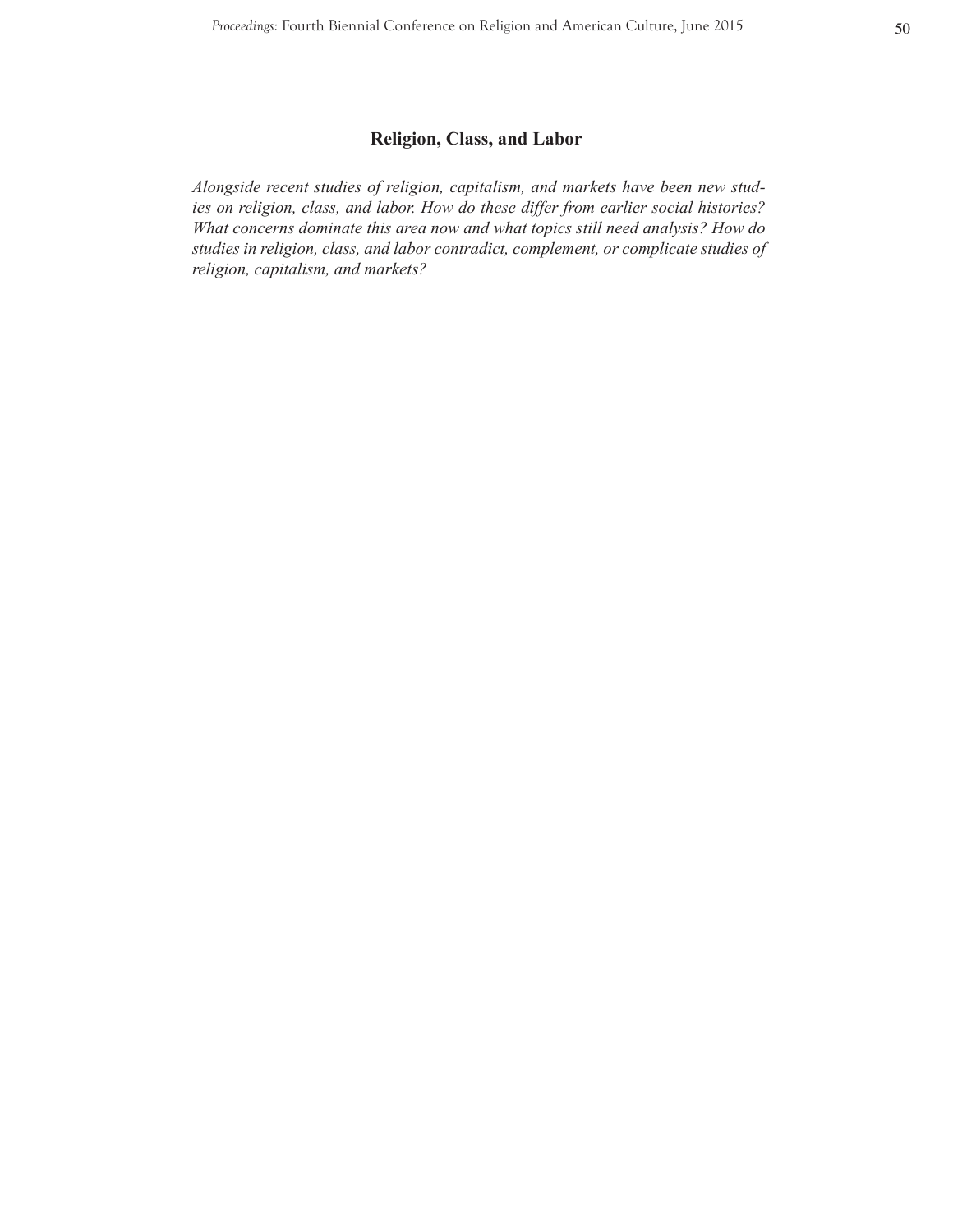## Religion, Class, and Labor

*Alongside recent studies of religion, capitalism, and markets have been new studies on religion, class, and labor. How do these differ from earlier social histories? What concerns dominate this area now and what topics still need analysis? How do studies in religion, class, and labor contradict, complement, or complicate studies of religion, capitalism, and markets?*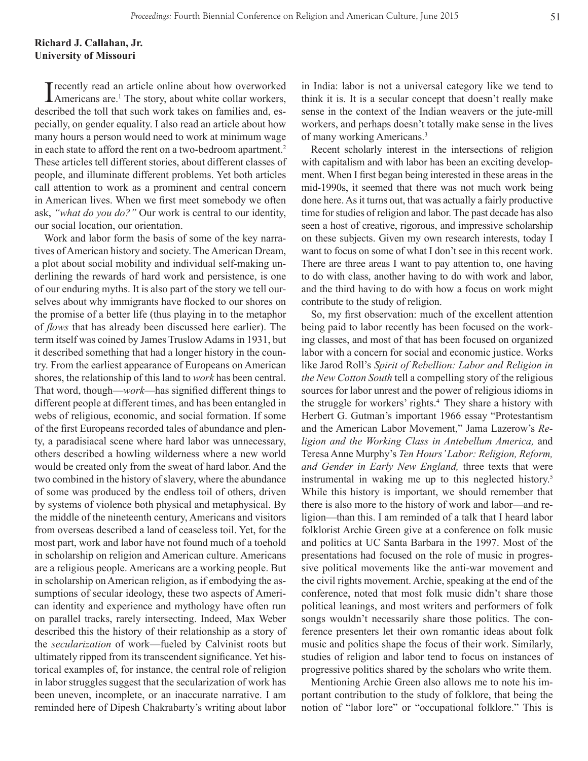**Richard J. Callahan, Jr.**
**University of Missouri**

I recently read an article online about how overworked Americans are.[1] The story, about white collar workers, described the toll that such work takes on families and, especially, on gender equality. I also read an article about how many hours a person would need to work at minimum wage in each state to afford the rent on a two-bedroom apartment.[2] These articles tell different stories, about different classes of people, and illuminate different problems. Yet both articles call attention to work as a prominent and central concern in American lives. When we first meet somebody we often ask, *"what do you do?"* Our work is central to our identity, our social location, our orientation.

Work and labor form the basis of some of the key narratives of American history and society. The American Dream, a plot about social mobility and individual self-making underlining the rewards of hard work and persistence, is one of our enduring myths. It is also part of the story we tell ourselves about why immigrants have flocked to our shores on the promise of a better life (thus playing in to the metaphor of *flows* that has already been discussed here earlier). The term itself was coined by James Truslow Adams in 1931, but it described something that had a longer history in the country. From the earliest appearance of Europeans on American shores, the relationship of this land to *work* has been central. That word, though—*work*—has signified different things to different people at different times, and has been entangled in webs of religious, economic, and social formation. If some of the first Europeans recorded tales of abundance and plenty, a paradisiacal scene where hard labor was unnecessary, others described a howling wilderness where a new world would be created only from the sweat of hard labor. And the two combined in the history of slavery, where the abundance of some was produced by the endless toil of others, driven by systems of violence both physical and metaphysical. By the middle of the nineteenth century, Americans and visitors from overseas described a land of ceaseless toil. Yet, for the most part, work and labor have not found much of a toehold in scholarship on religion and American culture. Americans are a religious people. Americans are a working people. But in scholarship on American religion, as if embodying the assumptions of secular ideology, these two aspects of American identity and experience and mythology have often run on parallel tracks, rarely intersecting. Indeed, Max Weber described this the history of their relationship as a story of the *secularization* of work—fueled by Calvinist roots but ultimately ripped from its transcendent significance. Yet historical examples of, for instance, the central role of religion in labor struggles suggest that the secularization of work has been uneven, incomplete, or an inaccurate narrative. I am reminded here of Dipesh Chakrabarty's writing about labor in India: labor is not a universal category like we tend to think it is. It is a secular concept that doesn't really make sense in the context of the Indian weavers or the jute-mill workers, and perhaps doesn't totally make sense in the lives of many working Americans.[3]

Recent scholarly interest in the intersections of religion with capitalism and with labor has been an exciting development. When I first began being interested in these areas in the mid-1990s, it seemed that there was not much work being done here. As it turns out, that was actually a fairly productive time for studies of religion and labor. The past decade has also seen a host of creative, rigorous, and impressive scholarship on these subjects. Given my own research interests, today I want to focus on some of what I don't see in this recent work. There are three areas I want to pay attention to, one having to do with class, another having to do with work and labor, and the third having to do with how a focus on work might contribute to the study of religion.

So, my first observation: much of the excellent attention being paid to labor recently has been focused on the working classes, and most of that has been focused on organized labor with a concern for social and economic justice. Works like Jarod Roll's *Spirit of Rebellion: Labor and Religion in the New Cotton South* tell a compelling story of the religious sources for labor unrest and the power of religious idioms in the struggle for workers' rights.[4] They share a history with Herbert G. Gutman's important 1966 essay "Protestantism and the American Labor Movement," Jama Lazerow's *Religion and the Working Class in Antebellum America,* and Teresa Anne Murphy's *Ten Hours' Labor: Religion, Reform, and Gender in Early New England,* three texts that were instrumental in waking me up to this neglected history.[5] While this history is important, we should remember that there is also more to the history of work and labor—and religion—than this. I am reminded of a talk that I heard labor folklorist Archie Green give at a conference on folk music and politics at UC Santa Barbara in the 1997. Most of the presentations had focused on the role of music in progressive political movements like the anti-war movement and the civil rights movement. Archie, speaking at the end of the conference, noted that most folk music didn't share those political leanings, and most writers and performers of folk songs wouldn't necessarily share those politics. The conference presenters let their own romantic ideas about folk music and politics shape the focus of their work. Similarly, studies of religion and labor tend to focus on instances of progressive politics shared by the scholars who write them.

Mentioning Archie Green also allows me to note his important contribution to the study of folklore, that being the notion of "labor lore" or "occupational folklore." This is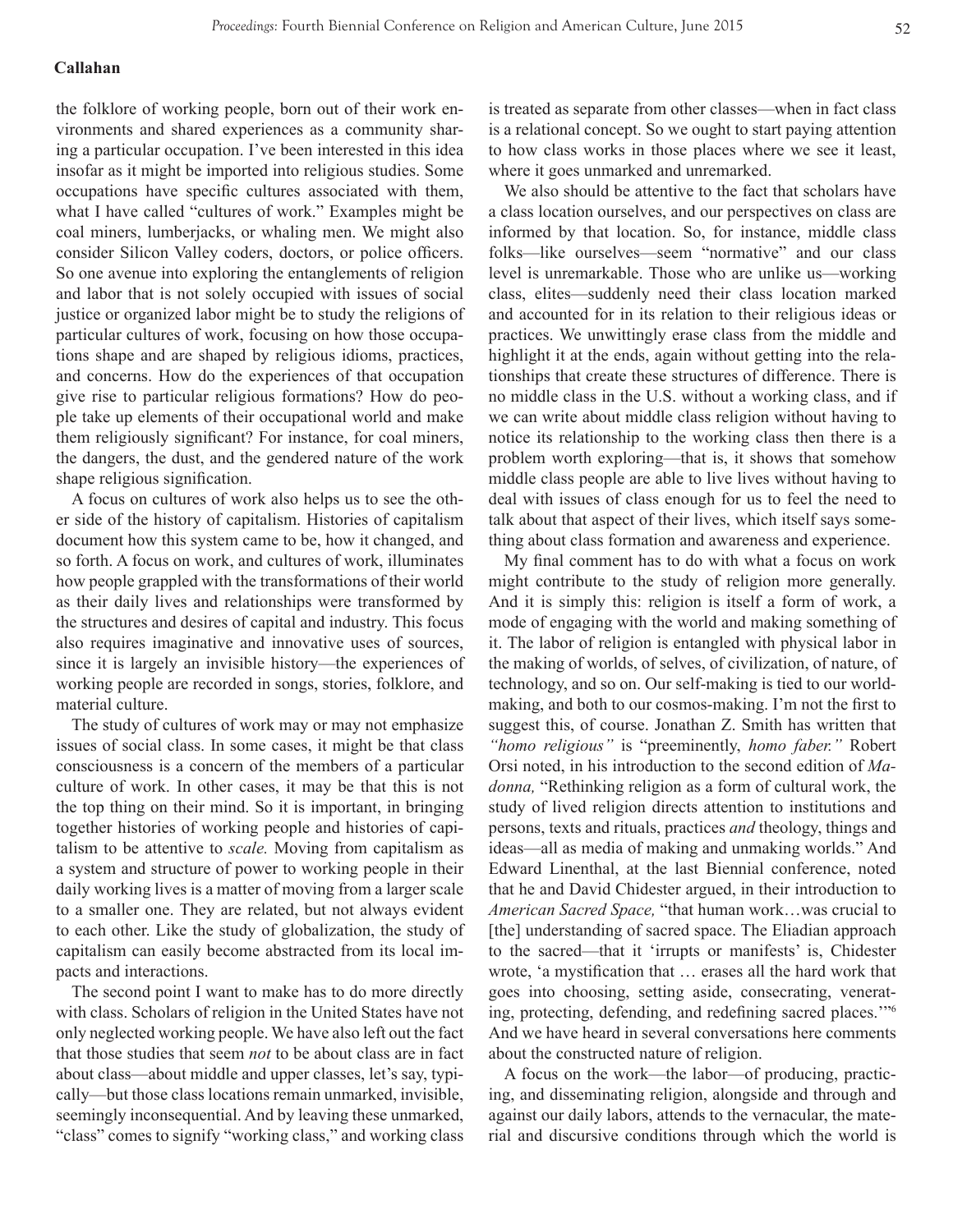the folklore of working people, born out of their work environments and shared experiences as a community sharing a particular occupation. I've been interested in this idea insofar as it might be imported into religious studies. Some occupations have specific cultures associated with them, what I have called "cultures of work." Examples might be coal miners, lumberjacks, or whaling men. We might also consider Silicon Valley coders, doctors, or police officers. So one avenue into exploring the entanglements of religion and labor that is not solely occupied with issues of social justice or organized labor might be to study the religions of particular cultures of work, focusing on how those occupations shape and are shaped by religious idioms, practices, and concerns. How do the experiences of that occupation give rise to particular religious formations? How do people take up elements of their occupational world and make them religiously significant? For instance, for coal miners, the dangers, the dust, and the gendered nature of the work shape religious signification.

A focus on cultures of work also helps us to see the other side of the history of capitalism. Histories of capitalism document how this system came to be, how it changed, and so forth. A focus on work, and cultures of work, illuminates how people grappled with the transformations of their world as their daily lives and relationships were transformed by the structures and desires of capital and industry. This focus also requires imaginative and innovative uses of sources, since it is largely an invisible history—the experiences of working people are recorded in songs, stories, folklore, and material culture.

The study of cultures of work may or may not emphasize issues of social class. In some cases, it might be that class consciousness is a concern of the members of a particular culture of work. In other cases, it may be that this is not the top thing on their mind. So it is important, in bringing together histories of working people and histories of capitalism to be attentive to *scale.* Moving from capitalism as a system and structure of power to working people in their daily working lives is a matter of moving from a larger scale to a smaller one. They are related, but not always evident to each other. Like the study of globalization, the study of capitalism can easily become abstracted from its local impacts and interactions.

The second point I want to make has to do more directly with class. Scholars of religion in the United States have not only neglected working people. We have also left out the fact that those studies that seem *not* to be about class are in fact about class—about middle and upper classes, let's say, typically—but those class locations remain unmarked, invisible, seemingly inconsequential. And by leaving these unmarked, "class" comes to signify "working class," and working class is treated as separate from other classes—when in fact class is a relational concept. So we ought to start paying attention to how class works in those places where we see it least, where it goes unmarked and unremarked.

We also should be attentive to the fact that scholars have a class location ourselves, and our perspectives on class are informed by that location. So, for instance, middle class folks—like ourselves—seem "normative" and our class level is unremarkable. Those who are unlike us—working class, elites—suddenly need their class location marked and accounted for in its relation to their religious ideas or practices. We unwittingly erase class from the middle and highlight it at the ends, again without getting into the relationships that create these structures of difference. There is no middle class in the U.S. without a working class, and if we can write about middle class religion without having to notice its relationship to the working class then there is a problem worth exploring—that is, it shows that somehow middle class people are able to live lives without having to deal with issues of class enough for us to feel the need to talk about that aspect of their lives, which itself says something about class formation and awareness and experience.

My final comment has to do with what a focus on work might contribute to the study of religion more generally. And it is simply this: religion is itself a form of work, a mode of engaging with the world and making something of it. The labor of religion is entangled with physical labor in the making of worlds, of selves, of civilization, of nature, of technology, and so on. Our self-making is tied to our world-making, and both to our cosmos-making. I'm not the first to suggest this, of course. Jonathan Z. Smith has written that *"homo religious"* is "preeminently, *homo faber."* Robert Orsi noted, in his introduction to the second edition of *Madonna,* "Rethinking religion as a form of cultural work, the study of lived religion directs attention to institutions and persons, texts and rituals, practices *and* theology, things and ideas—all as media of making and unmaking worlds." And Edward Linenthal, at the last Biennial conference, noted that he and David Chidester argued, in their introduction to *American Sacred Space,* "that human work…was crucial to [the] understanding of sacred space. The Eliadian approach to the sacred—that it 'irrupts or manifests' is, Chidester wrote, 'a mystification that … erases all the hard work that goes into choosing, setting aside, consecrating, venerating, protecting, defending, and redefining sacred places.'"[6] And we have heard in several conversations here comments about the constructed nature of religion.

A focus on the work—the labor—of producing, practicing, and disseminating religion, alongside and through and against our daily labors, attends to the vernacular, the material and discursive conditions through which the world is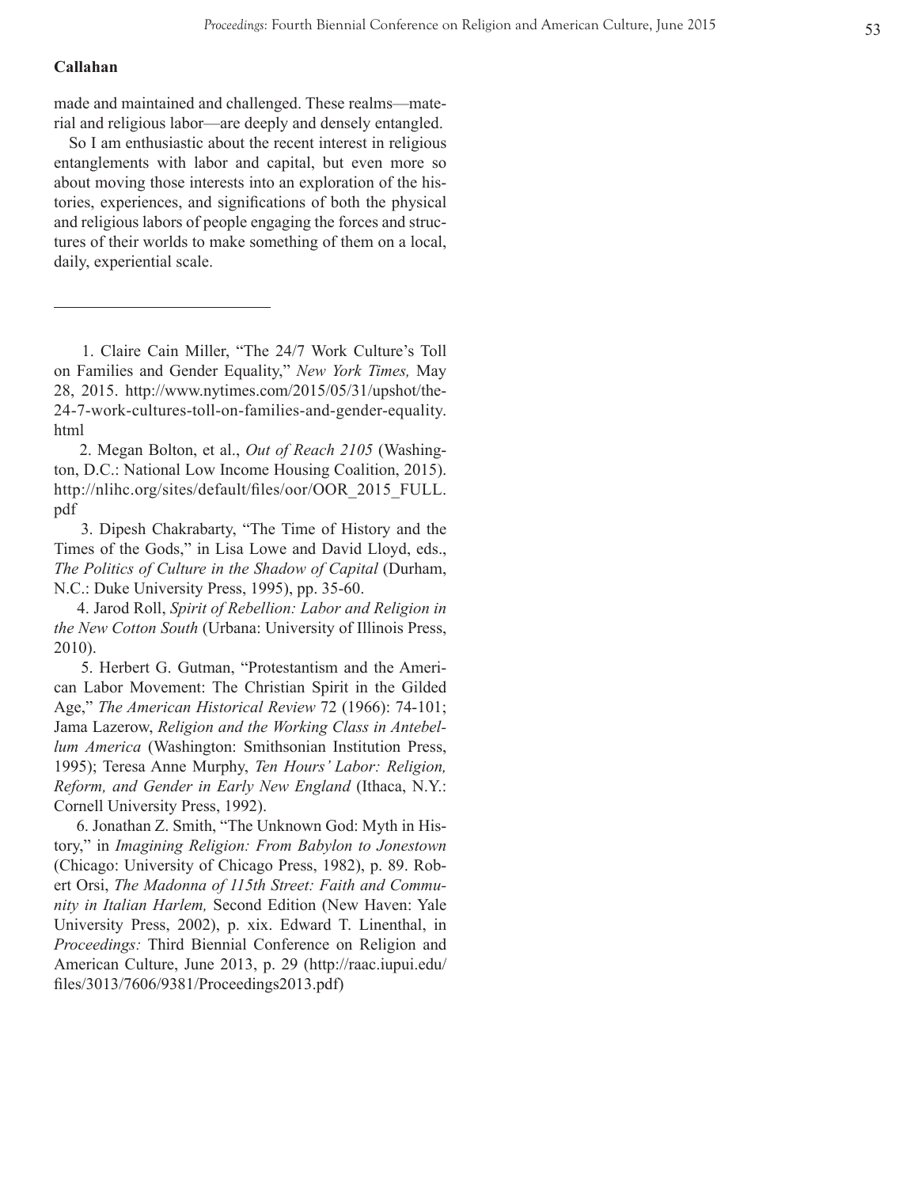**Callahan**

made and maintained and challenged. These realms—material and religious labor—are deeply and densely entangled.

So I am enthusiastic about the recent interest in religious entanglements with labor and capital, but even more so about moving those interests into an exploration of the histories, experiences, and significations of both the physical and religious labors of people engaging the forces and structures of their worlds to make something of them on a local, daily, experiential scale.

---

1. Claire Cain Miller, "The 24/7 Work Culture's Toll on Families and Gender Equality," *New York Times,* May 28, 2015. http://www.nytimes.com/2015/05/31/upshot/the-24-7-work-cultures-toll-on-families-and-gender-equality.html

2. Megan Bolton, et al., *Out of Reach 2105* (Washington, D.C.: National Low Income Housing Coalition, 2015). http://nlihc.org/sites/default/files/oor/OOR_2015_FULL.pdf

3. Dipesh Chakrabarty, "The Time of History and the Times of the Gods," in Lisa Lowe and David Lloyd, eds., *The Politics of Culture in the Shadow of Capital* (Durham, N.C.: Duke University Press, 1995), pp. 35-60.

4. Jarod Roll, *Spirit of Rebellion: Labor and Religion in the New Cotton South* (Urbana: University of Illinois Press, 2010).

5. Herbert G. Gutman, "Protestantism and the American Labor Movement: The Christian Spirit in the Gilded Age," *The American Historical Review* 72 (1966): 74-101; Jama Lazerow, *Religion and the Working Class in Antebellum America* (Washington: Smithsonian Institution Press, 1995); Teresa Anne Murphy, *Ten Hours' Labor: Religion, Reform, and Gender in Early New England* (Ithaca, N.Y.: Cornell University Press, 1992).

6. Jonathan Z. Smith, "The Unknown God: Myth in History," in *Imagining Religion: From Babylon to Jonestown* (Chicago: University of Chicago Press, 1982), p. 89. Robert Orsi, *The Madonna of 115th Street: Faith and Community in Italian Harlem,* Second Edition (New Haven: Yale University Press, 2002), p. xix. Edward T. Linenthal, in *Proceedings:* Third Biennial Conference on Religion and American Culture, June 2013, p. 29 (http://raac.iupui.edu/files/3013/7606/9381/Proceedings2013.pdf)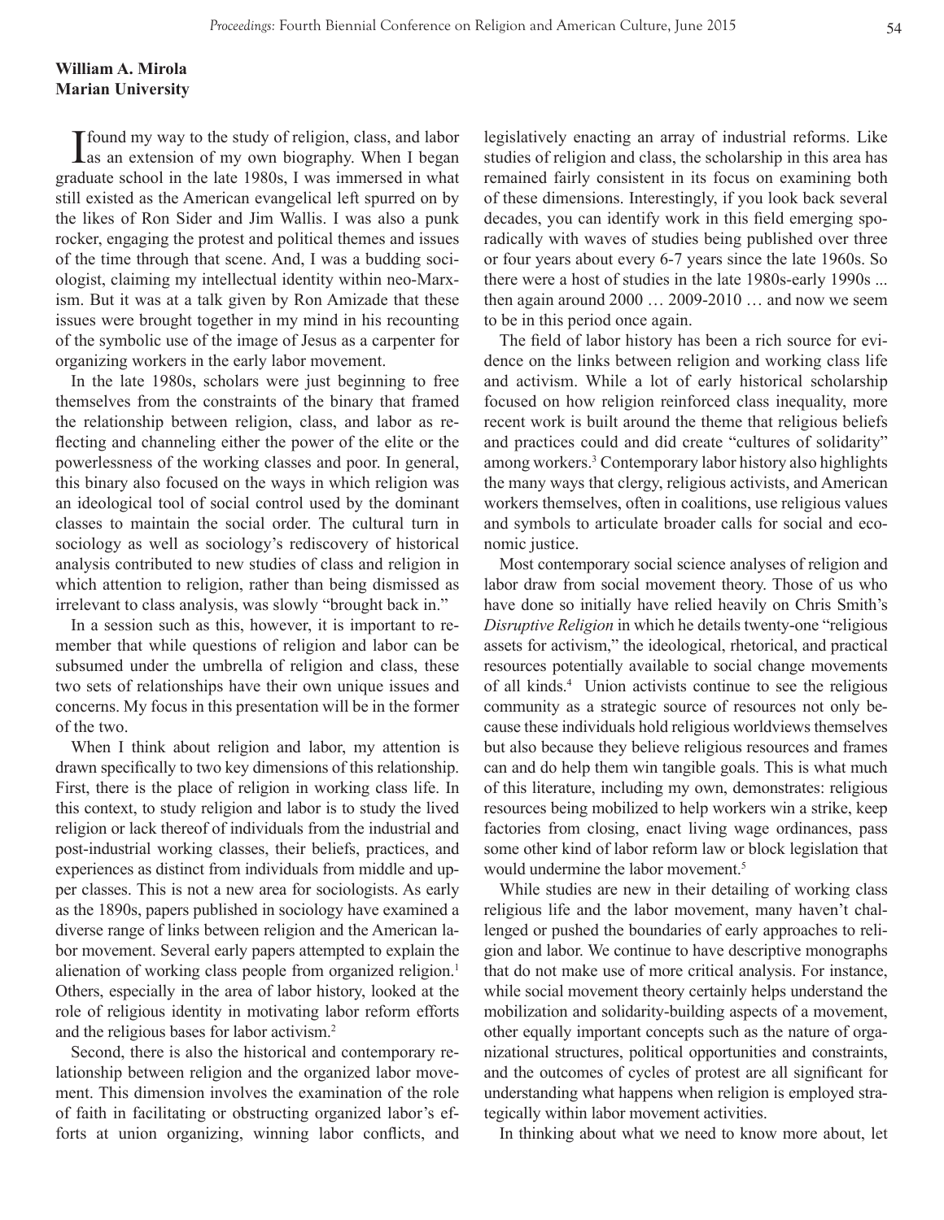**William A. Mirola**
**Marian University**

I found my way to the study of religion, class, and labor as an extension of my own biography. When I began graduate school in the late 1980s, I was immersed in what still existed as the American evangelical left spurred on by the likes of Ron Sider and Jim Wallis. I was also a punk rocker, engaging the protest and political themes and issues of the time through that scene. And, I was a budding sociologist, claiming my intellectual identity within neo-Marxism. But it was at a talk given by Ron Amizade that these issues were brought together in my mind in his recounting of the symbolic use of the image of Jesus as a carpenter for organizing workers in the early labor movement.

In the late 1980s, scholars were just beginning to free themselves from the constraints of the binary that framed the relationship between religion, class, and labor as reflecting and channeling either the power of the elite or the powerlessness of the working classes and poor. In general, this binary also focused on the ways in which religion was an ideological tool of social control used by the dominant classes to maintain the social order. The cultural turn in sociology as well as sociology's rediscovery of historical analysis contributed to new studies of class and religion in which attention to religion, rather than being dismissed as irrelevant to class analysis, was slowly "brought back in."

In a session such as this, however, it is important to remember that while questions of religion and labor can be subsumed under the umbrella of religion and class, these two sets of relationships have their own unique issues and concerns. My focus in this presentation will be in the former of the two.

When I think about religion and labor, my attention is drawn specifically to two key dimensions of this relationship. First, there is the place of religion in working class life. In this context, to study religion and labor is to study the lived religion or lack thereof of individuals from the industrial and post-industrial working classes, their beliefs, practices, and experiences as distinct from individuals from middle and upper classes. This is not a new area for sociologists. As early as the 1890s, papers published in sociology have examined a diverse range of links between religion and the American labor movement. Several early papers attempted to explain the alienation of working class people from organized religion.[1] Others, especially in the area of labor history, looked at the role of religious identity in motivating labor reform efforts and the religious bases for labor activism.[2]

Second, there is also the historical and contemporary relationship between religion and the organized labor movement. This dimension involves the examination of the role of faith in facilitating or obstructing organized labor's efforts at union organizing, winning labor conflicts, and legislatively enacting an array of industrial reforms. Like studies of religion and class, the scholarship in this area has remained fairly consistent in its focus on examining both of these dimensions. Interestingly, if you look back several decades, you can identify work in this field emerging sporadically with waves of studies being published over three or four years about every 6-7 years since the late 1960s. So there were a host of studies in the late 1980s-early 1990s ... then again around 2000 … 2009-2010 … and now we seem to be in this period once again.

The field of labor history has been a rich source for evidence on the links between religion and working class life and activism. While a lot of early historical scholarship focused on how religion reinforced class inequality, more recent work is built around the theme that religious beliefs and practices could and did create "cultures of solidarity" among workers.[3] Contemporary labor history also highlights the many ways that clergy, religious activists, and American workers themselves, often in coalitions, use religious values and symbols to articulate broader calls for social and economic justice.

Most contemporary social science analyses of religion and labor draw from social movement theory. Those of us who have done so initially have relied heavily on Chris Smith's *Disruptive Religion* in which he details twenty-one "religious assets for activism," the ideological, rhetorical, and practical resources potentially available to social change movements of all kinds.[4] Union activists continue to see the religious community as a strategic source of resources not only because these individuals hold religious worldviews themselves but also because they believe religious resources and frames can and do help them win tangible goals. This is what much of this literature, including my own, demonstrates: religious resources being mobilized to help workers win a strike, keep factories from closing, enact living wage ordinances, pass some other kind of labor reform law or block legislation that would undermine the labor movement.[5]

While studies are new in their detailing of working class religious life and the labor movement, many haven't challenged or pushed the boundaries of early approaches to religion and labor. We continue to have descriptive monographs that do not make use of more critical analysis. For instance, while social movement theory certainly helps understand the mobilization and solidarity-building aspects of a movement, other equally important concepts such as the nature of organizational structures, political opportunities and constraints, and the outcomes of cycles of protest are all significant for understanding what happens when religion is employed strategically within labor movement activities.

In thinking about what we need to know more about, let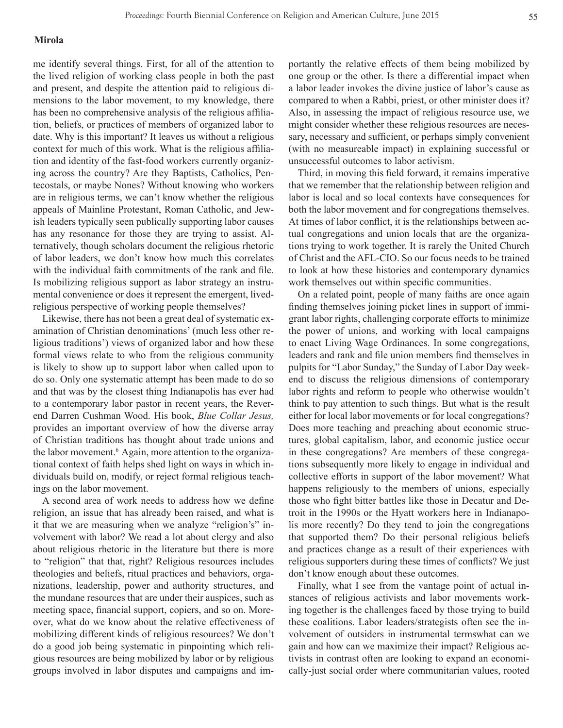me identify several things. First, for all of the attention to the lived religion of working class people in both the past and present, and despite the attention paid to religious dimensions to the labor movement, to my knowledge, there has been no comprehensive analysis of the religious affiliation, beliefs, or practices of members of organized labor to date. Why is this important? It leaves us without a religious context for much of this work. What is the religious affiliation and identity of the fast-food workers currently organizing across the country? Are they Baptists, Catholics, Pentecostals, or maybe Nones? Without knowing who workers are in religious terms, we can't know whether the religious appeals of Mainline Protestant, Roman Catholic, and Jewish leaders typically seen publically supporting labor causes has any resonance for those they are trying to assist. Alternatively, though scholars document the religious rhetoric of labor leaders, we don't know how much this correlates with the individual faith commitments of the rank and file. Is mobilizing religious support as labor strategy an instrumental convenience or does it represent the emergent, lived-religious perspective of working people themselves?

Likewise, there has not been a great deal of systematic examination of Christian denominations' (much less other religious traditions') views of organized labor and how these formal views relate to who from the religious community is likely to show up to support labor when called upon to do so. Only one systematic attempt has been made to do so and that was by the closest thing Indianapolis has ever had to a contemporary labor pastor in recent years, the Reverend Darren Cushman Wood. His book, *Blue Collar Jesus,* provides an important overview of how the diverse array of Christian traditions has thought about trade unions and the labor movement.[6] Again, more attention to the organizational context of faith helps shed light on ways in which individuals build on, modify, or reject formal religious teachings on the labor movement.

A second area of work needs to address how we define religion, an issue that has already been raised, and what is it that we are measuring when we analyze "religion's" involvement with labor? We read a lot about clergy and also about religious rhetoric in the literature but there is more to "religion" that that, right? Religious resources includes theologies and beliefs, ritual practices and behaviors, organizations, leadership, power and authority structures, and the mundane resources that are under their auspices, such as meeting space, financial support, copiers, and so on. Moreover, what do we know about the relative effectiveness of mobilizing different kinds of religious resources? We don't do a good job being systematic in pinpointing which religious resources are being mobilized by labor or by religious groups involved in labor disputes and campaigns and importantly the relative effects of them being mobilized by one group or the other. Is there a differential impact when a labor leader invokes the divine justice of labor's cause as compared to when a Rabbi, priest, or other minister does it? Also, in assessing the impact of religious resource use, we might consider whether these religious resources are necessary, necessary and sufficient, or perhaps simply convenient (with no measureable impact) in explaining successful or unsuccessful outcomes to labor activism.

Third, in moving this field forward, it remains imperative that we remember that the relationship between religion and labor is local and so local contexts have consequences for both the labor movement and for congregations themselves. At times of labor conflict, it is the relationships between actual congregations and union locals that are the organizations trying to work together. It is rarely the United Church of Christ and the AFL-CIO. So our focus needs to be trained to look at how these histories and contemporary dynamics work themselves out within specific communities.

On a related point, people of many faiths are once again finding themselves joining picket lines in support of immigrant labor rights, challenging corporate efforts to minimize the power of unions, and working with local campaigns to enact Living Wage Ordinances. In some congregations, leaders and rank and file union members find themselves in pulpits for "Labor Sunday," the Sunday of Labor Day weekend to discuss the religious dimensions of contemporary labor rights and reform to people who otherwise wouldn't think to pay attention to such things. But what is the result either for local labor movements or for local congregations? Does more teaching and preaching about economic structures, global capitalism, labor, and economic justice occur in these congregations? Are members of these congregations subsequently more likely to engage in individual and collective efforts in support of the labor movement? What happens religiously to the members of unions, especially those who fight bitter battles like those in Decatur and Detroit in the 1990s or the Hyatt workers here in Indianapolis more recently? Do they tend to join the congregations that supported them? Do their personal religious beliefs and practices change as a result of their experiences with religious supporters during these times of conflicts? We just don't know enough about these outcomes.

Finally, what I see from the vantage point of actual instances of religious activists and labor movements working together is the challenges faced by those trying to build these coalitions. Labor leaders/strategists often see the involvement of outsiders in instrumental termswhat can we gain and how can we maximize their impact? Religious activists in contrast often are looking to expand an economically-just social order where communitarian values, rooted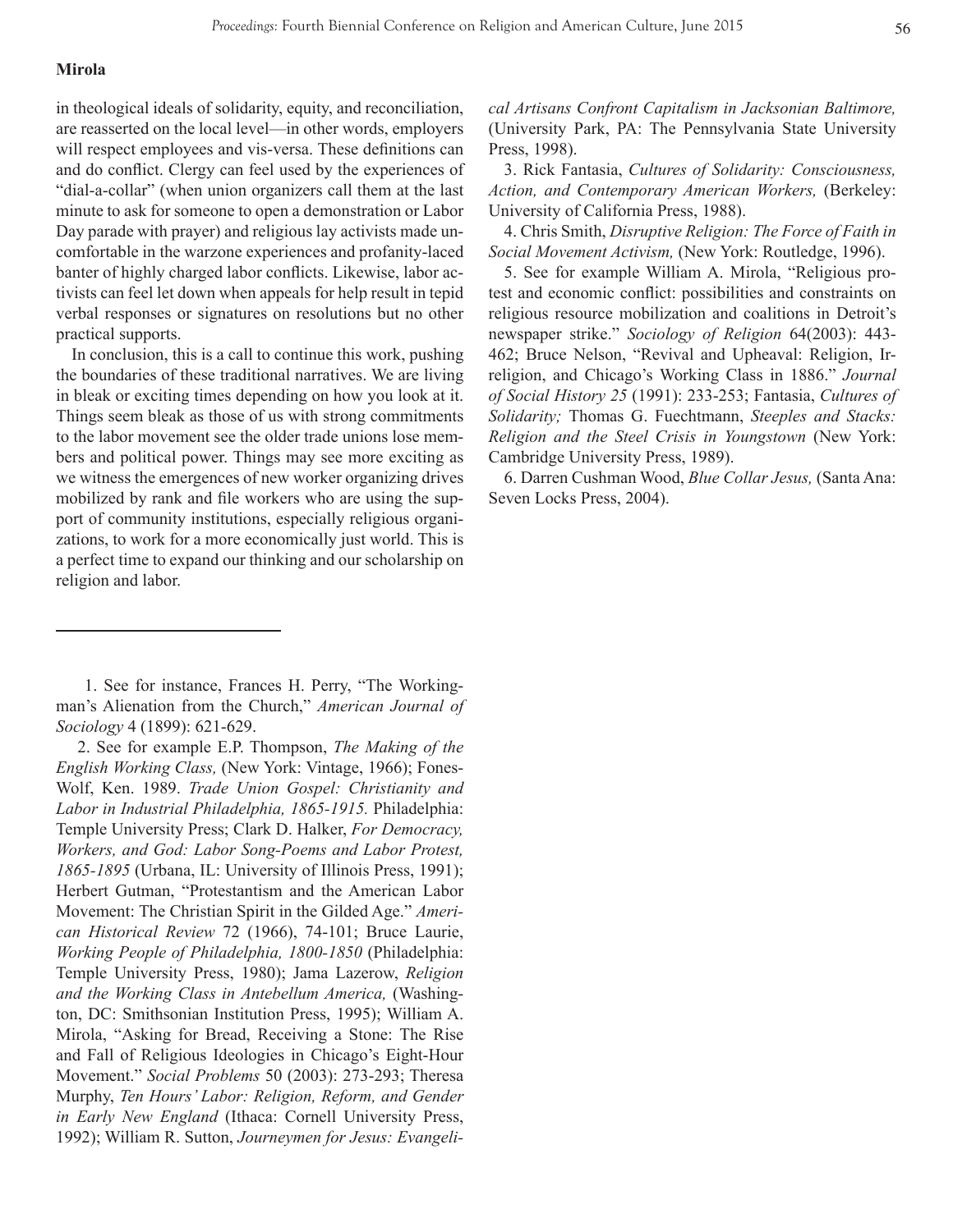in theological ideals of solidarity, equity, and reconciliation, are reasserted on the local level—in other words, employers will respect employees and vis-versa. These definitions can and do conflict. Clergy can feel used by the experiences of "dial-a-collar" (when union organizers call them at the last minute to ask for someone to open a demonstration or Labor Day parade with prayer) and religious lay activists made uncomfortable in the warzone experiences and profanity-laced banter of highly charged labor conflicts. Likewise, labor activists can feel let down when appeals for help result in tepid verbal responses or signatures on resolutions but no other practical supports.

In conclusion, this is a call to continue this work, pushing the boundaries of these traditional narratives. We are living in bleak or exciting times depending on how you look at it. Things seem bleak as those of us with strong commitments to the labor movement see the older trade unions lose members and political power. Things may see more exciting as we witness the emergences of new worker organizing drives mobilized by rank and file workers who are using the support of community institutions, especially religious organizations, to work for a more economically just world. This is a perfect time to expand our thinking and our scholarship on religion and labor.

---

1. See for instance, Frances H. Perry, "The Workingman's Alienation from the Church," *American Journal of Sociology* 4 (1899): 621-629.

2. See for example E.P. Thompson, *The Making of the English Working Class,* (New York: Vintage, 1966); Fones-Wolf, Ken. 1989. *Trade Union Gospel: Christianity and Labor in Industrial Philadelphia, 1865-1915.* Philadelphia: Temple University Press; Clark D. Halker, *For Democracy, Workers, and God: Labor Song-Poems and Labor Protest, 1865-1895* (Urbana, IL: University of Illinois Press, 1991); Herbert Gutman, "Protestantism and the American Labor Movement: The Christian Spirit in the Gilded Age." *American Historical Review* 72 (1966), 74-101; Bruce Laurie, *Working People of Philadelphia, 1800-1850* (Philadelphia: Temple University Press, 1980); Jama Lazerow, *Religion and the Working Class in Antebellum America,* (Washington, DC: Smithsonian Institution Press, 1995); William A. Mirola, "Asking for Bread, Receiving a Stone: The Rise and Fall of Religious Ideologies in Chicago's Eight-Hour Movement." *Social Problems* 50 (2003): 273-293; Theresa Murphy, *Ten Hours' Labor: Religion, Reform, and Gender in Early New England* (Ithaca: Cornell University Press, 1992); William R. Sutton, *Journeymen for Jesus: Evangelical Artisans Confront Capitalism in Jacksonian Baltimore,* (University Park, PA: The Pennsylvania State University Press, 1998).

3. Rick Fantasia, *Cultures of Solidarity: Consciousness, Action, and Contemporary American Workers,* (Berkeley: University of California Press, 1988).

4. Chris Smith, *Disruptive Religion: The Force of Faith in Social Movement Activism,* (New York: Routledge, 1996).

5. See for example William A. Mirola, "Religious protest and economic conflict: possibilities and constraints on religious resource mobilization and coalitions in Detroit's newspaper strike." *Sociology of Religion* 64(2003): 443-462; Bruce Nelson, "Revival and Upheaval: Religion, Irreligion, and Chicago's Working Class in 1886." *Journal of Social History 25* (1991): 233-253; Fantasia, *Cultures of Solidarity;* Thomas G. Fuechtmann, *Steeples and Stacks: Religion and the Steel Crisis in Youngstown* (New York: Cambridge University Press, 1989).

6. Darren Cushman Wood, *Blue Collar Jesus,* (Santa Ana: Seven Locks Press, 2004).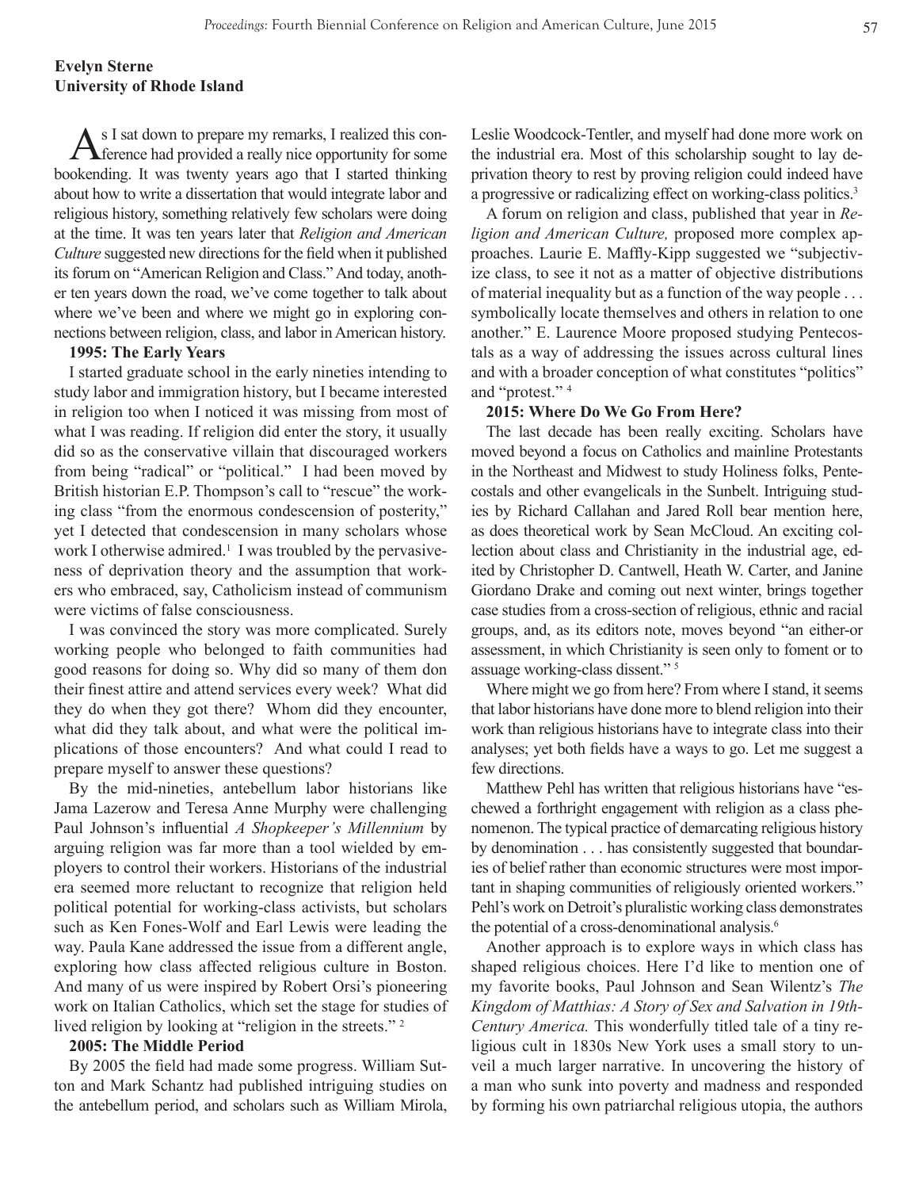**Evelyn Sterne**
**University of Rhode Island**

As I sat down to prepare my remarks, I realized this conference had provided a really nice opportunity for some bookending. It was twenty years ago that I started thinking about how to write a dissertation that would integrate labor and religious history, something relatively few scholars were doing at the time. It was ten years later that *Religion and American Culture* suggested new directions for the field when it published its forum on "American Religion and Class." And today, another ten years down the road, we've come together to talk about where we've been and where we might go in exploring connections between religion, class, and labor in American history.

**1995: The Early Years**

I started graduate school in the early nineties intending to study labor and immigration history, but I became interested in religion too when I noticed it was missing from most of what I was reading. If religion did enter the story, it usually did so as the conservative villain that discouraged workers from being "radical" or "political." I had been moved by British historian E.P. Thompson's call to "rescue" the working class "from the enormous condescension of posterity," yet I detected that condescension in many scholars whose work I otherwise admired.[1] I was troubled by the pervasiveness of deprivation theory and the assumption that workers who embraced, say, Catholicism instead of communism were victims of false consciousness.

I was convinced the story was more complicated. Surely working people who belonged to faith communities had good reasons for doing so. Why did so many of them don their finest attire and attend services every week? What did they do when they got there? Whom did they encounter, what did they talk about, and what were the political implications of those encounters? And what could I read to prepare myself to answer these questions?

By the mid-nineties, antebellum labor historians like Jama Lazerow and Teresa Anne Murphy were challenging Paul Johnson's influential *A Shopkeeper's Millennium* by arguing religion was far more than a tool wielded by employers to control their workers. Historians of the industrial era seemed more reluctant to recognize that religion held political potential for working-class activists, but scholars such as Ken Fones-Wolf and Earl Lewis were leading the way. Paula Kane addressed the issue from a different angle, exploring how class affected religious culture in Boston. And many of us were inspired by Robert Orsi's pioneering work on Italian Catholics, which set the stage for studies of lived religion by looking at "religion in the streets." [2]

**2005: The Middle Period**

By 2005 the field had made some progress. William Sutton and Mark Schantz had published intriguing studies on the antebellum period, and scholars such as William Mirola, Leslie Woodcock-Tentler, and myself had done more work on the industrial era. Most of this scholarship sought to lay deprivation theory to rest by proving religion could indeed have a progressive or radicalizing effect on working-class politics.[3]

A forum on religion and class, published that year in *Religion and American Culture,* proposed more complex approaches. Laurie E. Maffly-Kipp suggested we "subjectivize class, to see it not as a matter of objective distributions of material inequality but as a function of the way people . . . symbolically locate themselves and others in relation to one another." E. Laurence Moore proposed studying Pentecostals as a way of addressing the issues across cultural lines and with a broader conception of what constitutes "politics" and "protest." [4]

**2015: Where Do We Go From Here?**

The last decade has been really exciting. Scholars have moved beyond a focus on Catholics and mainline Protestants in the Northeast and Midwest to study Holiness folks, Pentecostals and other evangelicals in the Sunbelt. Intriguing studies by Richard Callahan and Jared Roll bear mention here, as does theoretical work by Sean McCloud. An exciting collection about class and Christianity in the industrial age, edited by Christopher D. Cantwell, Heath W. Carter, and Janine Giordano Drake and coming out next winter, brings together case studies from a cross-section of religious, ethnic and racial groups, and, as its editors note, moves beyond "an either-or assessment, in which Christianity is seen only to foment or to assuage working-class dissent." [5]

Where might we go from here? From where I stand, it seems that labor historians have done more to blend religion into their work than religious historians have to integrate class into their analyses; yet both fields have a ways to go. Let me suggest a few directions.

Matthew Pehl has written that religious historians have "eschewed a forthright engagement with religion as a class phenomenon. The typical practice of demarcating religious history by denomination . . . has consistently suggested that boundaries of belief rather than economic structures were most important in shaping communities of religiously oriented workers." Pehl's work on Detroit's pluralistic working class demonstrates the potential of a cross-denominational analysis.[6]

Another approach is to explore ways in which class has shaped religious choices. Here I'd like to mention one of my favorite books, Paul Johnson and Sean Wilentz's *The Kingdom of Matthias: A Story of Sex and Salvation in 19th-Century America.* This wonderfully titled tale of a tiny religious cult in 1830s New York uses a small story to unveil a much larger narrative. In uncovering the history of a man who sunk into poverty and madness and responded by forming his own patriarchal religious utopia, the authors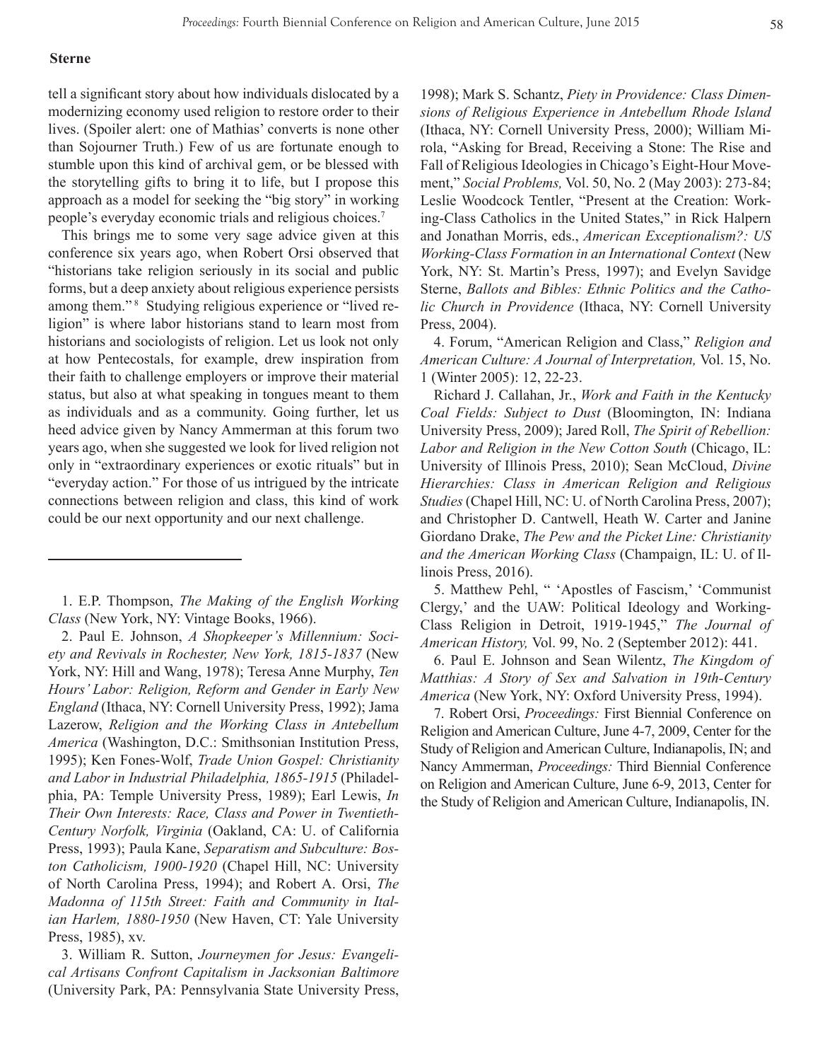tell a significant story about how individuals dislocated by a modernizing economy used religion to restore order to their lives. (Spoiler alert: one of Mathias' converts is none other than Sojourner Truth.) Few of us are fortunate enough to stumble upon this kind of archival gem, or be blessed with the storytelling gifts to bring it to life, but I propose this approach as a model for seeking the "big story" in working people's everyday economic trials and religious choices.[7]

This brings me to some very sage advice given at this conference six years ago, when Robert Orsi observed that "historians take religion seriously in its social and public forms, but a deep anxiety about religious experience persists among them."[8] Studying religious experience or "lived religion" is where labor historians stand to learn most from historians and sociologists of religion. Let us look not only at how Pentecostals, for example, drew inspiration from their faith to challenge employers or improve their material status, but also at what speaking in tongues meant to them as individuals and as a community. Going further, let us heed advice given by Nancy Ammerman at this forum two years ago, when she suggested we look for lived religion not only in "extraordinary experiences or exotic rituals" but in "everyday action." For those of us intrigued by the intricate connections between religion and class, this kind of work could be our next opportunity and our next challenge.

---

1. E.P. Thompson, *The Making of the English Working Class* (New York, NY: Vintage Books, 1966).

2. Paul E. Johnson, *A Shopkeeper's Millennium: Society and Revivals in Rochester, New York, 1815-1837* (New York, NY: Hill and Wang, 1978); Teresa Anne Murphy, *Ten Hours' Labor: Religion, Reform and Gender in Early New England* (Ithaca, NY: Cornell University Press, 1992); Jama Lazerow, *Religion and the Working Class in Antebellum America* (Washington, D.C.: Smithsonian Institution Press, 1995); Ken Fones-Wolf, *Trade Union Gospel: Christianity and Labor in Industrial Philadelphia, 1865-1915* (Philadelphia, PA: Temple University Press, 1989); Earl Lewis, *In Their Own Interests: Race, Class and Power in Twentieth-Century Norfolk, Virginia* (Oakland, CA: U. of California Press, 1993); Paula Kane, *Separatism and Subculture: Boston Catholicism, 1900-1920* (Chapel Hill, NC: University of North Carolina Press, 1994); and Robert A. Orsi, *The Madonna of 115th Street: Faith and Community in Italian Harlem, 1880-1950* (New Haven, CT: Yale University Press, 1985), xv.

3. William R. Sutton, *Journeymen for Jesus: Evangelical Artisans Confront Capitalism in Jacksonian Baltimore* (University Park, PA: Pennsylvania State University Press, 1998); Mark S. Schantz, *Piety in Providence: Class Dimensions of Religious Experience in Antebellum Rhode Island* (Ithaca, NY: Cornell University Press, 2000); William Mirola, "Asking for Bread, Receiving a Stone: The Rise and Fall of Religious Ideologies in Chicago's Eight-Hour Movement," *Social Problems,* Vol. 50, No. 2 (May 2003): 273-84; Leslie Woodcock Tentler, "Present at the Creation: Working-Class Catholics in the United States," in Rick Halpern and Jonathan Morris, eds., *American Exceptionalism?: US Working-Class Formation in an International Context* (New York, NY: St. Martin's Press, 1997); and Evelyn Savidge Sterne, *Ballots and Bibles: Ethnic Politics and the Catholic Church in Providence* (Ithaca, NY: Cornell University Press, 2004).

4. Forum, "American Religion and Class," *Religion and American Culture: A Journal of Interpretation,* Vol. 15, No. 1 (Winter 2005): 12, 22-23.

Richard J. Callahan, Jr., *Work and Faith in the Kentucky Coal Fields: Subject to Dust* (Bloomington, IN: Indiana University Press, 2009); Jared Roll, *The Spirit of Rebellion: Labor and Religion in the New Cotton South* (Chicago, IL: University of Illinois Press, 2010); Sean McCloud, *Divine Hierarchies: Class in American Religion and Religious Studies* (Chapel Hill, NC: U. of North Carolina Press, 2007); and Christopher D. Cantwell, Heath W. Carter and Janine Giordano Drake, *The Pew and the Picket Line: Christianity and the American Working Class* (Champaign, IL: U. of Illinois Press, 2016).

5. Matthew Pehl, " 'Apostles of Fascism,' 'Communist Clergy,' and the UAW: Political Ideology and Working-Class Religion in Detroit, 1919-1945," *The Journal of American History,* Vol. 99, No. 2 (September 2012): 441.

6. Paul E. Johnson and Sean Wilentz, *The Kingdom of Matthias: A Story of Sex and Salvation in 19th-Century America* (New York, NY: Oxford University Press, 1994).

7. Robert Orsi, *Proceedings:* First Biennial Conference on Religion and American Culture, June 4-7, 2009, Center for the Study of Religion and American Culture, Indianapolis, IN; and Nancy Ammerman, *Proceedings:* Third Biennial Conference on Religion and American Culture, June 6-9, 2013, Center for the Study of Religion and American Culture, Indianapolis, IN.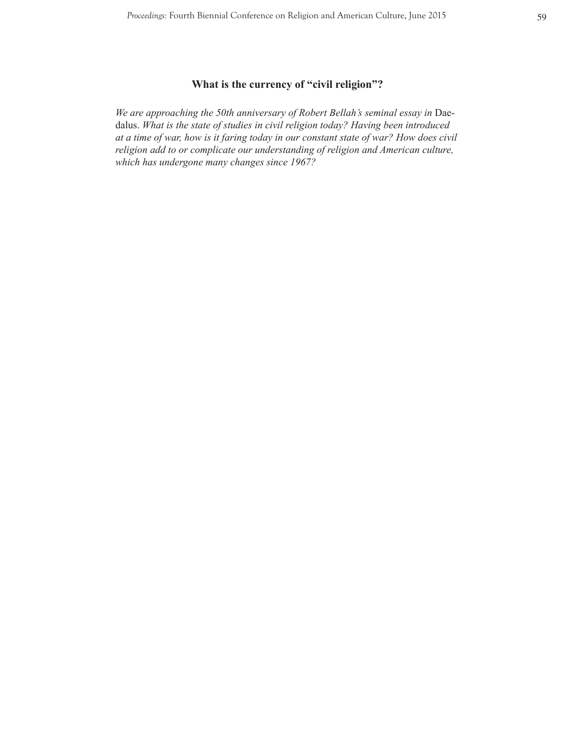## What is the currency of "civil religion"?

*We are approaching the 50th anniversary of Robert Bellah's seminal essay in* Daedalus. *What is the state of studies in civil religion today? Having been introduced at a time of war, how is it faring today in our constant state of war? How does civil religion add to or complicate our understanding of religion and American culture, which has undergone many changes since 1967?*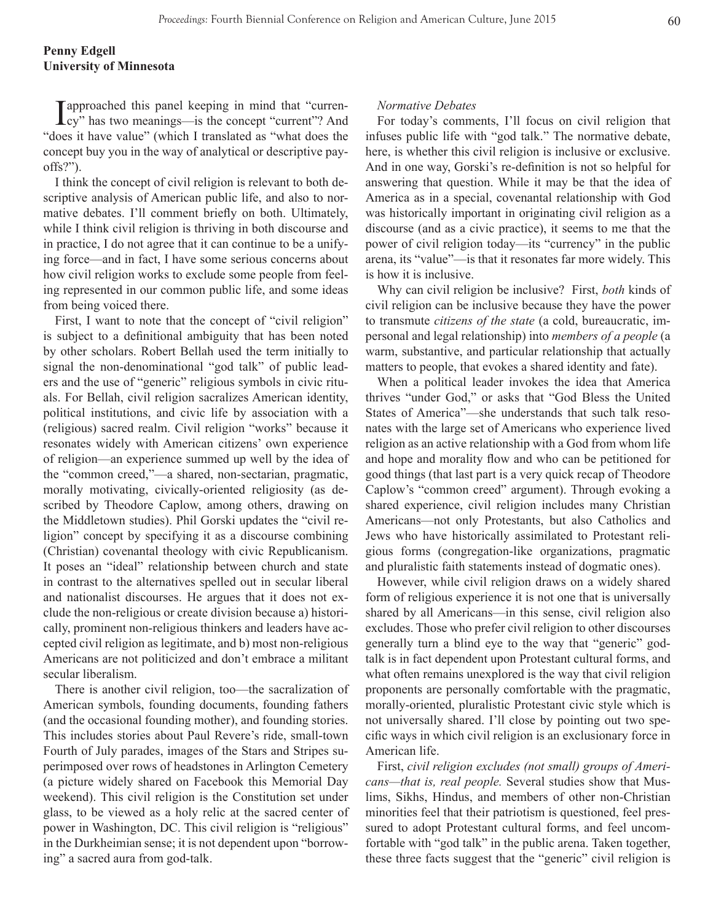**Penny Edgell**
**University of Minnesota**

I approached this panel keeping in mind that "currency" has two meanings—is the concept "current"? And "does it have value" (which I translated as "what does the concept buy you in the way of analytical or descriptive payoffs?").

I think the concept of civil religion is relevant to both descriptive analysis of American public life, and also to normative debates. I'll comment briefly on both. Ultimately, while I think civil religion is thriving in both discourse and in practice, I do not agree that it can continue to be a unifying force—and in fact, I have some serious concerns about how civil religion works to exclude some people from feeling represented in our common public life, and some ideas from being voiced there.

First, I want to note that the concept of "civil religion" is subject to a definitional ambiguity that has been noted by other scholars. Robert Bellah used the term initially to signal the non-denominational "god talk" of public leaders and the use of "generic" religious symbols in civic rituals. For Bellah, civil religion sacralizes American identity, political institutions, and civic life by association with a (religious) sacred realm. Civil religion "works" because it resonates widely with American citizens' own experience of religion—an experience summed up well by the idea of the "common creed,"—a shared, non-sectarian, pragmatic, morally motivating, civically-oriented religiosity (as described by Theodore Caplow, among others, drawing on the Middletown studies). Phil Gorski updates the "civil religion" concept by specifying it as a discourse combining (Christian) covenantal theology with civic Republicanism. It poses an "ideal" relationship between church and state in contrast to the alternatives spelled out in secular liberal and nationalist discourses. He argues that it does not exclude the non-religious or create division because a) historically, prominent non-religious thinkers and leaders have accepted civil religion as legitimate, and b) most non-religious Americans are not politicized and don't embrace a militant secular liberalism.

There is another civil religion, too—the sacralization of American symbols, founding documents, founding fathers (and the occasional founding mother), and founding stories. This includes stories about Paul Revere's ride, small-town Fourth of July parades, images of the Stars and Stripes superimposed over rows of headstones in Arlington Cemetery (a picture widely shared on Facebook this Memorial Day weekend). This civil religion is the Constitution set under glass, to be viewed as a holy relic at the sacred center of power in Washington, DC. This civil religion is "religious" in the Durkheimian sense; it is not dependent upon "borrowing" a sacred aura from god-talk.

*Normative Debates*

For today's comments, I'll focus on civil religion that infuses public life with "god talk." The normative debate, here, is whether this civil religion is inclusive or exclusive. And in one way, Gorski's re-definition is not so helpful for answering that question. While it may be that the idea of America as in a special, covenantal relationship with God was historically important in originating civil religion as a discourse (and as a civic practice), it seems to me that the power of civil religion today—its "currency" in the public arena, its "value"—is that it resonates far more widely. This is how it is inclusive.

Why can civil religion be inclusive? First, *both* kinds of civil religion can be inclusive because they have the power to transmute *citizens of the state* (a cold, bureaucratic, impersonal and legal relationship) into *members of a people* (a warm, substantive, and particular relationship that actually matters to people, that evokes a shared identity and fate).

When a political leader invokes the idea that America thrives "under God," or asks that "God Bless the United States of America"—she understands that such talk resonates with the large set of Americans who experience lived religion as an active relationship with a God from whom life and hope and morality flow and who can be petitioned for good things (that last part is a very quick recap of Theodore Caplow's "common creed" argument). Through evoking a shared experience, civil religion includes many Christian Americans—not only Protestants, but also Catholics and Jews who have historically assimilated to Protestant religious forms (congregation-like organizations, pragmatic and pluralistic faith statements instead of dogmatic ones).

However, while civil religion draws on a widely shared form of religious experience it is not one that is universally shared by all Americans—in this sense, civil religion also excludes. Those who prefer civil religion to other discourses generally turn a blind eye to the way that "generic" god-talk is in fact dependent upon Protestant cultural forms, and what often remains unexplored is the way that civil religion proponents are personally comfortable with the pragmatic, morally-oriented, pluralistic Protestant civic style which is not universally shared. I'll close by pointing out two specific ways in which civil religion is an exclusionary force in American life.

First, *civil religion excludes (not small) groups of Americans—that is, real people.* Several studies show that Muslims, Sikhs, Hindus, and members of other non-Christian minorities feel that their patriotism is questioned, feel pressured to adopt Protestant cultural forms, and feel uncomfortable with "god talk" in the public arena. Taken together, these three facts suggest that the "generic" civil religion is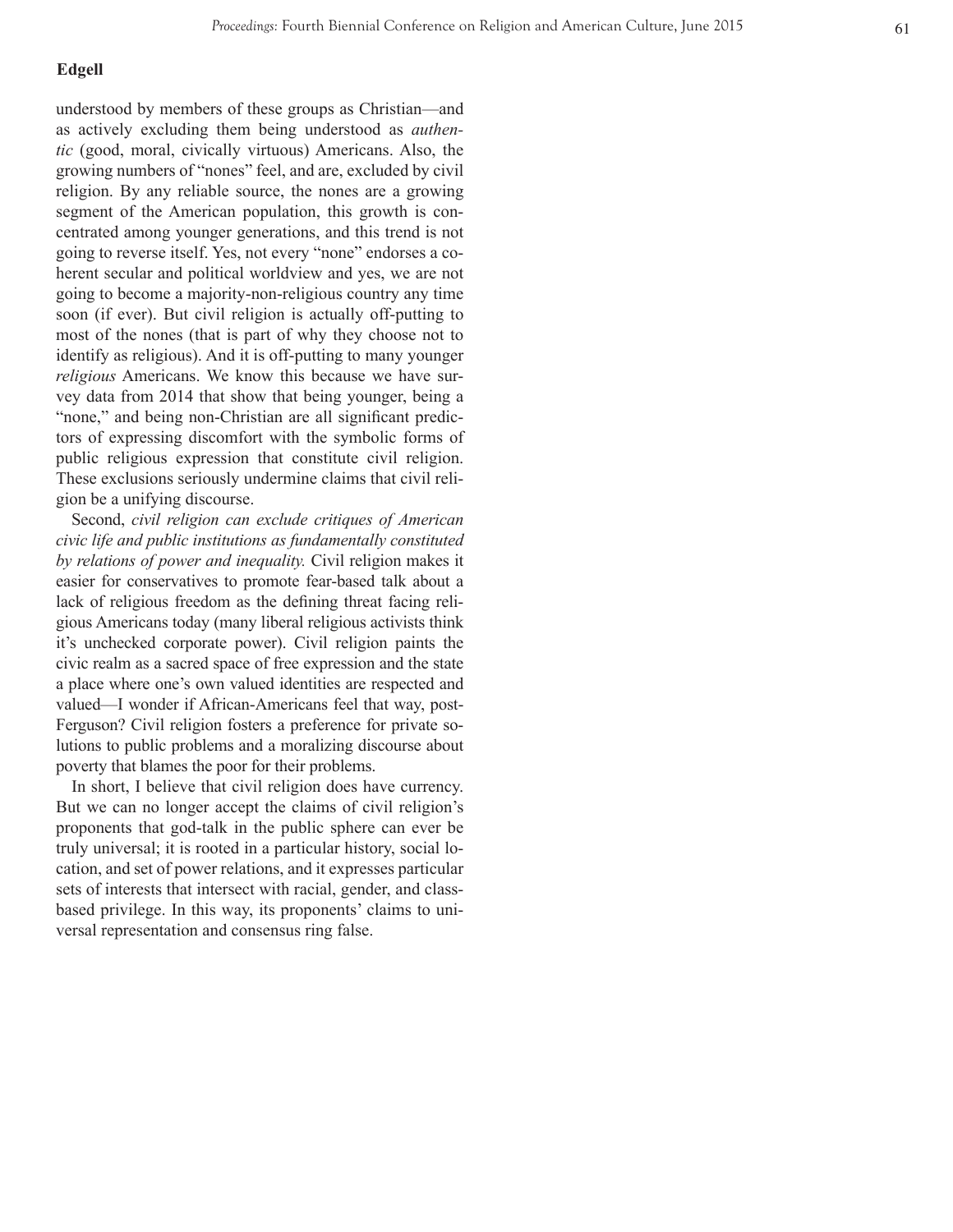understood by members of these groups as Christian—and as actively excluding them being understood as *authentic* (good, moral, civically virtuous) Americans. Also, the growing numbers of "nones" feel, and are, excluded by civil religion. By any reliable source, the nones are a growing segment of the American population, this growth is concentrated among younger generations, and this trend is not going to reverse itself. Yes, not every "none" endorses a coherent secular and political worldview and yes, we are not going to become a majority-non-religious country any time soon (if ever). But civil religion is actually off-putting to most of the nones (that is part of why they choose not to identify as religious). And it is off-putting to many younger *religious* Americans. We know this because we have survey data from 2014 that show that being younger, being a "none," and being non-Christian are all significant predictors of expressing discomfort with the symbolic forms of public religious expression that constitute civil religion. These exclusions seriously undermine claims that civil religion be a unifying discourse.

Second, *civil religion can exclude critiques of American civic life and public institutions as fundamentally constituted by relations of power and inequality.* Civil religion makes it easier for conservatives to promote fear-based talk about a lack of religious freedom as the defining threat facing religious Americans today (many liberal religious activists think it's unchecked corporate power). Civil religion paints the civic realm as a sacred space of free expression and the state a place where one's own valued identities are respected and valued—I wonder if African-Americans feel that way, post-Ferguson? Civil religion fosters a preference for private solutions to public problems and a moralizing discourse about poverty that blames the poor for their problems.

In short, I believe that civil religion does have currency. But we can no longer accept the claims of civil religion's proponents that god-talk in the public sphere can ever be truly universal; it is rooted in a particular history, social location, and set of power relations, and it expresses particular sets of interests that intersect with racial, gender, and class-based privilege. In this way, its proponents' claims to universal representation and consensus ring false.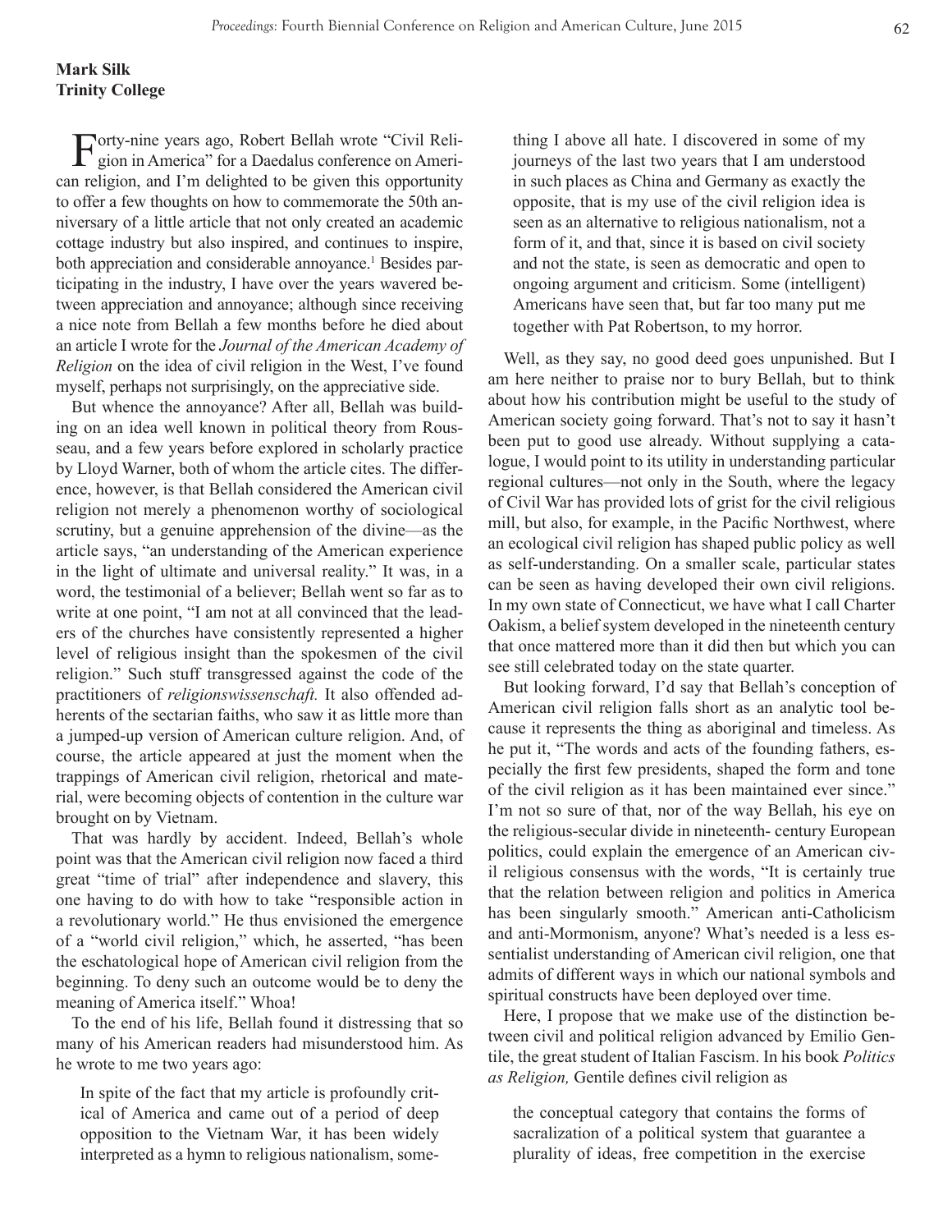**Mark Silk**
**Trinity College**

Forty-nine years ago, Robert Bellah wrote "Civil Religion in America" for a Daedalus conference on American religion, and I'm delighted to be given this opportunity to offer a few thoughts on how to commemorate the 50th anniversary of a little article that not only created an academic cottage industry but also inspired, and continues to inspire, both appreciation and considerable annoyance.[1] Besides participating in the industry, I have over the years wavered between appreciation and annoyance; although since receiving a nice note from Bellah a few months before he died about an article I wrote for the *Journal of the American Academy of Religion* on the idea of civil religion in the West, I've found myself, perhaps not surprisingly, on the appreciative side.

But whence the annoyance? After all, Bellah was building on an idea well known in political theory from Rousseau, and a few years before explored in scholarly practice by Lloyd Warner, both of whom the article cites. The difference, however, is that Bellah considered the American civil religion not merely a phenomenon worthy of sociological scrutiny, but a genuine apprehension of the divine—as the article says, "an understanding of the American experience in the light of ultimate and universal reality." It was, in a word, the testimonial of a believer; Bellah went so far as to write at one point, "I am not at all convinced that the leaders of the churches have consistently represented a higher level of religious insight than the spokesmen of the civil religion." Such stuff transgressed against the code of the practitioners of *religionswissenschaft.* It also offended adherents of the sectarian faiths, who saw it as little more than a jumped-up version of American culture religion. And, of course, the article appeared at just the moment when the trappings of American civil religion, rhetorical and material, were becoming objects of contention in the culture war brought on by Vietnam.

That was hardly by accident. Indeed, Bellah's whole point was that the American civil religion now faced a third great "time of trial" after independence and slavery, this one having to do with how to take "responsible action in a revolutionary world." He thus envisioned the emergence of a "world civil religion," which, he asserted, "has been the eschatological hope of American civil religion from the beginning. To deny such an outcome would be to deny the meaning of America itself." Whoa!

To the end of his life, Bellah found it distressing that so many of his American readers had misunderstood him. As he wrote to me two years ago:

> In spite of the fact that my article is profoundly critical of America and came out of a period of deep opposition to the Vietnam War, it has been widely interpreted as a hymn to religious nationalism, something I above all hate. I discovered in some of my journeys of the last two years that I am understood in such places as China and Germany as exactly the opposite, that is my use of the civil religion idea is seen as an alternative to religious nationalism, not a form of it, and that, since it is based on civil society and not the state, is seen as democratic and open to ongoing argument and criticism. Some (intelligent) Americans have seen that, but far too many put me together with Pat Robertson, to my horror.

Well, as they say, no good deed goes unpunished. But I am here neither to praise nor to bury Bellah, but to think about how his contribution might be useful to the study of American society going forward. That's not to say it hasn't been put to good use already. Without supplying a catalogue, I would point to its utility in understanding particular regional cultures—not only in the South, where the legacy of Civil War has provided lots of grist for the civil religious mill, but also, for example, in the Pacific Northwest, where an ecological civil religion has shaped public policy as well as self-understanding. On a smaller scale, particular states can be seen as having developed their own civil religions. In my own state of Connecticut, we have what I call Charter Oakism, a belief system developed in the nineteenth century that once mattered more than it did then but which you can see still celebrated today on the state quarter.

But looking forward, I'd say that Bellah's conception of American civil religion falls short as an analytic tool because it represents the thing as aboriginal and timeless. As he put it, "The words and acts of the founding fathers, especially the first few presidents, shaped the form and tone of the civil religion as it has been maintained ever since." I'm not so sure of that, nor of the way Bellah, his eye on the religious-secular divide in nineteenth- century European politics, could explain the emergence of an American civil religious consensus with the words, "It is certainly true that the relation between religion and politics in America has been singularly smooth." American anti-Catholicism and anti-Mormonism, anyone? What's needed is a less essentialist understanding of American civil religion, one that admits of different ways in which our national symbols and spiritual constructs have been deployed over time.

Here, I propose that we make use of the distinction between civil and political religion advanced by Emilio Gentile, the great student of Italian Fascism. In his book *Politics as Religion,* Gentile defines civil religion as

> the conceptual category that contains the forms of sacralization of a political system that guarantee a plurality of ideas, free competition in the exercise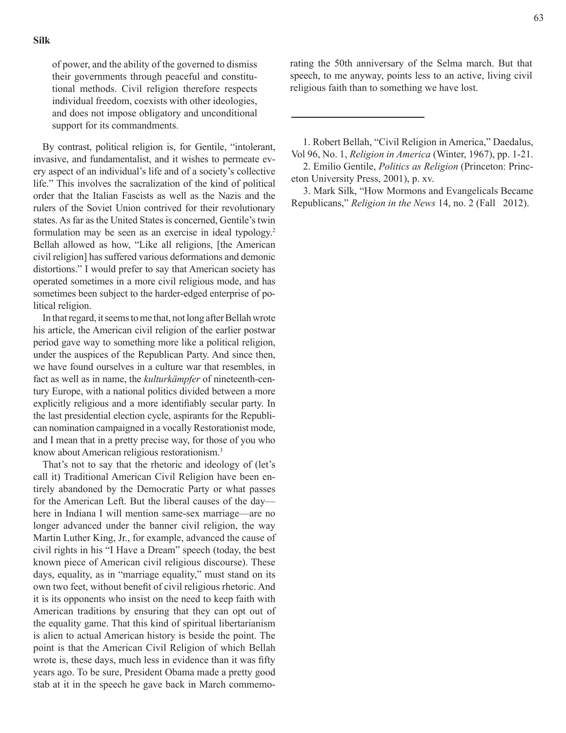of power, and the ability of the governed to dismiss their governments through peaceful and constitutional methods. Civil religion therefore respects individual freedom, coexists with other ideologies, and does not impose obligatory and unconditional support for its commandments.

By contrast, political religion is, for Gentile, "intolerant, invasive, and fundamentalist, and it wishes to permeate every aspect of an individual's life and of a society's collective life." This involves the sacralization of the kind of political order that the Italian Fascists as well as the Nazis and the rulers of the Soviet Union contrived for their revolutionary states. As far as the United States is concerned, Gentile's twin formulation may be seen as an exercise in ideal typology.[2] Bellah allowed as how, "Like all religions, [the American civil religion] has suffered various deformations and demonic distortions." I would prefer to say that American society has operated sometimes in a more civil religious mode, and has sometimes been subject to the harder-edged enterprise of political religion.

In that regard, it seems to me that, not long after Bellah wrote his article, the American civil religion of the earlier postwar period gave way to something more like a political religion, under the auspices of the Republican Party. And since then, we have found ourselves in a culture war that resembles, in fact as well as in name, the *kulturkämpfer* of nineteenth-century Europe, with a national politics divided between a more explicitly religious and a more identifiably secular party. In the last presidential election cycle, aspirants for the Republican nomination campaigned in a vocally Restorationist mode, and I mean that in a pretty precise way, for those of you who know about American religious restorationism.[3]

That's not to say that the rhetoric and ideology of (let's call it) Traditional American Civil Religion have been entirely abandoned by the Democratic Party or what passes for the American Left. But the liberal causes of the day—here in Indiana I will mention same-sex marriage—are no longer advanced under the banner civil religion, the way Martin Luther King, Jr., for example, advanced the cause of civil rights in his "I Have a Dream" speech (today, the best known piece of American civil religious discourse). These days, equality, as in "marriage equality," must stand on its own two feet, without benefit of civil religious rhetoric. And it is its opponents who insist on the need to keep faith with American traditions by ensuring that they can opt out of the equality game. That this kind of spiritual libertarianism is alien to actual American history is beside the point. The point is that the American Civil Religion of which Bellah wrote is, these days, much less in evidence than it was fifty years ago. To be sure, President Obama made a pretty good stab at it in the speech he gave back in March commemorating the 50th anniversary of the Selma march. But that speech, to me anyway, points less to an active, living civil religious faith than to something we have lost.

---

1. Robert Bellah, "Civil Religion in America," Daedalus, Vol 96, No. 1, *Religion in America* (Winter, 1967), pp. 1-21.
2. Emilio Gentile, *Politics as Religion* (Princeton: Princeton University Press, 2001), p. xv.
3. Mark Silk, "How Mormons and Evangelicals Became Republicans," *Religion in the News* 14, no. 2 (Fall 2012).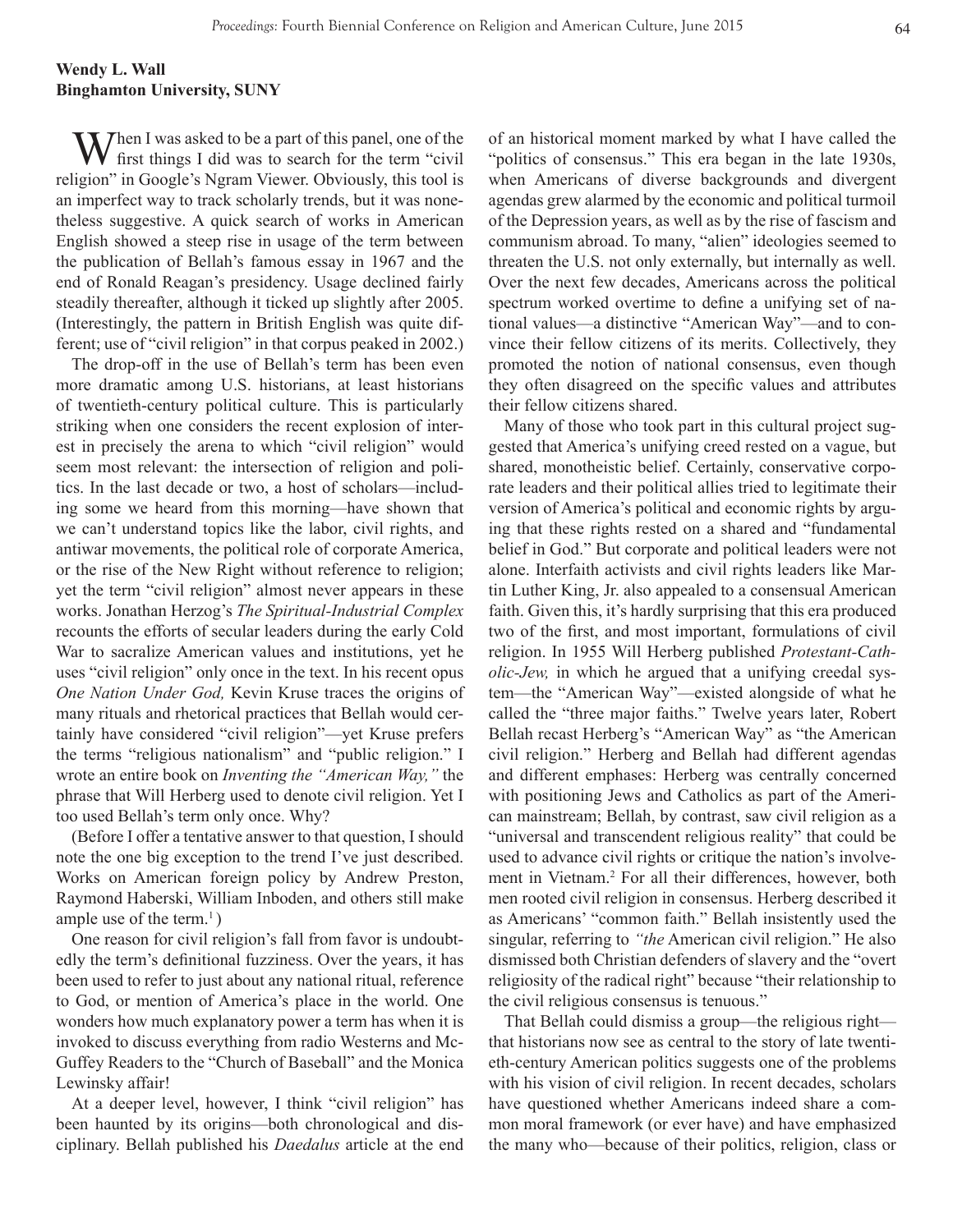**Wendy L. Wall**
**Binghamton University, SUNY**

When I was asked to be a part of this panel, one of the first things I did was to search for the term "civil religion" in Google's Ngram Viewer. Obviously, this tool is an imperfect way to track scholarly trends, but it was nonetheless suggestive. A quick search of works in American English showed a steep rise in usage of the term between the publication of Bellah's famous essay in 1967 and the end of Ronald Reagan's presidency. Usage declined fairly steadily thereafter, although it ticked up slightly after 2005. (Interestingly, the pattern in British English was quite different; use of "civil religion" in that corpus peaked in 2002.)

The drop-off in the use of Bellah's term has been even more dramatic among U.S. historians, at least historians of twentieth-century political culture. This is particularly striking when one considers the recent explosion of interest in precisely the arena to which "civil religion" would seem most relevant: the intersection of religion and politics. In the last decade or two, a host of scholars—including some we heard from this morning—have shown that we can't understand topics like the labor, civil rights, and antiwar movements, the political role of corporate America, or the rise of the New Right without reference to religion; yet the term "civil religion" almost never appears in these works. Jonathan Herzog's *The Spiritual-Industrial Complex* recounts the efforts of secular leaders during the early Cold War to sacralize American values and institutions, yet he uses "civil religion" only once in the text. In his recent opus *One Nation Under God,* Kevin Kruse traces the origins of many rituals and rhetorical practices that Bellah would certainly have considered "civil religion"—yet Kruse prefers the terms "religious nationalism" and "public religion." I wrote an entire book on *Inventing the "American Way,"* the phrase that Will Herberg used to denote civil religion. Yet I too used Bellah's term only once. Why?

(Before I offer a tentative answer to that question, I should note the one big exception to the trend I've just described. Works on American foreign policy by Andrew Preston, Raymond Haberski, William Inboden, and others still make ample use of the term.[1])

One reason for civil religion's fall from favor is undoubtedly the term's definitional fuzziness. Over the years, it has been used to refer to just about any national ritual, reference to God, or mention of America's place in the world. One wonders how much explanatory power a term has when it is invoked to discuss everything from radio Westerns and McGuffey Readers to the "Church of Baseball" and the Monica Lewinsky affair!

At a deeper level, however, I think "civil religion" has been haunted by its origins—both chronological and disciplinary. Bellah published his *Daedalus* article at the end of an historical moment marked by what I have called the "politics of consensus." This era began in the late 1930s, when Americans of diverse backgrounds and divergent agendas grew alarmed by the economic and political turmoil of the Depression years, as well as by the rise of fascism and communism abroad. To many, "alien" ideologies seemed to threaten the U.S. not only externally, but internally as well. Over the next few decades, Americans across the political spectrum worked overtime to define a unifying set of national values—a distinctive "American Way"—and to convince their fellow citizens of its merits. Collectively, they promoted the notion of national consensus, even though they often disagreed on the specific values and attributes their fellow citizens shared.

Many of those who took part in this cultural project suggested that America's unifying creed rested on a vague, but shared, monotheistic belief. Certainly, conservative corporate leaders and their political allies tried to legitimate their version of America's political and economic rights by arguing that these rights rested on a shared and "fundamental belief in God." But corporate and political leaders were not alone. Interfaith activists and civil rights leaders like Martin Luther King, Jr. also appealed to a consensual American faith. Given this, it's hardly surprising that this era produced two of the first, and most important, formulations of civil religion. In 1955 Will Herberg published *Protestant-Catholic-Jew,* in which he argued that a unifying creedal system—the "American Way"—existed alongside of what he called the "three major faiths." Twelve years later, Robert Bellah recast Herberg's "American Way" as "the American civil religion." Herberg and Bellah had different agendas and different emphases: Herberg was centrally concerned with positioning Jews and Catholics as part of the American mainstream; Bellah, by contrast, saw civil religion as a "universal and transcendent religious reality" that could be used to advance civil rights or critique the nation's involvement in Vietnam.[2] For all their differences, however, both men rooted civil religion in consensus. Herberg described it as Americans' "common faith." Bellah insistently used the singular, referring to *"the* American civil religion." He also dismissed both Christian defenders of slavery and the "overt religiosity of the radical right" because "their relationship to the civil religious consensus is tenuous."

That Bellah could dismiss a group—the religious right—that historians now see as central to the story of late twentieth-century American politics suggests one of the problems with his vision of civil religion. In recent decades, scholars have questioned whether Americans indeed share a common moral framework (or ever have) and have emphasized the many who—because of their politics, religion, class or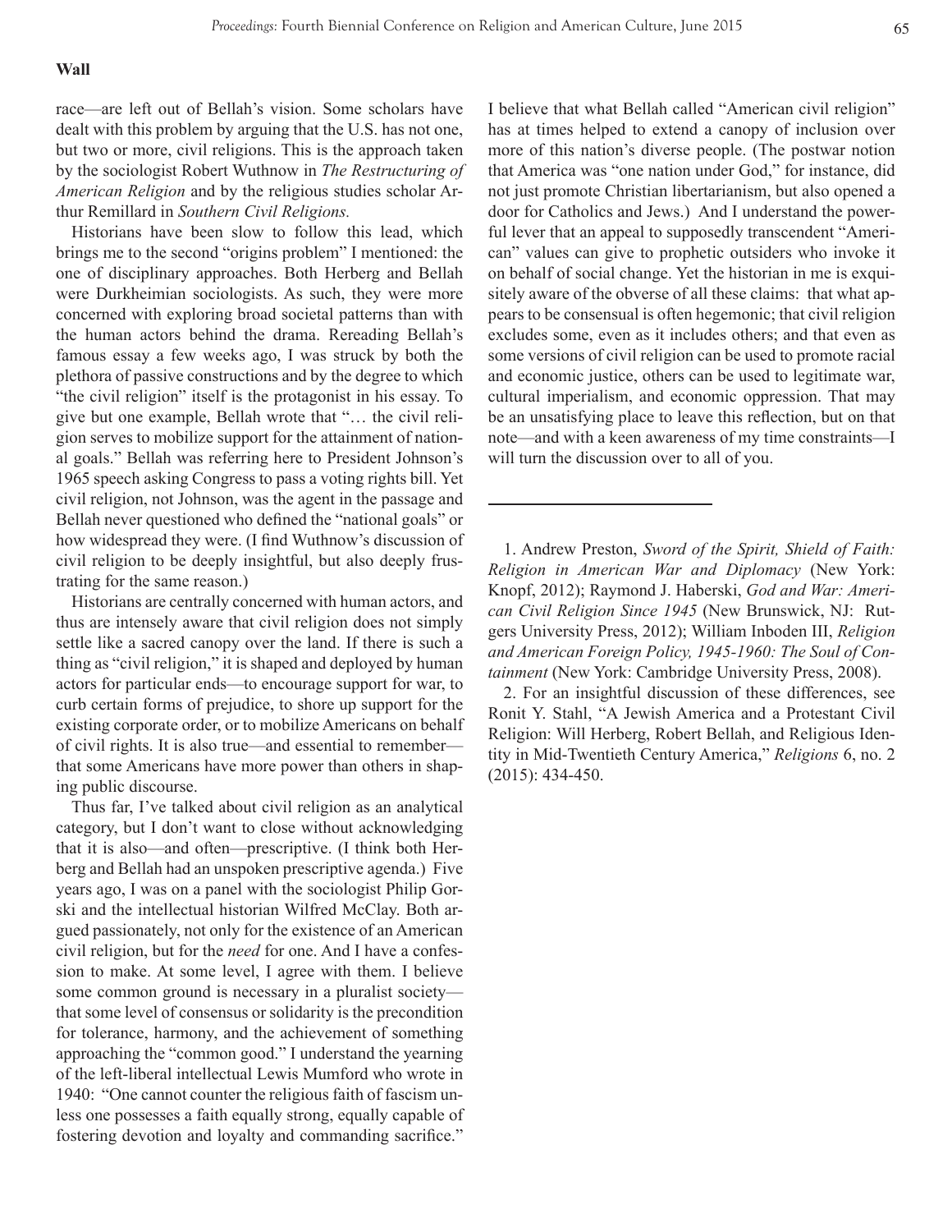**Wall**

race—are left out of Bellah's vision. Some scholars have dealt with this problem by arguing that the U.S. has not one, but two or more, civil religions. This is the approach taken by the sociologist Robert Wuthnow in *The Restructuring of American Religion* and by the religious studies scholar Arthur Remillard in *Southern Civil Religions.*

Historians have been slow to follow this lead, which brings me to the second "origins problem" I mentioned: the one of disciplinary approaches. Both Herberg and Bellah were Durkheimian sociologists. As such, they were more concerned with exploring broad societal patterns than with the human actors behind the drama. Rereading Bellah's famous essay a few weeks ago, I was struck by both the plethora of passive constructions and by the degree to which "the civil religion" itself is the protagonist in his essay. To give but one example, Bellah wrote that "… the civil religion serves to mobilize support for the attainment of national goals." Bellah was referring here to President Johnson's 1965 speech asking Congress to pass a voting rights bill. Yet civil religion, not Johnson, was the agent in the passage and Bellah never questioned who defined the "national goals" or how widespread they were. (I find Wuthnow's discussion of civil religion to be deeply insightful, but also deeply frustrating for the same reason.)

Historians are centrally concerned with human actors, and thus are intensely aware that civil religion does not simply settle like a sacred canopy over the land. If there is such a thing as "civil religion," it is shaped and deployed by human actors for particular ends—to encourage support for war, to curb certain forms of prejudice, to shore up support for the existing corporate order, or to mobilize Americans on behalf of civil rights. It is also true—and essential to remember—that some Americans have more power than others in shaping public discourse.

Thus far, I've talked about civil religion as an analytical category, but I don't want to close without acknowledging that it is also—and often—prescriptive. (I think both Herberg and Bellah had an unspoken prescriptive agenda.) Five years ago, I was on a panel with the sociologist Philip Gorski and the intellectual historian Wilfred McClay. Both argued passionately, not only for the existence of an American civil religion, but for the *need* for one. And I have a confession to make. At some level, I agree with them. I believe some common ground is necessary in a pluralist society—that some level of consensus or solidarity is the precondition for tolerance, harmony, and the achievement of something approaching the "common good." I understand the yearning of the left-liberal intellectual Lewis Mumford who wrote in 1940: "One cannot counter the religious faith of fascism unless one possesses a faith equally strong, equally capable of fostering devotion and loyalty and commanding sacrifice." I believe that what Bellah called "American civil religion" has at times helped to extend a canopy of inclusion over more of this nation's diverse people. (The postwar notion that America was "one nation under God," for instance, did not just promote Christian libertarianism, but also opened a door for Catholics and Jews.) And I understand the powerful lever that an appeal to supposedly transcendent "American" values can give to prophetic outsiders who invoke it on behalf of social change. Yet the historian in me is exquisitely aware of the obverse of all these claims: that what appears to be consensual is often hegemonic; that civil religion excludes some, even as it includes others; and that even as some versions of civil religion can be used to promote racial and economic justice, others can be used to legitimate war, cultural imperialism, and economic oppression. That may be an unsatisfying place to leave this reflection, but on that note—and with a keen awareness of my time constraints—I will turn the discussion over to all of you.

---

1. Andrew Preston, *Sword of the Spirit, Shield of Faith: Religion in American War and Diplomacy* (New York: Knopf, 2012); Raymond J. Haberski, *God and War: American Civil Religion Since 1945* (New Brunswick, NJ: Rutgers University Press, 2012); William Inboden III, *Religion and American Foreign Policy, 1945-1960: The Soul of Containment* (New York: Cambridge University Press, 2008).

2. For an insightful discussion of these differences, see Ronit Y. Stahl, "A Jewish America and a Protestant Civil Religion: Will Herberg, Robert Bellah, and Religious Identity in Mid-Twentieth Century America," *Religions* 6, no. 2 (2015): 434-450.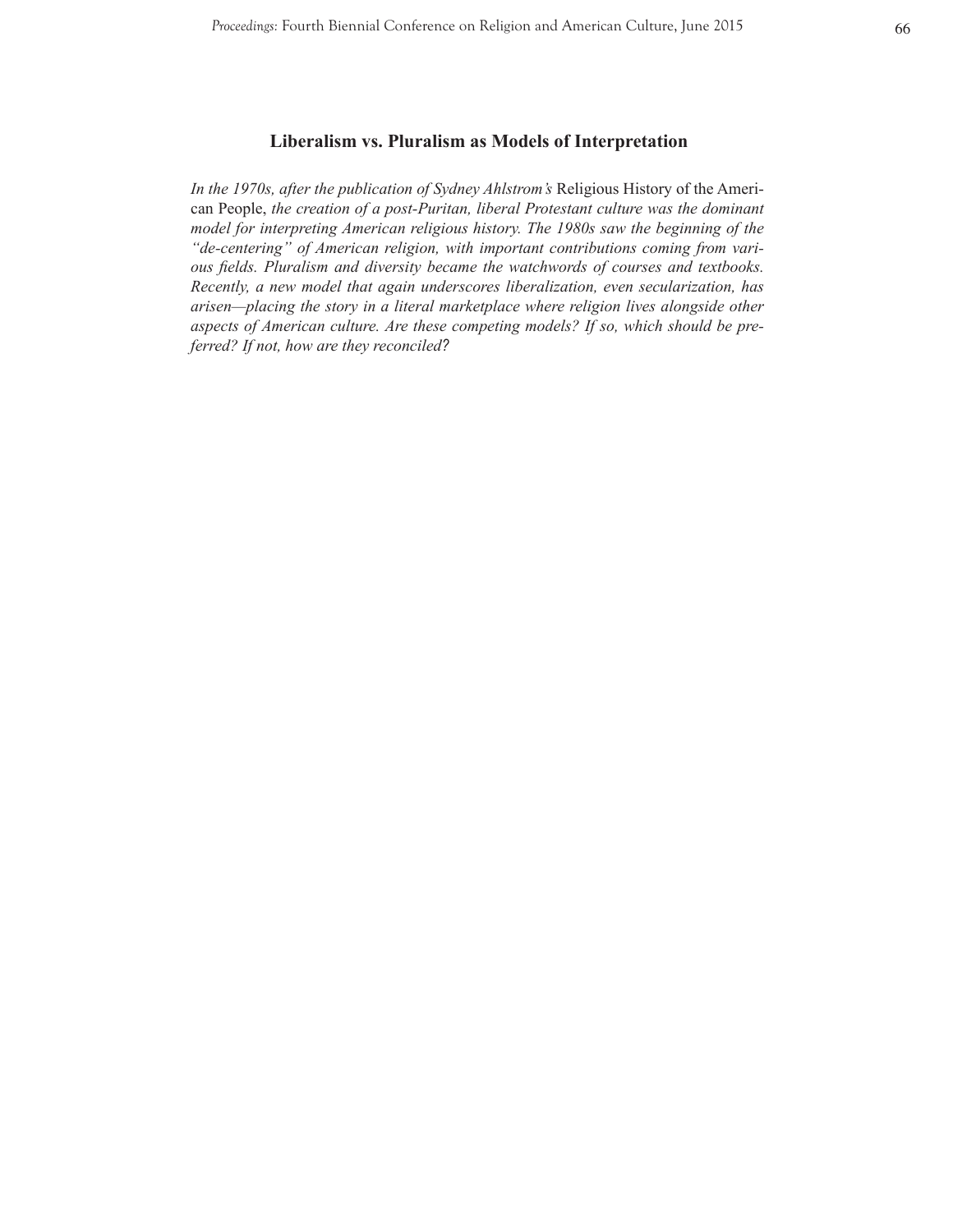## Liberalism vs. Pluralism as Models of Interpretation

*In the 1970s, after the publication of Sydney Ahlstrom's* Religious History of the American People, *the creation of a post-Puritan, liberal Protestant culture was the dominant model for interpreting American religious history. The 1980s saw the beginning of the "de-centering" of American religion, with important contributions coming from various fields. Pluralism and diversity became the watchwords of courses and textbooks. Recently, a new model that again underscores liberalization, even secularization, has arisen—placing the story in a literal marketplace where religion lives alongside other aspects of American culture. Are these competing models? If so, which should be preferred? If not, how are they reconciled?*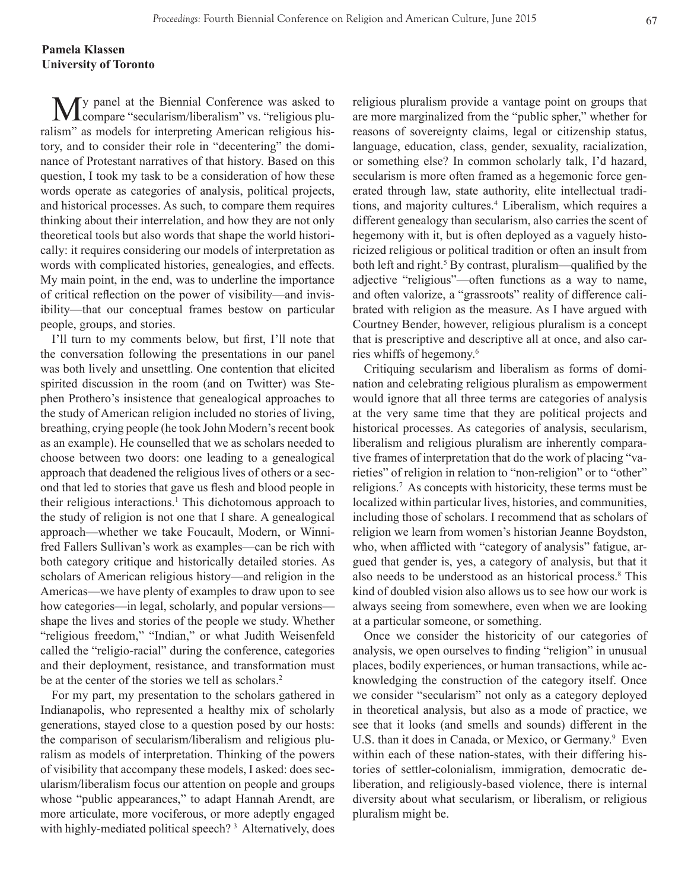**Pamela Klassen**
**University of Toronto**

My panel at the Biennial Conference was asked to compare "secularism/liberalism" vs. "religious pluralism" as models for interpreting American religious history, and to consider their role in "decentering" the dominance of Protestant narratives of that history. Based on this question, I took my task to be a consideration of how these words operate as categories of analysis, political projects, and historical processes. As such, to compare them requires thinking about their interrelation, and how they are not only theoretical tools but also words that shape the world historically: it requires considering our models of interpretation as words with complicated histories, genealogies, and effects. My main point, in the end, was to underline the importance of critical reflection on the power of visibility—and invisibility—that our conceptual frames bestow on particular people, groups, and stories.

I'll turn to my comments below, but first, I'll note that the conversation following the presentations in our panel was both lively and unsettling. One contention that elicited spirited discussion in the room (and on Twitter) was Stephen Prothero's insistence that genealogical approaches to the study of American religion included no stories of living, breathing, crying people (he took John Modern's recent book as an example). He counselled that we as scholars needed to choose between two doors: one leading to a genealogical approach that deadened the religious lives of others or a second that led to stories that gave us flesh and blood people in their religious interactions.[1] This dichotomous approach to the study of religion is not one that I share. A genealogical approach—whether we take Foucault, Modern, or Winnifred Fallers Sullivan's work as examples—can be rich with both category critique and historically detailed stories. As scholars of American religious history—and religion in the Americas—we have plenty of examples to draw upon to see how categories—in legal, scholarly, and popular versions—shape the lives and stories of the people we study. Whether "religious freedom," "Indian," or what Judith Weisenfeld called the "religio-racial" during the conference, categories and their deployment, resistance, and transformation must be at the center of the stories we tell as scholars.[2]

For my part, my presentation to the scholars gathered in Indianapolis, who represented a healthy mix of scholarly generations, stayed close to a question posed by our hosts: the comparison of secularism/liberalism and religious pluralism as models of interpretation. Thinking of the powers of visibility that accompany these models, I asked: does secularism/liberalism focus our attention on people and groups whose "public appearances," to adapt Hannah Arendt, are more articulate, more vociferous, or more adeptly engaged with highly-mediated political speech? [3] Alternatively, does religious pluralism provide a vantage point on groups that are more marginalized from the "public spher," whether for reasons of sovereignty claims, legal or citizenship status, language, education, class, gender, sexuality, racialization, or something else? In common scholarly talk, I'd hazard, secularism is more often framed as a hegemonic force generated through law, state authority, elite intellectual traditions, and majority cultures.[4] Liberalism, which requires a different genealogy than secularism, also carries the scent of hegemony with it, but is often deployed as a vaguely historicized religious or political tradition or often an insult from both left and right.[5] By contrast, pluralism—qualified by the adjective "religious"—often functions as a way to name, and often valorize, a "grassroots" reality of difference calibrated with religion as the measure. As I have argued with Courtney Bender, however, religious pluralism is a concept that is prescriptive and descriptive all at once, and also carries whiffs of hegemony.[6]

Critiquing secularism and liberalism as forms of domination and celebrating religious pluralism as empowerment would ignore that all three terms are categories of analysis at the very same time that they are political projects and historical processes. As categories of analysis, secularism, liberalism and religious pluralism are inherently comparative frames of interpretation that do the work of placing "varieties" of religion in relation to "non-religion" or to "other" religions.[7] As concepts with historicity, these terms must be localized within particular lives, histories, and communities, including those of scholars. I recommend that as scholars of religion we learn from women's historian Jeanne Boydston, who, when afflicted with "category of analysis" fatigue, argued that gender is, yes, a category of analysis, but that it also needs to be understood as an historical process.[8] This kind of doubled vision also allows us to see how our work is always seeing from somewhere, even when we are looking at a particular someone, or something.

Once we consider the historicity of our categories of analysis, we open ourselves to finding "religion" in unusual places, bodily experiences, or human transactions, while acknowledging the construction of the category itself. Once we consider "secularism" not only as a category deployed in theoretical analysis, but also as a mode of practice, we see that it looks (and smells and sounds) different in the U.S. than it does in Canada, or Mexico, or Germany.[9] Even within each of these nation-states, with their differing histories of settler-colonialism, immigration, democratic deliberation, and religiously-based violence, there is internal diversity about what secularism, or liberalism, or religious pluralism might be.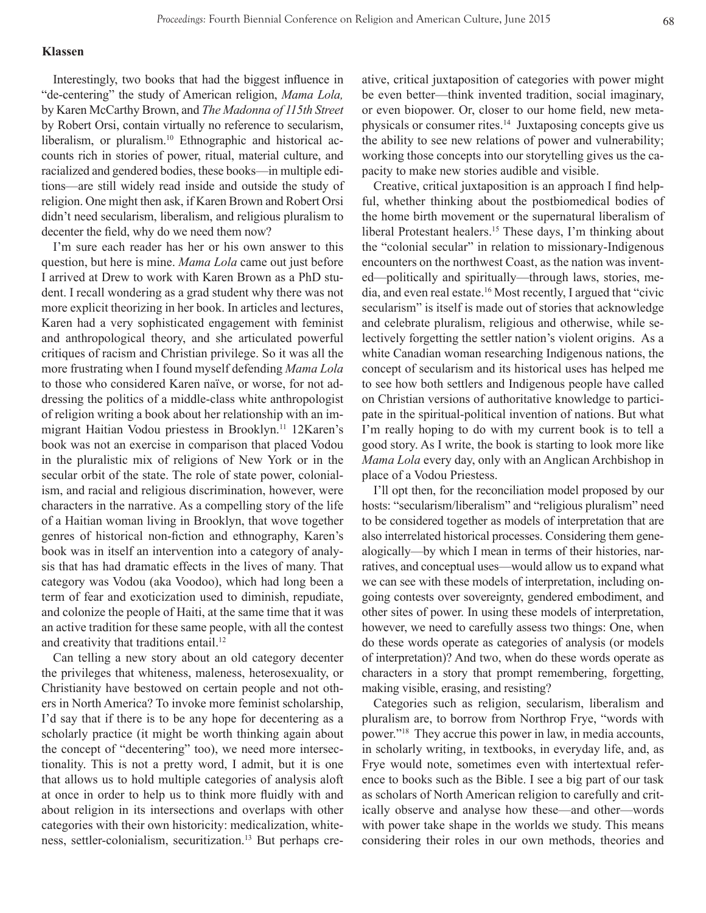**Klassen**

Interestingly, two books that had the biggest influence in "de-centering" the study of American religion, *Mama Lola,* by Karen McCarthy Brown, and *The Madonna of 115th Street* by Robert Orsi, contain virtually no reference to secularism, liberalism, or pluralism.[10] Ethnographic and historical accounts rich in stories of power, ritual, material culture, and racialized and gendered bodies, these books—in multiple editions—are still widely read inside and outside the study of religion. One might then ask, if Karen Brown and Robert Orsi didn't need secularism, liberalism, and religious pluralism to decenter the field, why do we need them now?

I'm sure each reader has her or his own answer to this question, but here is mine. *Mama Lola* came out just before I arrived at Drew to work with Karen Brown as a PhD student. I recall wondering as a grad student why there was not more explicit theorizing in her book. In articles and lectures, Karen had a very sophisticated engagement with feminist and anthropological theory, and she articulated powerful critiques of racism and Christian privilege. So it was all the more frustrating when I found myself defending *Mama Lola* to those who considered Karen naïve, or worse, for not addressing the politics of a middle-class white anthropologist of religion writing a book about her relationship with an immigrant Haitian Vodou priestess in Brooklyn.[11] 12Karen's book was not an exercise in comparison that placed Vodou in the pluralistic mix of religions of New York or in the secular orbit of the state. The role of state power, colonialism, and racial and religious discrimination, however, were characters in the narrative. As a compelling story of the life of a Haitian woman living in Brooklyn, that wove together genres of historical non-fiction and ethnography, Karen's book was in itself an intervention into a category of analysis that has had dramatic effects in the lives of many. That category was Vodou (aka Voodoo), which had long been a term of fear and exoticization used to diminish, repudiate, and colonize the people of Haiti, at the same time that it was an active tradition for these same people, with all the contest and creativity that traditions entail.[12]

Can telling a new story about an old category decenter the privileges that whiteness, maleness, heterosexuality, or Christianity have bestowed on certain people and not others in North America? To invoke more feminist scholarship, I'd say that if there is to be any hope for decentering as a scholarly practice (it might be worth thinking again about the concept of "decentering" too), we need more intersectionality. This is not a pretty word, I admit, but it is one that allows us to hold multiple categories of analysis aloft at once in order to help us to think more fluidly with and about religion in its intersections and overlaps with other categories with their own historicity: medicalization, whiteness, settler-colonialism, securitization.[13] But perhaps creative, critical juxtaposition of categories with power might be even better—think invented tradition, social imaginary, or even biopower. Or, closer to our home field, new metaphysicals or consumer rites.[14] Juxtaposing concepts give us the ability to see new relations of power and vulnerability; working those concepts into our storytelling gives us the capacity to make new stories audible and visible.

Creative, critical juxtaposition is an approach I find helpful, whether thinking about the postbiomedical bodies of the home birth movement or the supernatural liberalism of liberal Protestant healers.[15] These days, I'm thinking about the "colonial secular" in relation to missionary-Indigenous encounters on the northwest Coast, as the nation was invented—politically and spiritually—through laws, stories, media, and even real estate.[16] Most recently, I argued that "civic secularism" is itself is made out of stories that acknowledge and celebrate pluralism, religious and otherwise, while selectively forgetting the settler nation's violent origins. As a white Canadian woman researching Indigenous nations, the concept of secularism and its historical uses has helped me to see how both settlers and Indigenous people have called on Christian versions of authoritative knowledge to participate in the spiritual-political invention of nations. But what I'm really hoping to do with my current book is to tell a good story. As I write, the book is starting to look more like *Mama Lola* every day, only with an Anglican Archbishop in place of a Vodou Priestess.

I'll opt then, for the reconciliation model proposed by our hosts: "secularism/liberalism" and "religious pluralism" need to be considered together as models of interpretation that are also interrelated historical processes. Considering them genealogically—by which I mean in terms of their histories, narratives, and conceptual uses—would allow us to expand what we can see with these models of interpretation, including ongoing contests over sovereignty, gendered embodiment, and other sites of power. In using these models of interpretation, however, we need to carefully assess two things: One, when do these words operate as categories of analysis (or models of interpretation)? And two, when do these words operate as characters in a story that prompt remembering, forgetting, making visible, erasing, and resisting?

Categories such as religion, secularism, liberalism and pluralism are, to borrow from Northrop Frye, "words with power."[18] They accrue this power in law, in media accounts, in scholarly writing, in textbooks, in everyday life, and, as Frye would note, sometimes even with intertextual reference to books such as the Bible. I see a big part of our task as scholars of North American religion to carefully and critically observe and analyse how these—and other—words with power take shape in the worlds we study. This means considering their roles in our own methods, theories and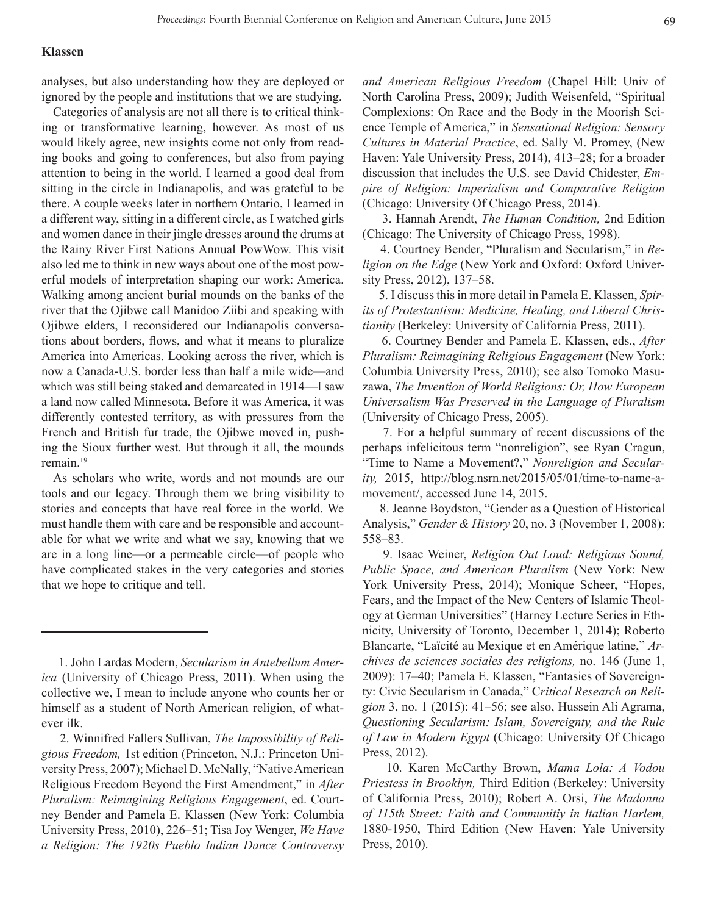analyses, but also understanding how they are deployed or ignored by the people and institutions that we are studying.

Categories of analysis are not all there is to critical thinking or transformative learning, however. As most of us would likely agree, new insights come not only from reading books and going to conferences, but also from paying attention to being in the world. I learned a good deal from sitting in the circle in Indianapolis, and was grateful to be there. A couple weeks later in northern Ontario, I learned in a different way, sitting in a different circle, as I watched girls and women dance in their jingle dresses around the drums at the Rainy River First Nations Annual PowWow. This visit also led me to think in new ways about one of the most powerful models of interpretation shaping our work: America. Walking among ancient burial mounds on the banks of the river that the Ojibwe call Manidoo Ziibi and speaking with Ojibwe elders, I reconsidered our Indianapolis conversations about borders, flows, and what it means to pluralize America into Americas. Looking across the river, which is now a Canada-U.S. border less than half a mile wide—and which was still being staked and demarcated in 1914—I saw a land now called Minnesota. Before it was America, it was differently contested territory, as with pressures from the French and British fur trade, the Ojibwe moved in, pushing the Sioux further west. But through it all, the mounds remain.[19]

As scholars who write, words and not mounds are our tools and our legacy. Through them we bring visibility to stories and concepts that have real force in the world. We must handle them with care and be responsible and accountable for what we write and what we say, knowing that we are in a long line—or a permeable circle—of people who have complicated stakes in the very categories and stories that we hope to critique and tell.

---

1. John Lardas Modern, *Secularism in Antebellum America* (University of Chicago Press, 2011). When using the collective we, I mean to include anyone who counts her or himself as a student of North American religion, of whatever ilk.

2. Winnifred Fallers Sullivan, *The Impossibility of Religious Freedom,* 1st edition (Princeton, N.J.: Princeton University Press, 2007); Michael D. McNally, "Native American Religious Freedom Beyond the First Amendment," in *After Pluralism: Reimagining Religious Engagement*, ed. Courtney Bender and Pamela E. Klassen (New York: Columbia University Press, 2010), 226–51; Tisa Joy Wenger, *We Have a Religion: The 1920s Pueblo Indian Dance Controversy and American Religious Freedom* (Chapel Hill: Univ of North Carolina Press, 2009); Judith Weisenfeld, "Spiritual Complexions: On Race and the Body in the Moorish Science Temple of America," in *Sensational Religion: Sensory Cultures in Material Practice*, ed. Sally M. Promey, (New Haven: Yale University Press, 2014), 413–28; for a broader discussion that includes the U.S. see David Chidester, *Empire of Religion: Imperialism and Comparative Religion* (Chicago: University Of Chicago Press, 2014).

3. Hannah Arendt, *The Human Condition,* 2nd Edition (Chicago: The University of Chicago Press, 1998).

4. Courtney Bender, "Pluralism and Secularism," in *Religion on the Edge* (New York and Oxford: Oxford University Press, 2012), 137–58.

5. I discuss this in more detail in Pamela E. Klassen, *Spirits of Protestantism: Medicine, Healing, and Liberal Christianity* (Berkeley: University of California Press, 2011).

6. Courtney Bender and Pamela E. Klassen, eds., *After Pluralism: Reimagining Religious Engagement* (New York: Columbia University Press, 2010); see also Tomoko Masuzawa, *The Invention of World Religions: Or, How European Universalism Was Preserved in the Language of Pluralism* (University of Chicago Press, 2005).

7. For a helpful summary of recent discussions of the perhaps infelicitous term "nonreligion", see Ryan Cragun, "Time to Name a Movement?," *Nonreligion and Secularity,* 2015, http://blog.nsrn.net/2015/05/01/time-to-name-a-movement/, accessed June 14, 2015.

8. Jeanne Boydston, "Gender as a Question of Historical Analysis," *Gender & History* 20, no. 3 (November 1, 2008): 558–83.

9. Isaac Weiner, *Religion Out Loud: Religious Sound, Public Space, and American Pluralism* (New York: New York University Press, 2014); Monique Scheer, "Hopes, Fears, and the Impact of the New Centers of Islamic Theology at German Universities" (Harney Lecture Series in Ethnicity, University of Toronto, December 1, 2014); Roberto Blancarte, "Laïcité au Mexique et en Amérique latine," *Archives de sciences sociales des religions,* no. 146 (June 1, 2009): 17–40; Pamela E. Klassen, "Fantasies of Sovereignty: Civic Secularism in Canada," C*ritical Research on Religion* 3, no. 1 (2015): 41–56; see also, Hussein Ali Agrama, *Questioning Secularism: Islam, Sovereignty, and the Rule of Law in Modern Egypt* (Chicago: University Of Chicago Press, 2012).

10. Karen McCarthy Brown, *Mama Lola: A Vodou Priestess in Brooklyn,* Third Edition (Berkeley: University of California Press, 2010); Robert A. Orsi, *The Madonna of 115th Street: Faith and Communitiy in Italian Harlem,* 1880-1950, Third Edition (New Haven: Yale University Press, 2010).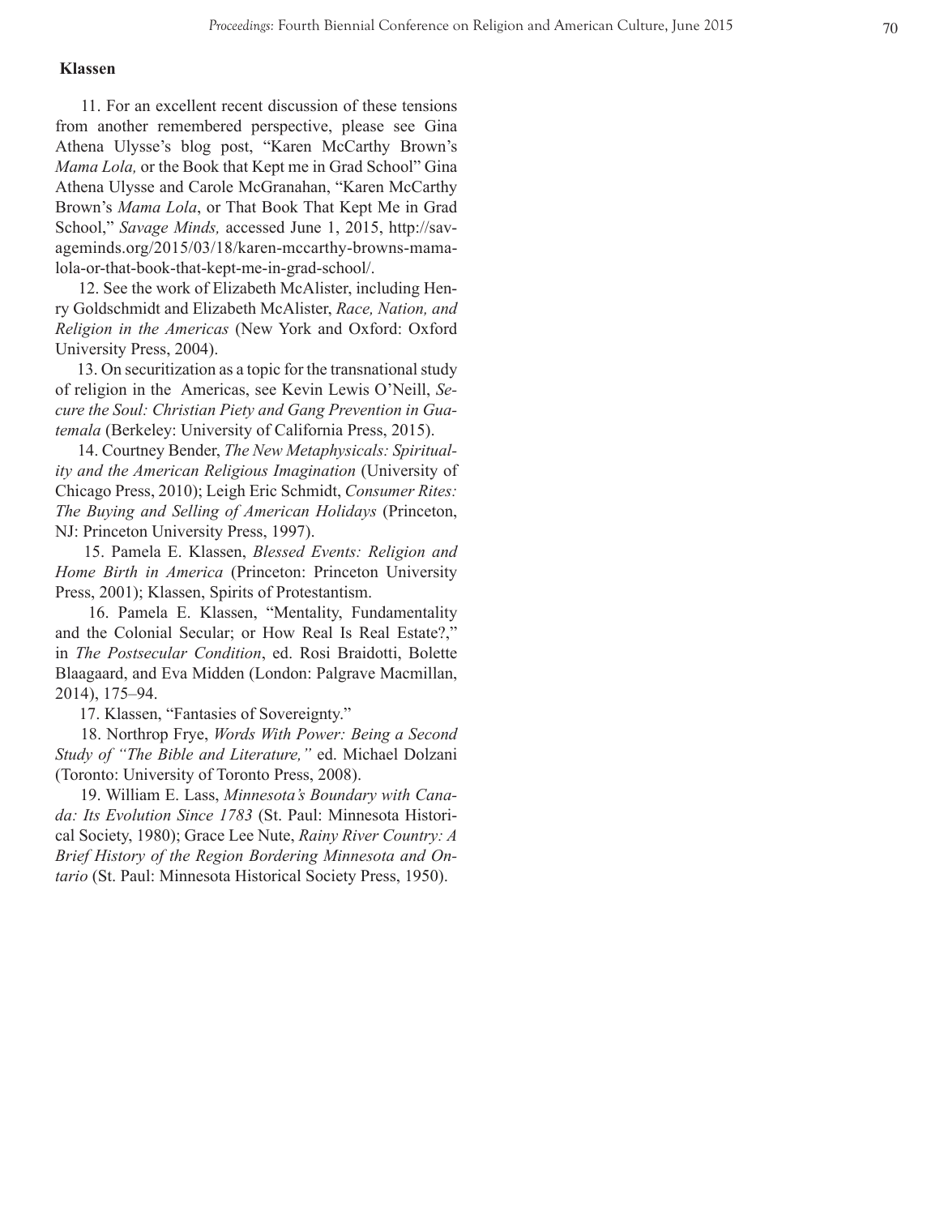**Klassen**

11. For an excellent recent discussion of these tensions from another remembered perspective, please see Gina Athena Ulysse's blog post, "Karen McCarthy Brown's *Mama Lola,* or the Book that Kept me in Grad School" Gina Athena Ulysse and Carole McGranahan, "Karen McCarthy Brown's *Mama Lola*, or That Book That Kept Me in Grad School," *Savage Minds,* accessed June 1, 2015, http://savageminds.org/2015/03/18/karen-mccarthy-browns-mama-lola-or-that-book-that-kept-me-in-grad-school/.

12. See the work of Elizabeth McAlister, including Henry Goldschmidt and Elizabeth McAlister, *Race, Nation, and Religion in the Americas* (New York and Oxford: Oxford University Press, 2004).

13. On securitization as a topic for the transnational study of religion in the Americas, see Kevin Lewis O'Neill, *Secure the Soul: Christian Piety and Gang Prevention in Guatemala* (Berkeley: University of California Press, 2015).

14. Courtney Bender, *The New Metaphysicals: Spirituality and the American Religious Imagination* (University of Chicago Press, 2010); Leigh Eric Schmidt, *Consumer Rites: The Buying and Selling of American Holidays* (Princeton, NJ: Princeton University Press, 1997).

15. Pamela E. Klassen, *Blessed Events: Religion and Home Birth in America* (Princeton: Princeton University Press, 2001); Klassen, Spirits of Protestantism.

16. Pamela E. Klassen, "Mentality, Fundamentality and the Colonial Secular; or How Real Is Real Estate?," in *The Postsecular Condition*, ed. Rosi Braidotti, Bolette Blaagaard, and Eva Midden (London: Palgrave Macmillan, 2014), 175–94.

17. Klassen, "Fantasies of Sovereignty."

18. Northrop Frye, *Words With Power: Being a Second Study of "The Bible and Literature,"* ed. Michael Dolzani (Toronto: University of Toronto Press, 2008).

19. William E. Lass, *Minnesota's Boundary with Canada: Its Evolution Since 1783* (St. Paul: Minnesota Historical Society, 1980); Grace Lee Nute, *Rainy River Country: A Brief History of the Region Bordering Minnesota and Ontario* (St. Paul: Minnesota Historical Society Press, 1950).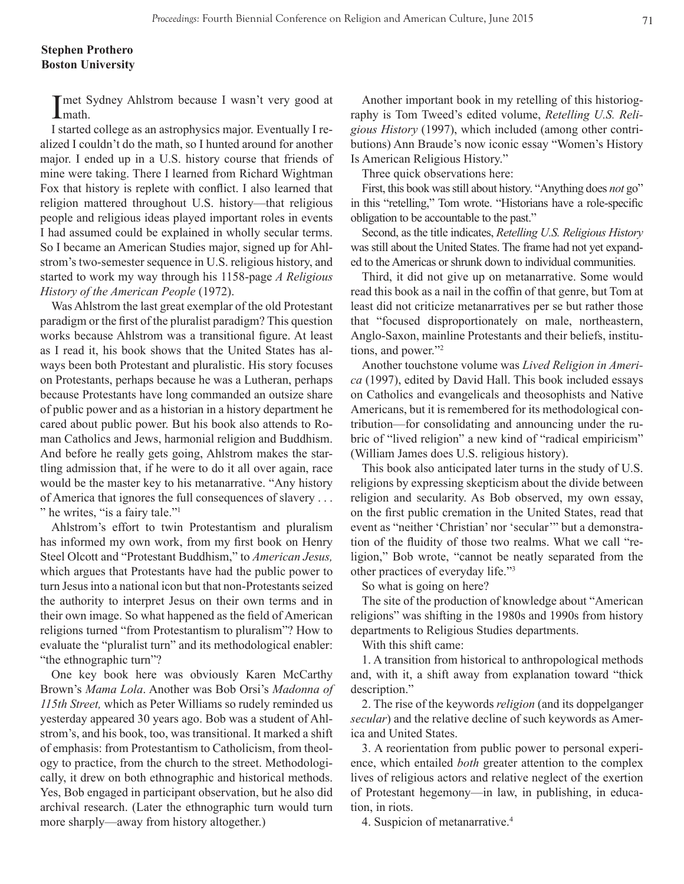**Stephen Prothero**
**Boston University**

I met Sydney Ahlstrom because I wasn't very good at math.

I started college as an astrophysics major. Eventually I realized I couldn't do the math, so I hunted around for another major. I ended up in a U.S. history course that friends of mine were taking. There I learned from Richard Wightman Fox that history is replete with conflict. I also learned that religion mattered throughout U.S. history—that religious people and religious ideas played important roles in events I had assumed could be explained in wholly secular terms. So I became an American Studies major, signed up for Ahlstrom's two-semester sequence in U.S. religious history, and started to work my way through his 1158-page *A Religious History of the American People* (1972).

Was Ahlstrom the last great exemplar of the old Protestant paradigm or the first of the pluralist paradigm? This question works because Ahlstrom was a transitional figure. At least as I read it, his book shows that the United States has always been both Protestant and pluralistic. His story focuses on Protestants, perhaps because he was a Lutheran, perhaps because Protestants have long commanded an outsize share of public power and as a historian in a history department he cared about public power. But his book also attends to Roman Catholics and Jews, harmonial religion and Buddhism. And before he really gets going, Ahlstrom makes the startling admission that, if he were to do it all over again, race would be the master key to his metanarrative. "Any history of America that ignores the full consequences of slavery . . . " he writes, "is a fairy tale."[1]

Ahlstrom's effort to twin Protestantism and pluralism has informed my own work, from my first book on Henry Steel Olcott and "Protestant Buddhism," to *American Jesus,* which argues that Protestants have had the public power to turn Jesus into a national icon but that non-Protestants seized the authority to interpret Jesus on their own terms and in their own image. So what happened as the field of American religions turned "from Protestantism to pluralism"? How to evaluate the "pluralist turn" and its methodological enabler: "the ethnographic turn"?

One key book here was obviously Karen McCarthy Brown's *Mama Lola*. Another was Bob Orsi's *Madonna of 115th Street,* which as Peter Williams so rudely reminded us yesterday appeared 30 years ago. Bob was a student of Ahlstrom's, and his book, too, was transitional. It marked a shift of emphasis: from Protestantism to Catholicism, from theology to practice, from the church to the street. Methodologically, it drew on both ethnographic and historical methods. Yes, Bob engaged in participant observation, but he also did archival research. (Later the ethnographic turn would turn more sharply—away from history altogether.)

Another important book in my retelling of this historiography is Tom Tweed's edited volume, *Retelling U.S. Religious History* (1997), which included (among other contributions) Ann Braude's now iconic essay "Women's History Is American Religious History."

Three quick observations here:

First, this book was still about history. "Anything does *not* go" in this "retelling," Tom wrote. "Historians have a role-specific obligation to be accountable to the past."

Second, as the title indicates, *Retelling U.S. Religious History* was still about the United States. The frame had not yet expanded to the Americas or shrunk down to individual communities.

Third, it did not give up on metanarrative. Some would read this book as a nail in the coffin of that genre, but Tom at least did not criticize metanarratives per se but rather those that "focused disproportionately on male, northeastern, Anglo-Saxon, mainline Protestants and their beliefs, institutions, and power."[2]

Another touchstone volume was *Lived Religion in America* (1997), edited by David Hall. This book included essays on Catholics and evangelicals and theosophists and Native Americans, but it is remembered for its methodological contribution—for consolidating and announcing under the rubric of "lived religion" a new kind of "radical empiricism" (William James does U.S. religious history).

This book also anticipated later turns in the study of U.S. religions by expressing skepticism about the divide between religion and secularity. As Bob observed, my own essay, on the first public cremation in the United States, read that event as "neither 'Christian' nor 'secular'" but a demonstration of the fluidity of those two realms. What we call "religion," Bob wrote, "cannot be neatly separated from the other practices of everyday life."[3]

So what is going on here?

The site of the production of knowledge about "American religions" was shifting in the 1980s and 1990s from history departments to Religious Studies departments.

With this shift came:

1. A transition from historical to anthropological methods and, with it, a shift away from explanation toward "thick description."

2. The rise of the keywords *religion* (and its doppelganger *secular*) and the relative decline of such keywords as America and United States.

3. A reorientation from public power to personal experience, which entailed *both* greater attention to the complex lives of religious actors and relative neglect of the exertion of Protestant hegemony—in law, in publishing, in education, in riots.

4. Suspicion of metanarrative.[4]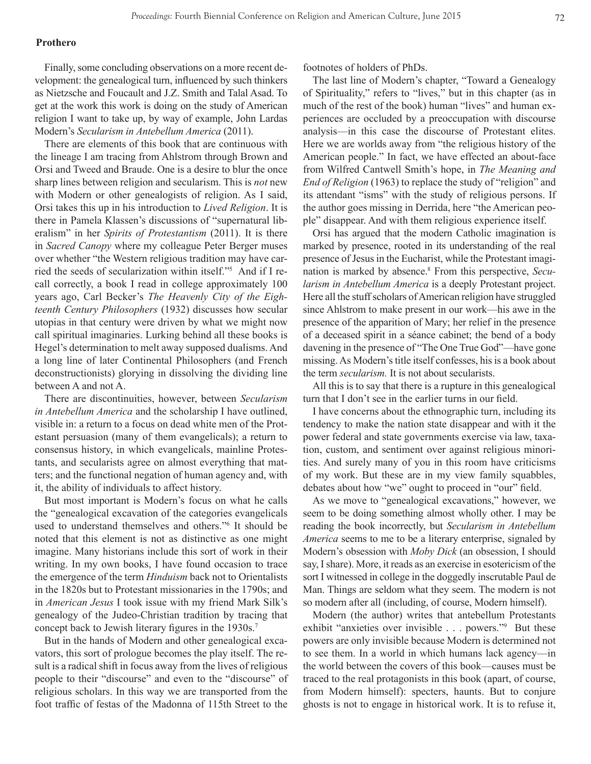**Prothero**

Finally, some concluding observations on a more recent development: the genealogical turn, influenced by such thinkers as Nietzsche and Foucault and J.Z. Smith and Talal Asad. To get at the work this work is doing on the study of American religion I want to take up, by way of example, John Lardas Modern's *Secularism in Antebellum America* (2011).

There are elements of this book that are continuous with the lineage I am tracing from Ahlstrom through Brown and Orsi and Tweed and Braude. One is a desire to blur the once sharp lines between religion and secularism. This is *not* new with Modern or other genealogists of religion. As I said, Orsi takes this up in his introduction to *Lived Religion*. It is there in Pamela Klassen's discussions of "supernatural liberalism" in her *Spirits of Protestantism* (2011). It is there in *Sacred Canopy* where my colleague Peter Berger muses over whether "the Western religious tradition may have carried the seeds of secularization within itself."[5] And if I recall correctly, a book I read in college approximately 100 years ago, Carl Becker's *The Heavenly City of the Eighteenth Century Philosophers* (1932) discusses how secular utopias in that century were driven by what we might now call spiritual imaginaries. Lurking behind all these books is Hegel's determination to melt away supposed dualisms. And a long line of later Continental Philosophers (and French deconstructionists) glorying in dissolving the dividing line between A and not A.

There are discontinuities, however, between *Secularism in Antebellum America* and the scholarship I have outlined, visible in: a return to a focus on dead white men of the Protestant persuasion (many of them evangelicals); a return to consensus history, in which evangelicals, mainline Protestants, and secularists agree on almost everything that matters; and the functional negation of human agency and, with it, the ability of individuals to affect history.

But most important is Modern's focus on what he calls the "genealogical excavation of the categories evangelicals used to understand themselves and others."[6] It should be noted that this element is not as distinctive as one might imagine. Many historians include this sort of work in their writing. In my own books, I have found occasion to trace the emergence of the term *Hinduism* back not to Orientalists in the 1820s but to Protestant missionaries in the 1790s; and in *American Jesus* I took issue with my friend Mark Silk's genealogy of the Judeo-Christian tradition by tracing that concept back to Jewish literary figures in the 1930s.[7]

But in the hands of Modern and other genealogical excavators, this sort of prologue becomes the play itself. The result is a radical shift in focus away from the lives of religious people to their "discourse" and even to the "discourse" of religious scholars. In this way we are transported from the foot traffic of festas of the Madonna of 115th Street to the footnotes of holders of PhDs.

The last line of Modern's chapter, "Toward a Genealogy of Spirituality," refers to "lives," but in this chapter (as in much of the rest of the book) human "lives" and human experiences are occluded by a preoccupation with discourse analysis—in this case the discourse of Protestant elites. Here we are worlds away from "the religious history of the American people." In fact, we have effected an about-face from Wilfred Cantwell Smith's hope, in *The Meaning and End of Religion* (1963) to replace the study of "religion" and its attendant "isms" with the study of religious persons. If the author goes missing in Derrida, here "the American people" disappear. And with them religious experience itself.

Orsi has argued that the modern Catholic imagination is marked by presence, rooted in its understanding of the real presence of Jesus in the Eucharist, while the Protestant imagination is marked by absence.[8] From this perspective, *Secularism in Antebellum America* is a deeply Protestant project. Here all the stuff scholars of American religion have struggled since Ahlstrom to make present in our work—his awe in the presence of the apparition of Mary; her relief in the presence of a deceased spirit in a séance cabinet; the bend of a body davening in the presence of "The One True God"—have gone missing. As Modern's title itself confesses, his is a book about the term *secularism.* It is not about secularists.

All this is to say that there is a rupture in this genealogical turn that I don't see in the earlier turns in our field.

I have concerns about the ethnographic turn, including its tendency to make the nation state disappear and with it the power federal and state governments exercise via law, taxation, custom, and sentiment over against religious minorities. And surely many of you in this room have criticisms of my work. But these are in my view family squabbles, debates about how "we" ought to proceed in "our" field.

As we move to "genealogical excavations," however, we seem to be doing something almost wholly other. I may be reading the book incorrectly, but *Secularism in Antebellum America* seems to me to be a literary enterprise, signaled by Modern's obsession with *Moby Dick* (an obsession, I should say, I share). More, it reads as an exercise in esotericism of the sort I witnessed in college in the doggedly inscrutable Paul de Man. Things are seldom what they seem. The modern is not so modern after all (including, of course, Modern himself).

Modern (the author) writes that antebellum Protestants exhibit "anxieties over invisible . . . powers."[9] But these powers are only invisible because Modern is determined not to see them. In a world in which humans lack agency—in the world between the covers of this book—causes must be traced to the real protagonists in this book (apart, of course, from Modern himself): specters, haunts. But to conjure ghosts is not to engage in historical work. It is to refuse it,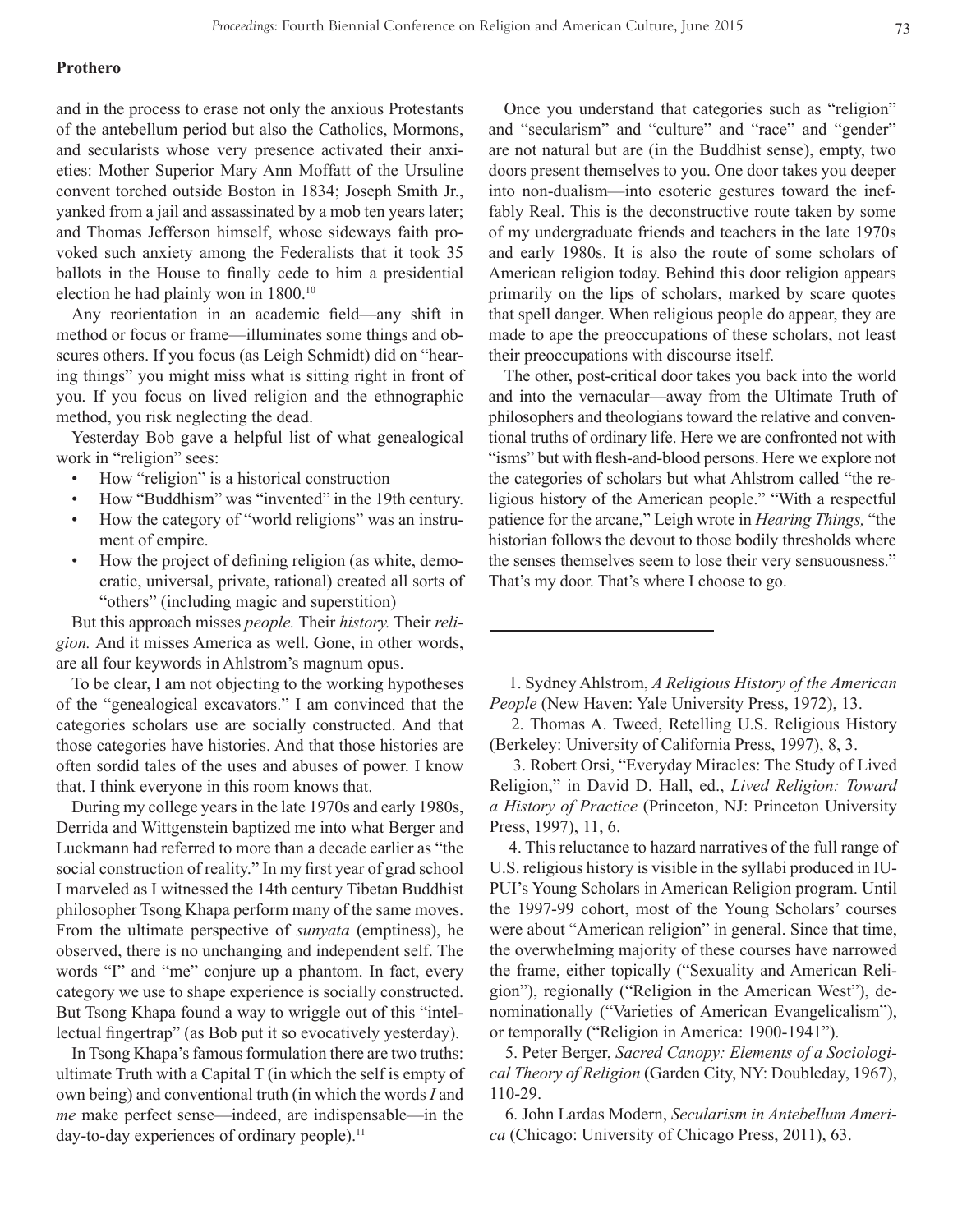**Prothero**

and in the process to erase not only the anxious Protestants of the antebellum period but also the Catholics, Mormons, and secularists whose very presence activated their anxieties: Mother Superior Mary Ann Moffatt of the Ursuline convent torched outside Boston in 1834; Joseph Smith Jr., yanked from a jail and assassinated by a mob ten years later; and Thomas Jefferson himself, whose sideways faith provoked such anxiety among the Federalists that it took 35 ballots in the House to finally cede to him a presidential election he had plainly won in 1800.[10]

Any reorientation in an academic field—any shift in method or focus or frame—illuminates some things and obscures others. If you focus (as Leigh Schmidt) did on "hearing things" you might miss what is sitting right in front of you. If you focus on lived religion and the ethnographic method, you risk neglecting the dead.

Yesterday Bob gave a helpful list of what genealogical work in "religion" sees:

- How "religion" is a historical construction
- How "Buddhism" was "invented" in the 19th century.
- How the category of "world religions" was an instrument of empire.
- How the project of defining religion (as white, democratic, universal, private, rational) created all sorts of "others" (including magic and superstition)

But this approach misses *people.* Their *history.* Their *religion.* And it misses America as well. Gone, in other words, are all four keywords in Ahlstrom's magnum opus.

To be clear, I am not objecting to the working hypotheses of the "genealogical excavators." I am convinced that the categories scholars use are socially constructed. And that those categories have histories. And that those histories are often sordid tales of the uses and abuses of power. I know that. I think everyone in this room knows that.

During my college years in the late 1970s and early 1980s, Derrida and Wittgenstein baptized me into what Berger and Luckmann had referred to more than a decade earlier as "the social construction of reality." In my first year of grad school I marveled as I witnessed the 14th century Tibetan Buddhist philosopher Tsong Khapa perform many of the same moves. From the ultimate perspective of *sunyata* (emptiness), he observed, there is no unchanging and independent self. The words "I" and "me" conjure up a phantom. In fact, every category we use to shape experience is socially constructed. But Tsong Khapa found a way to wriggle out of this "intellectual fingertrap" (as Bob put it so evocatively yesterday).

In Tsong Khapa's famous formulation there are two truths: ultimate Truth with a Capital T (in which the self is empty of own being) and conventional truth (in which the words *I* and *me* make perfect sense—indeed, are indispensable—in the day-to-day experiences of ordinary people).[11]

Once you understand that categories such as "religion" and "secularism" and "culture" and "race" and "gender" are not natural but are (in the Buddhist sense), empty, two doors present themselves to you. One door takes you deeper into non-dualism—into esoteric gestures toward the ineffably Real. This is the deconstructive route taken by some of my undergraduate friends and teachers in the late 1970s and early 1980s. It is also the route of some scholars of American religion today. Behind this door religion appears primarily on the lips of scholars, marked by scare quotes that spell danger. When religious people do appear, they are made to ape the preoccupations of these scholars, not least their preoccupations with discourse itself.

The other, post-critical door takes you back into the world and into the vernacular—away from the Ultimate Truth of philosophers and theologians toward the relative and conventional truths of ordinary life. Here we are confronted not with "isms" but with flesh-and-blood persons. Here we explore not the categories of scholars but what Ahlstrom called "the religious history of the American people." "With a respectful patience for the arcane," Leigh wrote in *Hearing Things,* "the historian follows the devout to those bodily thresholds where the senses themselves seem to lose their very sensuousness." That's my door. That's where I choose to go.

---

1. Sydney Ahlstrom, *A Religious History of the American People* (New Haven: Yale University Press, 1972), 13.

2. Thomas A. Tweed, Retelling U.S. Religious History (Berkeley: University of California Press, 1997), 8, 3.

3. Robert Orsi, "Everyday Miracles: The Study of Lived Religion," in David D. Hall, ed., *Lived Religion: Toward a History of Practice* (Princeton, NJ: Princeton University Press, 1997), 11, 6.

4. This reluctance to hazard narratives of the full range of U.S. religious history is visible in the syllabi produced in IUPUI's Young Scholars in American Religion program. Until the 1997-99 cohort, most of the Young Scholars' courses were about "American religion" in general. Since that time, the overwhelming majority of these courses have narrowed the frame, either topically ("Sexuality and American Religion"), regionally ("Religion in the American West"), denominationally ("Varieties of American Evangelicalism"), or temporally ("Religion in America: 1900-1941").

5. Peter Berger, *Sacred Canopy: Elements of a Sociological Theory of Religion* (Garden City, NY: Doubleday, 1967), 110-29.

6. John Lardas Modern, *Secularism in Antebellum America* (Chicago: University of Chicago Press, 2011), 63.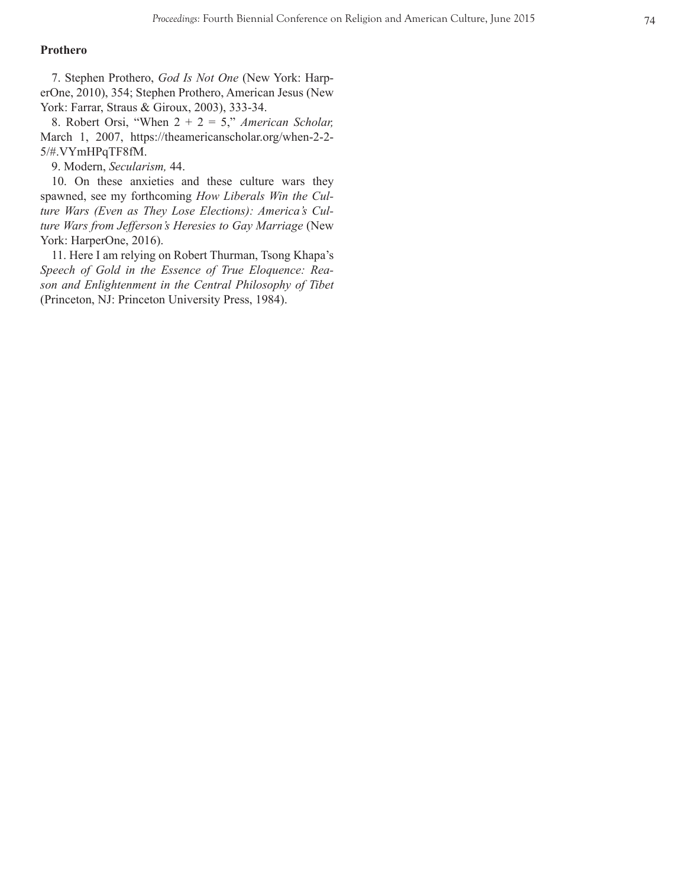**Prothero**

7. Stephen Prothero, *God Is Not One* (New York: HarperOne, 2010), 354; Stephen Prothero, American Jesus (New York: Farrar, Straus & Giroux, 2003), 333-34.

8. Robert Orsi, "When 2 + 2 = 5," *American Scholar,* March 1, 2007, https://theamericanscholar.org/when-2-2-5/#.VYmHPqTF8fM.

9. Modern, *Secularism,* 44.

10. On these anxieties and these culture wars they spawned, see my forthcoming *How Liberals Win the Culture Wars (Even as They Lose Elections): America's Culture Wars from Jefferson's Heresies to Gay Marriage* (New York: HarperOne, 2016).

11. Here I am relying on Robert Thurman, Tsong Khapa's *Speech of Gold in the Essence of True Eloquence: Reason and Enlightenment in the Central Philosophy of Tibet* (Princeton, NJ: Princeton University Press, 1984).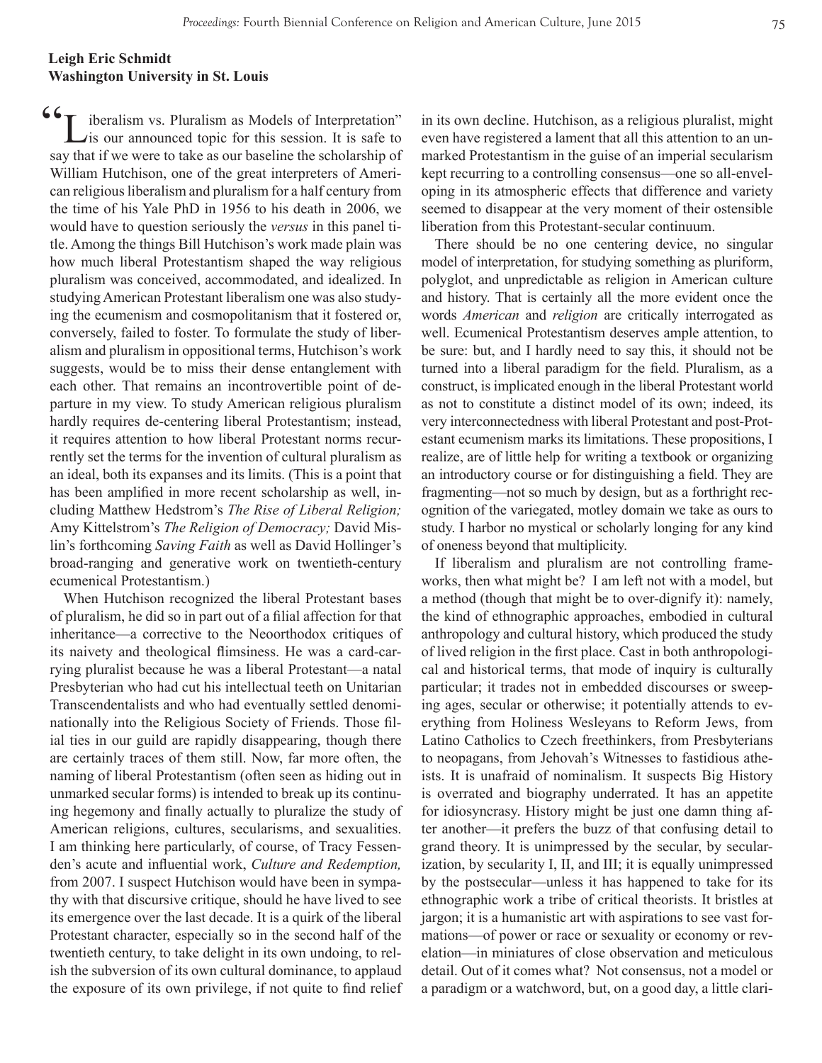**Leigh Eric Schmidt**
**Washington University in St. Louis**

"Liberalism vs. Pluralism as Models of Interpretation" is our announced topic for this session. It is safe to say that if we were to take as our baseline the scholarship of William Hutchison, one of the great interpreters of American religious liberalism and pluralism for a half century from the time of his Yale PhD in 1956 to his death in 2006, we would have to question seriously the *versus* in this panel title. Among the things Bill Hutchison's work made plain was how much liberal Protestantism shaped the way religious pluralism was conceived, accommodated, and idealized. In studying American Protestant liberalism one was also studying the ecumenism and cosmopolitanism that it fostered or, conversely, failed to foster. To formulate the study of liberalism and pluralism in oppositional terms, Hutchison's work suggests, would be to miss their dense entanglement with each other. That remains an incontrovertible point of departure in my view. To study American religious pluralism hardly requires de-centering liberal Protestantism; instead, it requires attention to how liberal Protestant norms recurrently set the terms for the invention of cultural pluralism as an ideal, both its expanses and its limits. (This is a point that has been amplified in more recent scholarship as well, including Matthew Hedstrom's *The Rise of Liberal Religion;* Amy Kittelstrom's *The Religion of Democracy;* David Mislin's forthcoming *Saving Faith* as well as David Hollinger's broad-ranging and generative work on twentieth-century ecumenical Protestantism.)

When Hutchison recognized the liberal Protestant bases of pluralism, he did so in part out of a filial affection for that inheritance—a corrective to the Neoorthodox critiques of its naivety and theological flimsiness. He was a card-carrying pluralist because he was a liberal Protestant—a natal Presbyterian who had cut his intellectual teeth on Unitarian Transcendentalists and who had eventually settled denominationally into the Religious Society of Friends. Those filial ties in our guild are rapidly disappearing, though there are certainly traces of them still. Now, far more often, the naming of liberal Protestantism (often seen as hiding out in unmarked secular forms) is intended to break up its continuing hegemony and finally actually to pluralize the study of American religions, cultures, secularisms, and sexualities. I am thinking here particularly, of course, of Tracy Fessenden's acute and influential work, *Culture and Redemption,* from 2007. I suspect Hutchison would have been in sympathy with that discursive critique, should he have lived to see its emergence over the last decade. It is a quirk of the liberal Protestant character, especially so in the second half of the twentieth century, to take delight in its own undoing, to relish the subversion of its own cultural dominance, to applaud the exposure of its own privilege, if not quite to find relief in its own decline. Hutchison, as a religious pluralist, might even have registered a lament that all this attention to an unmarked Protestantism in the guise of an imperial secularism kept recurring to a controlling consensus—one so all-enveloping in its atmospheric effects that difference and variety seemed to disappear at the very moment of their ostensible liberation from this Protestant-secular continuum.

There should be no one centering device, no singular model of interpretation, for studying something as pluriform, polyglot, and unpredictable as religion in American culture and history. That is certainly all the more evident once the words *American* and *religion* are critically interrogated as well. Ecumenical Protestantism deserves ample attention, to be sure: but, and I hardly need to say this, it should not be turned into a liberal paradigm for the field. Pluralism, as a construct, is implicated enough in the liberal Protestant world as not to constitute a distinct model of its own; indeed, its very interconnectedness with liberal Protestant and post-Protestant ecumenism marks its limitations. These propositions, I realize, are of little help for writing a textbook or organizing an introductory course or for distinguishing a field. They are fragmenting—not so much by design, but as a forthright recognition of the variegated, motley domain we take as ours to study. I harbor no mystical or scholarly longing for any kind of oneness beyond that multiplicity.

If liberalism and pluralism are not controlling frameworks, then what might be? I am left not with a model, but a method (though that might be to over-dignify it): namely, the kind of ethnographic approaches, embodied in cultural anthropology and cultural history, which produced the study of lived religion in the first place. Cast in both anthropological and historical terms, that mode of inquiry is culturally particular; it trades not in embedded discourses or sweeping ages, secular or otherwise; it potentially attends to everything from Holiness Wesleyans to Reform Jews, from Latino Catholics to Czech freethinkers, from Presbyterians to neopagans, from Jehovah's Witnesses to fastidious atheists. It is unafraid of nominalism. It suspects Big History is overrated and biography underrated. It has an appetite for idiosyncrasy. History might be just one damn thing after another—it prefers the buzz of that confusing detail to grand theory. It is unimpressed by the secular, by secularization, by secularity I, II, and III; it is equally unimpressed by the postsecular—unless it has happened to take for its ethnographic work a tribe of critical theorists. It bristles at jargon; it is a humanistic art with aspirations to see vast formations—of power or race or sexuality or economy or revelation—in miniatures of close observation and meticulous detail. Out of it comes what? Not consensus, not a model or a paradigm or a watchword, but, on a good day, a little clari-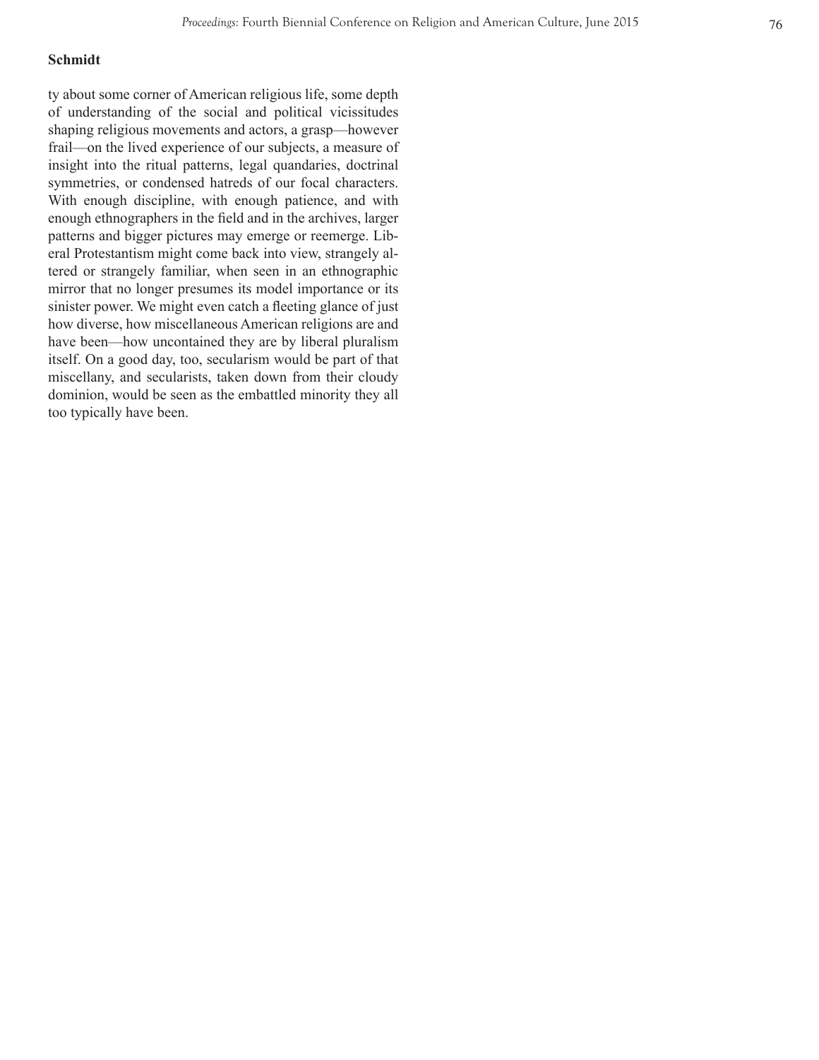ty about some corner of American religious life, some depth of understanding of the social and political vicissitudes shaping religious movements and actors, a grasp—however frail—on the lived experience of our subjects, a measure of insight into the ritual patterns, legal quandaries, doctrinal symmetries, or condensed hatreds of our focal characters. With enough discipline, with enough patience, and with enough ethnographers in the field and in the archives, larger patterns and bigger pictures may emerge or reemerge. Liberal Protestantism might come back into view, strangely altered or strangely familiar, when seen in an ethnographic mirror that no longer presumes its model importance or its sinister power. We might even catch a fleeting glance of just how diverse, how miscellaneous American religions are and have been—how uncontained they are by liberal pluralism itself. On a good day, too, secularism would be part of that miscellany, and secularists, taken down from their cloudy dominion, would be seen as the embattled minority they all too typically have been.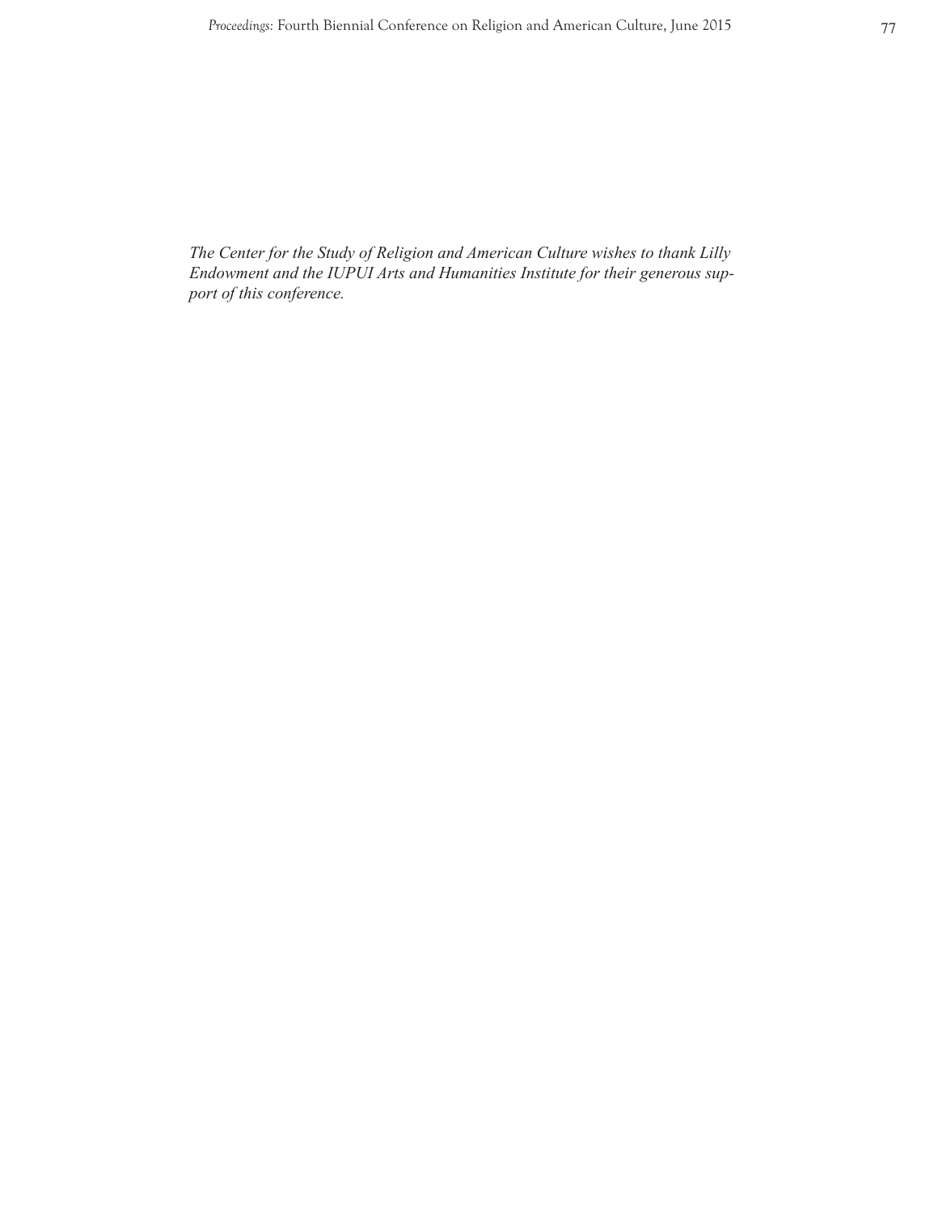*The Center for the Study of Religion and American Culture wishes to thank Lilly Endowment and the IUPUI Arts and Humanities Institute for their generous support of this conference.*